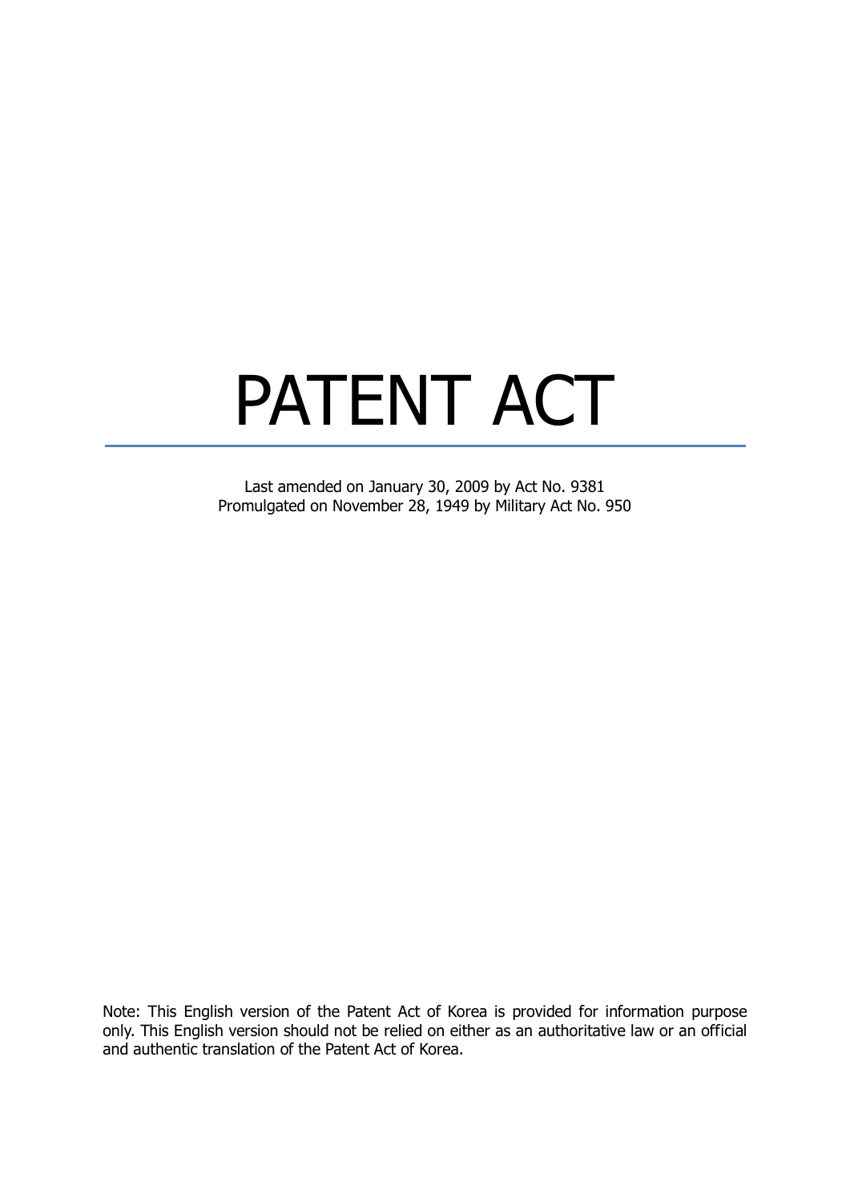# PATENT ACT

Last amended on January 30, 2009 by Act No. 9381
Promulgated on November 28, 1949 by Military Act No. 950

Note: This English version of the Patent Act of Korea is provided for information purpose only. This English version should not be relied on either as an authoritative law or an official and authentic translation of the Patent Act of Korea.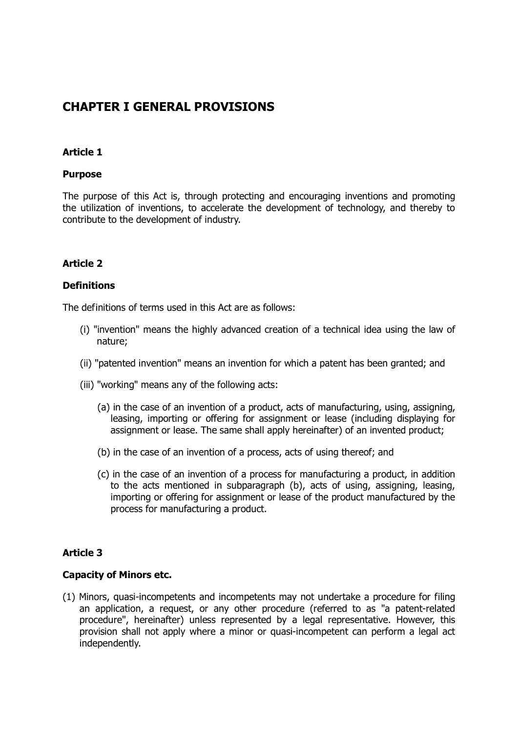# CHAPTER I GENERAL PROVISIONS

### Article 1

### Purpose

The purpose of this Act is, through protecting and encouraging inventions and promoting the utilization of inventions, to accelerate the development of technology, and thereby to contribute to the development of industry.

### Article 2

### Definitions

The definitions of terms used in this Act are as follows:

(i) "invention" means the highly advanced creation of a technical idea using the law of nature;

(ii) "patented invention" means an invention for which a patent has been granted; and

(iii) "working" means any of the following acts:

(a) in the case of an invention of a product, acts of manufacturing, using, assigning, leasing, importing or offering for assignment or lease (including displaying for assignment or lease. The same shall apply hereinafter) of an invented product;

(b) in the case of an invention of a process, acts of using thereof; and

(c) in the case of an invention of a process for manufacturing a product, in addition to the acts mentioned in subparagraph (b), acts of using, assigning, leasing, importing or offering for assignment or lease of the product manufactured by the process for manufacturing a product.

### Article 3

### Capacity of Minors etc.

(1) Minors, quasi-incompetents and incompetents may not undertake a procedure for filing an application, a request, or any other procedure (referred to as "a patent-related procedure", hereinafter) unless represented by a legal representative. However, this provision shall not apply where a minor or quasi-incompetent can perform a legal act independently.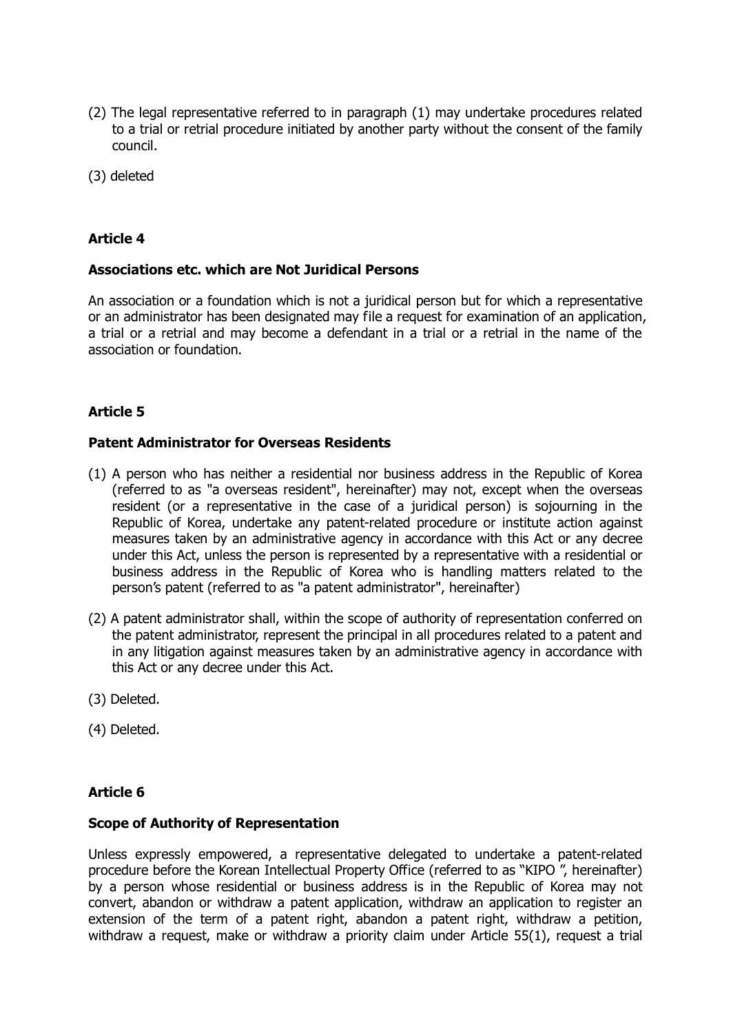(2) The legal representative referred to in paragraph (1) may undertake procedures related to a trial or retrial procedure initiated by another party without the consent of the family council.

(3) deleted

### Article 4

### Associations etc. which are Not Juridical Persons

An association or a foundation which is not a juridical person but for which a representative or an administrator has been designated may file a request for examination of an application, a trial or a retrial and may become a defendant in a trial or a retrial in the name of the association or foundation.

### Article 5

### Patent Administrator for Overseas Residents

(1) A person who has neither a residential nor business address in the Republic of Korea (referred to as "a overseas resident", hereinafter) may not, except when the overseas resident (or a representative in the case of a juridical person) is sojourning in the Republic of Korea, undertake any patent-related procedure or institute action against measures taken by an administrative agency in accordance with this Act or any decree under this Act, unless the person is represented by a representative with a residential or business address in the Republic of Korea who is handling matters related to the person's patent (referred to as "a patent administrator", hereinafter)

(2) A patent administrator shall, within the scope of authority of representation conferred on the patent administrator, represent the principal in all procedures related to a patent and in any litigation against measures taken by an administrative agency in accordance with this Act or any decree under this Act.

(3) Deleted.

(4) Deleted.

### Article 6

### Scope of Authority of Representation

Unless expressly empowered, a representative delegated to undertake a patent-related procedure before the Korean Intellectual Property Office (referred to as "KIPO ", hereinafter) by a person whose residential or business address is in the Republic of Korea may not convert, abandon or withdraw a patent application, withdraw an application to register an extension of the term of a patent right, abandon a patent right, withdraw a petition, withdraw a request, make or withdraw a priority claim under Article 55(1), request a trial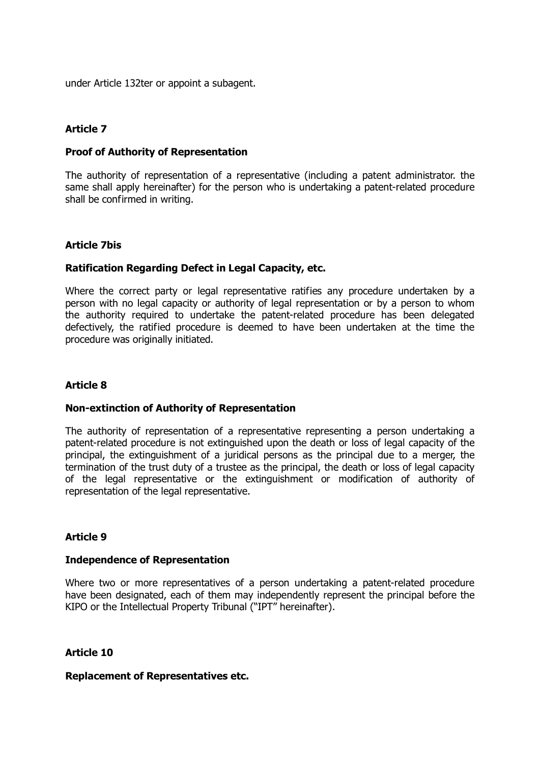under Article 132ter or appoint a subagent.

**Article 7**

**Proof of Authority of Representation**

The authority of representation of a representative (including a patent administrator. the same shall apply hereinafter) for the person who is undertaking a patent-related procedure shall be confirmed in writing.

**Article 7bis**

**Ratification Regarding Defect in Legal Capacity, etc.**

Where the correct party or legal representative ratifies any procedure undertaken by a person with no legal capacity or authority of legal representation or by a person to whom the authority required to undertake the patent-related procedure has been delegated defectively, the ratified procedure is deemed to have been undertaken at the time the procedure was originally initiated.

**Article 8**

**Non-extinction of Authority of Representation**

The authority of representation of a representative representing a person undertaking a patent-related procedure is not extinguished upon the death or loss of legal capacity of the principal, the extinguishment of a juridical persons as the principal due to a merger, the termination of the trust duty of a trustee as the principal, the death or loss of legal capacity of the legal representative or the extinguishment or modification of authority of representation of the legal representative.

**Article 9**

**Independence of Representation**

Where two or more representatives of a person undertaking a patent-related procedure have been designated, each of them may independently represent the principal before the KIPO or the Intellectual Property Tribunal ("IPT" hereinafter).

**Article 10**

**Replacement of Representatives etc.**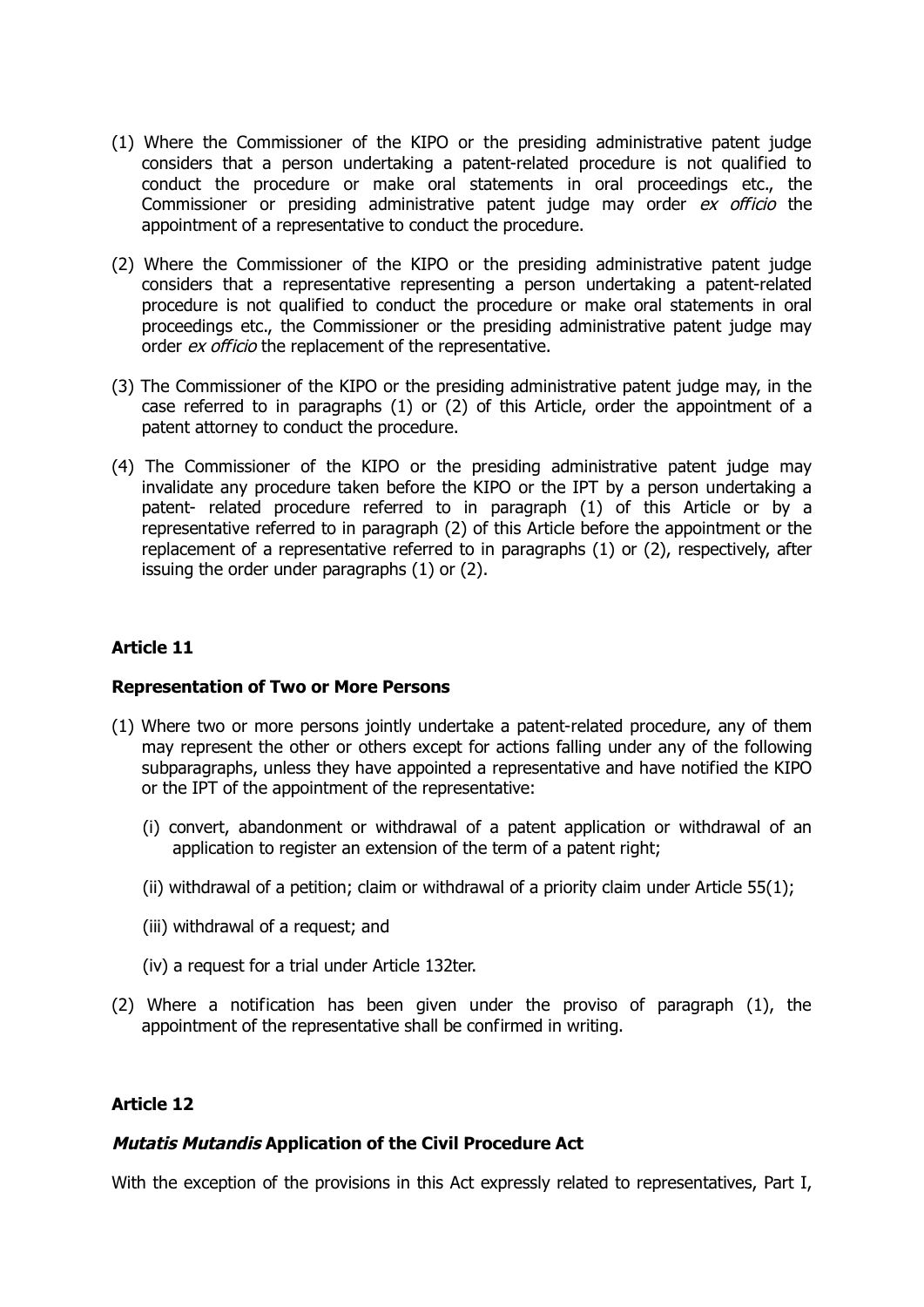(1) Where the Commissioner of the KIPO or the presiding administrative patent judge considers that a person undertaking a patent-related procedure is not qualified to conduct the procedure or make oral statements in oral proceedings etc., the Commissioner or presiding administrative patent judge may order *ex officio* the appointment of a representative to conduct the procedure.

(2) Where the Commissioner of the KIPO or the presiding administrative patent judge considers that a representative representing a person undertaking a patent-related procedure is not qualified to conduct the procedure or make oral statements in oral proceedings etc., the Commissioner or the presiding administrative patent judge may order *ex officio* the replacement of the representative.

(3) The Commissioner of the KIPO or the presiding administrative patent judge may, in the case referred to in paragraphs (1) or (2) of this Article, order the appointment of a patent attorney to conduct the procedure.

(4) The Commissioner of the KIPO or the presiding administrative patent judge may invalidate any procedure taken before the KIPO or the IPT by a person undertaking a patent- related procedure referred to in paragraph (1) of this Article or by a representative referred to in paragraph (2) of this Article before the appointment or the replacement of a representative referred to in paragraphs (1) or (2), respectively, after issuing the order under paragraphs (1) or (2).

**Article 11**

**Representation of Two or More Persons**

(1) Where two or more persons jointly undertake a patent-related procedure, any of them may represent the other or others except for actions falling under any of the following subparagraphs, unless they have appointed a representative and have notified the KIPO or the IPT of the appointment of the representative:

   (i) convert, abandonment or withdrawal of a patent application or withdrawal of an application to register an extension of the term of a patent right;

   (ii) withdrawal of a petition; claim or withdrawal of a priority claim under Article 55(1);

   (iii) withdrawal of a request; and

   (iv) a request for a trial under Article 132ter.

(2) Where a notification has been given under the proviso of paragraph (1), the appointment of the representative shall be confirmed in writing.

**Article 12**

***Mutatis Mutandis* Application of the Civil Procedure Act**

With the exception of the provisions in this Act expressly related to representatives, Part I,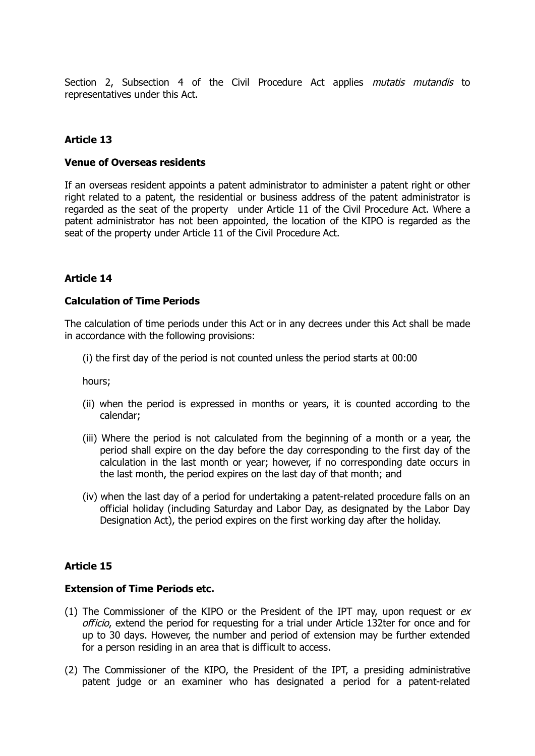Section 2, Subsection 4 of the Civil Procedure Act applies *mutatis mutandis* to representatives under this Act.

**Article 13**

**Venue of Overseas residents**

If an overseas resident appoints a patent administrator to administer a patent right or other right related to a patent, the residential or business address of the patent administrator is regarded as the seat of the property under Article 11 of the Civil Procedure Act. Where a patent administrator has not been appointed, the location of the KIPO is regarded as the seat of the property under Article 11 of the Civil Procedure Act.

**Article 14**

**Calculation of Time Periods**

The calculation of time periods under this Act or in any decrees under this Act shall be made in accordance with the following provisions:

(i) the first day of the period is not counted unless the period starts at 00:00 hours;

(ii) when the period is expressed in months or years, it is counted according to the calendar;

(iii) Where the period is not calculated from the beginning of a month or a year, the period shall expire on the day before the day corresponding to the first day of the calculation in the last month or year; however, if no corresponding date occurs in the last month, the period expires on the last day of that month; and

(iv) when the last day of a period for undertaking a patent-related procedure falls on an official holiday (including Saturday and Labor Day, as designated by the Labor Day Designation Act), the period expires on the first working day after the holiday.

**Article 15**

**Extension of Time Periods etc.**

(1) The Commissioner of the KIPO or the President of the IPT may, upon request or *ex officio*, extend the period for requesting for a trial under Article 132ter for once and for up to 30 days. However, the number and period of extension may be further extended for a person residing in an area that is difficult to access.

(2) The Commissioner of the KIPO, the President of the IPT, a presiding administrative patent judge or an examiner who has designated a period for a patent-related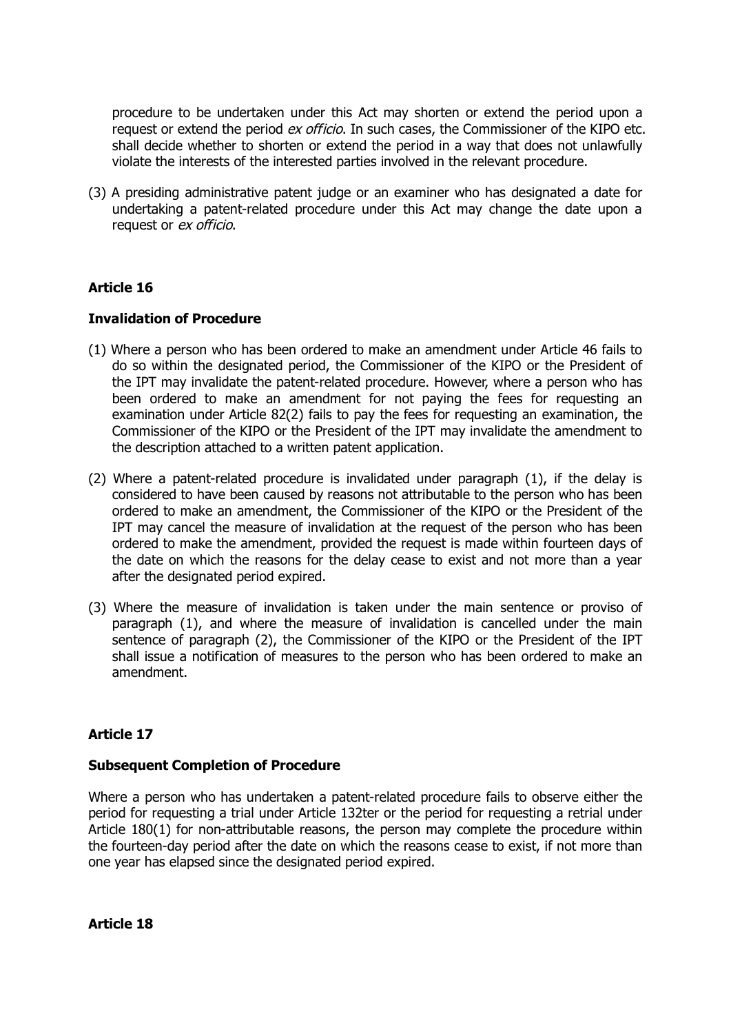procedure to be undertaken under this Act may shorten or extend the period upon a request or extend the period *ex officio*. In such cases, the Commissioner of the KIPO etc. shall decide whether to shorten or extend the period in a way that does not unlawfully violate the interests of the interested parties involved in the relevant procedure.

(3) A presiding administrative patent judge or an examiner who has designated a date for undertaking a patent-related procedure under this Act may change the date upon a request or *ex officio*.

**Article 16**

**Invalidation of Procedure**

(1) Where a person who has been ordered to make an amendment under Article 46 fails to do so within the designated period, the Commissioner of the KIPO or the President of the IPT may invalidate the patent-related procedure. However, where a person who has been ordered to make an amendment for not paying the fees for requesting an examination under Article 82(2) fails to pay the fees for requesting an examination, the Commissioner of the KIPO or the President of the IPT may invalidate the amendment to the description attached to a written patent application.

(2) Where a patent-related procedure is invalidated under paragraph (1), if the delay is considered to have been caused by reasons not attributable to the person who has been ordered to make an amendment, the Commissioner of the KIPO or the President of the IPT may cancel the measure of invalidation at the request of the person who has been ordered to make the amendment, provided the request is made within fourteen days of the date on which the reasons for the delay cease to exist and not more than a year after the designated period expired.

(3) Where the measure of invalidation is taken under the main sentence or proviso of paragraph (1), and where the measure of invalidation is cancelled under the main sentence of paragraph (2), the Commissioner of the KIPO or the President of the IPT shall issue a notification of measures to the person who has been ordered to make an amendment.

**Article 17**

**Subsequent Completion of Procedure**

Where a person who has undertaken a patent-related procedure fails to observe either the period for requesting a trial under Article 132ter or the period for requesting a retrial under Article 180(1) for non-attributable reasons, the person may complete the procedure within the fourteen-day period after the date on which the reasons cease to exist, if not more than one year has elapsed since the designated period expired.

**Article 18**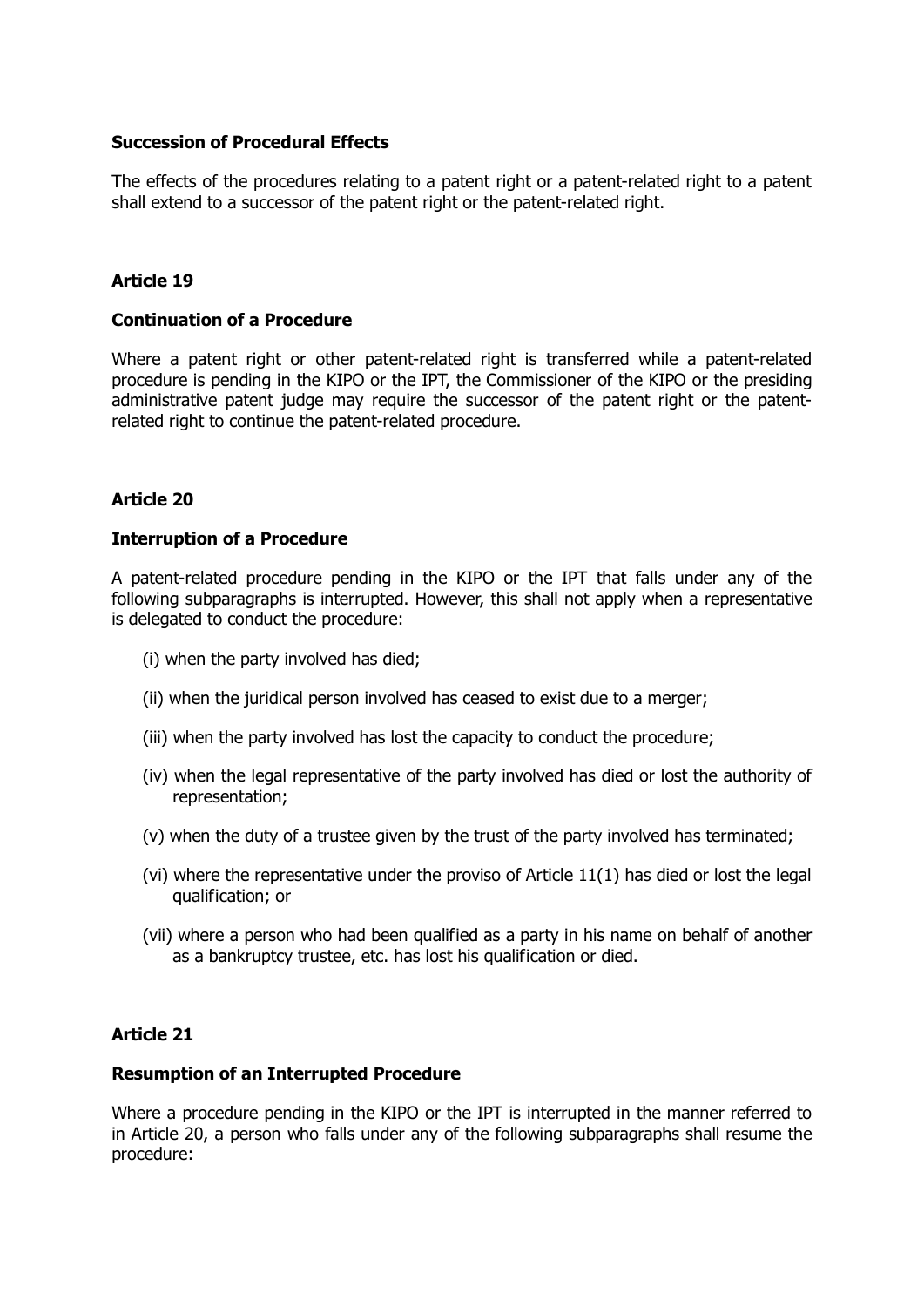**Succession of Procedural Effects**

The effects of the procedures relating to a patent right or a patent-related right to a patent shall extend to a successor of the patent right or the patent-related right.

## Article 19

**Continuation of a Procedure**

Where a patent right or other patent-related right is transferred while a patent-related procedure is pending in the KIPO or the IPT, the Commissioner of the KIPO or the presiding administrative patent judge may require the successor of the patent right or the patent-related right to continue the patent-related procedure.

## Article 20

**Interruption of a Procedure**

A patent-related procedure pending in the KIPO or the IPT that falls under any of the following subparagraphs is interrupted. However, this shall not apply when a representative is delegated to conduct the procedure:

(i) when the party involved has died;

(ii) when the juridical person involved has ceased to exist due to a merger;

(iii) when the party involved has lost the capacity to conduct the procedure;

(iv) when the legal representative of the party involved has died or lost the authority of representation;

(v) when the duty of a trustee given by the trust of the party involved has terminated;

(vi) where the representative under the proviso of Article 11(1) has died or lost the legal qualification; or

(vii) where a person who had been qualified as a party in his name on behalf of another as a bankruptcy trustee, etc. has lost his qualification or died.

## Article 21

**Resumption of an Interrupted Procedure**

Where a procedure pending in the KIPO or the IPT is interrupted in the manner referred to in Article 20, a person who falls under any of the following subparagraphs shall resume the procedure: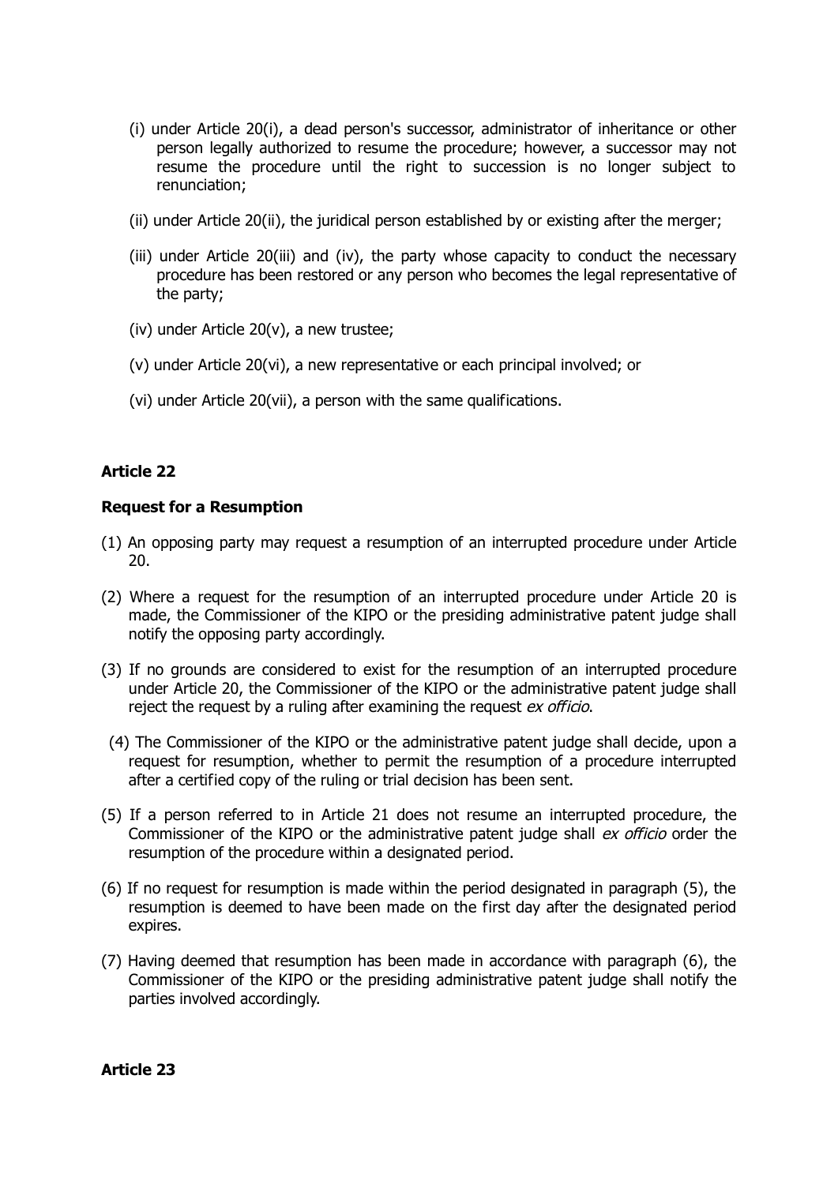(i) under Article 20(i), a dead person's successor, administrator of inheritance or other person legally authorized to resume the procedure; however, a successor may not resume the procedure until the right to succession is no longer subject to renunciation;

(ii) under Article 20(ii), the juridical person established by or existing after the merger;

(iii) under Article 20(iii) and (iv), the party whose capacity to conduct the necessary procedure has been restored or any person who becomes the legal representative of the party;

(iv) under Article 20(v), a new trustee;

(v) under Article 20(vi), a new representative or each principal involved; or

(vi) under Article 20(vii), a person with the same qualifications.

**Article 22**

**Request for a Resumption**

(1) An opposing party may request a resumption of an interrupted procedure under Article 20.

(2) Where a request for the resumption of an interrupted procedure under Article 20 is made, the Commissioner of the KIPO or the presiding administrative patent judge shall notify the opposing party accordingly.

(3) If no grounds are considered to exist for the resumption of an interrupted procedure under Article 20, the Commissioner of the KIPO or the administrative patent judge shall reject the request by a ruling after examining the request *ex officio*.

(4) The Commissioner of the KIPO or the administrative patent judge shall decide, upon a request for resumption, whether to permit the resumption of a procedure interrupted after a certified copy of the ruling or trial decision has been sent.

(5) If a person referred to in Article 21 does not resume an interrupted procedure, the Commissioner of the KIPO or the administrative patent judge shall *ex officio* order the resumption of the procedure within a designated period.

(6) If no request for resumption is made within the period designated in paragraph (5), the resumption is deemed to have been made on the first day after the designated period expires.

(7) Having deemed that resumption has been made in accordance with paragraph (6), the Commissioner of the KIPO or the presiding administrative patent judge shall notify the parties involved accordingly.

**Article 23**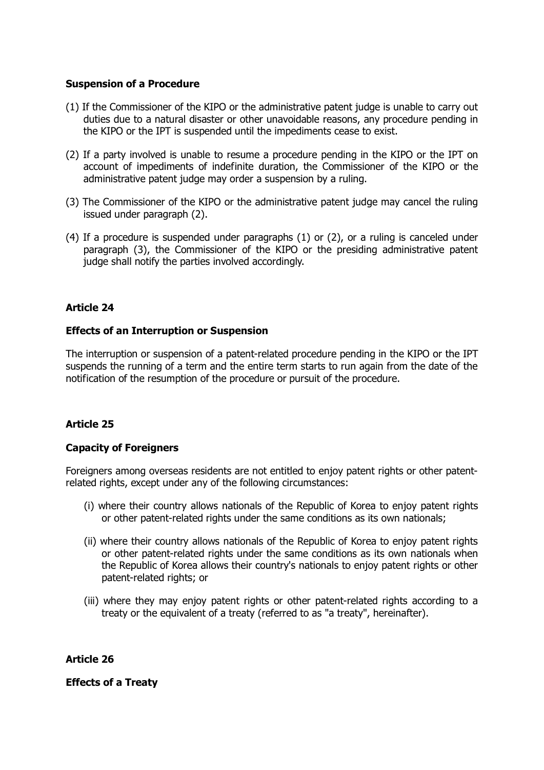**Suspension of a Procedure**

(1) If the Commissioner of the KIPO or the administrative patent judge is unable to carry out duties due to a natural disaster or other unavoidable reasons, any procedure pending in the KIPO or the IPT is suspended until the impediments cease to exist.

(2) If a party involved is unable to resume a procedure pending in the KIPO or the IPT on account of impediments of indefinite duration, the Commissioner of the KIPO or the administrative patent judge may order a suspension by a ruling.

(3) The Commissioner of the KIPO or the administrative patent judge may cancel the ruling issued under paragraph (2).

(4) If a procedure is suspended under paragraphs (1) or (2), or a ruling is canceled under paragraph (3), the Commissioner of the KIPO or the presiding administrative patent judge shall notify the parties involved accordingly.

**Article 24**

**Effects of an Interruption or Suspension**

The interruption or suspension of a patent-related procedure pending in the KIPO or the IPT suspends the running of a term and the entire term starts to run again from the date of the notification of the resumption of the procedure or pursuit of the procedure.

**Article 25**

**Capacity of Foreigners**

Foreigners among overseas residents are not entitled to enjoy patent rights or other patent-related rights, except under any of the following circumstances:

(i) where their country allows nationals of the Republic of Korea to enjoy patent rights or other patent-related rights under the same conditions as its own nationals;

(ii) where their country allows nationals of the Republic of Korea to enjoy patent rights or other patent-related rights under the same conditions as its own nationals when the Republic of Korea allows their country's nationals to enjoy patent rights or other patent-related rights; or

(iii) where they may enjoy patent rights or other patent-related rights according to a treaty or the equivalent of a treaty (referred to as "a treaty", hereinafter).

**Article 26**

**Effects of a Treaty**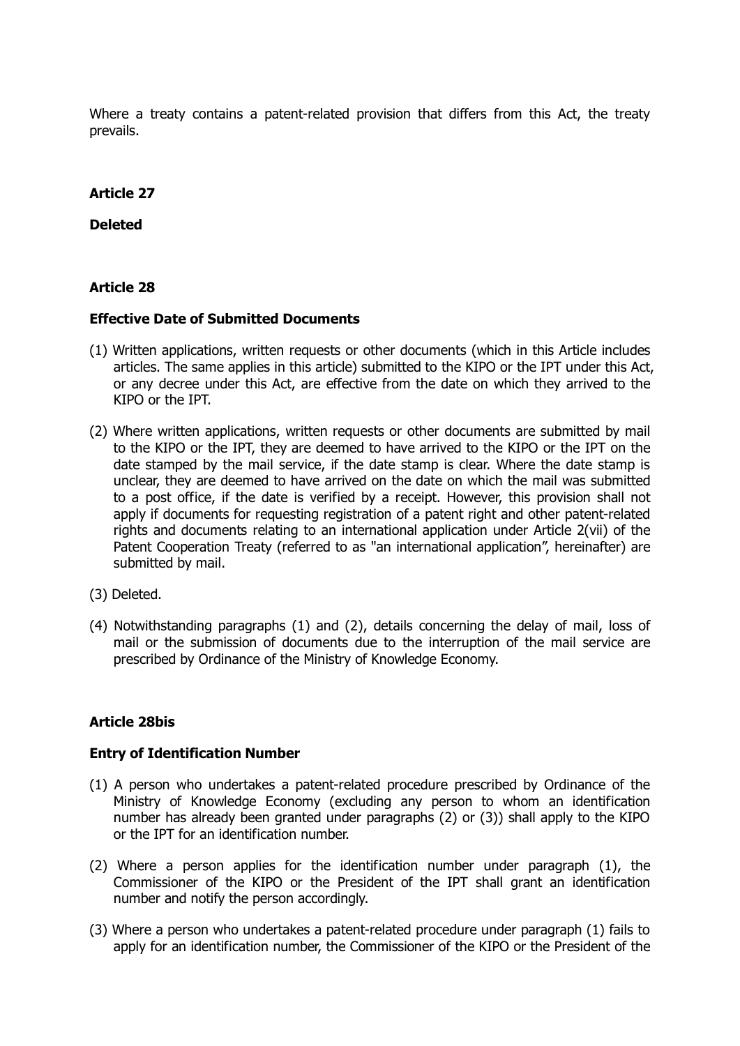Where a treaty contains a patent-related provision that differs from this Act, the treaty prevails.

**Article 27**

**Deleted**

**Article 28**

**Effective Date of Submitted Documents**

(1) Written applications, written requests or other documents (which in this Article includes articles. The same applies in this article) submitted to the KIPO or the IPT under this Act, or any decree under this Act, are effective from the date on which they arrived to the KIPO or the IPT.

(2) Where written applications, written requests or other documents are submitted by mail to the KIPO or the IPT, they are deemed to have arrived to the KIPO or the IPT on the date stamped by the mail service, if the date stamp is clear. Where the date stamp is unclear, they are deemed to have arrived on the date on which the mail was submitted to a post office, if the date is verified by a receipt. However, this provision shall not apply if documents for requesting registration of a patent right and other patent-related rights and documents relating to an international application under Article 2(vii) of the Patent Cooperation Treaty (referred to as "an international application", hereinafter) are submitted by mail.

(3) Deleted.

(4) Notwithstanding paragraphs (1) and (2), details concerning the delay of mail, loss of mail or the submission of documents due to the interruption of the mail service are prescribed by Ordinance of the Ministry of Knowledge Economy.

**Article 28bis**

**Entry of Identification Number**

(1) A person who undertakes a patent-related procedure prescribed by Ordinance of the Ministry of Knowledge Economy (excluding any person to whom an identification number has already been granted under paragraphs (2) or (3)) shall apply to the KIPO or the IPT for an identification number.

(2) Where a person applies for the identification number under paragraph (1), the Commissioner of the KIPO or the President of the IPT shall grant an identification number and notify the person accordingly.

(3) Where a person who undertakes a patent-related procedure under paragraph (1) fails to apply for an identification number, the Commissioner of the KIPO or the President of the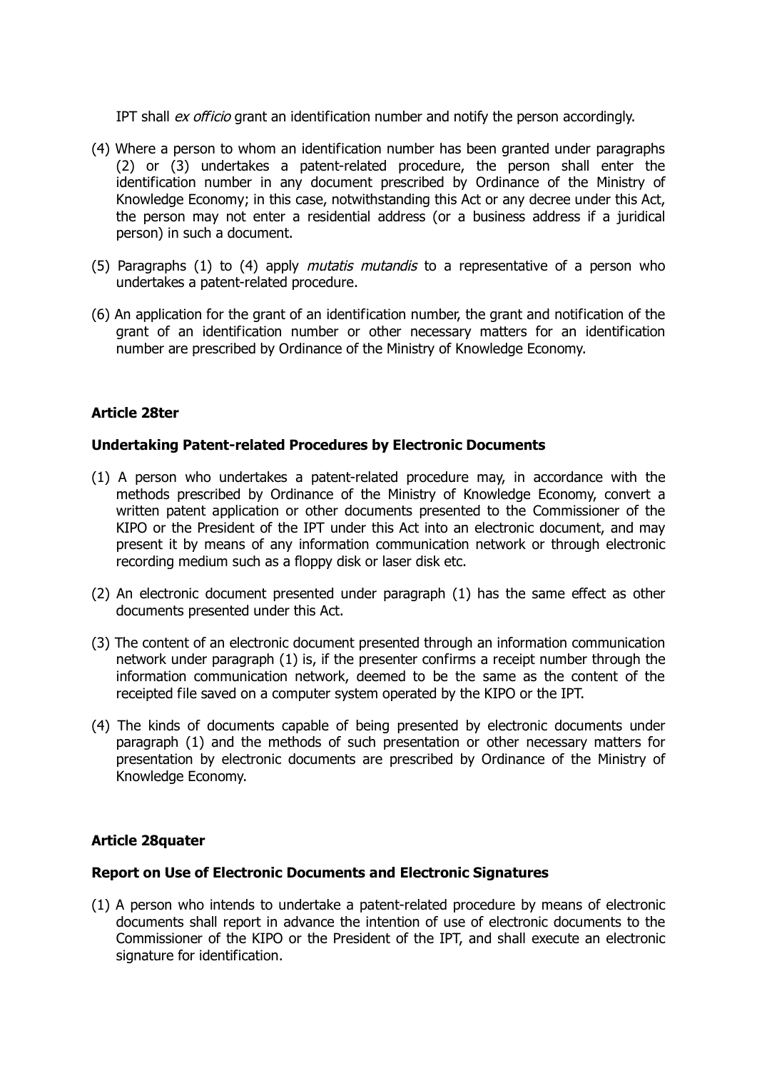IPT shall *ex officio* grant an identification number and notify the person accordingly.

(4) Where a person to whom an identification number has been granted under paragraphs (2) or (3) undertakes a patent-related procedure, the person shall enter the identification number in any document prescribed by Ordinance of the Ministry of Knowledge Economy; in this case, notwithstanding this Act or any decree under this Act, the person may not enter a residential address (or a business address if a juridical person) in such a document.

(5) Paragraphs (1) to (4) apply *mutatis mutandis* to a representative of a person who undertakes a patent-related procedure.

(6) An application for the grant of an identification number, the grant and notification of the grant of an identification number or other necessary matters for an identification number are prescribed by Ordinance of the Ministry of Knowledge Economy.

**Article 28ter**

**Undertaking Patent-related Procedures by Electronic Documents**

(1) A person who undertakes a patent-related procedure may, in accordance with the methods prescribed by Ordinance of the Ministry of Knowledge Economy, convert a written patent application or other documents presented to the Commissioner of the KIPO or the President of the IPT under this Act into an electronic document, and may present it by means of any information communication network or through electronic recording medium such as a floppy disk or laser disk etc.

(2) An electronic document presented under paragraph (1) has the same effect as other documents presented under this Act.

(3) The content of an electronic document presented through an information communication network under paragraph (1) is, if the presenter confirms a receipt number through the information communication network, deemed to be the same as the content of the receipted file saved on a computer system operated by the KIPO or the IPT.

(4) The kinds of documents capable of being presented by electronic documents under paragraph (1) and the methods of such presentation or other necessary matters for presentation by electronic documents are prescribed by Ordinance of the Ministry of Knowledge Economy.

**Article 28quater**

**Report on Use of Electronic Documents and Electronic Signatures**

(1) A person who intends to undertake a patent-related procedure by means of electronic documents shall report in advance the intention of use of electronic documents to the Commissioner of the KIPO or the President of the IPT, and shall execute an electronic signature for identification.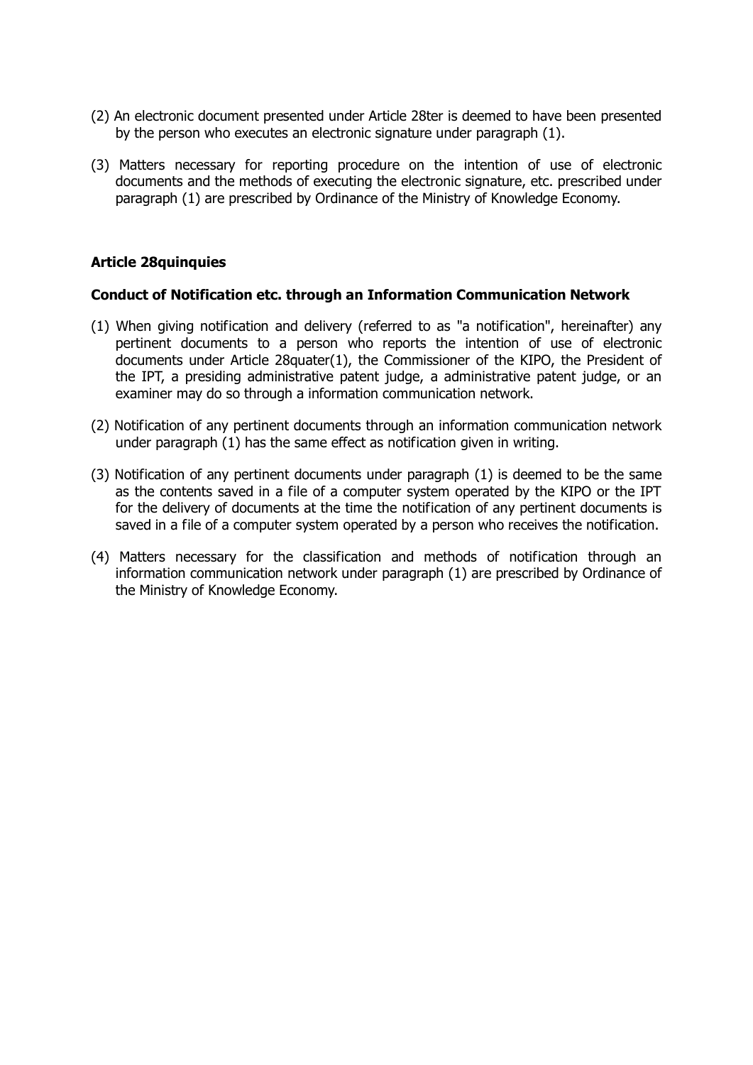(2) An electronic document presented under Article 28ter is deemed to have been presented by the person who executes an electronic signature under paragraph (1).

(3) Matters necessary for reporting procedure on the intention of use of electronic documents and the methods of executing the electronic signature, etc. prescribed under paragraph (1) are prescribed by Ordinance of the Ministry of Knowledge Economy.

**Article 28quinquies**

**Conduct of Notification etc. through an Information Communication Network**

(1) When giving notification and delivery (referred to as "a notification", hereinafter) any pertinent documents to a person who reports the intention of use of electronic documents under Article 28quater(1), the Commissioner of the KIPO, the President of the IPT, a presiding administrative patent judge, a administrative patent judge, or an examiner may do so through a information communication network.

(2) Notification of any pertinent documents through an information communication network under paragraph (1) has the same effect as notification given in writing.

(3) Notification of any pertinent documents under paragraph (1) is deemed to be the same as the contents saved in a file of a computer system operated by the KIPO or the IPT for the delivery of documents at the time the notification of any pertinent documents is saved in a file of a computer system operated by a person who receives the notification.

(4) Matters necessary for the classification and methods of notification through an information communication network under paragraph (1) are prescribed by Ordinance of the Ministry of Knowledge Economy.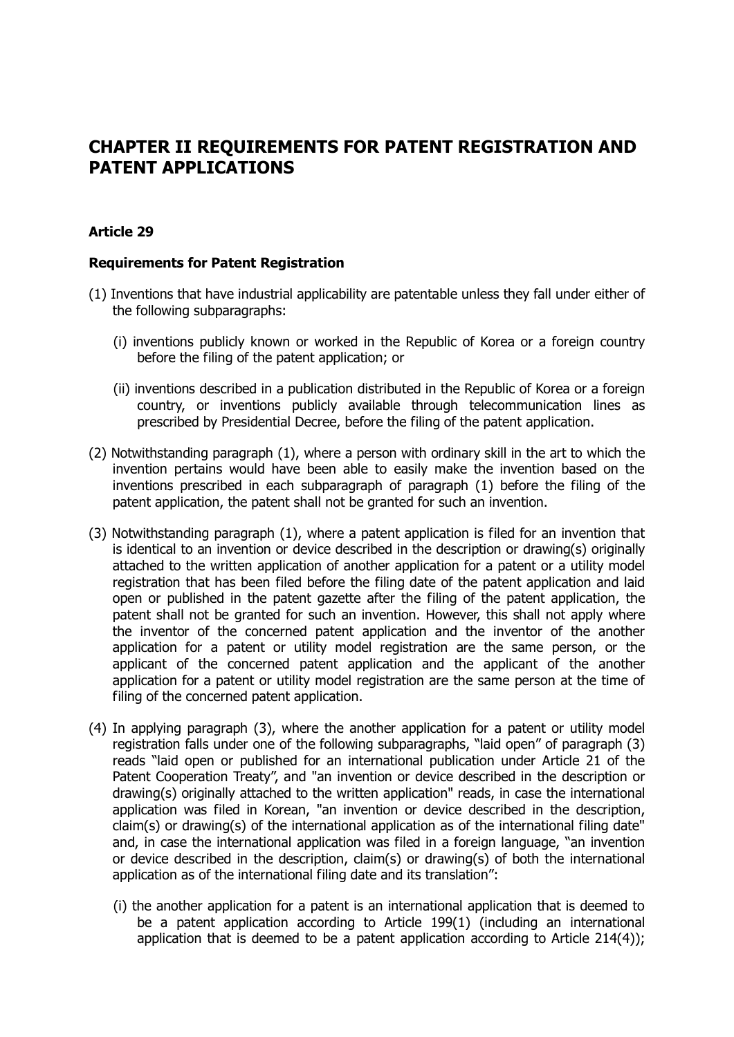# CHAPTER II REQUIREMENTS FOR PATENT REGISTRATION AND PATENT APPLICATIONS

### Article 29

#### Requirements for Patent Registration

(1) Inventions that have industrial applicability are patentable unless they fall under either of the following subparagraphs:

(i) inventions publicly known or worked in the Republic of Korea or a foreign country before the filing of the patent application; or

(ii) inventions described in a publication distributed in the Republic of Korea or a foreign country, or inventions publicly available through telecommunication lines as prescribed by Presidential Decree, before the filing of the patent application.

(2) Notwithstanding paragraph (1), where a person with ordinary skill in the art to which the invention pertains would have been able to easily make the invention based on the inventions prescribed in each subparagraph of paragraph (1) before the filing of the patent application, the patent shall not be granted for such an invention.

(3) Notwithstanding paragraph (1), where a patent application is filed for an invention that is identical to an invention or device described in the description or drawing(s) originally attached to the written application of another application for a patent or a utility model registration that has been filed before the filing date of the patent application and laid open or published in the patent gazette after the filing of the patent application, the patent shall not be granted for such an invention. However, this shall not apply where the inventor of the concerned patent application and the inventor of the another application for a patent or utility model registration are the same person, or the applicant of the concerned patent application and the applicant of the another application for a patent or utility model registration are the same person at the time of filing of the concerned patent application.

(4) In applying paragraph (3), where the another application for a patent or utility model registration falls under one of the following subparagraphs, "laid open" of paragraph (3) reads "laid open or published for an international publication under Article 21 of the Patent Cooperation Treaty", and "an invention or device described in the description or drawing(s) originally attached to the written application" reads, in case the international application was filed in Korean, "an invention or device described in the description, claim(s) or drawing(s) of the international application as of the international filing date" and, in case the international application was filed in a foreign language, "an invention or device described in the description, claim(s) or drawing(s) of both the international application as of the international filing date and its translation":

(i) the another application for a patent is an international application that is deemed to be a patent application according to Article 199(1) (including an international application that is deemed to be a patent application according to Article 214(4));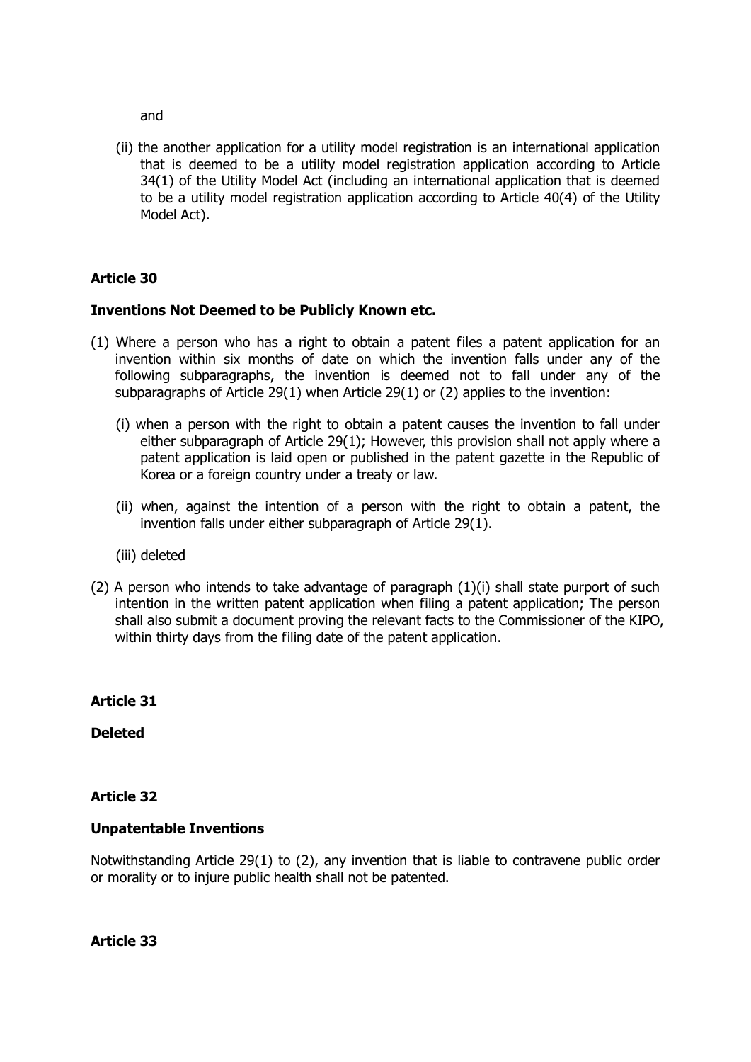and

(ii) the another application for a utility model registration is an international application that is deemed to be a utility model registration application according to Article 34(1) of the Utility Model Act (including an international application that is deemed to be a utility model registration application according to Article 40(4) of the Utility Model Act).

**Article 30**

**Inventions Not Deemed to be Publicly Known etc.**

(1) Where a person who has a right to obtain a patent files a patent application for an invention within six months of date on which the invention falls under any of the following subparagraphs, the invention is deemed not to fall under any of the subparagraphs of Article 29(1) when Article 29(1) or (2) applies to the invention:

(i) when a person with the right to obtain a patent causes the invention to fall under either subparagraph of Article 29(1); However, this provision shall not apply where a patent application is laid open or published in the patent gazette in the Republic of Korea or a foreign country under a treaty or law.

(ii) when, against the intention of a person with the right to obtain a patent, the invention falls under either subparagraph of Article 29(1).

(iii) deleted

(2) A person who intends to take advantage of paragraph (1)(i) shall state purport of such intention in the written patent application when filing a patent application; The person shall also submit a document proving the relevant facts to the Commissioner of the KIPO, within thirty days from the filing date of the patent application.

**Article 31**

**Deleted**

**Article 32**

**Unpatentable Inventions**

Notwithstanding Article 29(1) to (2), any invention that is liable to contravene public order or morality or to injure public health shall not be patented.

**Article 33**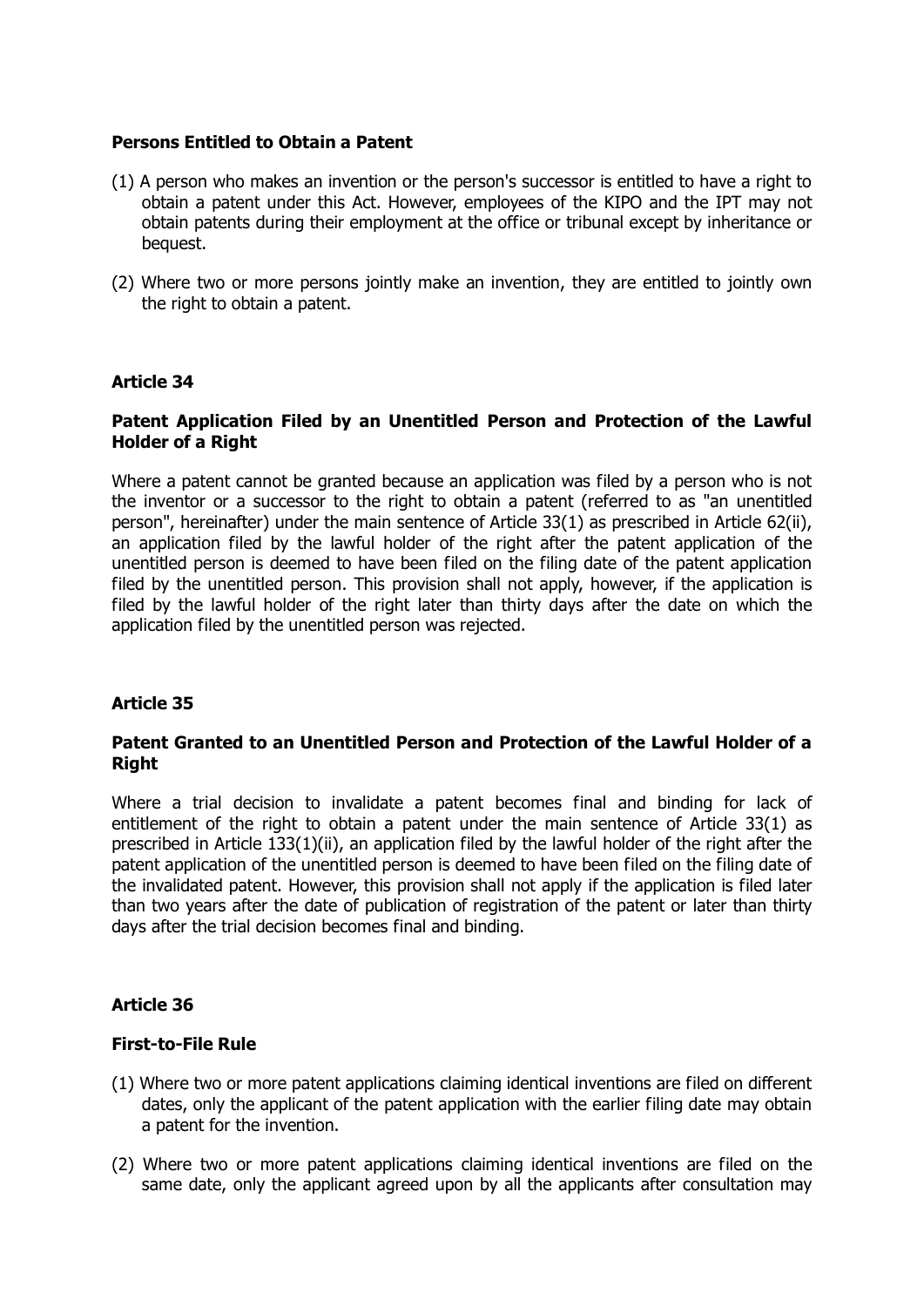**Persons Entitled to Obtain a Patent**

(1) A person who makes an invention or the person's successor is entitled to have a right to obtain a patent under this Act. However, employees of the KIPO and the IPT may not obtain patents during their employment at the office or tribunal except by inheritance or bequest.

(2) Where two or more persons jointly make an invention, they are entitled to jointly own the right to obtain a patent.

### Article 34

**Patent Application Filed by an Unentitled Person and Protection of the Lawful Holder of a Right**

Where a patent cannot be granted because an application was filed by a person who is not the inventor or a successor to the right to obtain a patent (referred to as "an unentitled person", hereinafter) under the main sentence of Article 33(1) as prescribed in Article 62(ii), an application filed by the lawful holder of the right after the patent application of the unentitled person is deemed to have been filed on the filing date of the patent application filed by the unentitled person. This provision shall not apply, however, if the application is filed by the lawful holder of the right later than thirty days after the date on which the application filed by the unentitled person was rejected.

### Article 35

**Patent Granted to an Unentitled Person and Protection of the Lawful Holder of a Right**

Where a trial decision to invalidate a patent becomes final and binding for lack of entitlement of the right to obtain a patent under the main sentence of Article 33(1) as prescribed in Article 133(1)(ii), an application filed by the lawful holder of the right after the patent application of the unentitled person is deemed to have been filed on the filing date of the invalidated patent. However, this provision shall not apply if the application is filed later than two years after the date of publication of registration of the patent or later than thirty days after the trial decision becomes final and binding.

### Article 36

**First-to-File Rule**

(1) Where two or more patent applications claiming identical inventions are filed on different dates, only the applicant of the patent application with the earlier filing date may obtain a patent for the invention.

(2) Where two or more patent applications claiming identical inventions are filed on the same date, only the applicant agreed upon by all the applicants after consultation may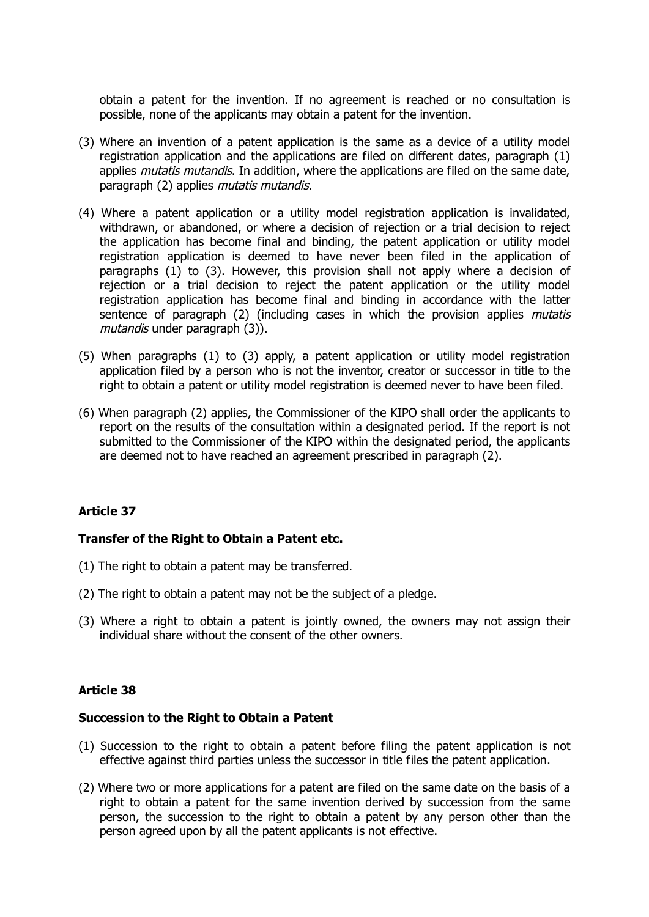obtain a patent for the invention. If no agreement is reached or no consultation is possible, none of the applicants may obtain a patent for the invention.

(3) Where an invention of a patent application is the same as a device of a utility model registration application and the applications are filed on different dates, paragraph (1) applies *mutatis mutandis*. In addition, where the applications are filed on the same date, paragraph (2) applies *mutatis mutandis*.

(4) Where a patent application or a utility model registration application is invalidated, withdrawn, or abandoned, or where a decision of rejection or a trial decision to reject the application has become final and binding, the patent application or utility model registration application is deemed to have never been filed in the application of paragraphs (1) to (3). However, this provision shall not apply where a decision of rejection or a trial decision to reject the patent application or the utility model registration application has become final and binding in accordance with the latter sentence of paragraph (2) (including cases in which the provision applies *mutatis mutandis* under paragraph (3)).

(5) When paragraphs (1) to (3) apply, a patent application or utility model registration application filed by a person who is not the inventor, creator or successor in title to the right to obtain a patent or utility model registration is deemed never to have been filed.

(6) When paragraph (2) applies, the Commissioner of the KIPO shall order the applicants to report on the results of the consultation within a designated period. If the report is not submitted to the Commissioner of the KIPO within the designated period, the applicants are deemed not to have reached an agreement prescribed in paragraph (2).

## Article 37

### Transfer of the Right to Obtain a Patent etc.

(1) The right to obtain a patent may be transferred.

(2) The right to obtain a patent may not be the subject of a pledge.

(3) Where a right to obtain a patent is jointly owned, the owners may not assign their individual share without the consent of the other owners.

## Article 38

### Succession to the Right to Obtain a Patent

(1) Succession to the right to obtain a patent before filing the patent application is not effective against third parties unless the successor in title files the patent application.

(2) Where two or more applications for a patent are filed on the same date on the basis of a right to obtain a patent for the same invention derived by succession from the same person, the succession to the right to obtain a patent by any person other than the person agreed upon by all the patent applicants is not effective.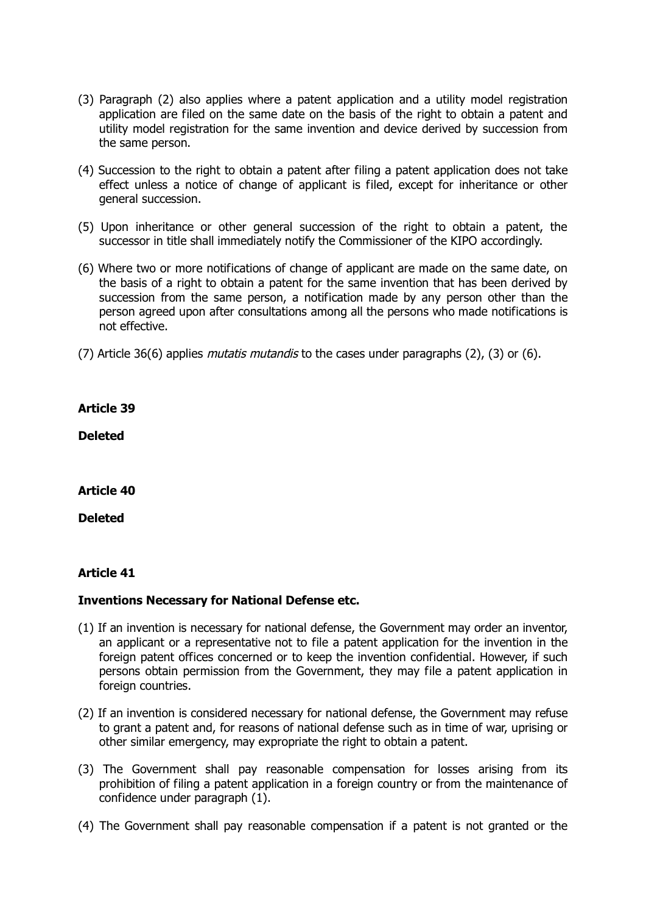(3) Paragraph (2) also applies where a patent application and a utility model registration application are filed on the same date on the basis of the right to obtain a patent and utility model registration for the same invention and device derived by succession from the same person.

(4) Succession to the right to obtain a patent after filing a patent application does not take effect unless a notice of change of applicant is filed, except for inheritance or other general succession.

(5) Upon inheritance or other general succession of the right to obtain a patent, the successor in title shall immediately notify the Commissioner of the KIPO accordingly.

(6) Where two or more notifications of change of applicant are made on the same date, on the basis of a right to obtain a patent for the same invention that has been derived by succession from the same person, a notification made by any person other than the person agreed upon after consultations among all the persons who made notifications is not effective.

(7) Article 36(6) applies *mutatis mutandis* to the cases under paragraphs (2), (3) or (6).

**Article 39**

**Deleted**

**Article 40**

**Deleted**

**Article 41**

**Inventions Necessary for National Defense etc.**

(1) If an invention is necessary for national defense, the Government may order an inventor, an applicant or a representative not to file a patent application for the invention in the foreign patent offices concerned or to keep the invention confidential. However, if such persons obtain permission from the Government, they may file a patent application in foreign countries.

(2) If an invention is considered necessary for national defense, the Government may refuse to grant a patent and, for reasons of national defense such as in time of war, uprising or other similar emergency, may expropriate the right to obtain a patent.

(3) The Government shall pay reasonable compensation for losses arising from its prohibition of filing a patent application in a foreign country or from the maintenance of confidence under paragraph (1).

(4) The Government shall pay reasonable compensation if a patent is not granted or the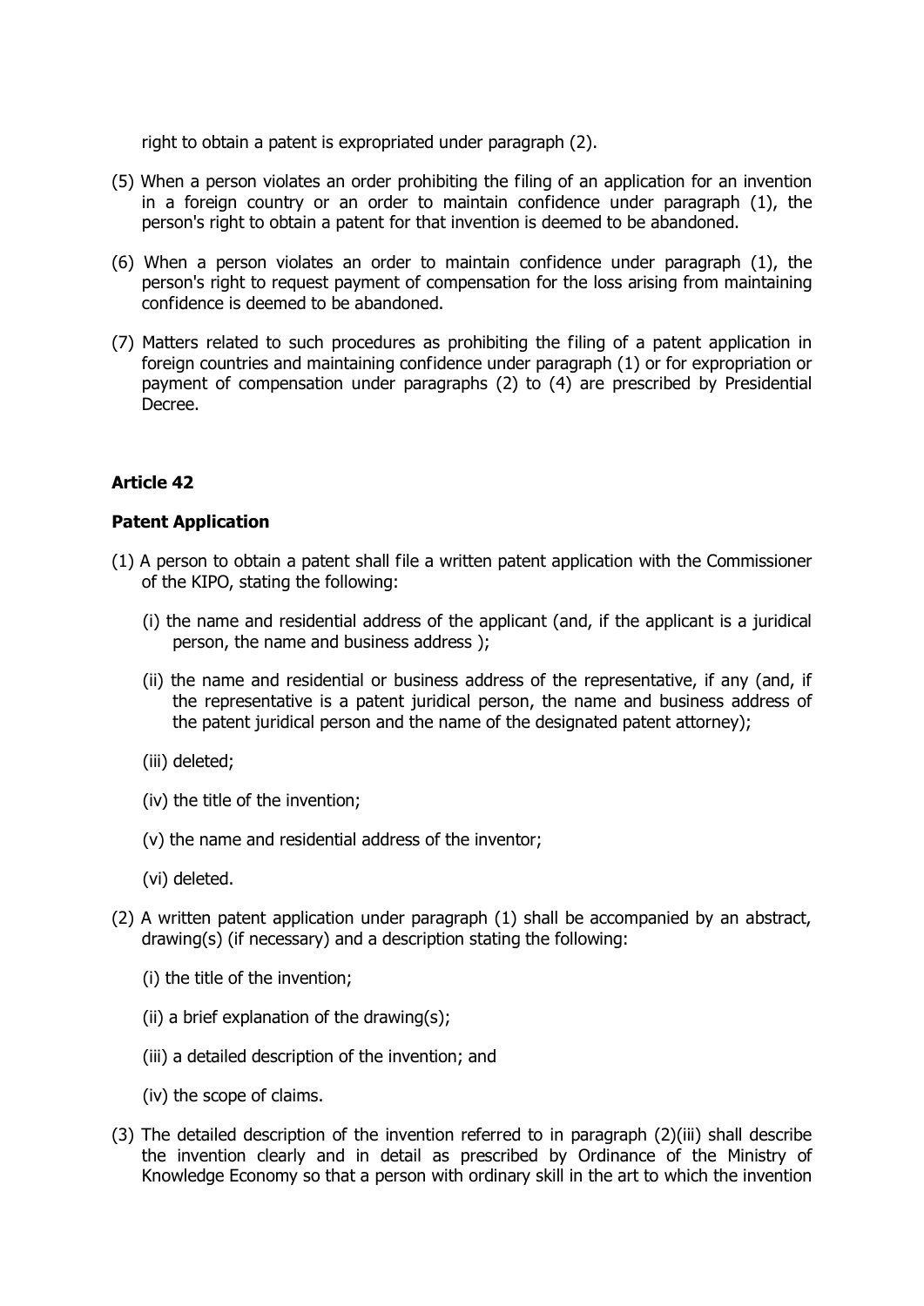right to obtain a patent is expropriated under paragraph (2).

(5) When a person violates an order prohibiting the filing of an application for an invention in a foreign country or an order to maintain confidence under paragraph (1), the person's right to obtain a patent for that invention is deemed to be abandoned.

(6) When a person violates an order to maintain confidence under paragraph (1), the person's right to request payment of compensation for the loss arising from maintaining confidence is deemed to be abandoned.

(7) Matters related to such procedures as prohibiting the filing of a patent application in foreign countries and maintaining confidence under paragraph (1) or for expropriation or payment of compensation under paragraphs (2) to (4) are prescribed by Presidential Decree.

**Article 42**

**Patent Application**

(1) A person to obtain a patent shall file a written patent application with the Commissioner of the KIPO, stating the following:

(i) the name and residential address of the applicant (and, if the applicant is a juridical person, the name and business address );

(ii) the name and residential or business address of the representative, if any (and, if the representative is a patent juridical person, the name and business address of the patent juridical person and the name of the designated patent attorney);

(iii) deleted;

(iv) the title of the invention;

(v) the name and residential address of the inventor;

(vi) deleted.

(2) A written patent application under paragraph (1) shall be accompanied by an abstract, drawing(s) (if necessary) and a description stating the following:

(i) the title of the invention;

(ii) a brief explanation of the drawing(s);

(iii) a detailed description of the invention; and

(iv) the scope of claims.

(3) The detailed description of the invention referred to in paragraph (2)(iii) shall describe the invention clearly and in detail as prescribed by Ordinance of the Ministry of Knowledge Economy so that a person with ordinary skill in the art to which the invention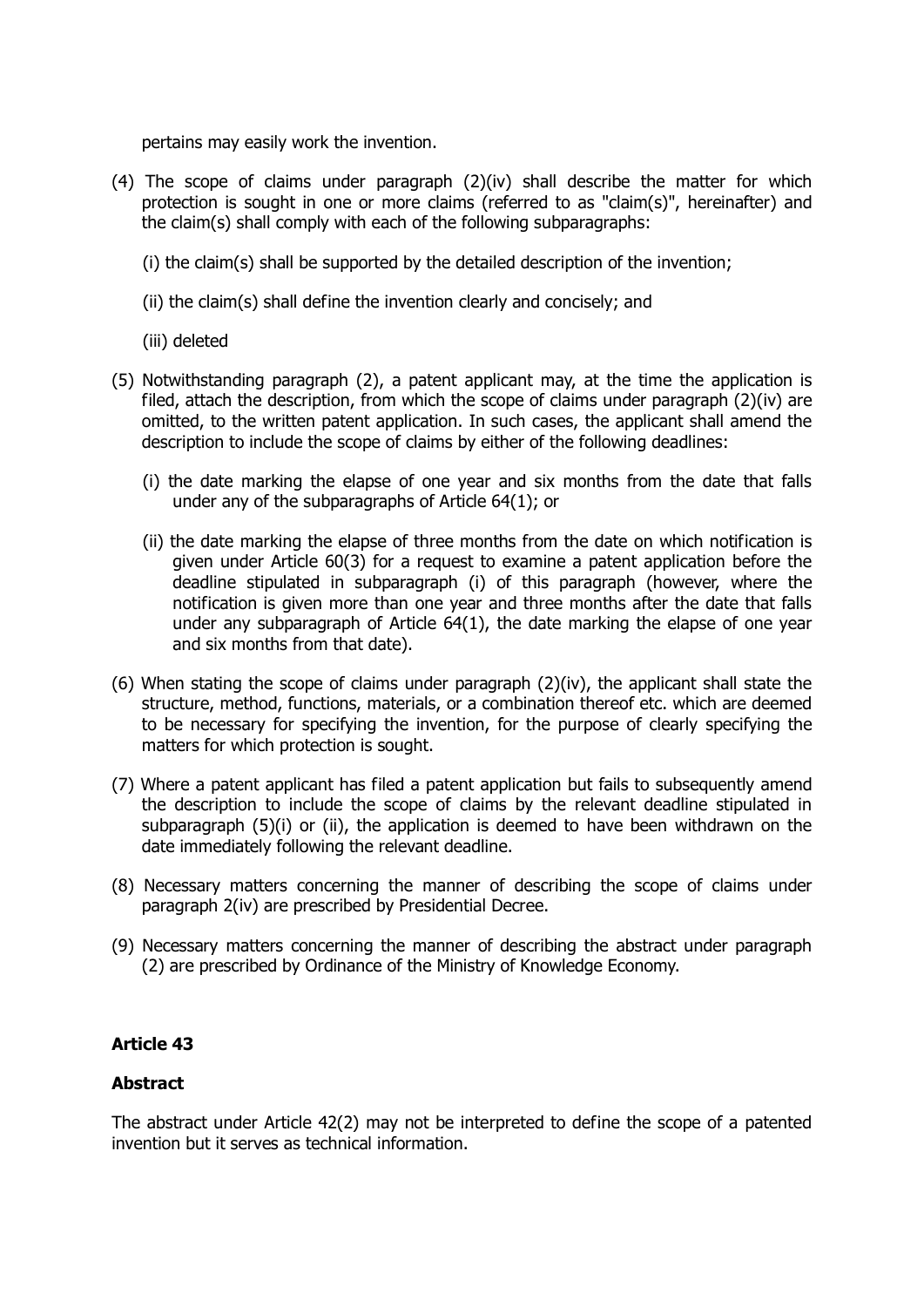pertains may easily work the invention.

(4) The scope of claims under paragraph (2)(iv) shall describe the matter for which protection is sought in one or more claims (referred to as "claim(s)", hereinafter) and the claim(s) shall comply with each of the following subparagraphs:

(i) the claim(s) shall be supported by the detailed description of the invention;

(ii) the claim(s) shall define the invention clearly and concisely; and

(iii) deleted

(5) Notwithstanding paragraph (2), a patent applicant may, at the time the application is filed, attach the description, from which the scope of claims under paragraph (2)(iv) are omitted, to the written patent application. In such cases, the applicant shall amend the description to include the scope of claims by either of the following deadlines:

(i) the date marking the elapse of one year and six months from the date that falls under any of the subparagraphs of Article 64(1); or

(ii) the date marking the elapse of three months from the date on which notification is given under Article 60(3) for a request to examine a patent application before the deadline stipulated in subparagraph (i) of this paragraph (however, where the notification is given more than one year and three months after the date that falls under any subparagraph of Article 64(1), the date marking the elapse of one year and six months from that date).

(6) When stating the scope of claims under paragraph (2)(iv), the applicant shall state the structure, method, functions, materials, or a combination thereof etc. which are deemed to be necessary for specifying the invention, for the purpose of clearly specifying the matters for which protection is sought.

(7) Where a patent applicant has filed a patent application but fails to subsequently amend the description to include the scope of claims by the relevant deadline stipulated in subparagraph (5)(i) or (ii), the application is deemed to have been withdrawn on the date immediately following the relevant deadline.

(8) Necessary matters concerning the manner of describing the scope of claims under paragraph 2(iv) are prescribed by Presidential Decree.

(9) Necessary matters concerning the manner of describing the abstract under paragraph (2) are prescribed by Ordinance of the Ministry of Knowledge Economy.

**Article 43**

**Abstract**

The abstract under Article 42(2) may not be interpreted to define the scope of a patented invention but it serves as technical information.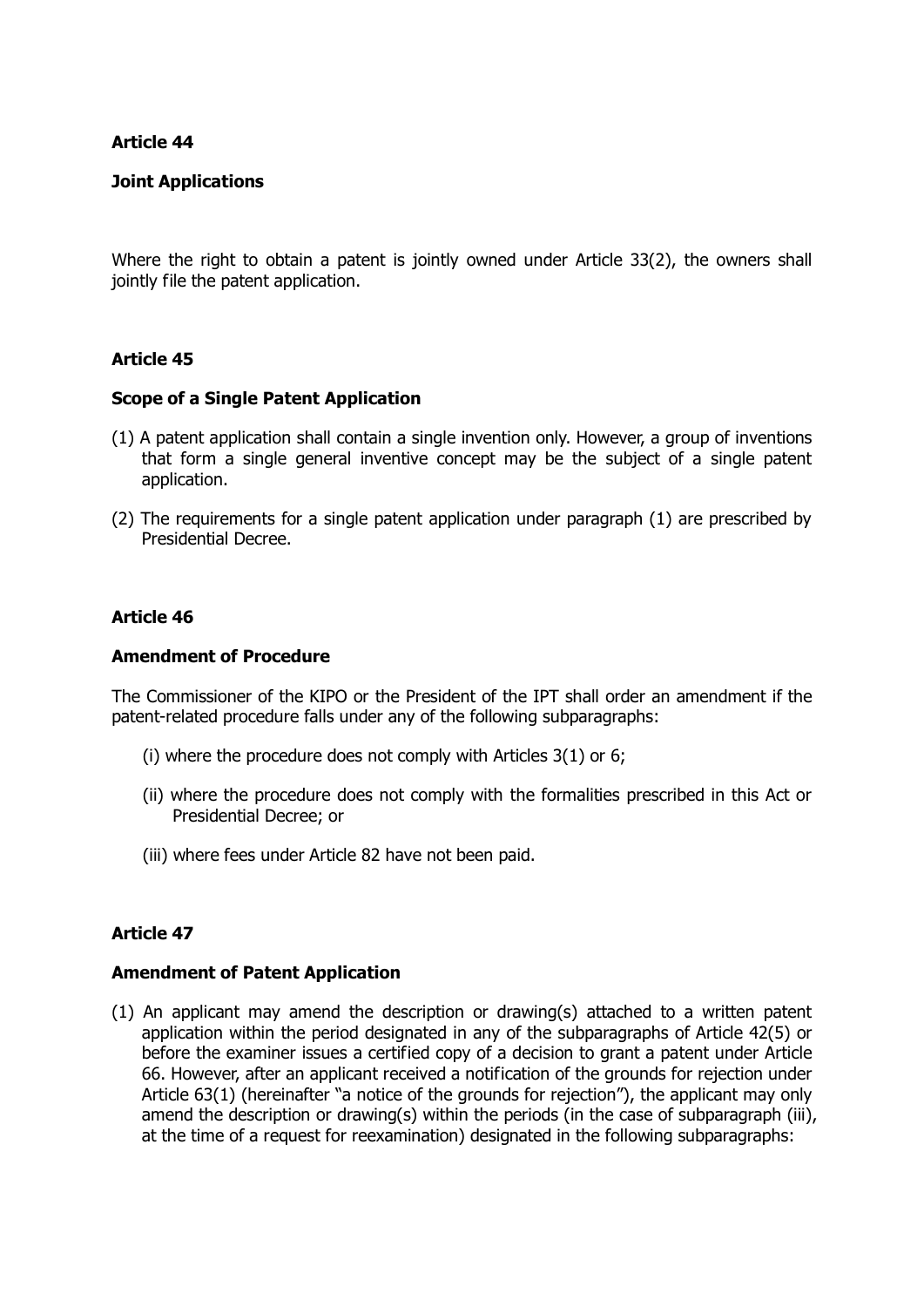### Article 44

### Joint Applications

Where the right to obtain a patent is jointly owned under Article 33(2), the owners shall jointly file the patent application.

### Article 45

### Scope of a Single Patent Application

(1) A patent application shall contain a single invention only. However, a group of inventions that form a single general inventive concept may be the subject of a single patent application.

(2) The requirements for a single patent application under paragraph (1) are prescribed by Presidential Decree.

### Article 46

### Amendment of Procedure

The Commissioner of the KIPO or the President of the IPT shall order an amendment if the patent-related procedure falls under any of the following subparagraphs:

(i) where the procedure does not comply with Articles 3(1) or 6;

(ii) where the procedure does not comply with the formalities prescribed in this Act or Presidential Decree; or

(iii) where fees under Article 82 have not been paid.

### Article 47

### Amendment of Patent Application

(1) An applicant may amend the description or drawing(s) attached to a written patent application within the period designated in any of the subparagraphs of Article 42(5) or before the examiner issues a certified copy of a decision to grant a patent under Article 66. However, after an applicant received a notification of the grounds for rejection under Article 63(1) (hereinafter "a notice of the grounds for rejection"), the applicant may only amend the description or drawing(s) within the periods (in the case of subparagraph (iii), at the time of a request for reexamination) designated in the following subparagraphs: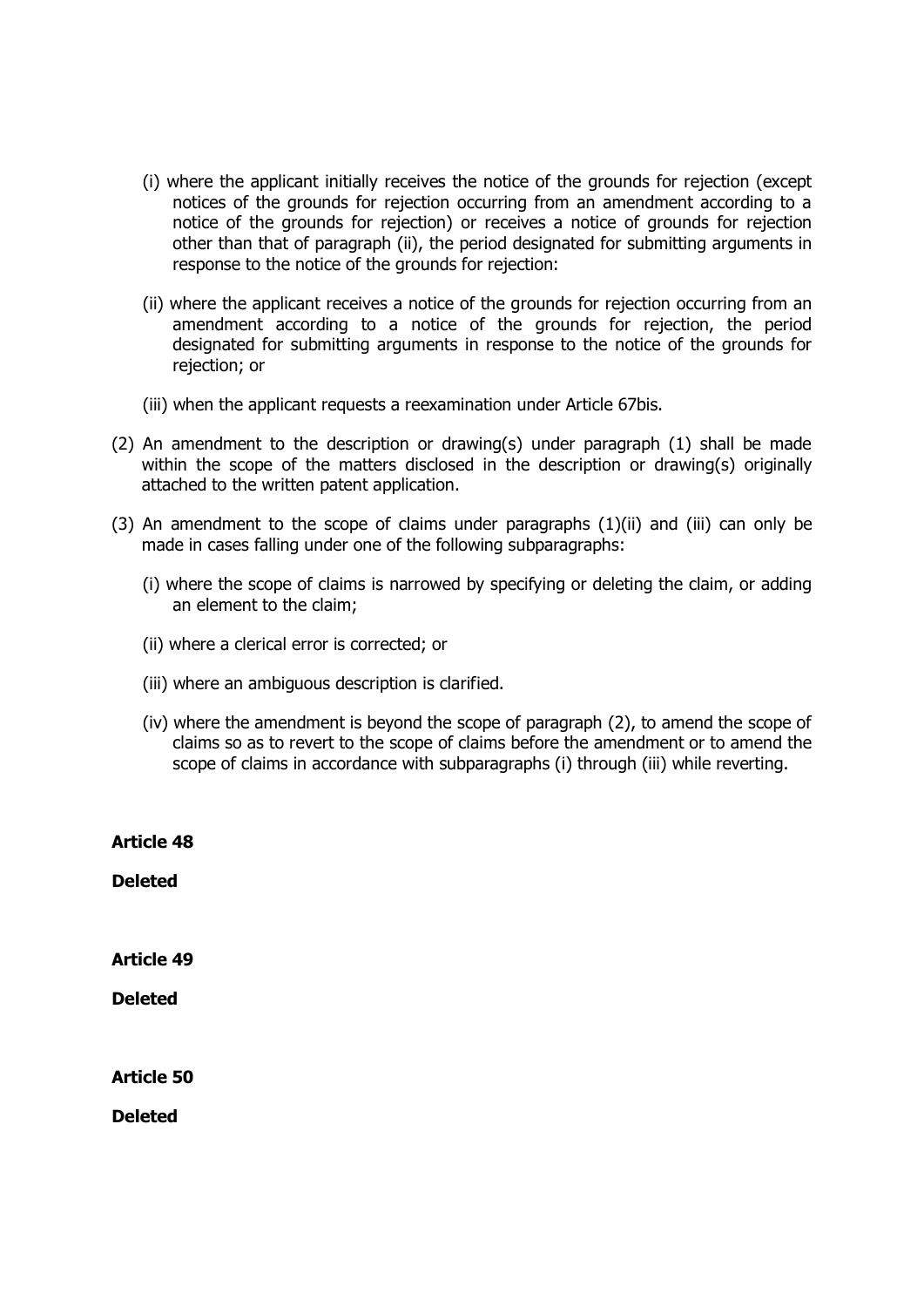(i) where the applicant initially receives the notice of the grounds for rejection (except notices of the grounds for rejection occurring from an amendment according to a notice of the grounds for rejection) or receives a notice of grounds for rejection other than that of paragraph (ii), the period designated for submitting arguments in response to the notice of the grounds for rejection:

(ii) where the applicant receives a notice of the grounds for rejection occurring from an amendment according to a notice of the grounds for rejection, the period designated for submitting arguments in response to the notice of the grounds for rejection; or

(iii) when the applicant requests a reexamination under Article 67bis.

(2) An amendment to the description or drawing(s) under paragraph (1) shall be made within the scope of the matters disclosed in the description or drawing(s) originally attached to the written patent application.

(3) An amendment to the scope of claims under paragraphs (1)(ii) and (iii) can only be made in cases falling under one of the following subparagraphs:

(i) where the scope of claims is narrowed by specifying or deleting the claim, or adding an element to the claim;

(ii) where a clerical error is corrected; or

(iii) where an ambiguous description is clarified.

(iv) where the amendment is beyond the scope of paragraph (2), to amend the scope of claims so as to revert to the scope of claims before the amendment or to amend the scope of claims in accordance with subparagraphs (i) through (iii) while reverting.

**Article 48**

**Deleted**

**Article 49**

**Deleted**

**Article 50**

**Deleted**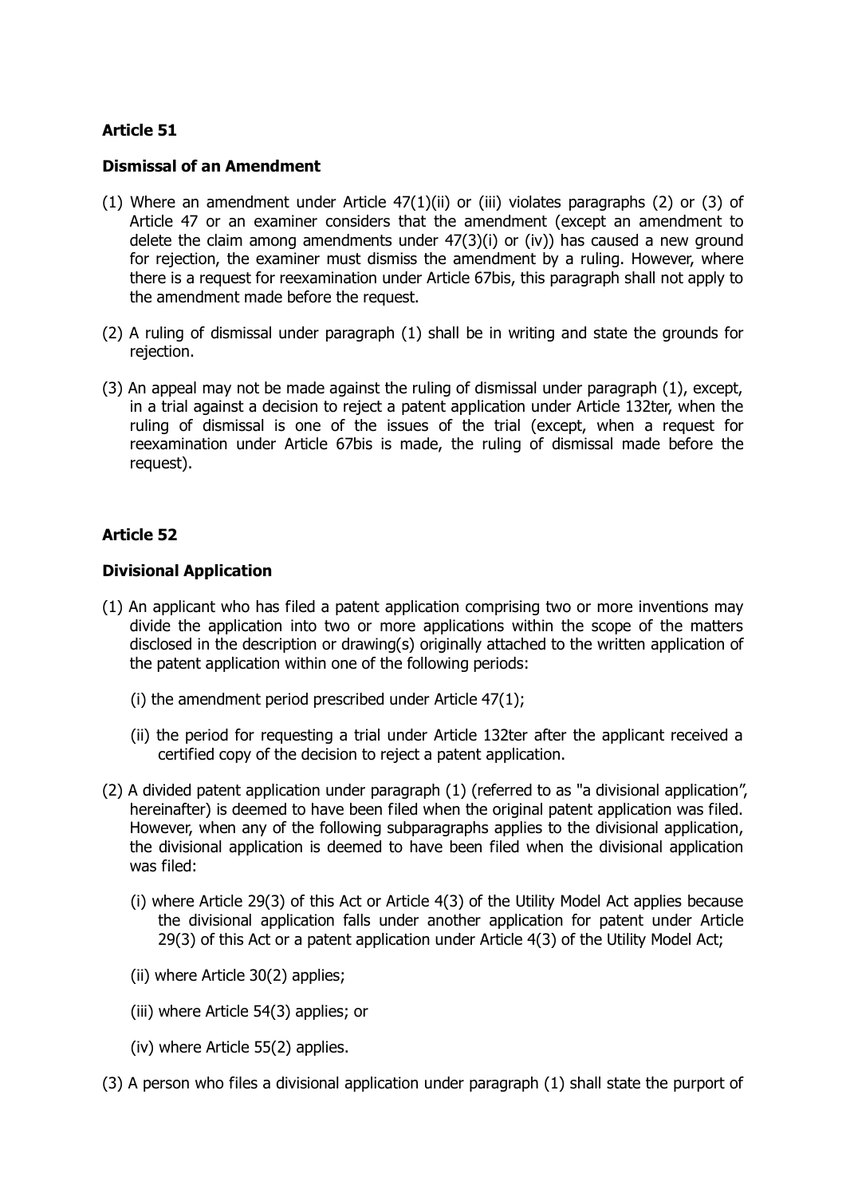**Article 51**

**Dismissal of an Amendment**

(1) Where an amendment under Article 47(1)(ii) or (iii) violates paragraphs (2) or (3) of Article 47 or an examiner considers that the amendment (except an amendment to delete the claim among amendments under 47(3)(i) or (iv)) has caused a new ground for rejection, the examiner must dismiss the amendment by a ruling. However, where there is a request for reexamination under Article 67bis, this paragraph shall not apply to the amendment made before the request.

(2) A ruling of dismissal under paragraph (1) shall be in writing and state the grounds for rejection.

(3) An appeal may not be made against the ruling of dismissal under paragraph (1), except, in a trial against a decision to reject a patent application under Article 132ter, when the ruling of dismissal is one of the issues of the trial (except, when a request for reexamination under Article 67bis is made, the ruling of dismissal made before the request).

**Article 52**

**Divisional Application**

(1) An applicant who has filed a patent application comprising two or more inventions may divide the application into two or more applications within the scope of the matters disclosed in the description or drawing(s) originally attached to the written application of the patent application within one of the following periods:

(i) the amendment period prescribed under Article 47(1);

(ii) the period for requesting a trial under Article 132ter after the applicant received a certified copy of the decision to reject a patent application.

(2) A divided patent application under paragraph (1) (referred to as "a divisional application", hereinafter) is deemed to have been filed when the original patent application was filed. However, when any of the following subparagraphs applies to the divisional application, the divisional application is deemed to have been filed when the divisional application was filed:

(i) where Article 29(3) of this Act or Article 4(3) of the Utility Model Act applies because the divisional application falls under another application for patent under Article 29(3) of this Act or a patent application under Article 4(3) of the Utility Model Act;

(ii) where Article 30(2) applies;

(iii) where Article 54(3) applies; or

(iv) where Article 55(2) applies.

(3) A person who files a divisional application under paragraph (1) shall state the purport of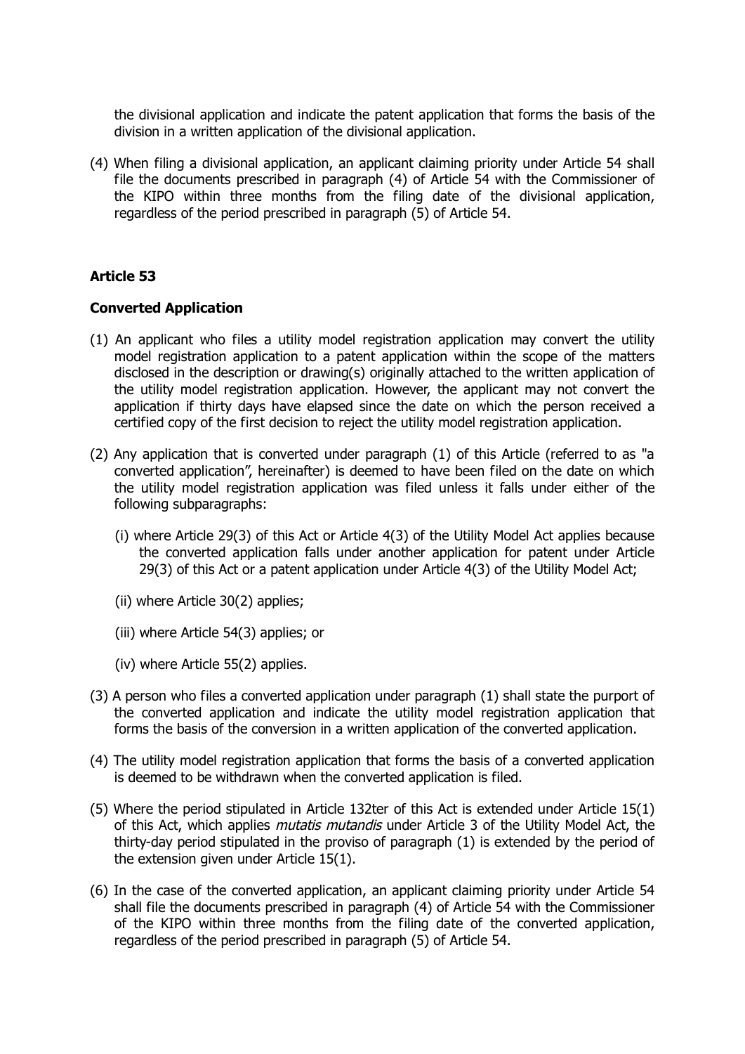the divisional application and indicate the patent application that forms the basis of the division in a written application of the divisional application.

(4) When filing a divisional application, an applicant claiming priority under Article 54 shall file the documents prescribed in paragraph (4) of Article 54 with the Commissioner of the KIPO within three months from the filing date of the divisional application, regardless of the period prescribed in paragraph (5) of Article 54.

### Article 53

### Converted Application

(1) An applicant who files a utility model registration application may convert the utility model registration application to a patent application within the scope of the matters disclosed in the description or drawing(s) originally attached to the written application of the utility model registration application. However, the applicant may not convert the application if thirty days have elapsed since the date on which the person received a certified copy of the first decision to reject the utility model registration application.

(2) Any application that is converted under paragraph (1) of this Article (referred to as "a converted application", hereinafter) is deemed to have been filed on the date on which the utility model registration application was filed unless it falls under either of the following subparagraphs:

   (i) where Article 29(3) of this Act or Article 4(3) of the Utility Model Act applies because the converted application falls under another application for patent under Article 29(3) of this Act or a patent application under Article 4(3) of the Utility Model Act;

   (ii) where Article 30(2) applies;

   (iii) where Article 54(3) applies; or

   (iv) where Article 55(2) applies.

(3) A person who files a converted application under paragraph (1) shall state the purport of the converted application and indicate the utility model registration application that forms the basis of the conversion in a written application of the converted application.

(4) The utility model registration application that forms the basis of a converted application is deemed to be withdrawn when the converted application is filed.

(5) Where the period stipulated in Article 132ter of this Act is extended under Article 15(1) of this Act, which applies *mutatis mutandis* under Article 3 of the Utility Model Act, the thirty-day period stipulated in the proviso of paragraph (1) is extended by the period of the extension given under Article 15(1).

(6) In the case of the converted application, an applicant claiming priority under Article 54 shall file the documents prescribed in paragraph (4) of Article 54 with the Commissioner of the KIPO within three months from the filing date of the converted application, regardless of the period prescribed in paragraph (5) of Article 54.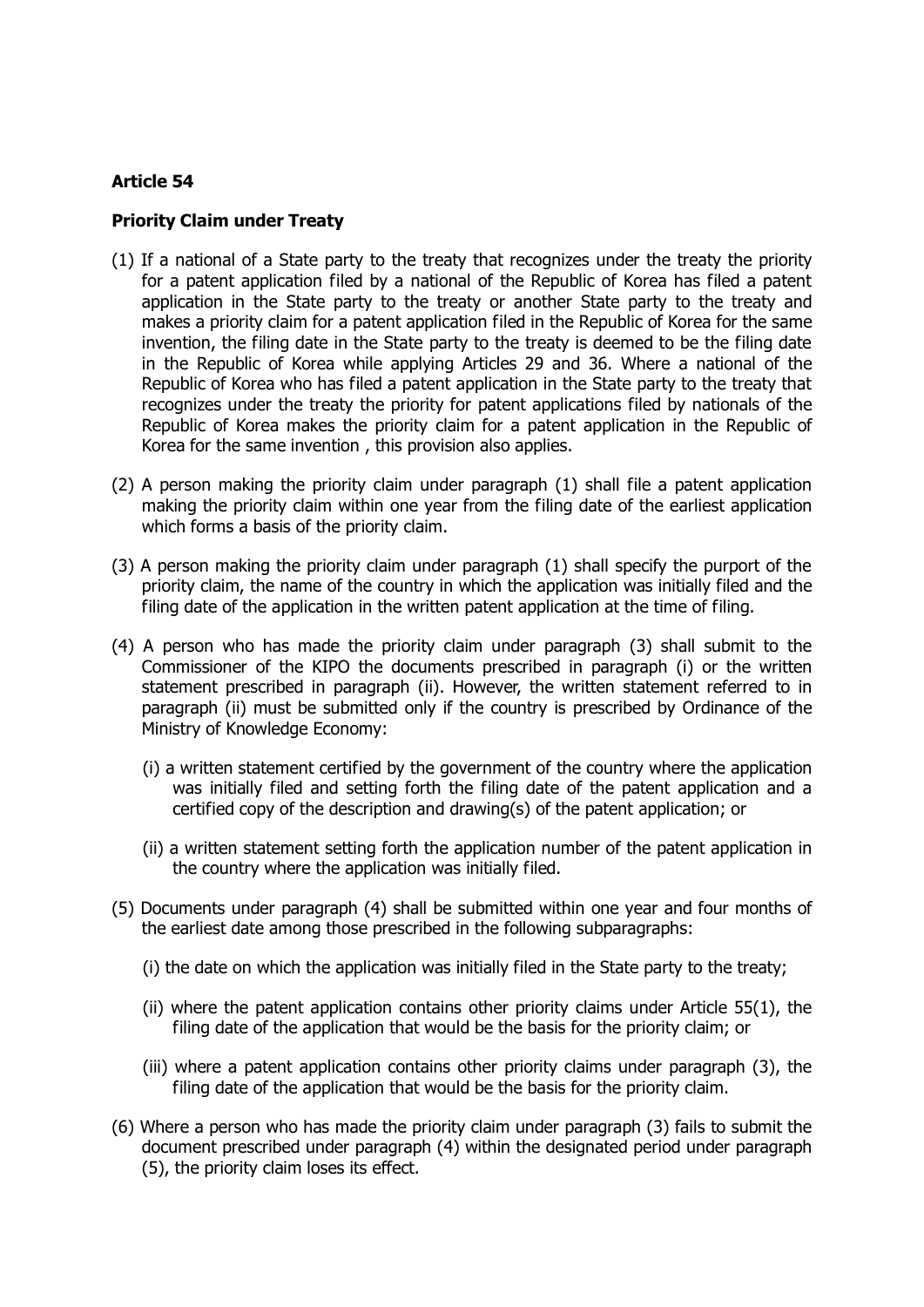**Article 54**

**Priority Claim under Treaty**

(1) If a national of a State party to the treaty that recognizes under the treaty the priority for a patent application filed by a national of the Republic of Korea has filed a patent application in the State party to the treaty or another State party to the treaty and makes a priority claim for a patent application filed in the Republic of Korea for the same invention, the filing date in the State party to the treaty is deemed to be the filing date in the Republic of Korea while applying Articles 29 and 36. Where a national of the Republic of Korea who has filed a patent application in the State party to the treaty that recognizes under the treaty the priority for patent applications filed by nationals of the Republic of Korea makes the priority claim for a patent application in the Republic of Korea for the same invention , this provision also applies.

(2) A person making the priority claim under paragraph (1) shall file a patent application making the priority claim within one year from the filing date of the earliest application which forms a basis of the priority claim.

(3) A person making the priority claim under paragraph (1) shall specify the purport of the priority claim, the name of the country in which the application was initially filed and the filing date of the application in the written patent application at the time of filing.

(4) A person who has made the priority claim under paragraph (3) shall submit to the Commissioner of the KIPO the documents prescribed in paragraph (i) or the written statement prescribed in paragraph (ii). However, the written statement referred to in paragraph (ii) must be submitted only if the country is prescribed by Ordinance of the Ministry of Knowledge Economy:

  (i) a written statement certified by the government of the country where the application was initially filed and setting forth the filing date of the patent application and a certified copy of the description and drawing(s) of the patent application; or

  (ii) a written statement setting forth the application number of the patent application in the country where the application was initially filed.

(5) Documents under paragraph (4) shall be submitted within one year and four months of the earliest date among those prescribed in the following subparagraphs:

  (i) the date on which the application was initially filed in the State party to the treaty;

  (ii) where the patent application contains other priority claims under Article 55(1), the filing date of the application that would be the basis for the priority claim; or

  (iii) where a patent application contains other priority claims under paragraph (3), the filing date of the application that would be the basis for the priority claim.

(6) Where a person who has made the priority claim under paragraph (3) fails to submit the document prescribed under paragraph (4) within the designated period under paragraph (5), the priority claim loses its effect.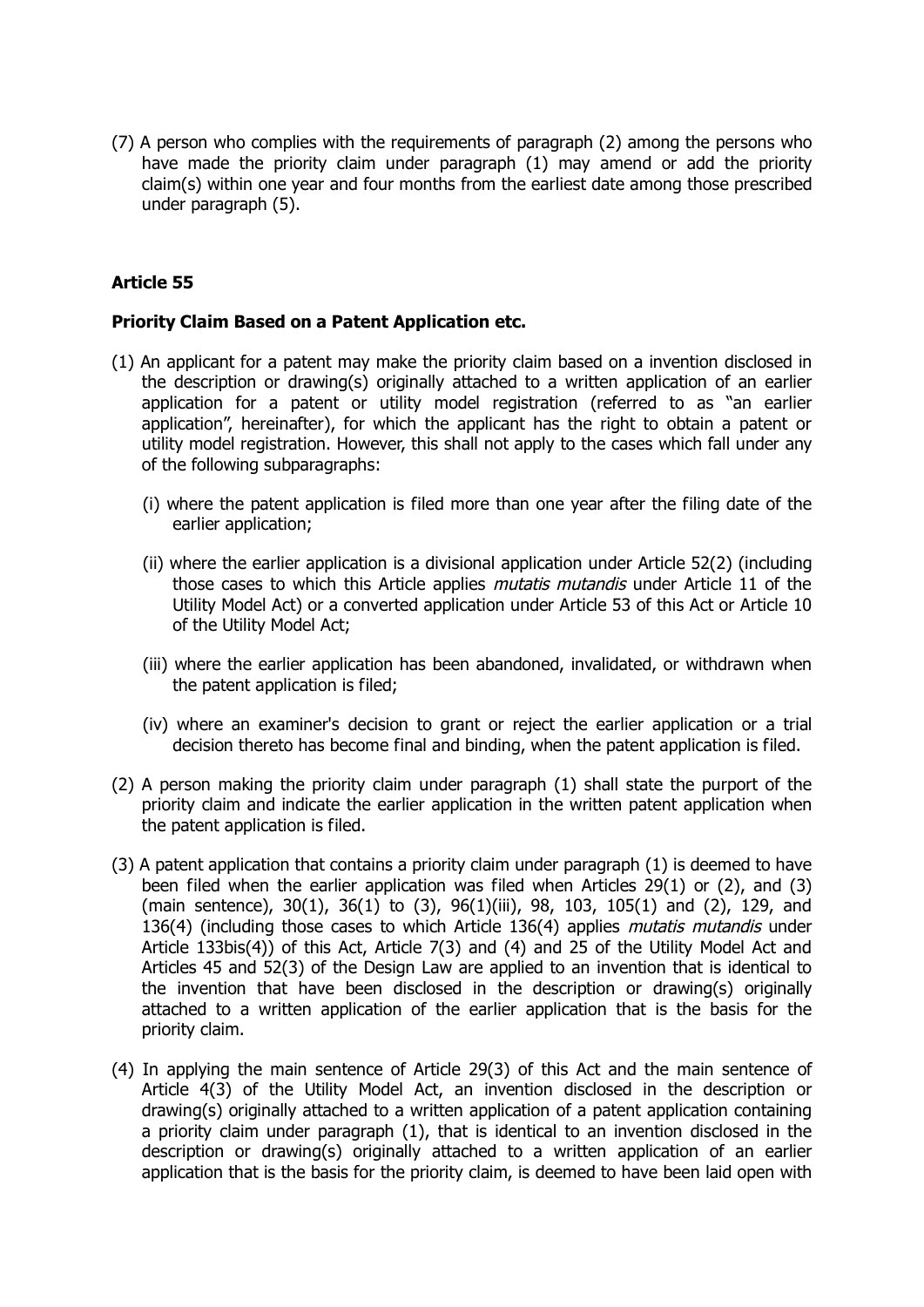(7) A person who complies with the requirements of paragraph (2) among the persons who have made the priority claim under paragraph (1) may amend or add the priority claim(s) within one year and four months from the earliest date among those prescribed under paragraph (5).

### Article 55

### Priority Claim Based on a Patent Application etc.

(1) An applicant for a patent may make the priority claim based on a invention disclosed in the description or drawing(s) originally attached to a written application of an earlier application for a patent or utility model registration (referred to as "an earlier application", hereinafter), for which the applicant has the right to obtain a patent or utility model registration. However, this shall not apply to the cases which fall under any of the following subparagraphs:

(i) where the patent application is filed more than one year after the filing date of the earlier application;

(ii) where the earlier application is a divisional application under Article 52(2) (including those cases to which this Article applies *mutatis mutandis* under Article 11 of the Utility Model Act) or a converted application under Article 53 of this Act or Article 10 of the Utility Model Act;

(iii) where the earlier application has been abandoned, invalidated, or withdrawn when the patent application is filed;

(iv) where an examiner's decision to grant or reject the earlier application or a trial decision thereto has become final and binding, when the patent application is filed.

(2) A person making the priority claim under paragraph (1) shall state the purport of the priority claim and indicate the earlier application in the written patent application when the patent application is filed.

(3) A patent application that contains a priority claim under paragraph (1) is deemed to have been filed when the earlier application was filed when Articles 29(1) or (2), and (3) (main sentence), 30(1), 36(1) to (3), 96(1)(iii), 98, 103, 105(1) and (2), 129, and 136(4) (including those cases to which Article 136(4) applies *mutatis mutandis* under Article 133bis(4)) of this Act, Article 7(3) and (4) and 25 of the Utility Model Act and Articles 45 and 52(3) of the Design Law are applied to an invention that is identical to the invention that have been disclosed in the description or drawing(s) originally attached to a written application of the earlier application that is the basis for the priority claim.

(4) In applying the main sentence of Article 29(3) of this Act and the main sentence of Article 4(3) of the Utility Model Act, an invention disclosed in the description or drawing(s) originally attached to a written application of a patent application containing a priority claim under paragraph (1), that is identical to an invention disclosed in the description or drawing(s) originally attached to a written application of an earlier application that is the basis for the priority claim, is deemed to have been laid open with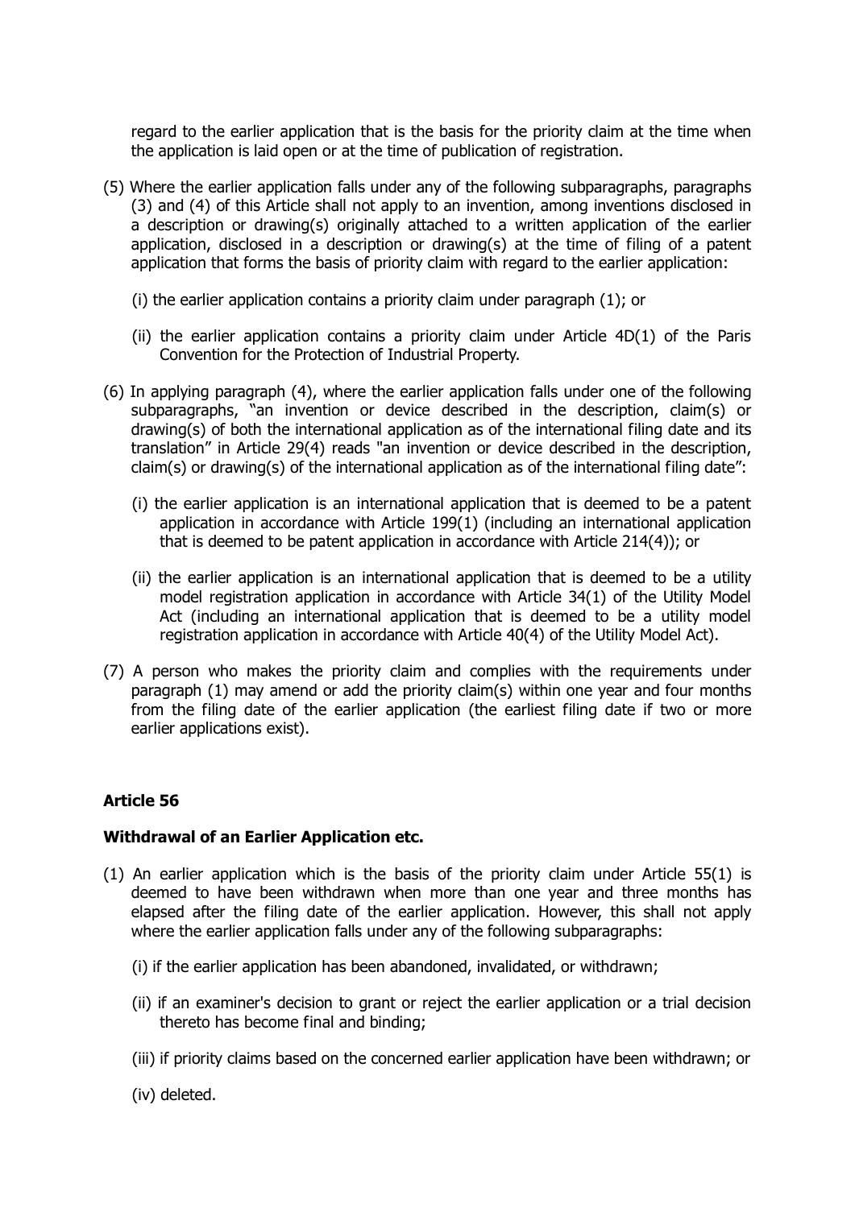regard to the earlier application that is the basis for the priority claim at the time when the application is laid open or at the time of publication of registration.

(5) Where the earlier application falls under any of the following subparagraphs, paragraphs (3) and (4) of this Article shall not apply to an invention, among inventions disclosed in a description or drawing(s) originally attached to a written application of the earlier application, disclosed in a description or drawing(s) at the time of filing of a patent application that forms the basis of priority claim with regard to the earlier application:

(i) the earlier application contains a priority claim under paragraph (1); or

(ii) the earlier application contains a priority claim under Article 4D(1) of the Paris Convention for the Protection of Industrial Property.

(6) In applying paragraph (4), where the earlier application falls under one of the following subparagraphs, "an invention or device described in the description, claim(s) or drawing(s) of both the international application as of the international filing date and its translation" in Article 29(4) reads "an invention or device described in the description, claim(s) or drawing(s) of the international application as of the international filing date":

(i) the earlier application is an international application that is deemed to be a patent application in accordance with Article 199(1) (including an international application that is deemed to be patent application in accordance with Article 214(4)); or

(ii) the earlier application is an international application that is deemed to be a utility model registration application in accordance with Article 34(1) of the Utility Model Act (including an international application that is deemed to be a utility model registration application in accordance with Article 40(4) of the Utility Model Act).

(7) A person who makes the priority claim and complies with the requirements under paragraph (1) may amend or add the priority claim(s) within one year and four months from the filing date of the earlier application (the earliest filing date if two or more earlier applications exist).

### Article 56

**Withdrawal of an Earlier Application etc.**

(1) An earlier application which is the basis of the priority claim under Article 55(1) is deemed to have been withdrawn when more than one year and three months has elapsed after the filing date of the earlier application. However, this shall not apply where the earlier application falls under any of the following subparagraphs:

(i) if the earlier application has been abandoned, invalidated, or withdrawn;

(ii) if an examiner's decision to grant or reject the earlier application or a trial decision thereto has become final and binding;

(iii) if priority claims based on the concerned earlier application have been withdrawn; or

(iv) deleted.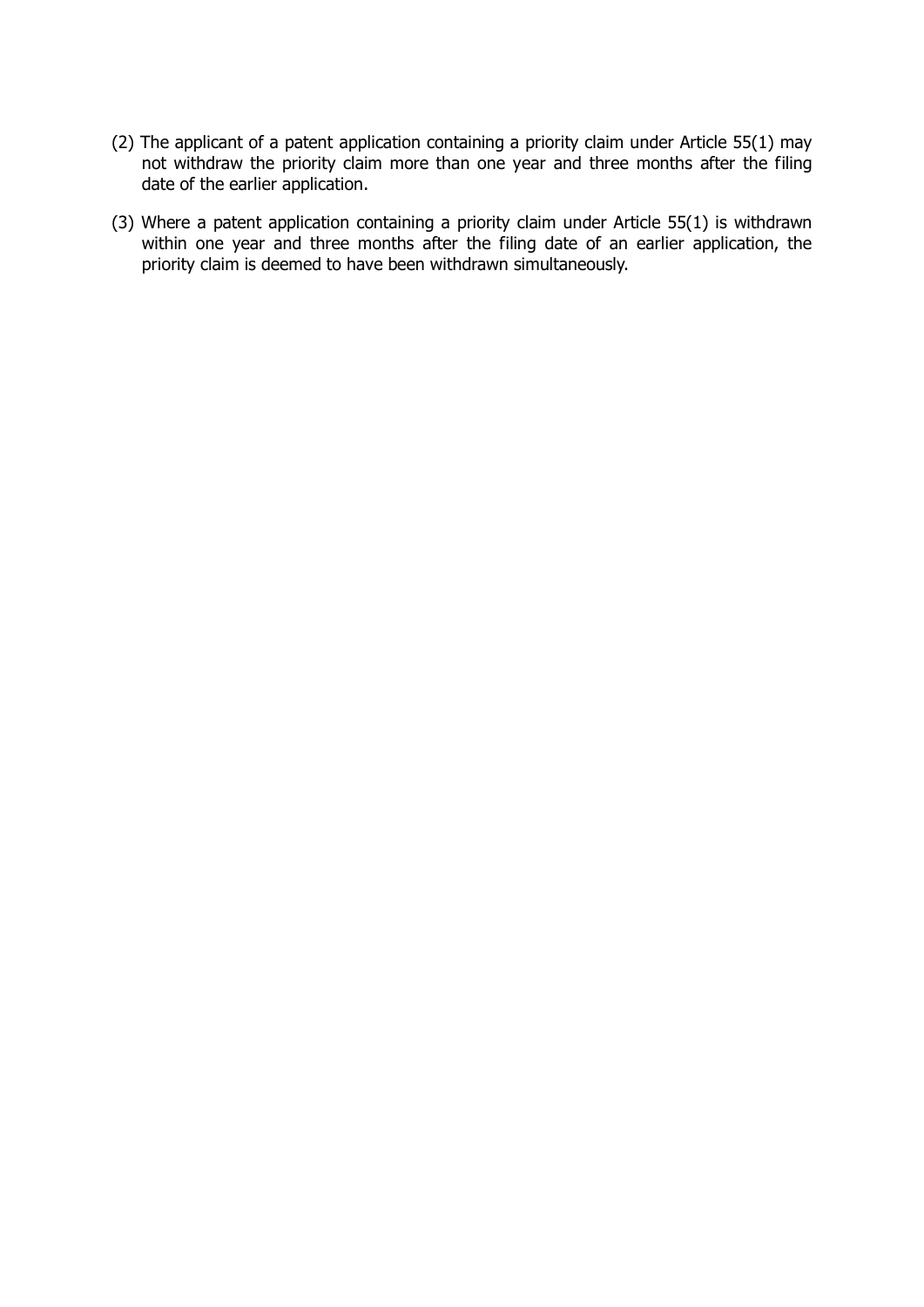(2) The applicant of a patent application containing a priority claim under Article 55(1) may not withdraw the priority claim more than one year and three months after the filing date of the earlier application.

(3) Where a patent application containing a priority claim under Article 55(1) is withdrawn within one year and three months after the filing date of an earlier application, the priority claim is deemed to have been withdrawn simultaneously.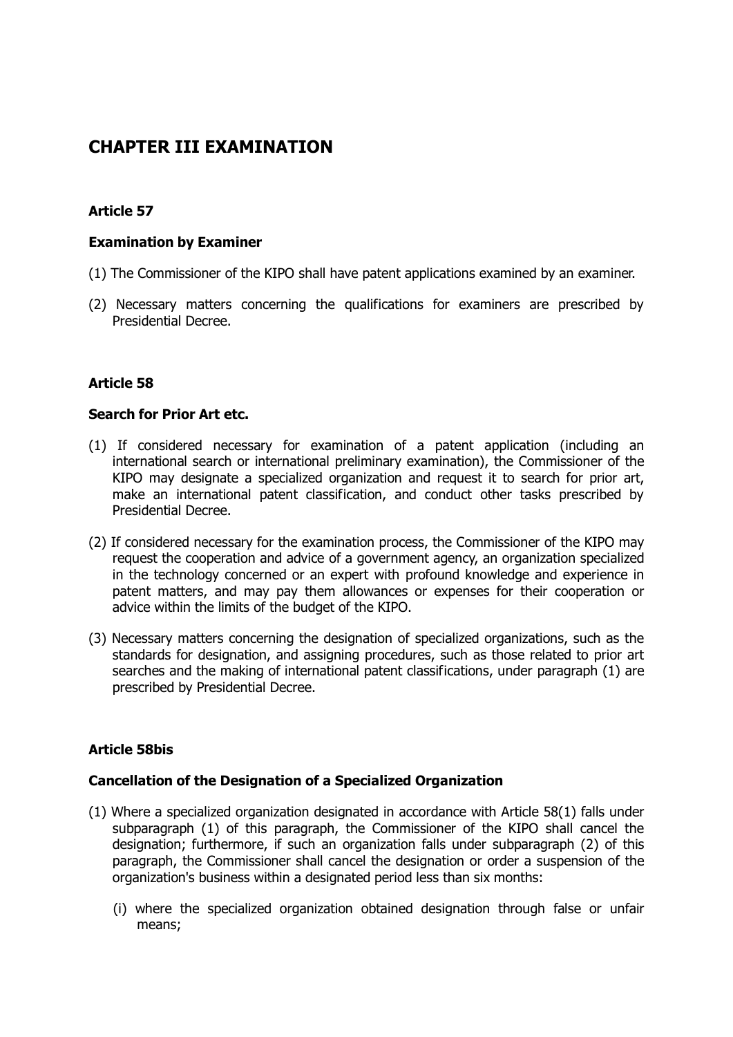# CHAPTER III EXAMINATION

### Article 57

#### Examination by Examiner

(1) The Commissioner of the KIPO shall have patent applications examined by an examiner.

(2) Necessary matters concerning the qualifications for examiners are prescribed by Presidential Decree.

### Article 58

#### Search for Prior Art etc.

(1) If considered necessary for examination of a patent application (including an international search or international preliminary examination), the Commissioner of the KIPO may designate a specialized organization and request it to search for prior art, make an international patent classification, and conduct other tasks prescribed by Presidential Decree.

(2) If considered necessary for the examination process, the Commissioner of the KIPO may request the cooperation and advice of a government agency, an organization specialized in the technology concerned or an expert with profound knowledge and experience in patent matters, and may pay them allowances or expenses for their cooperation or advice within the limits of the budget of the KIPO.

(3) Necessary matters concerning the designation of specialized organizations, such as the standards for designation, and assigning procedures, such as those related to prior art searches and the making of international patent classifications, under paragraph (1) are prescribed by Presidential Decree.

### Article 58bis

#### Cancellation of the Designation of a Specialized Organization

(1) Where a specialized organization designated in accordance with Article 58(1) falls under subparagraph (1) of this paragraph, the Commissioner of the KIPO shall cancel the designation; furthermore, if such an organization falls under subparagraph (2) of this paragraph, the Commissioner shall cancel the designation or order a suspension of the organization's business within a designated period less than six months:

   (i) where the specialized organization obtained designation through false or unfair means;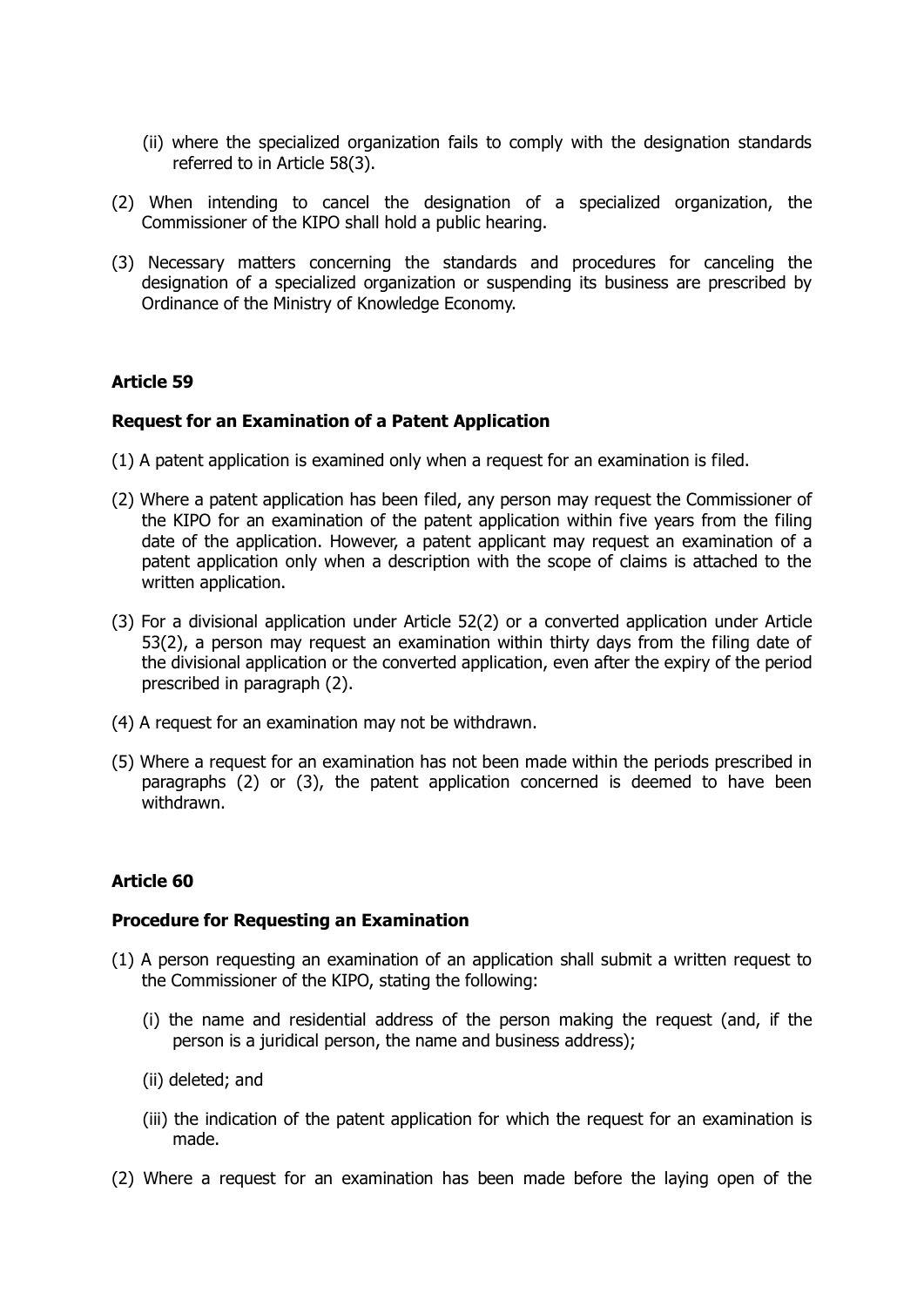(ii) where the specialized organization fails to comply with the designation standards referred to in Article 58(3).

(2) When intending to cancel the designation of a specialized organization, the Commissioner of the KIPO shall hold a public hearing.

(3) Necessary matters concerning the standards and procedures for canceling the designation of a specialized organization or suspending its business are prescribed by Ordinance of the Ministry of Knowledge Economy.

**Article 59**

**Request for an Examination of a Patent Application**

(1) A patent application is examined only when a request for an examination is filed.

(2) Where a patent application has been filed, any person may request the Commissioner of the KIPO for an examination of the patent application within five years from the filing date of the application. However, a patent applicant may request an examination of a patent application only when a description with the scope of claims is attached to the written application.

(3) For a divisional application under Article 52(2) or a converted application under Article 53(2), a person may request an examination within thirty days from the filing date of the divisional application or the converted application, even after the expiry of the period prescribed in paragraph (2).

(4) A request for an examination may not be withdrawn.

(5) Where a request for an examination has not been made within the periods prescribed in paragraphs (2) or (3), the patent application concerned is deemed to have been withdrawn.

**Article 60**

**Procedure for Requesting an Examination**

(1) A person requesting an examination of an application shall submit a written request to the Commissioner of the KIPO, stating the following:

(i) the name and residential address of the person making the request (and, if the person is a juridical person, the name and business address);

(ii) deleted; and

(iii) the indication of the patent application for which the request for an examination is made.

(2) Where a request for an examination has been made before the laying open of the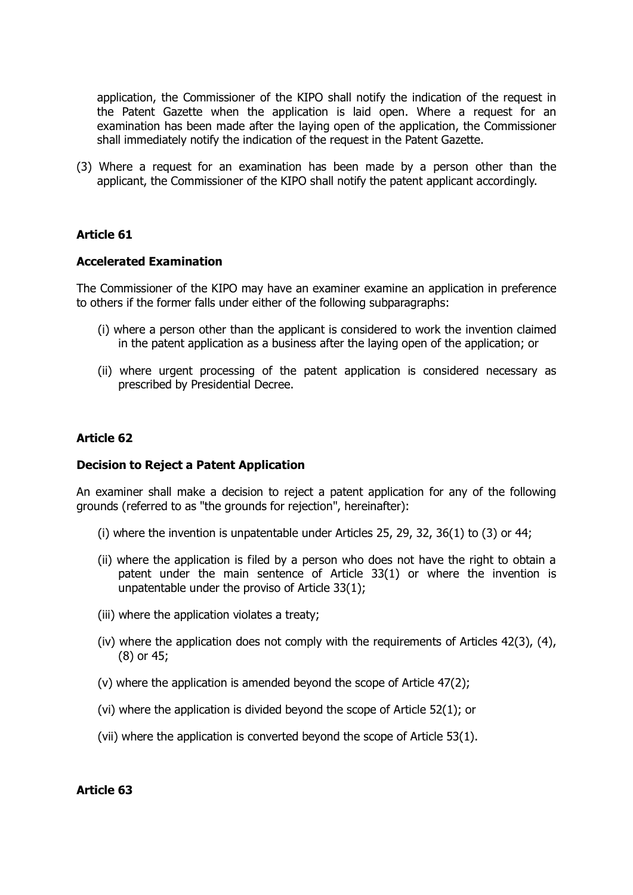application, the Commissioner of the KIPO shall notify the indication of the request in the Patent Gazette when the application is laid open. Where a request for an examination has been made after the laying open of the application, the Commissioner shall immediately notify the indication of the request in the Patent Gazette.

(3) Where a request for an examination has been made by a person other than the applicant, the Commissioner of the KIPO shall notify the patent applicant accordingly.

**Article 61**

**Accelerated Examination**

The Commissioner of the KIPO may have an examiner examine an application in preference to others if the former falls under either of the following subparagraphs:

(i) where a person other than the applicant is considered to work the invention claimed in the patent application as a business after the laying open of the application; or

(ii) where urgent processing of the patent application is considered necessary as prescribed by Presidential Decree.

**Article 62**

**Decision to Reject a Patent Application**

An examiner shall make a decision to reject a patent application for any of the following grounds (referred to as "the grounds for rejection", hereinafter):

(i) where the invention is unpatentable under Articles 25, 29, 32, 36(1) to (3) or 44;

(ii) where the application is filed by a person who does not have the right to obtain a patent under the main sentence of Article 33(1) or where the invention is unpatentable under the proviso of Article 33(1);

(iii) where the application violates a treaty;

(iv) where the application does not comply with the requirements of Articles 42(3), (4), (8) or 45;

(v) where the application is amended beyond the scope of Article 47(2);

(vi) where the application is divided beyond the scope of Article 52(1); or

(vii) where the application is converted beyond the scope of Article 53(1).

**Article 63**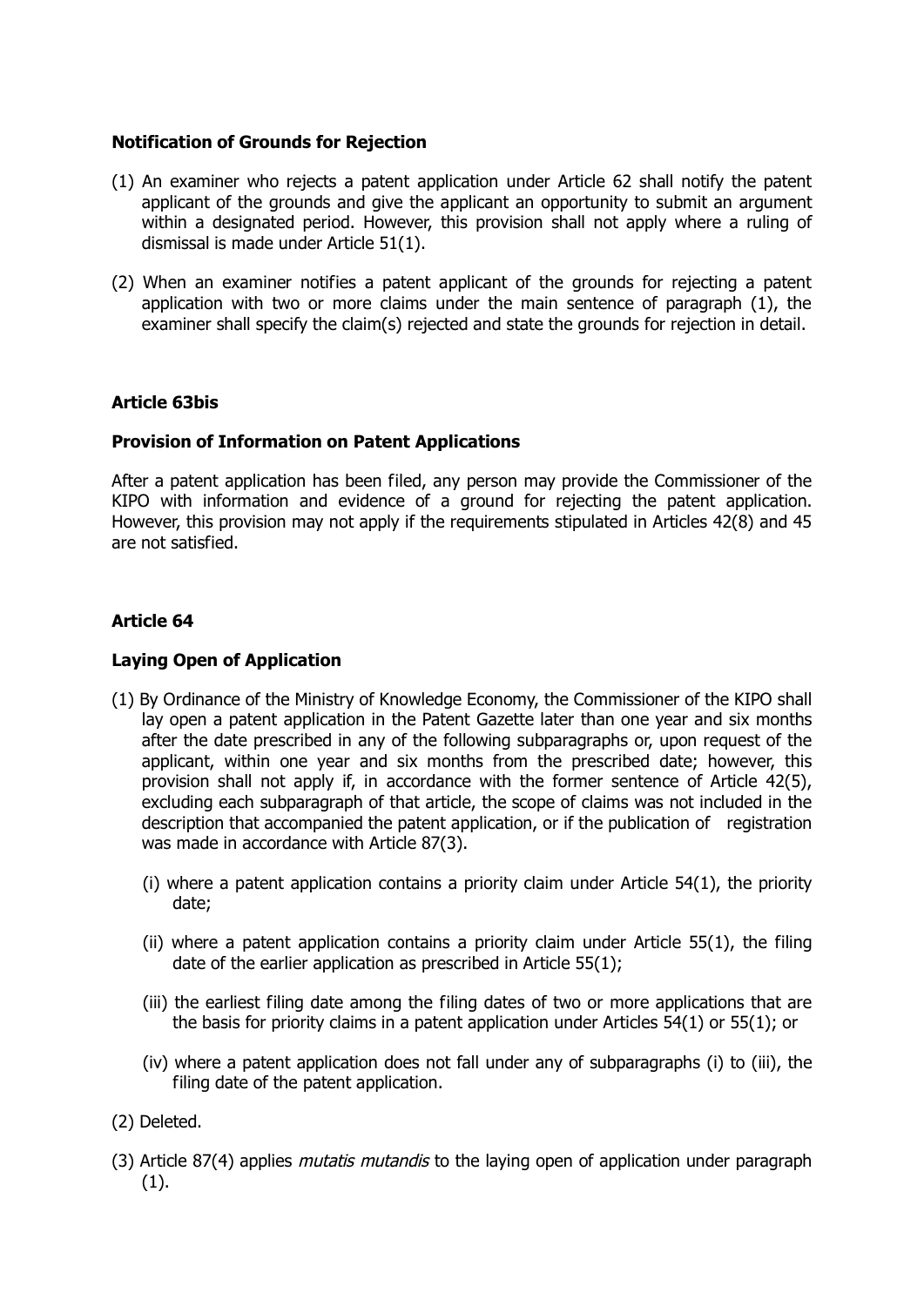### Notification of Grounds for Rejection

(1) An examiner who rejects a patent application under Article 62 shall notify the patent applicant of the grounds and give the applicant an opportunity to submit an argument within a designated period. However, this provision shall not apply where a ruling of dismissal is made under Article 51(1).

(2) When an examiner notifies a patent applicant of the grounds for rejecting a patent application with two or more claims under the main sentence of paragraph (1), the examiner shall specify the claim(s) rejected and state the grounds for rejection in detail.

### Article 63bis

### Provision of Information on Patent Applications

After a patent application has been filed, any person may provide the Commissioner of the KIPO with information and evidence of a ground for rejecting the patent application. However, this provision may not apply if the requirements stipulated in Articles 42(8) and 45 are not satisfied.

### Article 64

### Laying Open of Application

(1) By Ordinance of the Ministry of Knowledge Economy, the Commissioner of the KIPO shall lay open a patent application in the Patent Gazette later than one year and six months after the date prescribed in any of the following subparagraphs or, upon request of the applicant, within one year and six months from the prescribed date; however, this provision shall not apply if, in accordance with the former sentence of Article 42(5), excluding each subparagraph of that article, the scope of claims was not included in the description that accompanied the patent application, or if the publication of registration was made in accordance with Article 87(3).

  (i) where a patent application contains a priority claim under Article 54(1), the priority date;

  (ii) where a patent application contains a priority claim under Article 55(1), the filing date of the earlier application as prescribed in Article 55(1);

  (iii) the earliest filing date among the filing dates of two or more applications that are the basis for priority claims in a patent application under Articles 54(1) or 55(1); or

  (iv) where a patent application does not fall under any of subparagraphs (i) to (iii), the filing date of the patent application.

(2) Deleted.

(3) Article 87(4) applies *mutatis mutandis* to the laying open of application under paragraph (1).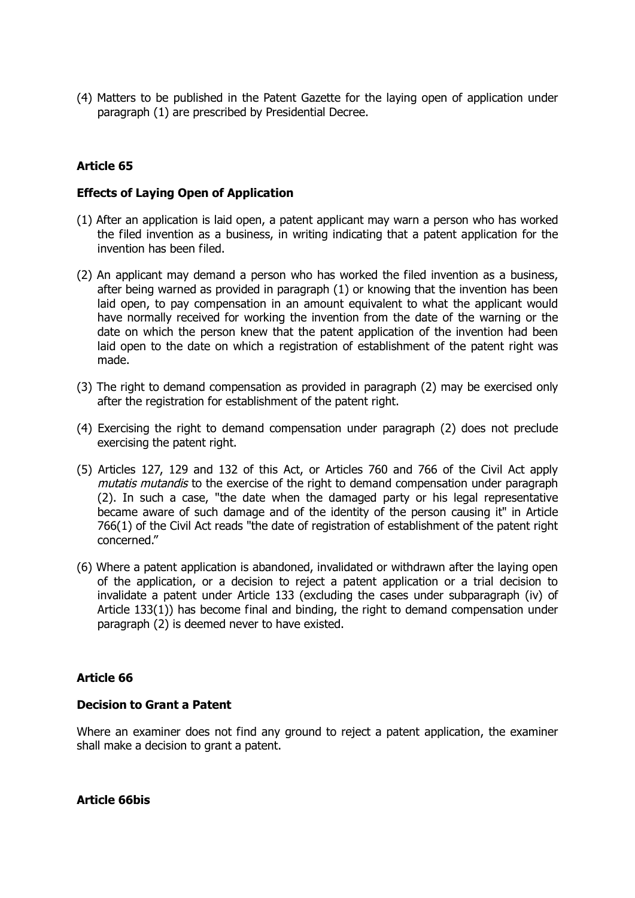(4) Matters to be published in the Patent Gazette for the laying open of application under paragraph (1) are prescribed by Presidential Decree.

**Article 65**

**Effects of Laying Open of Application**

(1) After an application is laid open, a patent applicant may warn a person who has worked the filed invention as a business, in writing indicating that a patent application for the invention has been filed.

(2) An applicant may demand a person who has worked the filed invention as a business, after being warned as provided in paragraph (1) or knowing that the invention has been laid open, to pay compensation in an amount equivalent to what the applicant would have normally received for working the invention from the date of the warning or the date on which the person knew that the patent application of the invention had been laid open to the date on which a registration of establishment of the patent right was made.

(3) The right to demand compensation as provided in paragraph (2) may be exercised only after the registration for establishment of the patent right.

(4) Exercising the right to demand compensation under paragraph (2) does not preclude exercising the patent right.

(5) Articles 127, 129 and 132 of this Act, or Articles 760 and 766 of the Civil Act apply *mutatis mutandis* to the exercise of the right to demand compensation under paragraph (2). In such a case, "the date when the damaged party or his legal representative became aware of such damage and of the identity of the person causing it" in Article 766(1) of the Civil Act reads "the date of registration of establishment of the patent right concerned."

(6) Where a patent application is abandoned, invalidated or withdrawn after the laying open of the application, or a decision to reject a patent application or a trial decision to invalidate a patent under Article 133 (excluding the cases under subparagraph (iv) of Article 133(1)) has become final and binding, the right to demand compensation under paragraph (2) is deemed never to have existed.

**Article 66**

**Decision to Grant a Patent**

Where an examiner does not find any ground to reject a patent application, the examiner shall make a decision to grant a patent.

**Article 66bis**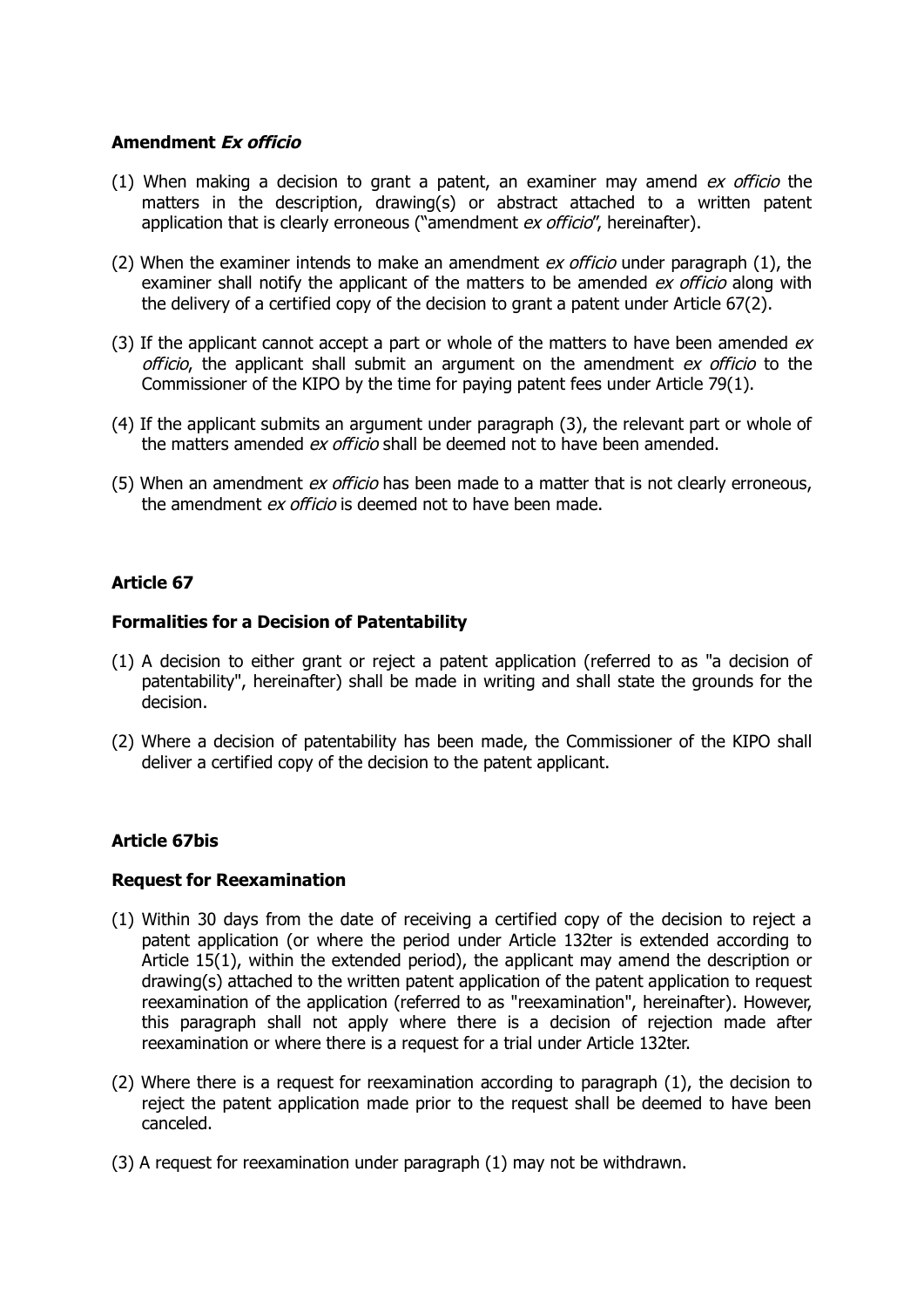**Amendment *Ex officio***

(1) When making a decision to grant a patent, an examiner may amend *ex officio* the matters in the description, drawing(s) or abstract attached to a written patent application that is clearly erroneous ("amendment *ex officio*", hereinafter).

(2) When the examiner intends to make an amendment *ex officio* under paragraph (1), the examiner shall notify the applicant of the matters to be amended *ex officio* along with the delivery of a certified copy of the decision to grant a patent under Article 67(2).

(3) If the applicant cannot accept a part or whole of the matters to have been amended *ex officio*, the applicant shall submit an argument on the amendment *ex officio* to the Commissioner of the KIPO by the time for paying patent fees under Article 79(1).

(4) If the applicant submits an argument under paragraph (3), the relevant part or whole of the matters amended *ex officio* shall be deemed not to have been amended.

(5) When an amendment *ex officio* has been made to a matter that is not clearly erroneous, the amendment *ex officio* is deemed not to have been made.

**Article 67**

**Formalities for a Decision of Patentability**

(1) A decision to either grant or reject a patent application (referred to as "a decision of patentability", hereinafter) shall be made in writing and shall state the grounds for the decision.

(2) Where a decision of patentability has been made, the Commissioner of the KIPO shall deliver a certified copy of the decision to the patent applicant.

**Article 67bis**

**Request for Reexamination**

(1) Within 30 days from the date of receiving a certified copy of the decision to reject a patent application (or where the period under Article 132ter is extended according to Article 15(1), within the extended period), the applicant may amend the description or drawing(s) attached to the written patent application of the patent application to request reexamination of the application (referred to as "reexamination", hereinafter). However, this paragraph shall not apply where there is a decision of rejection made after reexamination or where there is a request for a trial under Article 132ter.

(2) Where there is a request for reexamination according to paragraph (1), the decision to reject the patent application made prior to the request shall be deemed to have been canceled.

(3) A request for reexamination under paragraph (1) may not be withdrawn.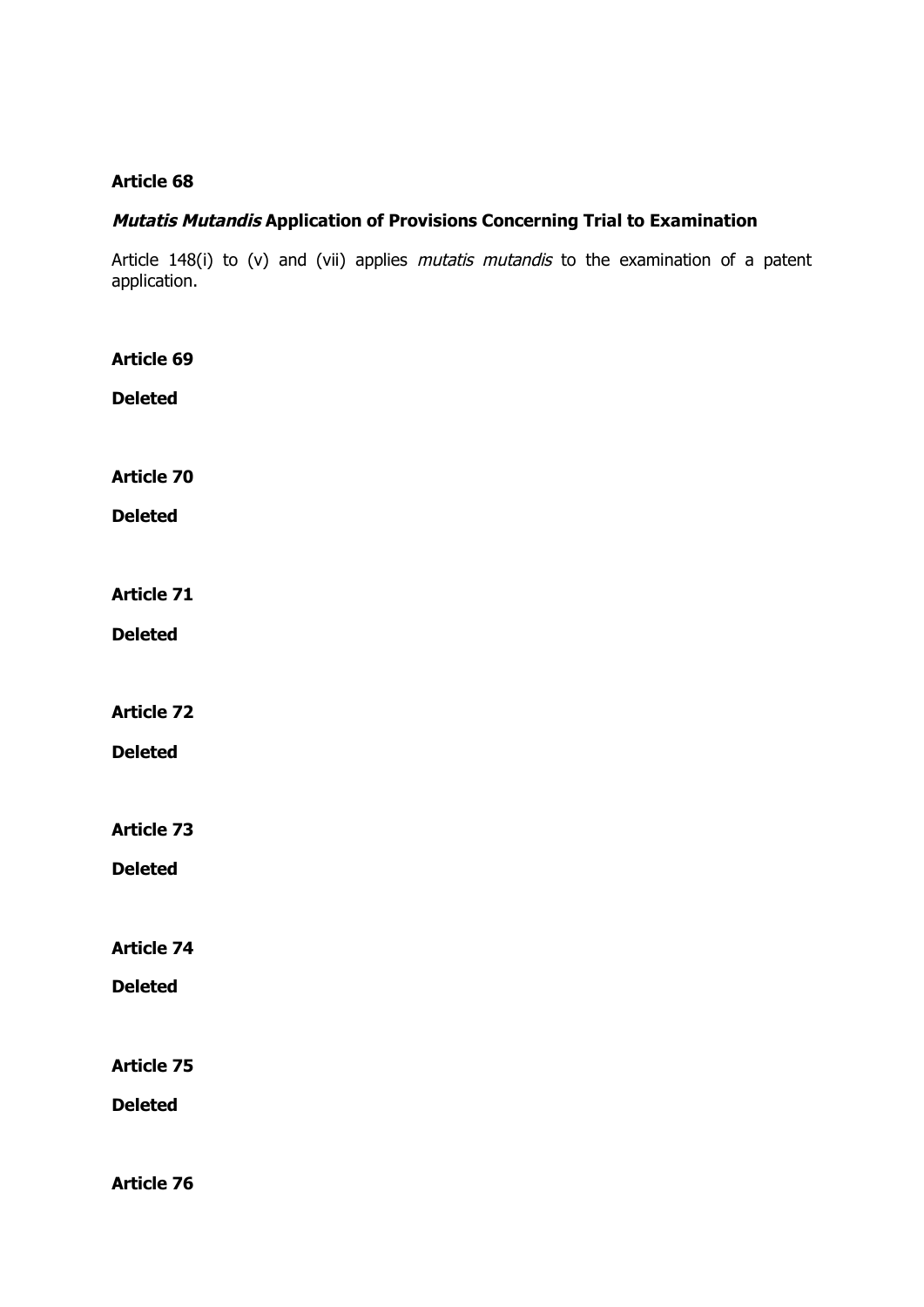**Article 68**

***Mutatis Mutandis* Application of Provisions Concerning Trial to Examination**

Article 148(i) to (v) and (vii) applies *mutatis mutandis* to the examination of a patent application.

**Article 69**

**Deleted**

**Article 70**

**Deleted**

**Article 71**

**Deleted**

**Article 72**

**Deleted**

**Article 73**

**Deleted**

**Article 74**

**Deleted**

**Article 75**

**Deleted**

**Article 76**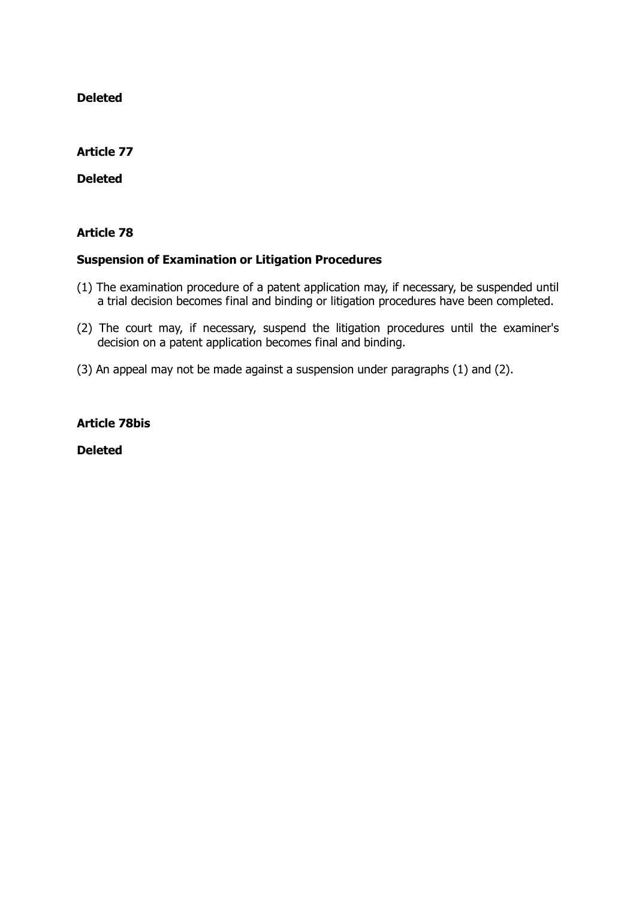**Deleted**

**Article 77**

**Deleted**

**Article 78**

**Suspension of Examination or Litigation Procedures**

(1) The examination procedure of a patent application may, if necessary, be suspended until a trial decision becomes final and binding or litigation procedures have been completed.

(2) The court may, if necessary, suspend the litigation procedures until the examiner's decision on a patent application becomes final and binding.

(3) An appeal may not be made against a suspension under paragraphs (1) and (2).

**Article 78bis**

**Deleted**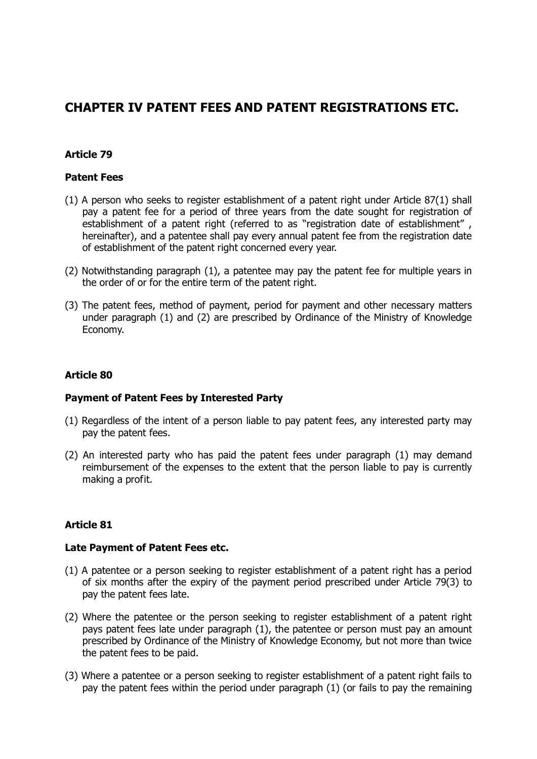# CHAPTER IV PATENT FEES AND PATENT REGISTRATIONS ETC.

### Article 79

### Patent Fees

(1) A person who seeks to register establishment of a patent right under Article 87(1) shall pay a patent fee for a period of three years from the date sought for registration of establishment of a patent right (referred to as "registration date of establishment" , hereinafter), and a patentee shall pay every annual patent fee from the registration date of establishment of the patent right concerned every year.

(2) Notwithstanding paragraph (1), a patentee may pay the patent fee for multiple years in the order of or for the entire term of the patent right.

(3) The patent fees, method of payment, period for payment and other necessary matters under paragraph (1) and (2) are prescribed by Ordinance of the Ministry of Knowledge Economy.

### Article 80

### Payment of Patent Fees by Interested Party

(1) Regardless of the intent of a person liable to pay patent fees, any interested party may pay the patent fees.

(2) An interested party who has paid the patent fees under paragraph (1) may demand reimbursement of the expenses to the extent that the person liable to pay is currently making a profit.

### Article 81

### Late Payment of Patent Fees etc.

(1) A patentee or a person seeking to register establishment of a patent right has a period of six months after the expiry of the payment period prescribed under Article 79(3) to pay the patent fees late.

(2) Where the patentee or the person seeking to register establishment of a patent right pays patent fees late under paragraph (1), the patentee or person must pay an amount prescribed by Ordinance of the Ministry of Knowledge Economy, but not more than twice the patent fees to be paid.

(3) Where a patentee or a person seeking to register establishment of a patent right fails to pay the patent fees within the period under paragraph (1) (or fails to pay the remaining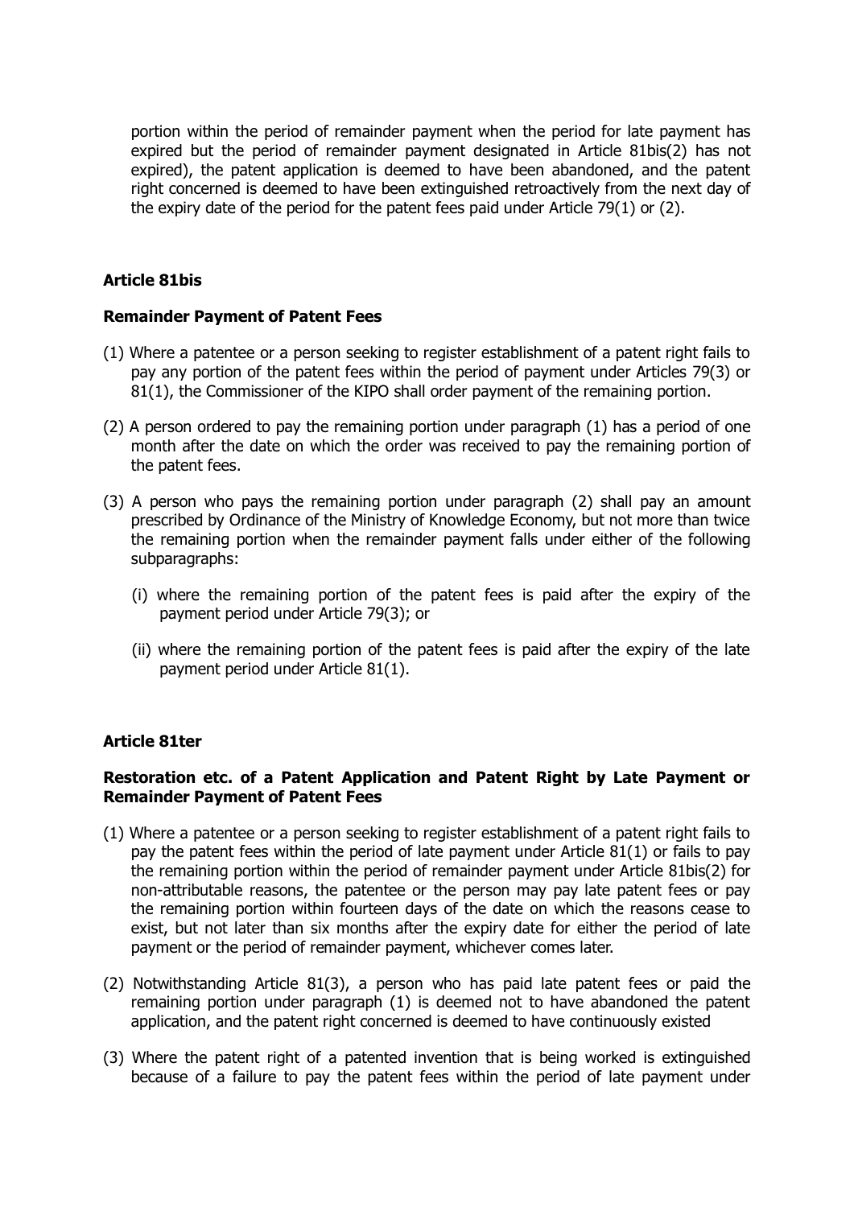portion within the period of remainder payment when the period for late payment has expired but the period of remainder payment designated in Article 81bis(2) has not expired), the patent application is deemed to have been abandoned, and the patent right concerned is deemed to have been extinguished retroactively from the next day of the expiry date of the period for the patent fees paid under Article 79(1) or (2).

**Article 81bis**

**Remainder Payment of Patent Fees**

(1) Where a patentee or a person seeking to register establishment of a patent right fails to pay any portion of the patent fees within the period of payment under Articles 79(3) or 81(1), the Commissioner of the KIPO shall order payment of the remaining portion.

(2) A person ordered to pay the remaining portion under paragraph (1) has a period of one month after the date on which the order was received to pay the remaining portion of the patent fees.

(3) A person who pays the remaining portion under paragraph (2) shall pay an amount prescribed by Ordinance of the Ministry of Knowledge Economy, but not more than twice the remaining portion when the remainder payment falls under either of the following subparagraphs:

(i) where the remaining portion of the patent fees is paid after the expiry of the payment period under Article 79(3); or

(ii) where the remaining portion of the patent fees is paid after the expiry of the late payment period under Article 81(1).

**Article 81ter**

**Restoration etc. of a Patent Application and Patent Right by Late Payment or Remainder Payment of Patent Fees**

(1) Where a patentee or a person seeking to register establishment of a patent right fails to pay the patent fees within the period of late payment under Article 81(1) or fails to pay the remaining portion within the period of remainder payment under Article 81bis(2) for non-attributable reasons, the patentee or the person may pay late patent fees or pay the remaining portion within fourteen days of the date on which the reasons cease to exist, but not later than six months after the expiry date for either the period of late payment or the period of remainder payment, whichever comes later.

(2) Notwithstanding Article 81(3), a person who has paid late patent fees or paid the remaining portion under paragraph (1) is deemed not to have abandoned the patent application, and the patent right concerned is deemed to have continuously existed

(3) Where the patent right of a patented invention that is being worked is extinguished because of a failure to pay the patent fees within the period of late payment under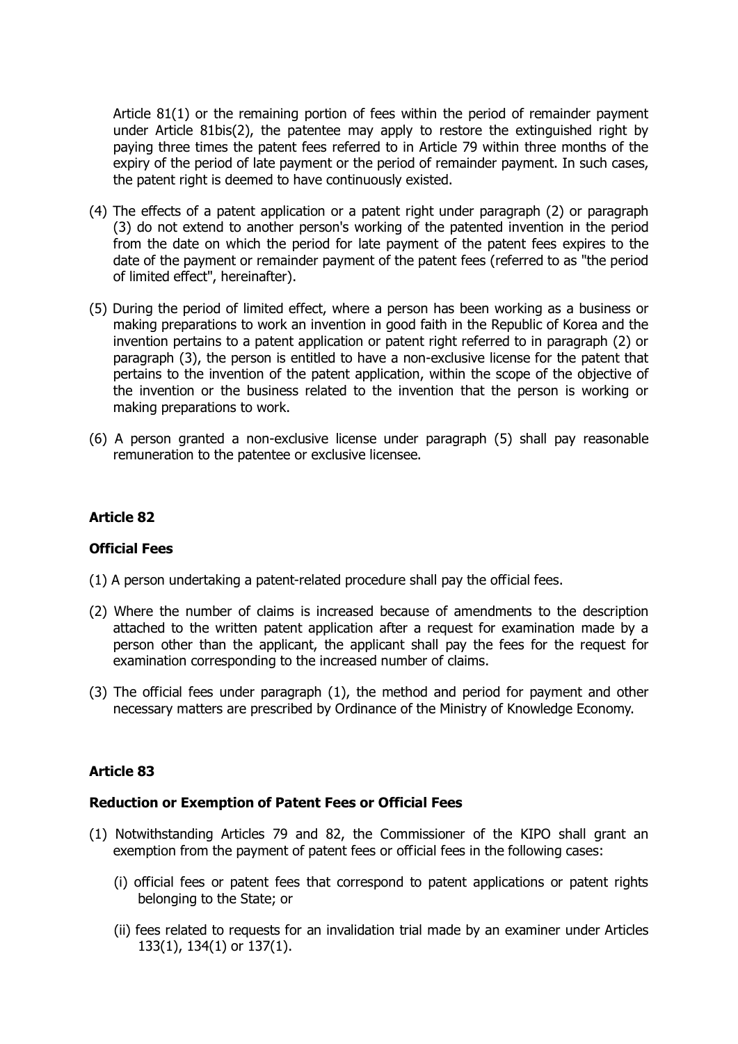Article 81(1) or the remaining portion of fees within the period of remainder payment under Article 81bis(2), the patentee may apply to restore the extinguished right by paying three times the patent fees referred to in Article 79 within three months of the expiry of the period of late payment or the period of remainder payment. In such cases, the patent right is deemed to have continuously existed.

(4) The effects of a patent application or a patent right under paragraph (2) or paragraph (3) do not extend to another person's working of the patented invention in the period from the date on which the period for late payment of the patent fees expires to the date of the payment or remainder payment of the patent fees (referred to as "the period of limited effect", hereinafter).

(5) During the period of limited effect, where a person has been working as a business or making preparations to work an invention in good faith in the Republic of Korea and the invention pertains to a patent application or patent right referred to in paragraph (2) or paragraph (3), the person is entitled to have a non-exclusive license for the patent that pertains to the invention of the patent application, within the scope of the objective of the invention or the business related to the invention that the person is working or making preparations to work.

(6) A person granted a non-exclusive license under paragraph (5) shall pay reasonable remuneration to the patentee or exclusive licensee.

### Article 82

#### Official Fees

(1) A person undertaking a patent-related procedure shall pay the official fees.

(2) Where the number of claims is increased because of amendments to the description attached to the written patent application after a request for examination made by a person other than the applicant, the applicant shall pay the fees for the request for examination corresponding to the increased number of claims.

(3) The official fees under paragraph (1), the method and period for payment and other necessary matters are prescribed by Ordinance of the Ministry of Knowledge Economy.

### Article 83

#### Reduction or Exemption of Patent Fees or Official Fees

(1) Notwithstanding Articles 79 and 82, the Commissioner of the KIPO shall grant an exemption from the payment of patent fees or official fees in the following cases:

(i) official fees or patent fees that correspond to patent applications or patent rights belonging to the State; or

(ii) fees related to requests for an invalidation trial made by an examiner under Articles 133(1), 134(1) or 137(1).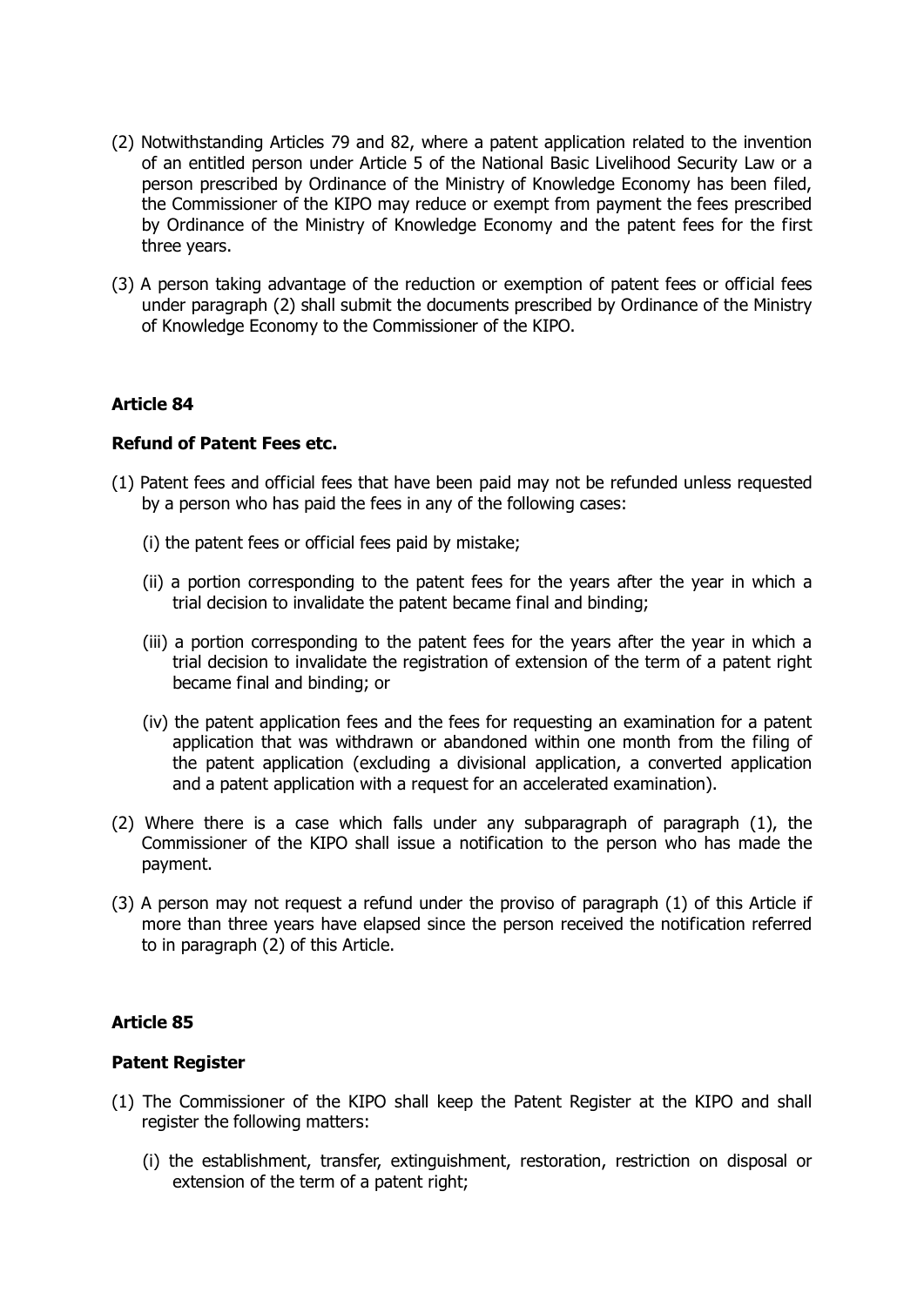(2) Notwithstanding Articles 79 and 82, where a patent application related to the invention of an entitled person under Article 5 of the National Basic Livelihood Security Law or a person prescribed by Ordinance of the Ministry of Knowledge Economy has been filed, the Commissioner of the KIPO may reduce or exempt from payment the fees prescribed by Ordinance of the Ministry of Knowledge Economy and the patent fees for the first three years.

(3) A person taking advantage of the reduction or exemption of patent fees or official fees under paragraph (2) shall submit the documents prescribed by Ordinance of the Ministry of Knowledge Economy to the Commissioner of the KIPO.

## Article 84

### Refund of Patent Fees etc.

(1) Patent fees and official fees that have been paid may not be refunded unless requested by a person who has paid the fees in any of the following cases:

   (i) the patent fees or official fees paid by mistake;

   (ii) a portion corresponding to the patent fees for the years after the year in which a trial decision to invalidate the patent became final and binding;

   (iii) a portion corresponding to the patent fees for the years after the year in which a trial decision to invalidate the registration of extension of the term of a patent right became final and binding; or

   (iv) the patent application fees and the fees for requesting an examination for a patent application that was withdrawn or abandoned within one month from the filing of the patent application (excluding a divisional application, a converted application and a patent application with a request for an accelerated examination).

(2) Where there is a case which falls under any subparagraph of paragraph (1), the Commissioner of the KIPO shall issue a notification to the person who has made the payment.

(3) A person may not request a refund under the proviso of paragraph (1) of this Article if more than three years have elapsed since the person received the notification referred to in paragraph (2) of this Article.

## Article 85

### Patent Register

(1) The Commissioner of the KIPO shall keep the Patent Register at the KIPO and shall register the following matters:

   (i) the establishment, transfer, extinguishment, restoration, restriction on disposal or extension of the term of a patent right;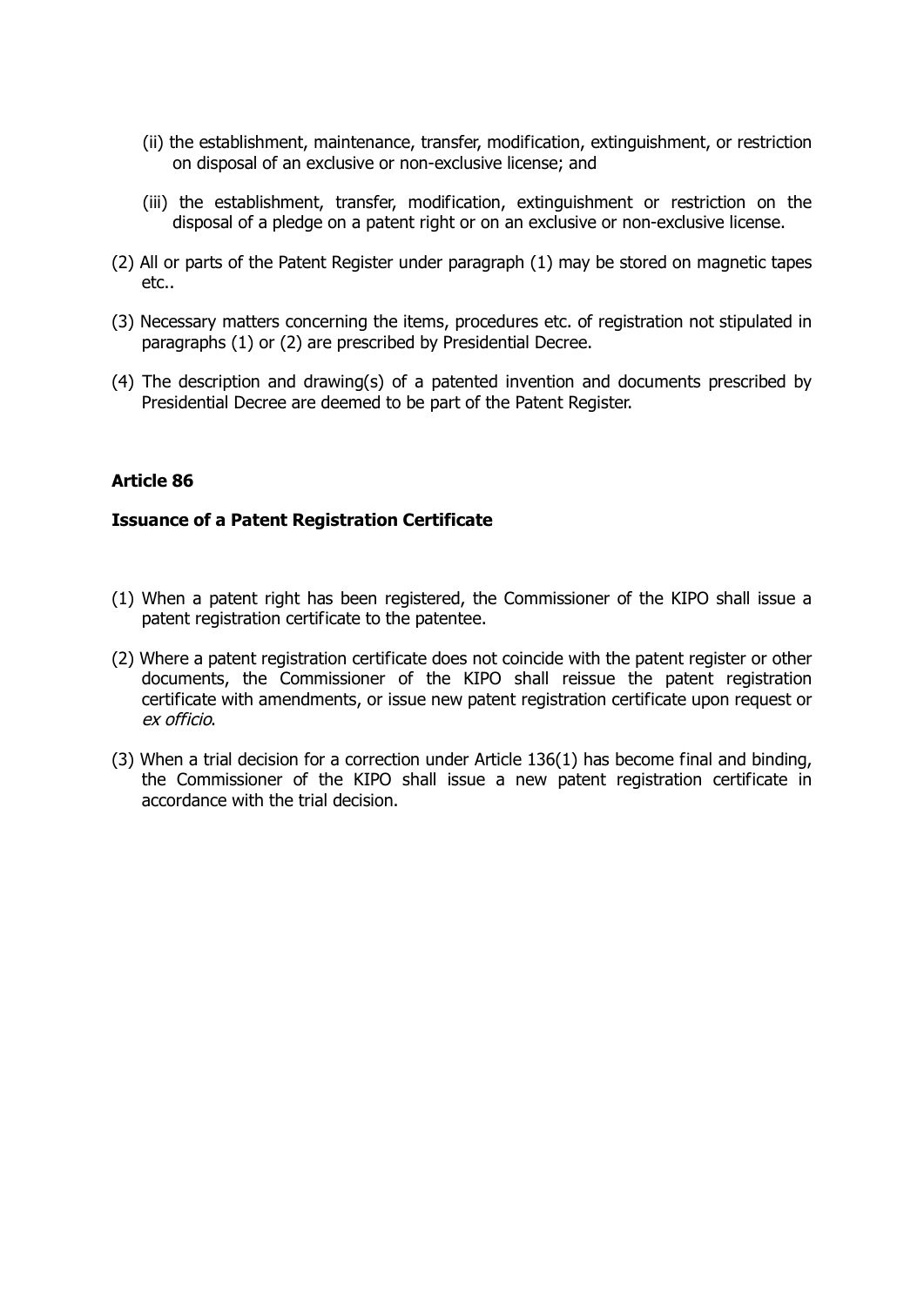(ii) the establishment, maintenance, transfer, modification, extinguishment, or restriction on disposal of an exclusive or non-exclusive license; and

(iii) the establishment, transfer, modification, extinguishment or restriction on the disposal of a pledge on a patent right or on an exclusive or non-exclusive license.

(2) All or parts of the Patent Register under paragraph (1) may be stored on magnetic tapes etc..

(3) Necessary matters concerning the items, procedures etc. of registration not stipulated in paragraphs (1) or (2) are prescribed by Presidential Decree.

(4) The description and drawing(s) of a patented invention and documents prescribed by Presidential Decree are deemed to be part of the Patent Register.

**Article 86**

**Issuance of a Patent Registration Certificate**

(1) When a patent right has been registered, the Commissioner of the KIPO shall issue a patent registration certificate to the patentee.

(2) Where a patent registration certificate does not coincide with the patent register or other documents, the Commissioner of the KIPO shall reissue the patent registration certificate with amendments, or issue new patent registration certificate upon request or *ex officio*.

(3) When a trial decision for a correction under Article 136(1) has become final and binding, the Commissioner of the KIPO shall issue a new patent registration certificate in accordance with the trial decision.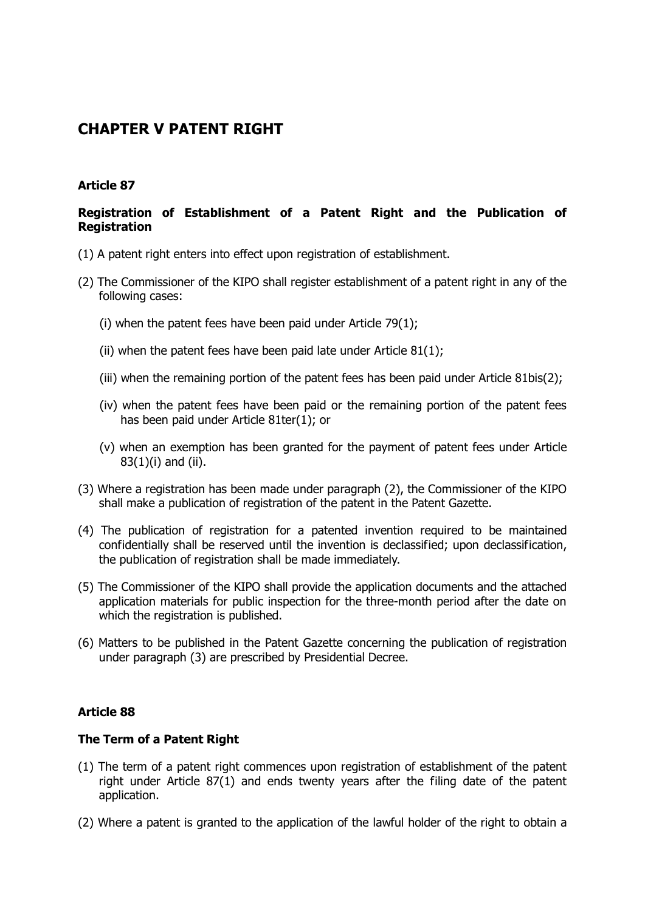# CHAPTER V PATENT RIGHT

### Article 87

### Registration of Establishment of a Patent Right and the Publication of Registration

(1) A patent right enters into effect upon registration of establishment.

(2) The Commissioner of the KIPO shall register establishment of a patent right in any of the following cases:

(i) when the patent fees have been paid under Article 79(1);

(ii) when the patent fees have been paid late under Article 81(1);

(iii) when the remaining portion of the patent fees has been paid under Article 81bis(2);

(iv) when the patent fees have been paid or the remaining portion of the patent fees has been paid under Article 81ter(1); or

(v) when an exemption has been granted for the payment of patent fees under Article 83(1)(i) and (ii).

(3) Where a registration has been made under paragraph (2), the Commissioner of the KIPO shall make a publication of registration of the patent in the Patent Gazette.

(4) The publication of registration for a patented invention required to be maintained confidentially shall be reserved until the invention is declassified; upon declassification, the publication of registration shall be made immediately.

(5) The Commissioner of the KIPO shall provide the application documents and the attached application materials for public inspection for the three-month period after the date on which the registration is published.

(6) Matters to be published in the Patent Gazette concerning the publication of registration under paragraph (3) are prescribed by Presidential Decree.

### Article 88

### The Term of a Patent Right

(1) The term of a patent right commences upon registration of establishment of the patent right under Article 87(1) and ends twenty years after the filing date of the patent application.

(2) Where a patent is granted to the application of the lawful holder of the right to obtain a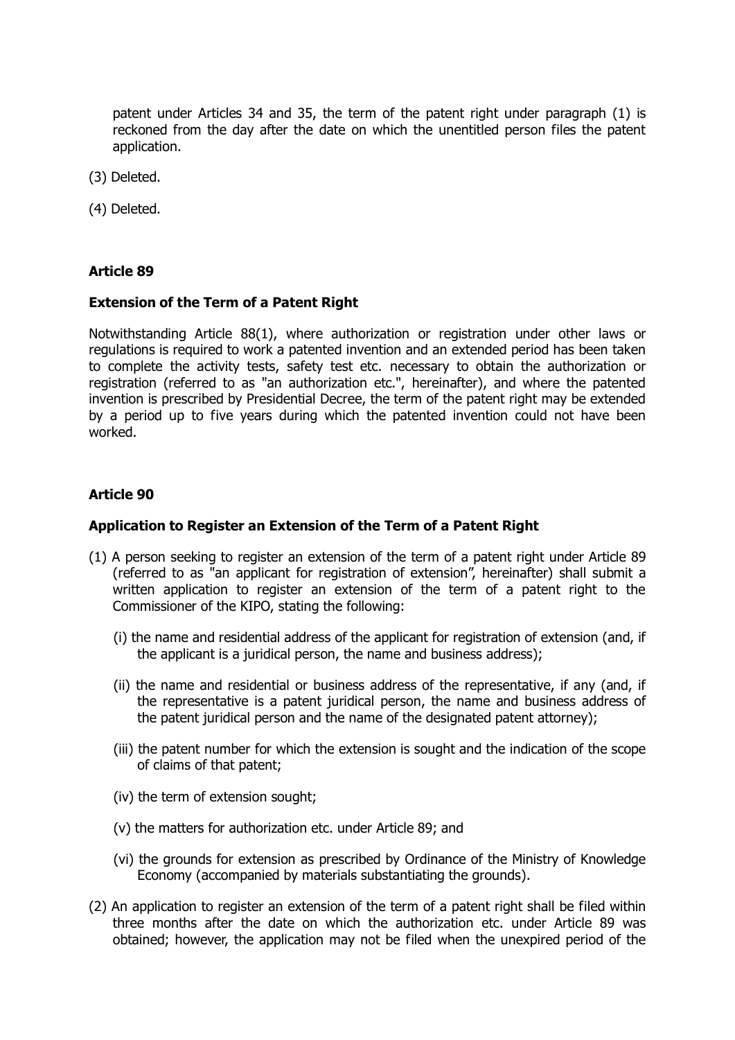patent under Articles 34 and 35, the term of the patent right under paragraph (1) is reckoned from the day after the date on which the unentitled person files the patent application.

(3) Deleted.

(4) Deleted.

### Article 89

#### Extension of the Term of a Patent Right

Notwithstanding Article 88(1), where authorization or registration under other laws or regulations is required to work a patented invention and an extended period has been taken to complete the activity tests, safety test etc. necessary to obtain the authorization or registration (referred to as "an authorization etc.", hereinafter), and where the patented invention is prescribed by Presidential Decree, the term of the patent right may be extended by a period up to five years during which the patented invention could not have been worked.

### Article 90

#### Application to Register an Extension of the Term of a Patent Right

(1) A person seeking to register an extension of the term of a patent right under Article 89 (referred to as "an applicant for registration of extension", hereinafter) shall submit a written application to register an extension of the term of a patent right to the Commissioner of the KIPO, stating the following:

- (i) the name and residential address of the applicant for registration of extension (and, if the applicant is a juridical person, the name and business address);
- (ii) the name and residential or business address of the representative, if any (and, if the representative is a patent juridical person, the name and business address of the patent juridical person and the name of the designated patent attorney);
- (iii) the patent number for which the extension is sought and the indication of the scope of claims of that patent;
- (iv) the term of extension sought;
- (v) the matters for authorization etc. under Article 89; and
- (vi) the grounds for extension as prescribed by Ordinance of the Ministry of Knowledge Economy (accompanied by materials substantiating the grounds).

(2) An application to register an extension of the term of a patent right shall be filed within three months after the date on which the authorization etc. under Article 89 was obtained; however, the application may not be filed when the unexpired period of the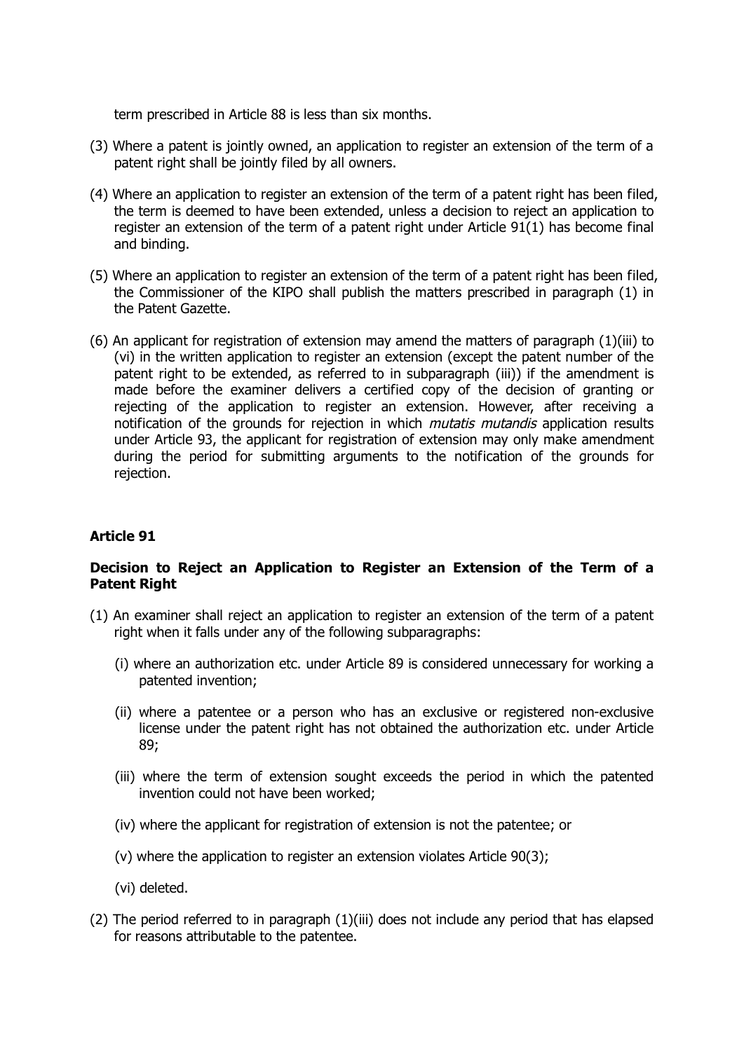term prescribed in Article 88 is less than six months.

(3) Where a patent is jointly owned, an application to register an extension of the term of a patent right shall be jointly filed by all owners.

(4) Where an application to register an extension of the term of a patent right has been filed, the term is deemed to have been extended, unless a decision to reject an application to register an extension of the term of a patent right under Article 91(1) has become final and binding.

(5) Where an application to register an extension of the term of a patent right has been filed, the Commissioner of the KIPO shall publish the matters prescribed in paragraph (1) in the Patent Gazette.

(6) An applicant for registration of extension may amend the matters of paragraph (1)(iii) to (vi) in the written application to register an extension (except the patent number of the patent right to be extended, as referred to in subparagraph (iii)) if the amendment is made before the examiner delivers a certified copy of the decision of granting or rejecting of the application to register an extension. However, after receiving a notification of the grounds for rejection in which *mutatis mutandis* application results under Article 93, the applicant for registration of extension may only make amendment during the period for submitting arguments to the notification of the grounds for rejection.

**Article 91**

**Decision to Reject an Application to Register an Extension of the Term of a Patent Right**

(1) An examiner shall reject an application to register an extension of the term of a patent right when it falls under any of the following subparagraphs:

   (i) where an authorization etc. under Article 89 is considered unnecessary for working a patented invention;

   (ii) where a patentee or a person who has an exclusive or registered non-exclusive license under the patent right has not obtained the authorization etc. under Article 89;

   (iii) where the term of extension sought exceeds the period in which the patented invention could not have been worked;

   (iv) where the applicant for registration of extension is not the patentee; or

   (v) where the application to register an extension violates Article 90(3);

   (vi) deleted.

(2) The period referred to in paragraph (1)(iii) does not include any period that has elapsed for reasons attributable to the patentee.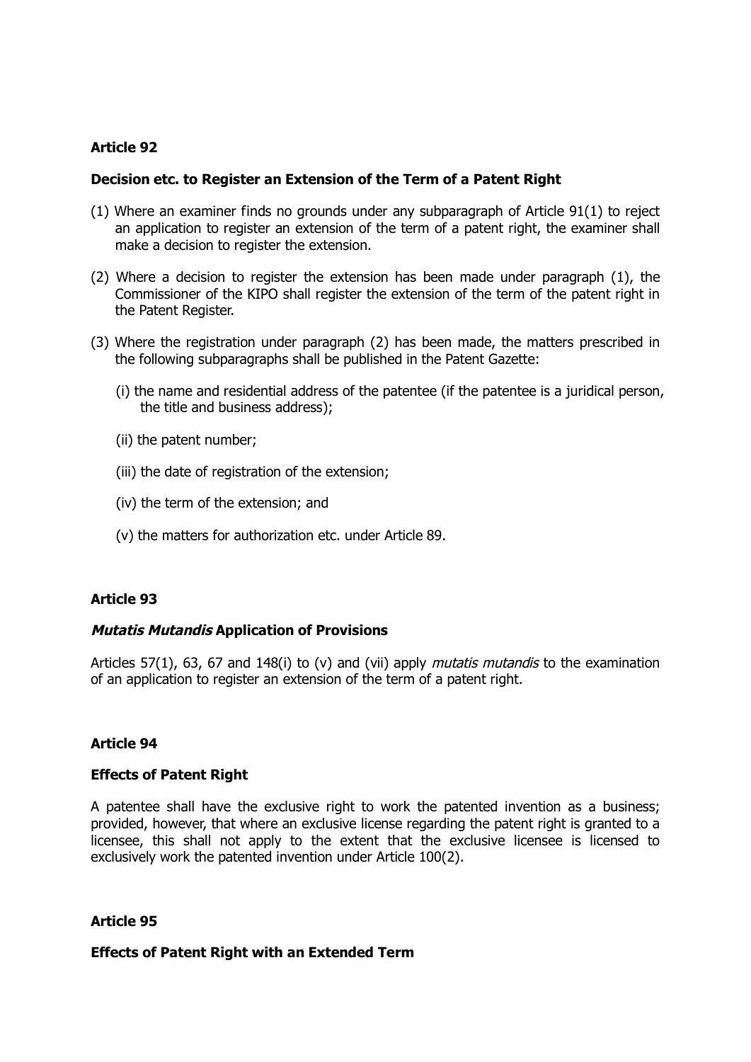**Article 92**

**Decision etc. to Register an Extension of the Term of a Patent Right**

(1) Where an examiner finds no grounds under any subparagraph of Article 91(1) to reject an application to register an extension of the term of a patent right, the examiner shall make a decision to register the extension.

(2) Where a decision to register the extension has been made under paragraph (1), the Commissioner of the KIPO shall register the extension of the term of the patent right in the Patent Register.

(3) Where the registration under paragraph (2) has been made, the matters prescribed in the following subparagraphs shall be published in the Patent Gazette:

(i) the name and residential address of the patentee (if the patentee is a juridical person, the title and business address);

(ii) the patent number;

(iii) the date of registration of the extension;

(iv) the term of the extension; and

(v) the matters for authorization etc. under Article 89.

**Article 93**

***Mutatis Mutandis* Application of Provisions**

Articles 57(1), 63, 67 and 148(i) to (v) and (vii) apply *mutatis mutandis* to the examination of an application to register an extension of the term of a patent right.

**Article 94**

**Effects of Patent Right**

A patentee shall have the exclusive right to work the patented invention as a business; provided, however, that where an exclusive license regarding the patent right is granted to a licensee, this shall not apply to the extent that the exclusive licensee is licensed to exclusively work the patented invention under Article 100(2).

**Article 95**

**Effects of Patent Right with an Extended Term**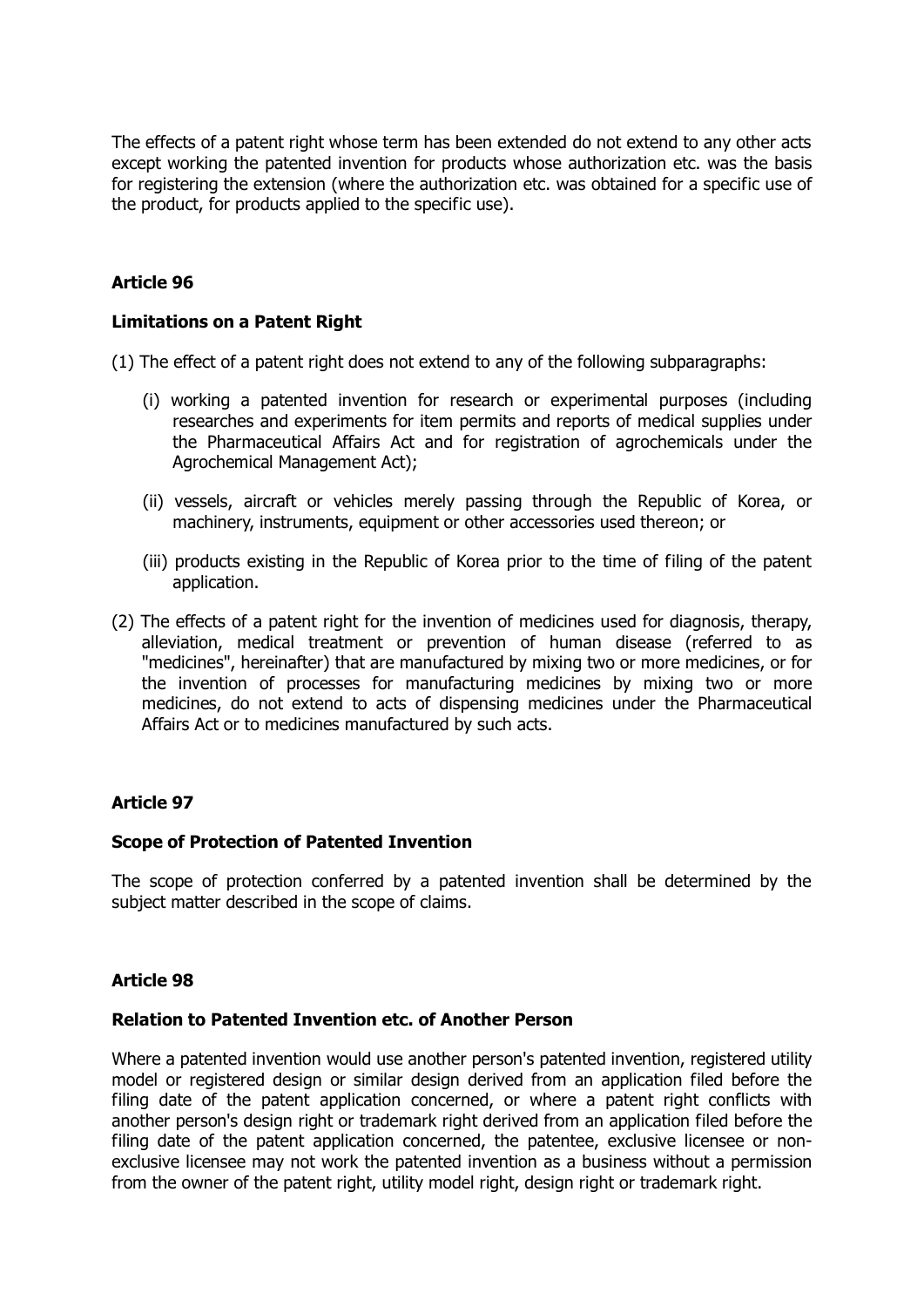The effects of a patent right whose term has been extended do not extend to any other acts except working the patented invention for products whose authorization etc. was the basis for registering the extension (where the authorization etc. was obtained for a specific use of the product, for products applied to the specific use).

## Article 96

### Limitations on a Patent Right

(1) The effect of a patent right does not extend to any of the following subparagraphs:

(i) working a patented invention for research or experimental purposes (including researches and experiments for item permits and reports of medical supplies under the Pharmaceutical Affairs Act and for registration of agrochemicals under the Agrochemical Management Act);

(ii) vessels, aircraft or vehicles merely passing through the Republic of Korea, or machinery, instruments, equipment or other accessories used thereon; or

(iii) products existing in the Republic of Korea prior to the time of filing of the patent application.

(2) The effects of a patent right for the invention of medicines used for diagnosis, therapy, alleviation, medical treatment or prevention of human disease (referred to as "medicines", hereinafter) that are manufactured by mixing two or more medicines, or for the invention of processes for manufacturing medicines by mixing two or more medicines, do not extend to acts of dispensing medicines under the Pharmaceutical Affairs Act or to medicines manufactured by such acts.

## Article 97

### Scope of Protection of Patented Invention

The scope of protection conferred by a patented invention shall be determined by the subject matter described in the scope of claims.

## Article 98

### Relation to Patented Invention etc. of Another Person

Where a patented invention would use another person's patented invention, registered utility model or registered design or similar design derived from an application filed before the filing date of the patent application concerned, or where a patent right conflicts with another person's design right or trademark right derived from an application filed before the filing date of the patent application concerned, the patentee, exclusive licensee or non-exclusive licensee may not work the patented invention as a business without a permission from the owner of the patent right, utility model right, design right or trademark right.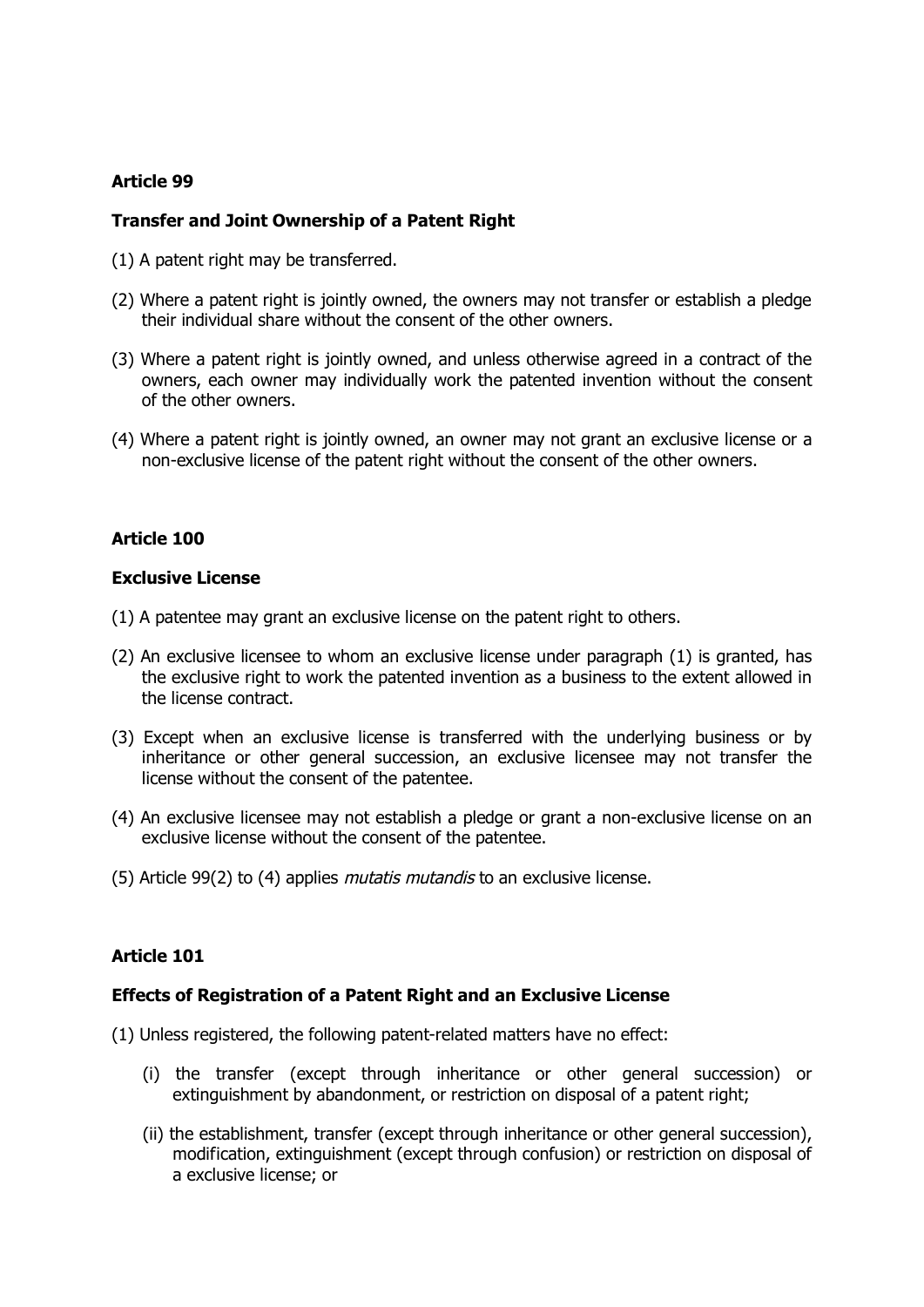### Article 99

**Transfer and Joint Ownership of a Patent Right**

(1) A patent right may be transferred.

(2) Where a patent right is jointly owned, the owners may not transfer or establish a pledge their individual share without the consent of the other owners.

(3) Where a patent right is jointly owned, and unless otherwise agreed in a contract of the owners, each owner may individually work the patented invention without the consent of the other owners.

(4) Where a patent right is jointly owned, an owner may not grant an exclusive license or a non-exclusive license of the patent right without the consent of the other owners.

### Article 100

**Exclusive License**

(1) A patentee may grant an exclusive license on the patent right to others.

(2) An exclusive licensee to whom an exclusive license under paragraph (1) is granted, has the exclusive right to work the patented invention as a business to the extent allowed in the license contract.

(3) Except when an exclusive license is transferred with the underlying business or by inheritance or other general succession, an exclusive licensee may not transfer the license without the consent of the patentee.

(4) An exclusive licensee may not establish a pledge or grant a non-exclusive license on an exclusive license without the consent of the patentee.

(5) Article 99(2) to (4) applies *mutatis mutandis* to an exclusive license.

### Article 101

**Effects of Registration of a Patent Right and an Exclusive License**

(1) Unless registered, the following patent-related matters have no effect:

(i) the transfer (except through inheritance or other general succession) or extinguishment by abandonment, or restriction on disposal of a patent right;

(ii) the establishment, transfer (except through inheritance or other general succession), modification, extinguishment (except through confusion) or restriction on disposal of a exclusive license; or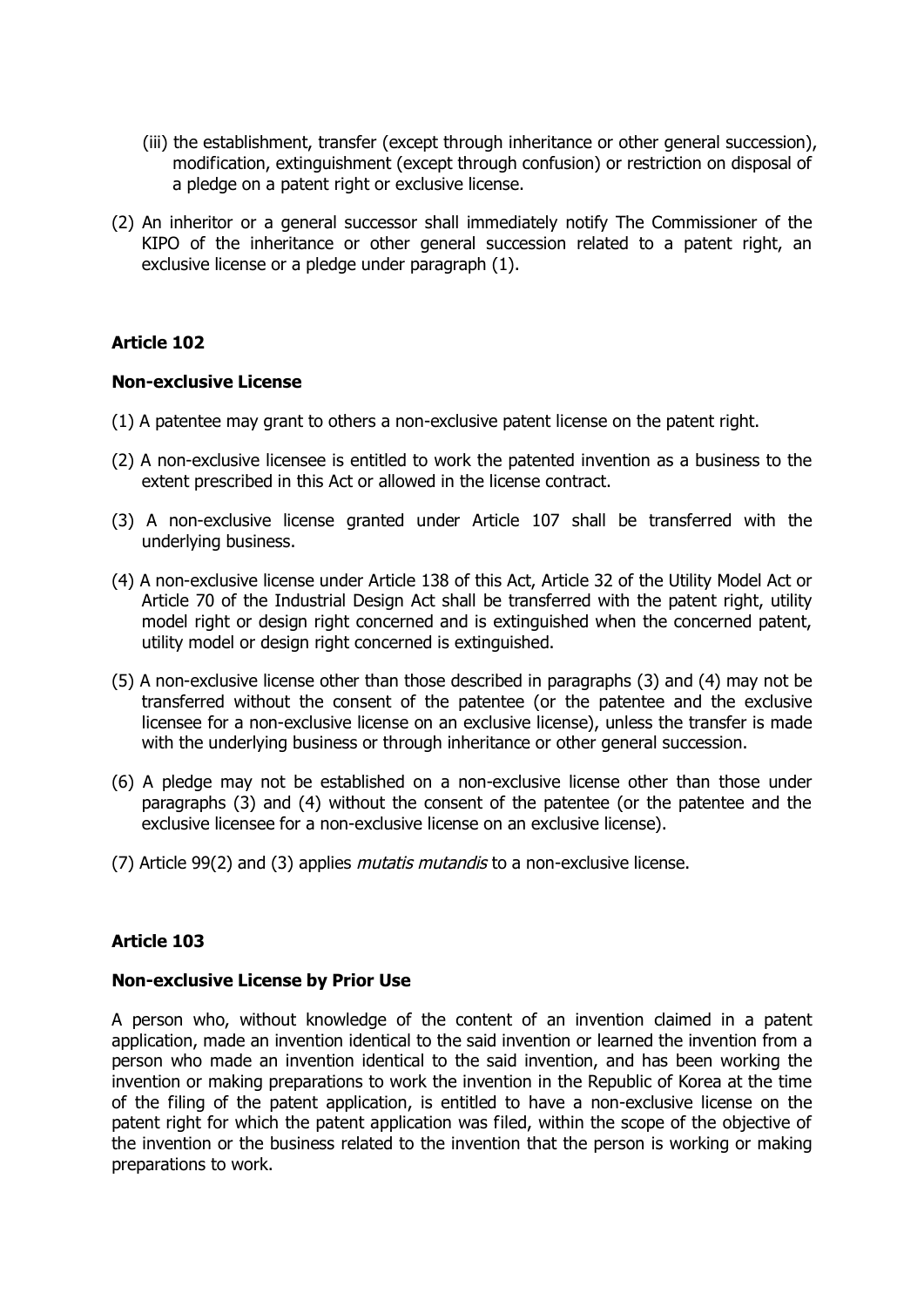(iii) the establishment, transfer (except through inheritance or other general succession), modification, extinguishment (except through confusion) or restriction on disposal of a pledge on a patent right or exclusive license.

(2) An inheritor or a general successor shall immediately notify The Commissioner of the KIPO of the inheritance or other general succession related to a patent right, an exclusive license or a pledge under paragraph (1).

## Article 102

### Non-exclusive License

(1) A patentee may grant to others a non-exclusive patent license on the patent right.

(2) A non-exclusive licensee is entitled to work the patented invention as a business to the extent prescribed in this Act or allowed in the license contract.

(3) A non-exclusive license granted under Article 107 shall be transferred with the underlying business.

(4) A non-exclusive license under Article 138 of this Act, Article 32 of the Utility Model Act or Article 70 of the Industrial Design Act shall be transferred with the patent right, utility model right or design right concerned and is extinguished when the concerned patent, utility model or design right concerned is extinguished.

(5) A non-exclusive license other than those described in paragraphs (3) and (4) may not be transferred without the consent of the patentee (or the patentee and the exclusive licensee for a non-exclusive license on an exclusive license), unless the transfer is made with the underlying business or through inheritance or other general succession.

(6) A pledge may not be established on a non-exclusive license other than those under paragraphs (3) and (4) without the consent of the patentee (or the patentee and the exclusive licensee for a non-exclusive license on an exclusive license).

(7) Article 99(2) and (3) applies *mutatis mutandis* to a non-exclusive license.

## Article 103

### Non-exclusive License by Prior Use

A person who, without knowledge of the content of an invention claimed in a patent application, made an invention identical to the said invention or learned the invention from a person who made an invention identical to the said invention, and has been working the invention or making preparations to work the invention in the Republic of Korea at the time of the filing of the patent application, is entitled to have a non-exclusive license on the patent right for which the patent application was filed, within the scope of the objective of the invention or the business related to the invention that the person is working or making preparations to work.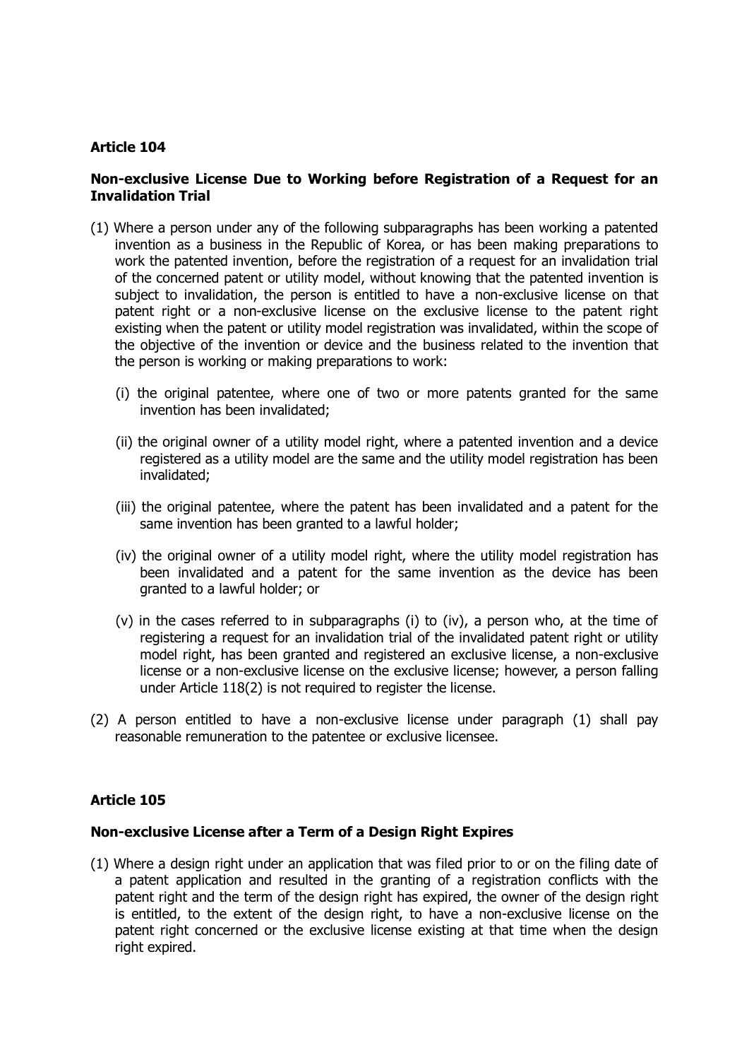**Article 104**

**Non-exclusive License Due to Working before Registration of a Request for an Invalidation Trial**

(1) Where a person under any of the following subparagraphs has been working a patented invention as a business in the Republic of Korea, or has been making preparations to work the patented invention, before the registration of a request for an invalidation trial of the concerned patent or utility model, without knowing that the patented invention is subject to invalidation, the person is entitled to have a non-exclusive license on that patent right or a non-exclusive license on the exclusive license to the patent right existing when the patent or utility model registration was invalidated, within the scope of the objective of the invention or device and the business related to the invention that the person is working or making preparations to work:

(i) the original patentee, where one of two or more patents granted for the same invention has been invalidated;

(ii) the original owner of a utility model right, where a patented invention and a device registered as a utility model are the same and the utility model registration has been invalidated;

(iii) the original patentee, where the patent has been invalidated and a patent for the same invention has been granted to a lawful holder;

(iv) the original owner of a utility model right, where the utility model registration has been invalidated and a patent for the same invention as the device has been granted to a lawful holder; or

(v) in the cases referred to in subparagraphs (i) to (iv), a person who, at the time of registering a request for an invalidation trial of the invalidated patent right or utility model right, has been granted and registered an exclusive license, a non-exclusive license or a non-exclusive license on the exclusive license; however, a person falling under Article 118(2) is not required to register the license.

(2) A person entitled to have a non-exclusive license under paragraph (1) shall pay reasonable remuneration to the patentee or exclusive licensee.

**Article 105**

**Non-exclusive License after a Term of a Design Right Expires**

(1) Where a design right under an application that was filed prior to or on the filing date of a patent application and resulted in the granting of a registration conflicts with the patent right and the term of the design right has expired, the owner of the design right is entitled, to the extent of the design right, to have a non-exclusive license on the patent right concerned or the exclusive license existing at that time when the design right expired.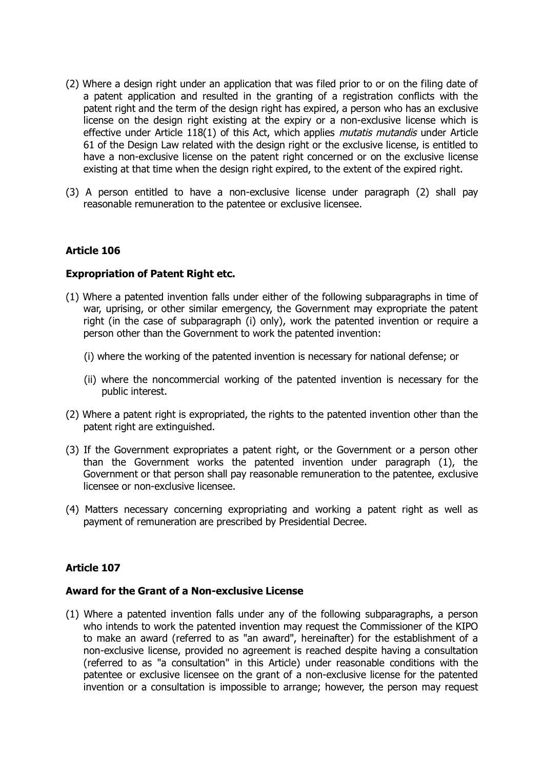(2) Where a design right under an application that was filed prior to or on the filing date of a patent application and resulted in the granting of a registration conflicts with the patent right and the term of the design right has expired, a person who has an exclusive license on the design right existing at the expiry or a non-exclusive license which is effective under Article 118(1) of this Act, which applies *mutatis mutandis* under Article 61 of the Design Law related with the design right or the exclusive license, is entitled to have a non-exclusive license on the patent right concerned or on the exclusive license existing at that time when the design right expired, to the extent of the expired right.

(3) A person entitled to have a non-exclusive license under paragraph (2) shall pay reasonable remuneration to the patentee or exclusive licensee.

### Article 106

### Expropriation of Patent Right etc.

(1) Where a patented invention falls under either of the following subparagraphs in time of war, uprising, or other similar emergency, the Government may expropriate the patent right (in the case of subparagraph (i) only), work the patented invention or require a person other than the Government to work the patented invention:

  (i) where the working of the patented invention is necessary for national defense; or

  (ii) where the noncommercial working of the patented invention is necessary for the public interest.

(2) Where a patent right is expropriated, the rights to the patented invention other than the patent right are extinguished.

(3) If the Government expropriates a patent right, or the Government or a person other than the Government works the patented invention under paragraph (1), the Government or that person shall pay reasonable remuneration to the patentee, exclusive licensee or non-exclusive licensee.

(4) Matters necessary concerning expropriating and working a patent right as well as payment of remuneration are prescribed by Presidential Decree.

### Article 107

### Award for the Grant of a Non-exclusive License

(1) Where a patented invention falls under any of the following subparagraphs, a person who intends to work the patented invention may request the Commissioner of the KIPO to make an award (referred to as "an award", hereinafter) for the establishment of a non-exclusive license, provided no agreement is reached despite having a consultation (referred to as "a consultation" in this Article) under reasonable conditions with the patentee or exclusive licensee on the grant of a non-exclusive license for the patented invention or a consultation is impossible to arrange; however, the person may request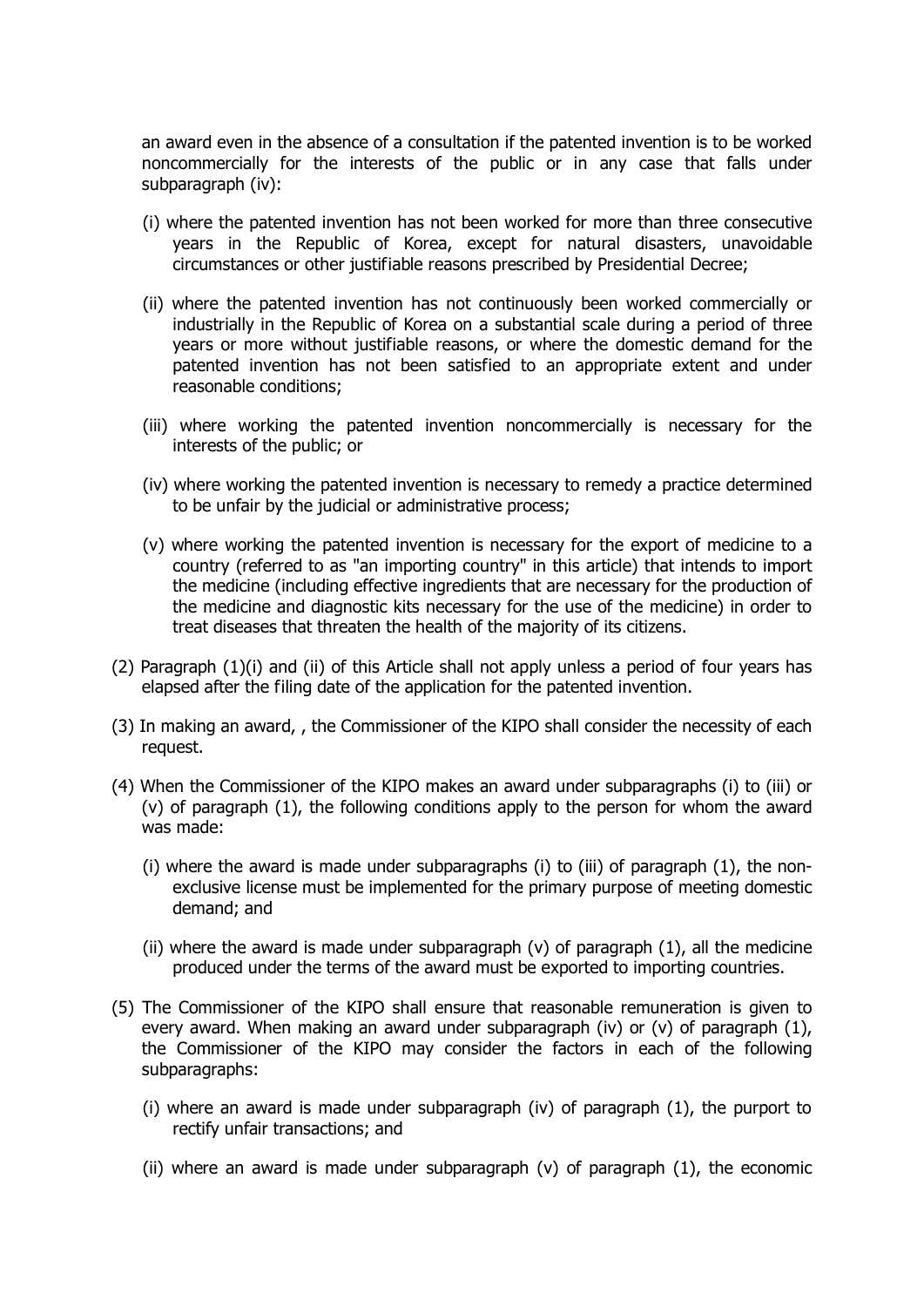an award even in the absence of a consultation if the patented invention is to be worked noncommercially for the interests of the public or in any case that falls under subparagraph (iv):

(i) where the patented invention has not been worked for more than three consecutive years in the Republic of Korea, except for natural disasters, unavoidable circumstances or other justifiable reasons prescribed by Presidential Decree;

(ii) where the patented invention has not continuously been worked commercially or industrially in the Republic of Korea on a substantial scale during a period of three years or more without justifiable reasons, or where the domestic demand for the patented invention has not been satisfied to an appropriate extent and under reasonable conditions;

(iii) where working the patented invention noncommercially is necessary for the interests of the public; or

(iv) where working the patented invention is necessary to remedy a practice determined to be unfair by the judicial or administrative process;

(v) where working the patented invention is necessary for the export of medicine to a country (referred to as "an importing country" in this article) that intends to import the medicine (including effective ingredients that are necessary for the production of the medicine and diagnostic kits necessary for the use of the medicine) in order to treat diseases that threaten the health of the majority of its citizens.

(2) Paragraph (1)(i) and (ii) of this Article shall not apply unless a period of four years has elapsed after the filing date of the application for the patented invention.

(3) In making an award, , the Commissioner of the KIPO shall consider the necessity of each request.

(4) When the Commissioner of the KIPO makes an award under subparagraphs (i) to (iii) or (v) of paragraph (1), the following conditions apply to the person for whom the award was made:

(i) where the award is made under subparagraphs (i) to (iii) of paragraph (1), the non-exclusive license must be implemented for the primary purpose of meeting domestic demand; and

(ii) where the award is made under subparagraph (v) of paragraph (1), all the medicine produced under the terms of the award must be exported to importing countries.

(5) The Commissioner of the KIPO shall ensure that reasonable remuneration is given to every award. When making an award under subparagraph (iv) or (v) of paragraph (1), the Commissioner of the KIPO may consider the factors in each of the following subparagraphs:

(i) where an award is made under subparagraph (iv) of paragraph (1), the purport to rectify unfair transactions; and

(ii) where an award is made under subparagraph (v) of paragraph (1), the economic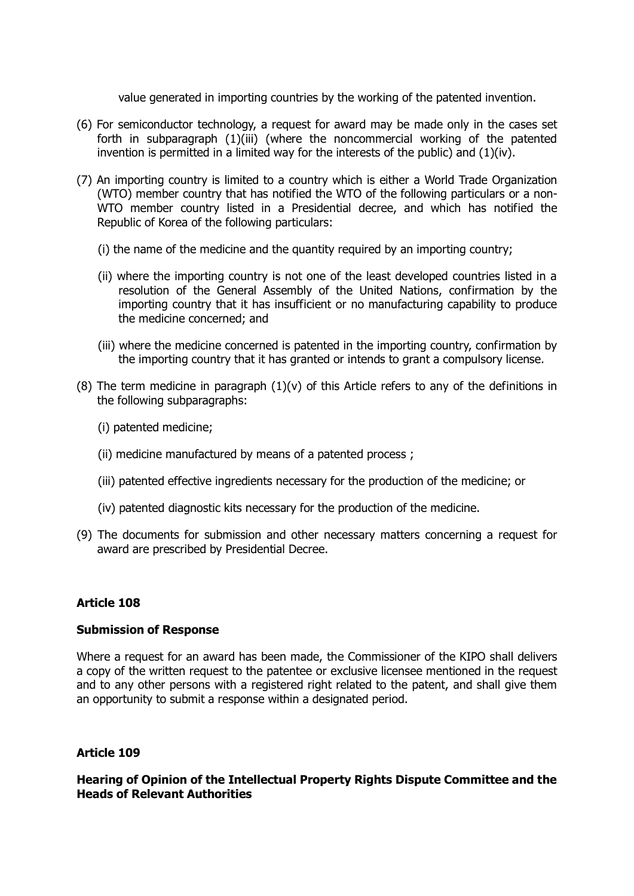value generated in importing countries by the working of the patented invention.

(6) For semiconductor technology, a request for award may be made only in the cases set forth in subparagraph (1)(iii) (where the noncommercial working of the patented invention is permitted in a limited way for the interests of the public) and (1)(iv).

(7) An importing country is limited to a country which is either a World Trade Organization (WTO) member country that has notified the WTO of the following particulars or a non-WTO member country listed in a Presidential decree, and which has notified the Republic of Korea of the following particulars:

(i) the name of the medicine and the quantity required by an importing country;

(ii) where the importing country is not one of the least developed countries listed in a resolution of the General Assembly of the United Nations, confirmation by the importing country that it has insufficient or no manufacturing capability to produce the medicine concerned; and

(iii) where the medicine concerned is patented in the importing country, confirmation by the importing country that it has granted or intends to grant a compulsory license.

(8) The term medicine in paragraph (1)(v) of this Article refers to any of the definitions in the following subparagraphs:

(i) patented medicine;

(ii) medicine manufactured by means of a patented process ;

(iii) patented effective ingredients necessary for the production of the medicine; or

(iv) patented diagnostic kits necessary for the production of the medicine.

(9) The documents for submission and other necessary matters concerning a request for award are prescribed by Presidential Decree.

**Article 108**

**Submission of Response**

Where a request for an award has been made, the Commissioner of the KIPO shall delivers a copy of the written request to the patentee or exclusive licensee mentioned in the request and to any other persons with a registered right related to the patent, and shall give them an opportunity to submit a response within a designated period.

**Article 109**

**Hearing of Opinion of the Intellectual Property Rights Dispute Committee and the Heads of Relevant Authorities**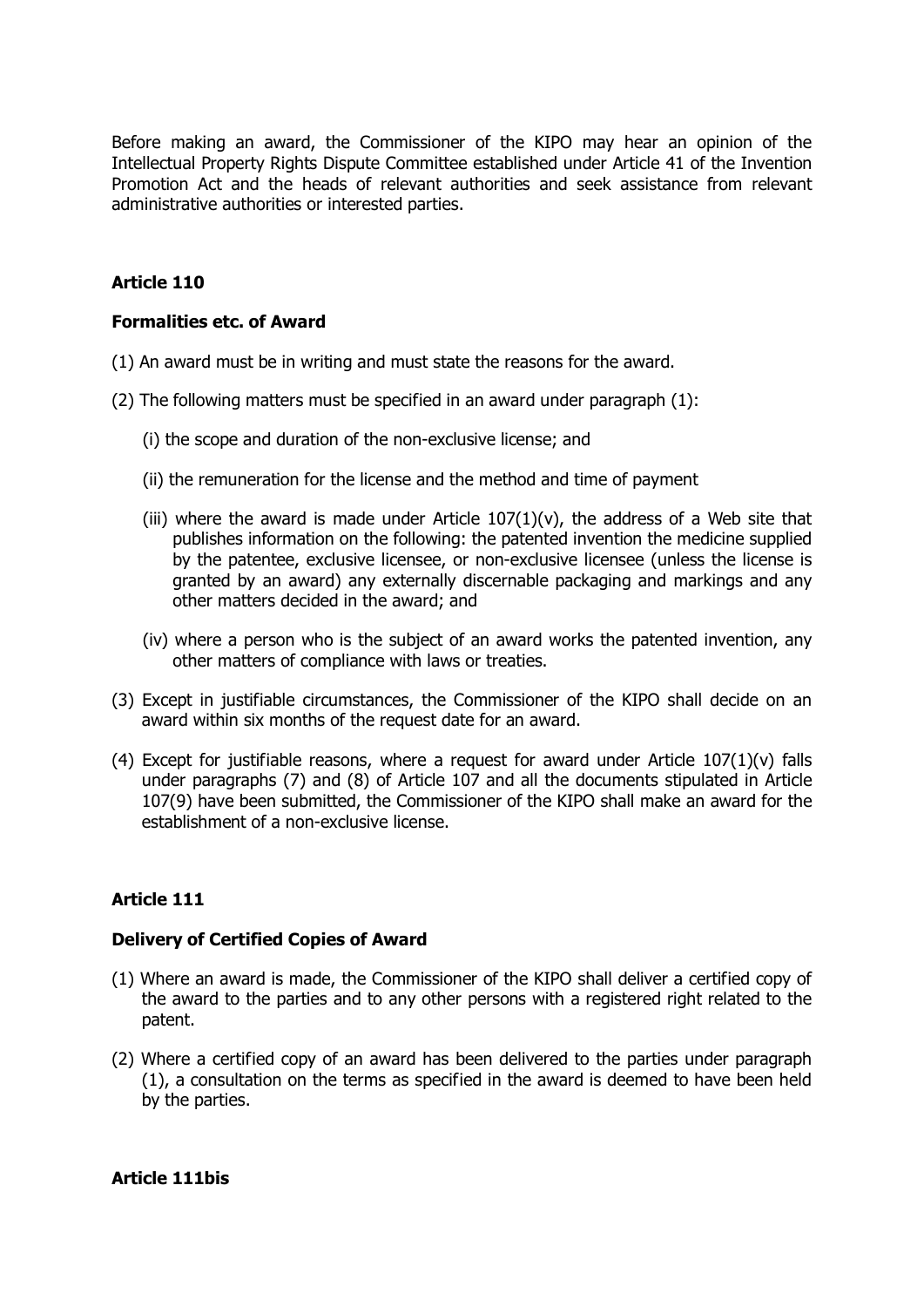Before making an award, the Commissioner of the KIPO may hear an opinion of the Intellectual Property Rights Dispute Committee established under Article 41 of the Invention Promotion Act and the heads of relevant authorities and seek assistance from relevant administrative authorities or interested parties.

### Article 110

### Formalities etc. of Award

(1) An award must be in writing and must state the reasons for the award.

(2) The following matters must be specified in an award under paragraph (1):

(i) the scope and duration of the non-exclusive license; and

(ii) the remuneration for the license and the method and time of payment

(iii) where the award is made under Article 107(1)(v), the address of a Web site that publishes information on the following: the patented invention the medicine supplied by the patentee, exclusive licensee, or non-exclusive licensee (unless the license is granted by an award) any externally discernable packaging and markings and any other matters decided in the award; and

(iv) where a person who is the subject of an award works the patented invention, any other matters of compliance with laws or treaties.

(3) Except in justifiable circumstances, the Commissioner of the KIPO shall decide on an award within six months of the request date for an award.

(4) Except for justifiable reasons, where a request for award under Article 107(1)(v) falls under paragraphs (7) and (8) of Article 107 and all the documents stipulated in Article 107(9) have been submitted, the Commissioner of the KIPO shall make an award for the establishment of a non-exclusive license.

### Article 111

### Delivery of Certified Copies of Award

(1) Where an award is made, the Commissioner of the KIPO shall deliver a certified copy of the award to the parties and to any other persons with a registered right related to the patent.

(2) Where a certified copy of an award has been delivered to the parties under paragraph (1), a consultation on the terms as specified in the award is deemed to have been held by the parties.

### Article 111bis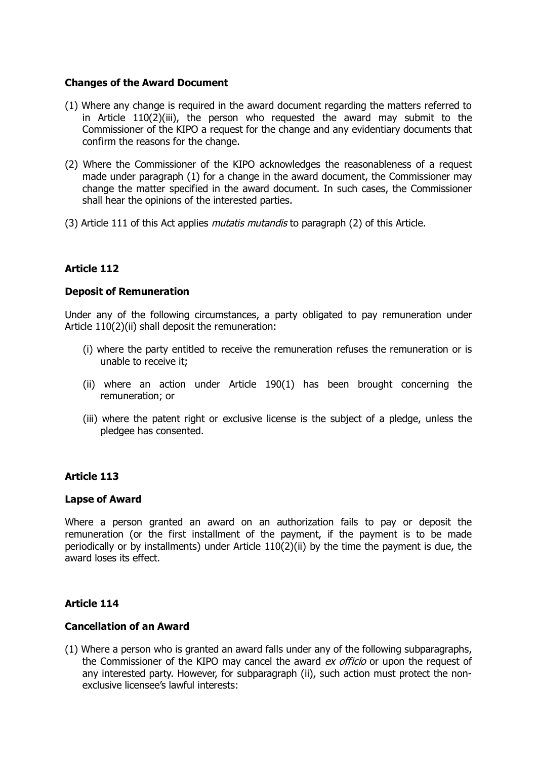**Changes of the Award Document**

(1) Where any change is required in the award document regarding the matters referred to in Article 110(2)(iii), the person who requested the award may submit to the Commissioner of the KIPO a request for the change and any evidentiary documents that confirm the reasons for the change.

(2) Where the Commissioner of the KIPO acknowledges the reasonableness of a request made under paragraph (1) for a change in the award document, the Commissioner may change the matter specified in the award document. In such cases, the Commissioner shall hear the opinions of the interested parties.

(3) Article 111 of this Act applies *mutatis mutandis* to paragraph (2) of this Article.

**Article 112**

**Deposit of Remuneration**

Under any of the following circumstances, a party obligated to pay remuneration under Article 110(2)(ii) shall deposit the remuneration:

(i) where the party entitled to receive the remuneration refuses the remuneration or is unable to receive it;

(ii) where an action under Article 190(1) has been brought concerning the remuneration; or

(iii) where the patent right or exclusive license is the subject of a pledge, unless the pledgee has consented.

**Article 113**

**Lapse of Award**

Where a person granted an award on an authorization fails to pay or deposit the remuneration (or the first installment of the payment, if the payment is to be made periodically or by installments) under Article 110(2)(ii) by the time the payment is due, the award loses its effect.

**Article 114**

**Cancellation of an Award**

(1) Where a person who is granted an award falls under any of the following subparagraphs, the Commissioner of the KIPO may cancel the award *ex officio* or upon the request of any interested party. However, for subparagraph (ii), such action must protect the non-exclusive licensee's lawful interests: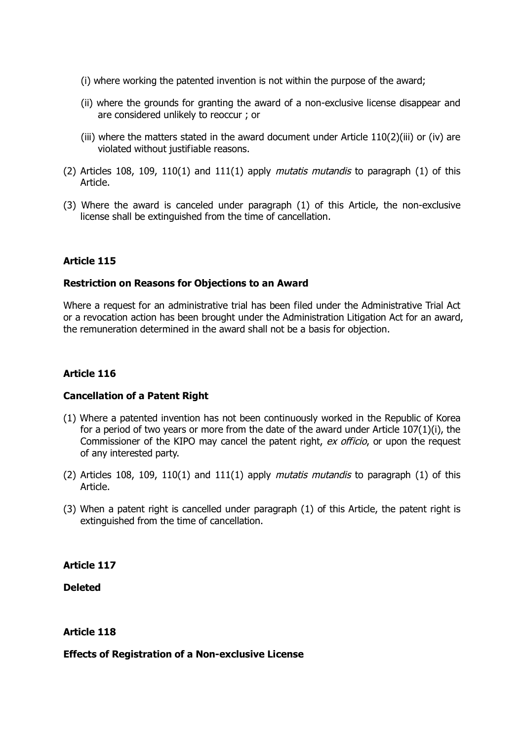(i) where working the patented invention is not within the purpose of the award;

(ii) where the grounds for granting the award of a non-exclusive license disappear and are considered unlikely to reoccur ; or

(iii) where the matters stated in the award document under Article 110(2)(iii) or (iv) are violated without justifiable reasons.

(2) Articles 108, 109, 110(1) and 111(1) apply *mutatis mutandis* to paragraph (1) of this Article.

(3) Where the award is canceled under paragraph (1) of this Article, the non-exclusive license shall be extinguished from the time of cancellation.

**Article 115**

**Restriction on Reasons for Objections to an Award**

Where a request for an administrative trial has been filed under the Administrative Trial Act or a revocation action has been brought under the Administration Litigation Act for an award, the remuneration determined in the award shall not be a basis for objection.

**Article 116**

**Cancellation of a Patent Right**

(1) Where a patented invention has not been continuously worked in the Republic of Korea for a period of two years or more from the date of the award under Article 107(1)(i), the Commissioner of the KIPO may cancel the patent right, *ex officio*, or upon the request of any interested party.

(2) Articles 108, 109, 110(1) and 111(1) apply *mutatis mutandis* to paragraph (1) of this Article.

(3) When a patent right is cancelled under paragraph (1) of this Article, the patent right is extinguished from the time of cancellation.

**Article 117**

**Deleted**

**Article 118**

**Effects of Registration of a Non-exclusive License**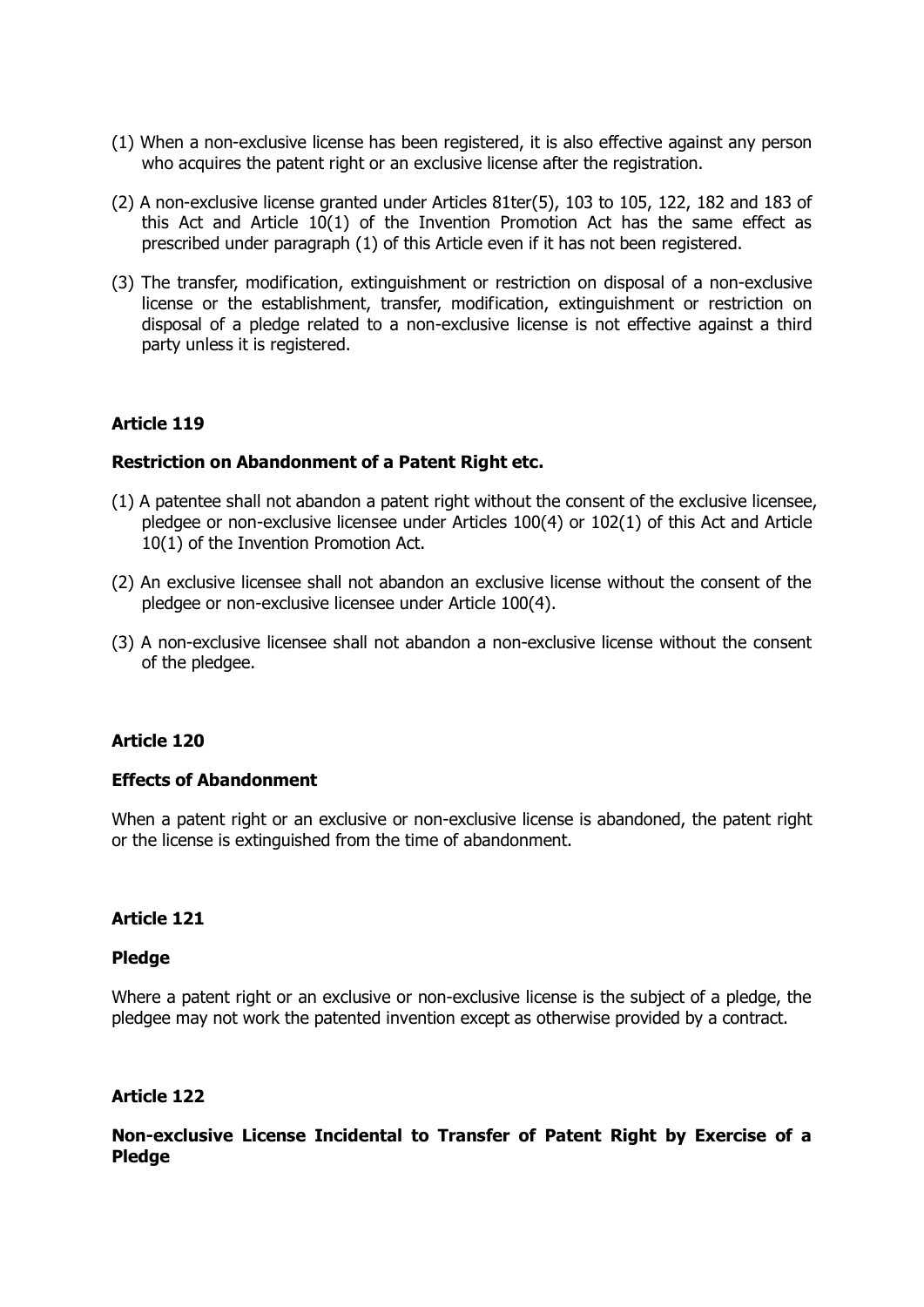(1) When a non-exclusive license has been registered, it is also effective against any person who acquires the patent right or an exclusive license after the registration.

(2) A non-exclusive license granted under Articles 81ter(5), 103 to 105, 122, 182 and 183 of this Act and Article 10(1) of the Invention Promotion Act has the same effect as prescribed under paragraph (1) of this Article even if it has not been registered.

(3) The transfer, modification, extinguishment or restriction on disposal of a non-exclusive license or the establishment, transfer, modification, extinguishment or restriction on disposal of a pledge related to a non-exclusive license is not effective against a third party unless it is registered.

#### Article 119

#### Restriction on Abandonment of a Patent Right etc.

(1) A patentee shall not abandon a patent right without the consent of the exclusive licensee, pledgee or non-exclusive licensee under Articles 100(4) or 102(1) of this Act and Article 10(1) of the Invention Promotion Act.

(2) An exclusive licensee shall not abandon an exclusive license without the consent of the pledgee or non-exclusive licensee under Article 100(4).

(3) A non-exclusive licensee shall not abandon a non-exclusive license without the consent of the pledgee.

#### Article 120

#### Effects of Abandonment

When a patent right or an exclusive or non-exclusive license is abandoned, the patent right or the license is extinguished from the time of abandonment.

#### Article 121

#### Pledge

Where a patent right or an exclusive or non-exclusive license is the subject of a pledge, the pledgee may not work the patented invention except as otherwise provided by a contract.

#### Article 122

#### Non-exclusive License Incidental to Transfer of Patent Right by Exercise of a Pledge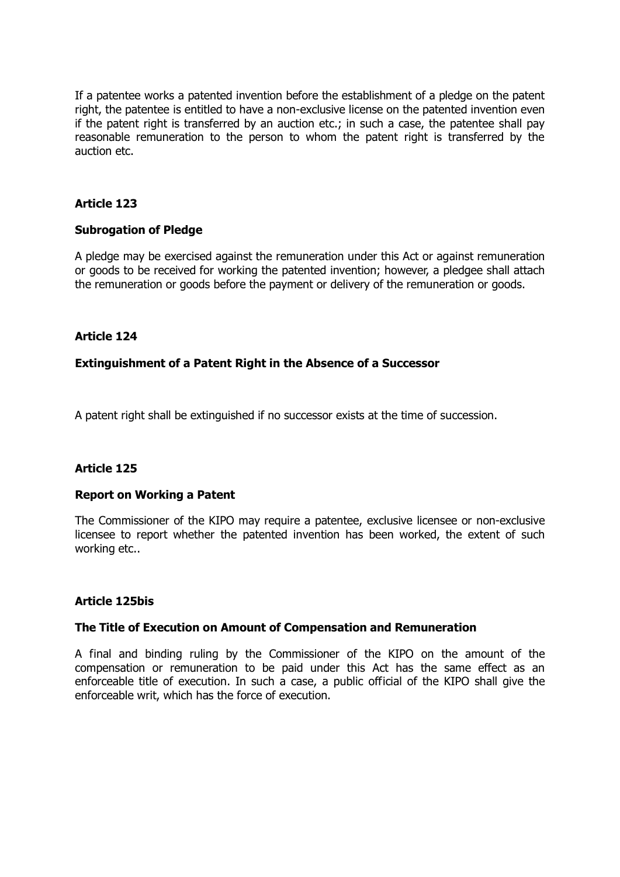If a patentee works a patented invention before the establishment of a pledge on the patent right, the patentee is entitled to have a non-exclusive license on the patented invention even if the patent right is transferred by an auction etc.; in such a case, the patentee shall pay reasonable remuneration to the person to whom the patent right is transferred by the auction etc.

**Article 123**

**Subrogation of Pledge**

A pledge may be exercised against the remuneration under this Act or against remuneration or goods to be received for working the patented invention; however, a pledgee shall attach the remuneration or goods before the payment or delivery of the remuneration or goods.

**Article 124**

**Extinguishment of a Patent Right in the Absence of a Successor**

A patent right shall be extinguished if no successor exists at the time of succession.

**Article 125**

**Report on Working a Patent**

The Commissioner of the KIPO may require a patentee, exclusive licensee or non-exclusive licensee to report whether the patented invention has been worked, the extent of such working etc..

**Article 125bis**

**The Title of Execution on Amount of Compensation and Remuneration**

A final and binding ruling by the Commissioner of the KIPO on the amount of the compensation or remuneration to be paid under this Act has the same effect as an enforceable title of execution. In such a case, a public official of the KIPO shall give the enforceable writ, which has the force of execution.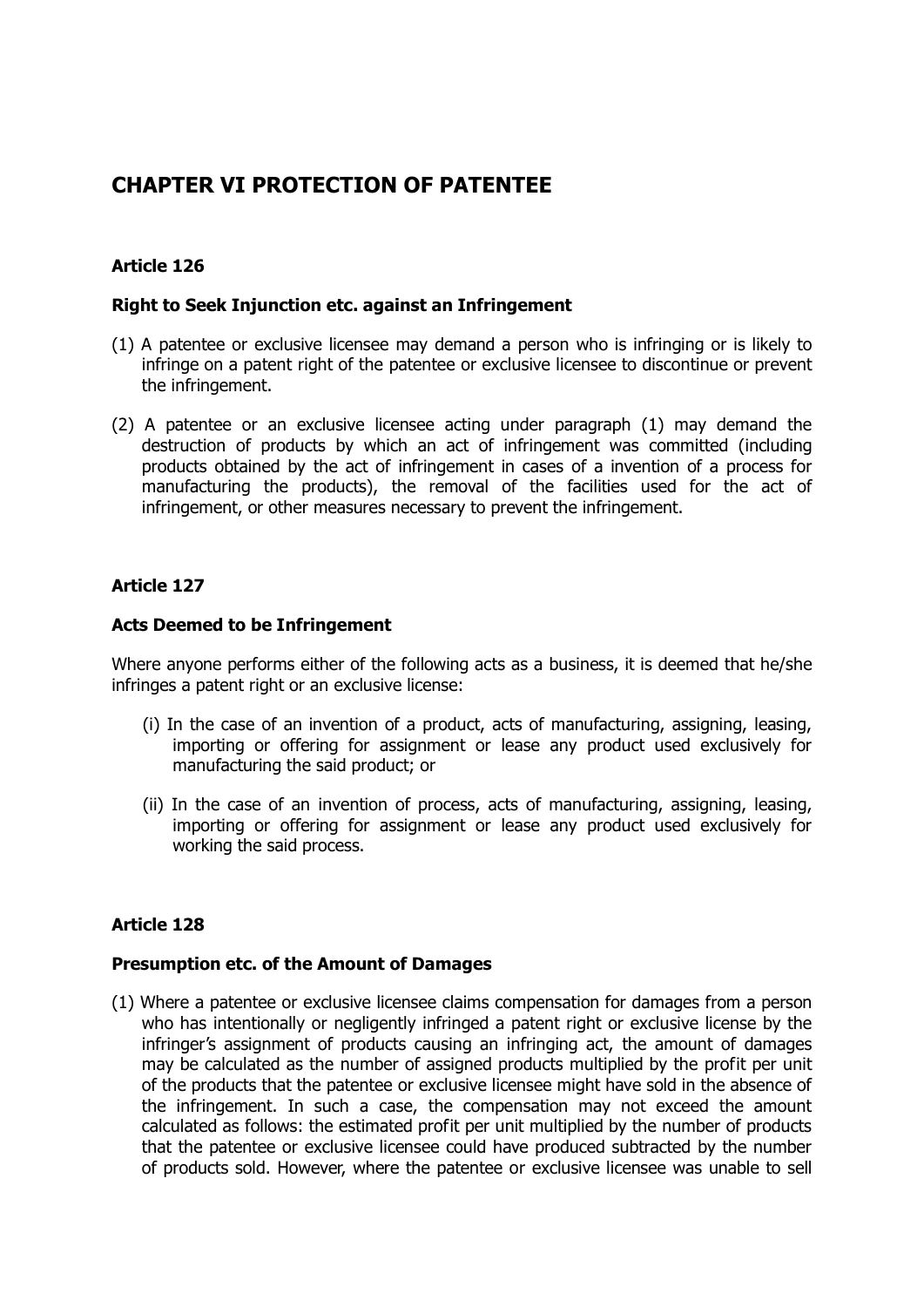# CHAPTER VI PROTECTION OF PATENTEE

### Article 126

#### Right to Seek Injunction etc. against an Infringement

(1) A patentee or exclusive licensee may demand a person who is infringing or is likely to infringe on a patent right of the patentee or exclusive licensee to discontinue or prevent the infringement.

(2) A patentee or an exclusive licensee acting under paragraph (1) may demand the destruction of products by which an act of infringement was committed (including products obtained by the act of infringement in cases of a invention of a process for manufacturing the products), the removal of the facilities used for the act of infringement, or other measures necessary to prevent the infringement.

### Article 127

#### Acts Deemed to be Infringement

Where anyone performs either of the following acts as a business, it is deemed that he/she infringes a patent right or an exclusive license:

(i) In the case of an invention of a product, acts of manufacturing, assigning, leasing, importing or offering for assignment or lease any product used exclusively for manufacturing the said product; or

(ii) In the case of an invention of process, acts of manufacturing, assigning, leasing, importing or offering for assignment or lease any product used exclusively for working the said process.

### Article 128

#### Presumption etc. of the Amount of Damages

(1) Where a patentee or exclusive licensee claims compensation for damages from a person who has intentionally or negligently infringed a patent right or exclusive license by the infringer's assignment of products causing an infringing act, the amount of damages may be calculated as the number of assigned products multiplied by the profit per unit of the products that the patentee or exclusive licensee might have sold in the absence of the infringement. In such a case, the compensation may not exceed the amount calculated as follows: the estimated profit per unit multiplied by the number of products that the patentee or exclusive licensee could have produced subtracted by the number of products sold. However, where the patentee or exclusive licensee was unable to sell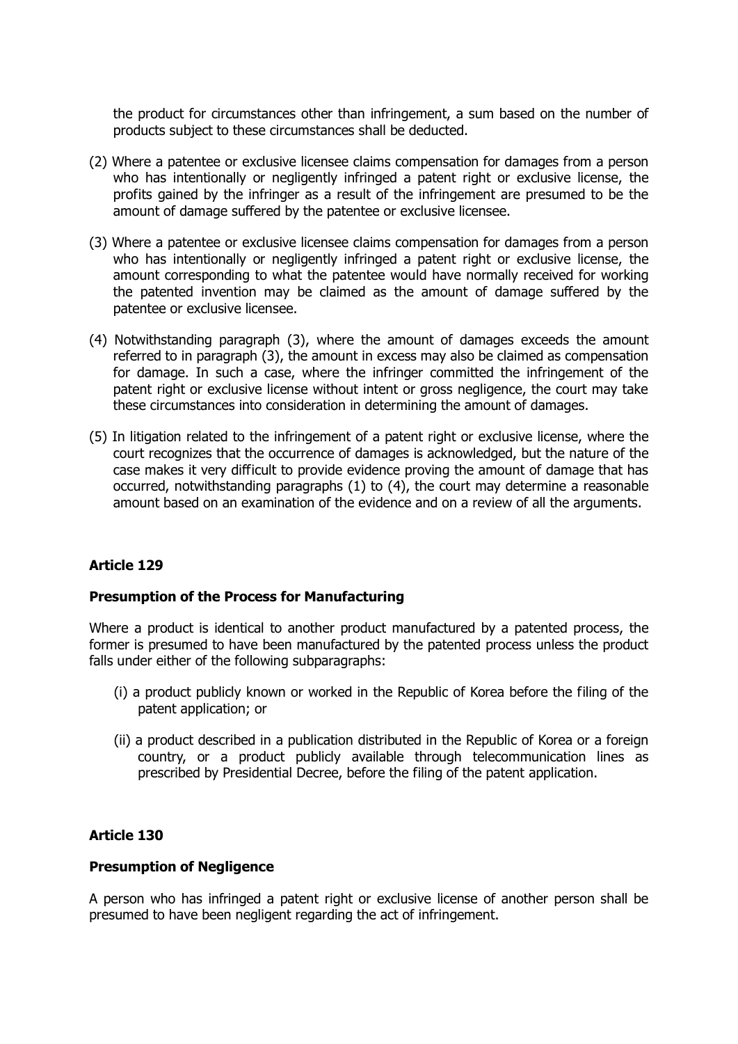the product for circumstances other than infringement, a sum based on the number of products subject to these circumstances shall be deducted.

(2) Where a patentee or exclusive licensee claims compensation for damages from a person who has intentionally or negligently infringed a patent right or exclusive license, the profits gained by the infringer as a result of the infringement are presumed to be the amount of damage suffered by the patentee or exclusive licensee.

(3) Where a patentee or exclusive licensee claims compensation for damages from a person who has intentionally or negligently infringed a patent right or exclusive license, the amount corresponding to what the patentee would have normally received for working the patented invention may be claimed as the amount of damage suffered by the patentee or exclusive licensee.

(4) Notwithstanding paragraph (3), where the amount of damages exceeds the amount referred to in paragraph (3), the amount in excess may also be claimed as compensation for damage. In such a case, where the infringer committed the infringement of the patent right or exclusive license without intent or gross negligence, the court may take these circumstances into consideration in determining the amount of damages.

(5) In litigation related to the infringement of a patent right or exclusive license, where the court recognizes that the occurrence of damages is acknowledged, but the nature of the case makes it very difficult to provide evidence proving the amount of damage that has occurred, notwithstanding paragraphs (1) to (4), the court may determine a reasonable amount based on an examination of the evidence and on a review of all the arguments.

**Article 129**

**Presumption of the Process for Manufacturing**

Where a product is identical to another product manufactured by a patented process, the former is presumed to have been manufactured by the patented process unless the product falls under either of the following subparagraphs:

(i) a product publicly known or worked in the Republic of Korea before the filing of the patent application; or

(ii) a product described in a publication distributed in the Republic of Korea or a foreign country, or a product publicly available through telecommunication lines as prescribed by Presidential Decree, before the filing of the patent application.

**Article 130**

**Presumption of Negligence**

A person who has infringed a patent right or exclusive license of another person shall be presumed to have been negligent regarding the act of infringement.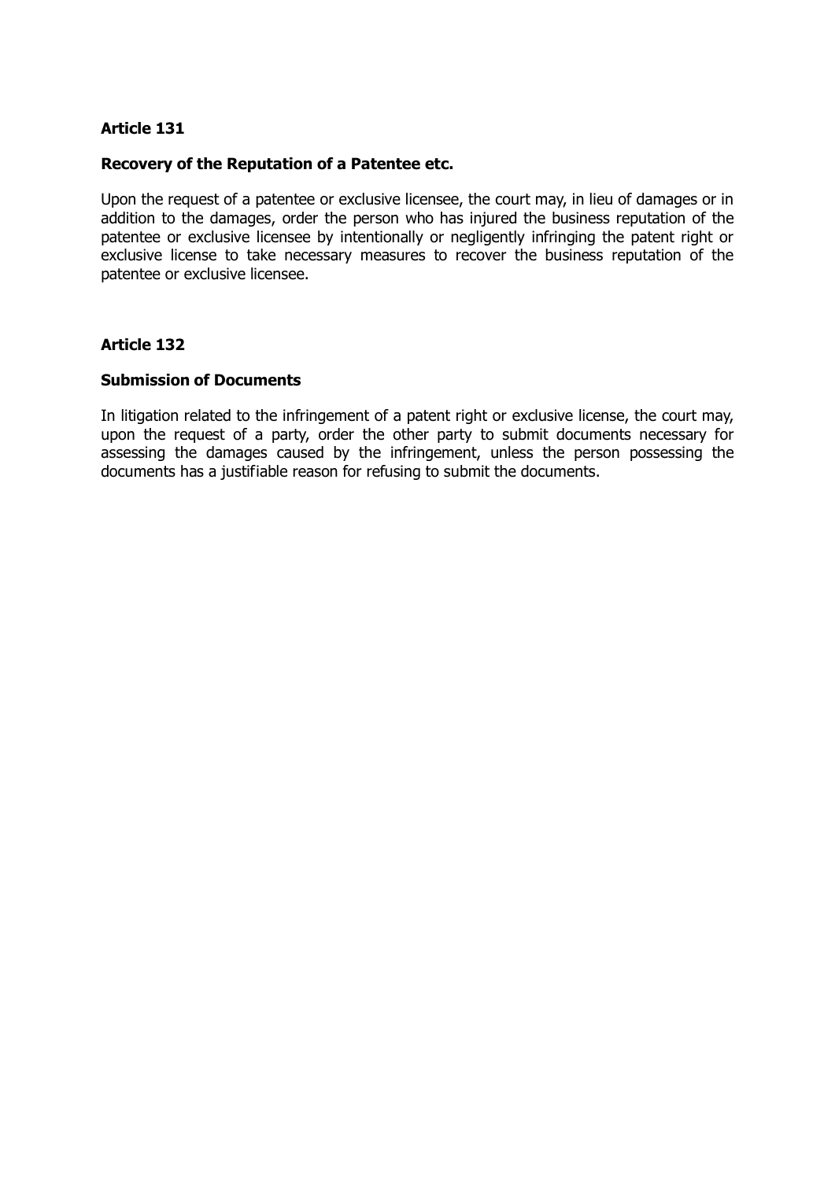**Article 131**

**Recovery of the Reputation of a Patentee etc.**

Upon the request of a patentee or exclusive licensee, the court may, in lieu of damages or in addition to the damages, order the person who has injured the business reputation of the patentee or exclusive licensee by intentionally or negligently infringing the patent right or exclusive license to take necessary measures to recover the business reputation of the patentee or exclusive licensee.

**Article 132**

**Submission of Documents**

In litigation related to the infringement of a patent right or exclusive license, the court may, upon the request of a party, order the other party to submit documents necessary for assessing the damages caused by the infringement, unless the person possessing the documents has a justifiable reason for refusing to submit the documents.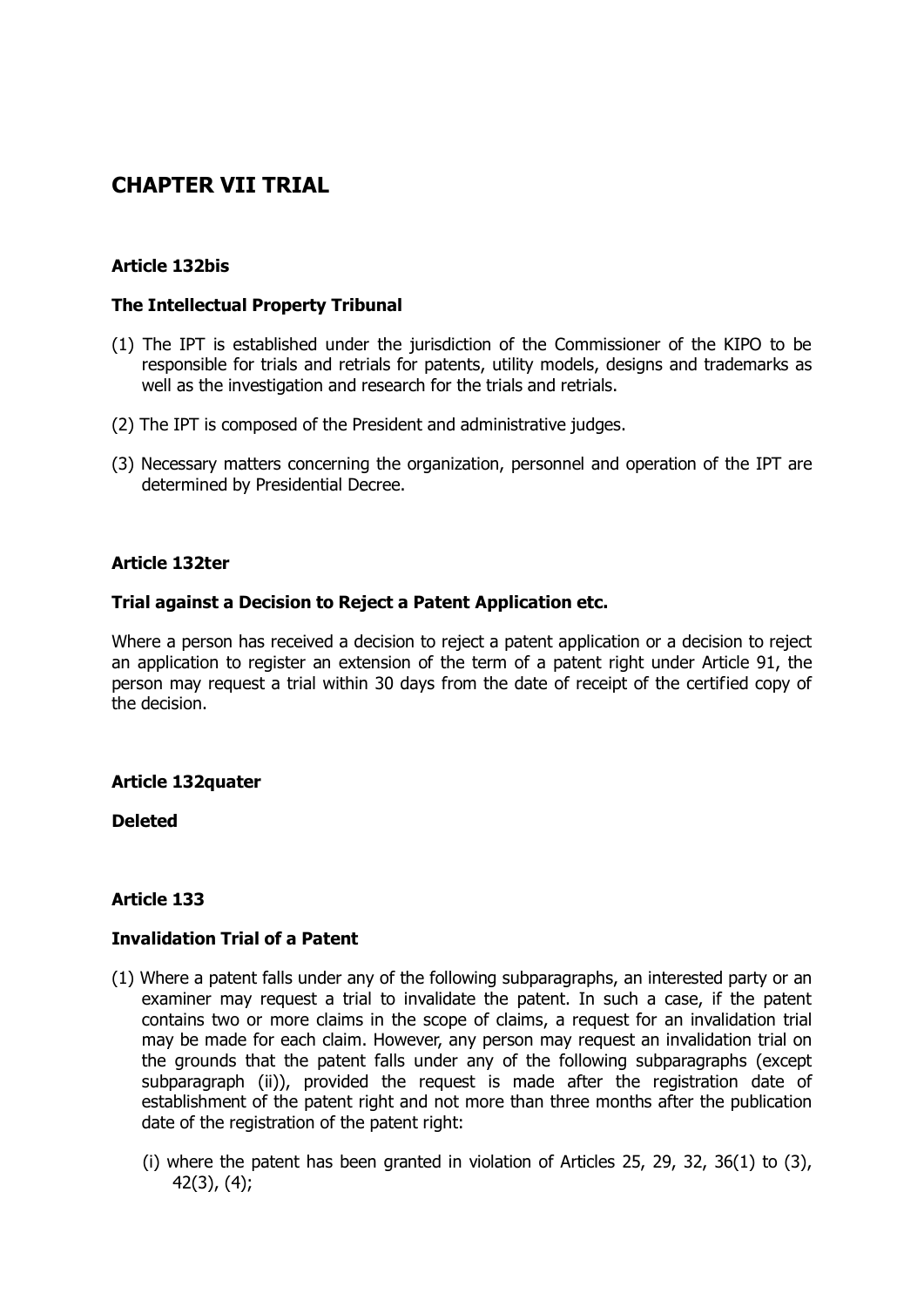# CHAPTER VII TRIAL

**Article 132bis**

**The Intellectual Property Tribunal**

(1) The IPT is established under the jurisdiction of the Commissioner of the KIPO to be responsible for trials and retrials for patents, utility models, designs and trademarks as well as the investigation and research for the trials and retrials.

(2) The IPT is composed of the President and administrative judges.

(3) Necessary matters concerning the organization, personnel and operation of the IPT are determined by Presidential Decree.

**Article 132ter**

**Trial against a Decision to Reject a Patent Application etc.**

Where a person has received a decision to reject a patent application or a decision to reject an application to register an extension of the term of a patent right under Article 91, the person may request a trial within 30 days from the date of receipt of the certified copy of the decision.

**Article 132quater**

**Deleted**

**Article 133**

**Invalidation Trial of a Patent**

(1) Where a patent falls under any of the following subparagraphs, an interested party or an examiner may request a trial to invalidate the patent. In such a case, if the patent contains two or more claims in the scope of claims, a request for an invalidation trial may be made for each claim. However, any person may request an invalidation trial on the grounds that the patent falls under any of the following subparagraphs (except subparagraph (ii)), provided the request is made after the registration date of establishment of the patent right and not more than three months after the publication date of the registration of the patent right:

   (i) where the patent has been granted in violation of Articles 25, 29, 32, 36(1) to (3), 42(3), (4);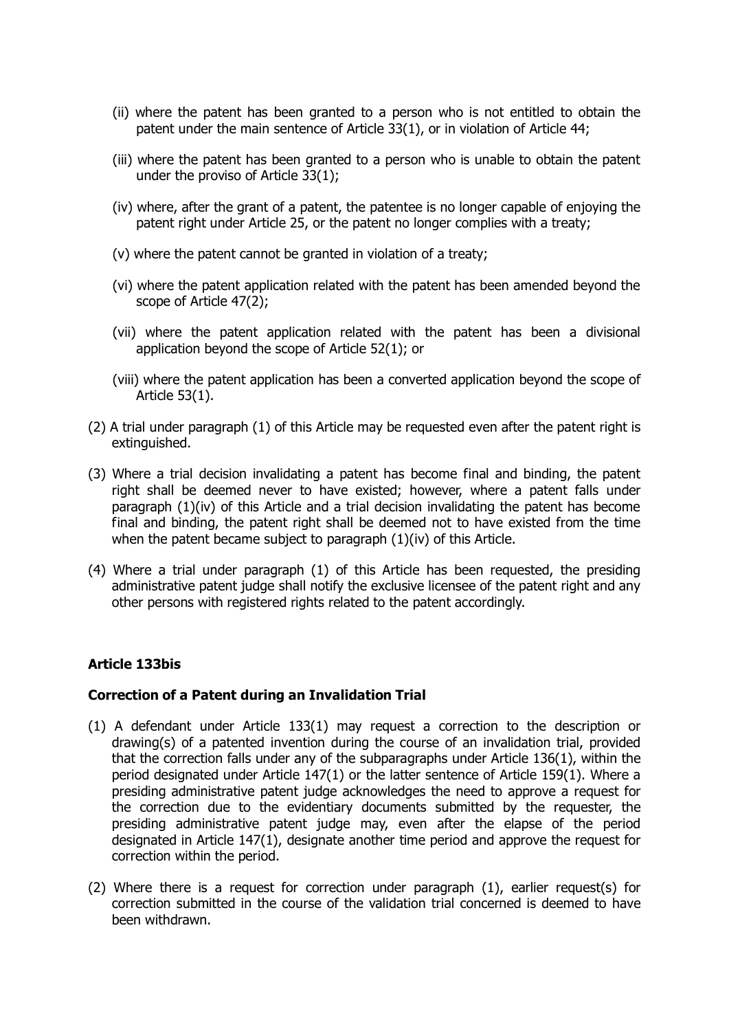(ii) where the patent has been granted to a person who is not entitled to obtain the patent under the main sentence of Article 33(1), or in violation of Article 44;

(iii) where the patent has been granted to a person who is unable to obtain the patent under the proviso of Article 33(1);

(iv) where, after the grant of a patent, the patentee is no longer capable of enjoying the patent right under Article 25, or the patent no longer complies with a treaty;

(v) where the patent cannot be granted in violation of a treaty;

(vi) where the patent application related with the patent has been amended beyond the scope of Article 47(2);

(vii) where the patent application related with the patent has been a divisional application beyond the scope of Article 52(1); or

(viii) where the patent application has been a converted application beyond the scope of Article 53(1).

(2) A trial under paragraph (1) of this Article may be requested even after the patent right is extinguished.

(3) Where a trial decision invalidating a patent has become final and binding, the patent right shall be deemed never to have existed; however, where a patent falls under paragraph (1)(iv) of this Article and a trial decision invalidating the patent has become final and binding, the patent right shall be deemed not to have existed from the time when the patent became subject to paragraph (1)(iv) of this Article.

(4) Where a trial under paragraph (1) of this Article has been requested, the presiding administrative patent judge shall notify the exclusive licensee of the patent right and any other persons with registered rights related to the patent accordingly.

**Article 133bis**

**Correction of a Patent during an Invalidation Trial**

(1) A defendant under Article 133(1) may request a correction to the description or drawing(s) of a patented invention during the course of an invalidation trial, provided that the correction falls under any of the subparagraphs under Article 136(1), within the period designated under Article 147(1) or the latter sentence of Article 159(1). Where a presiding administrative patent judge acknowledges the need to approve a request for the correction due to the evidentiary documents submitted by the requester, the presiding administrative patent judge may, even after the elapse of the period designated in Article 147(1), designate another time period and approve the request for correction within the period.

(2) Where there is a request for correction under paragraph (1), earlier request(s) for correction submitted in the course of the validation trial concerned is deemed to have been withdrawn.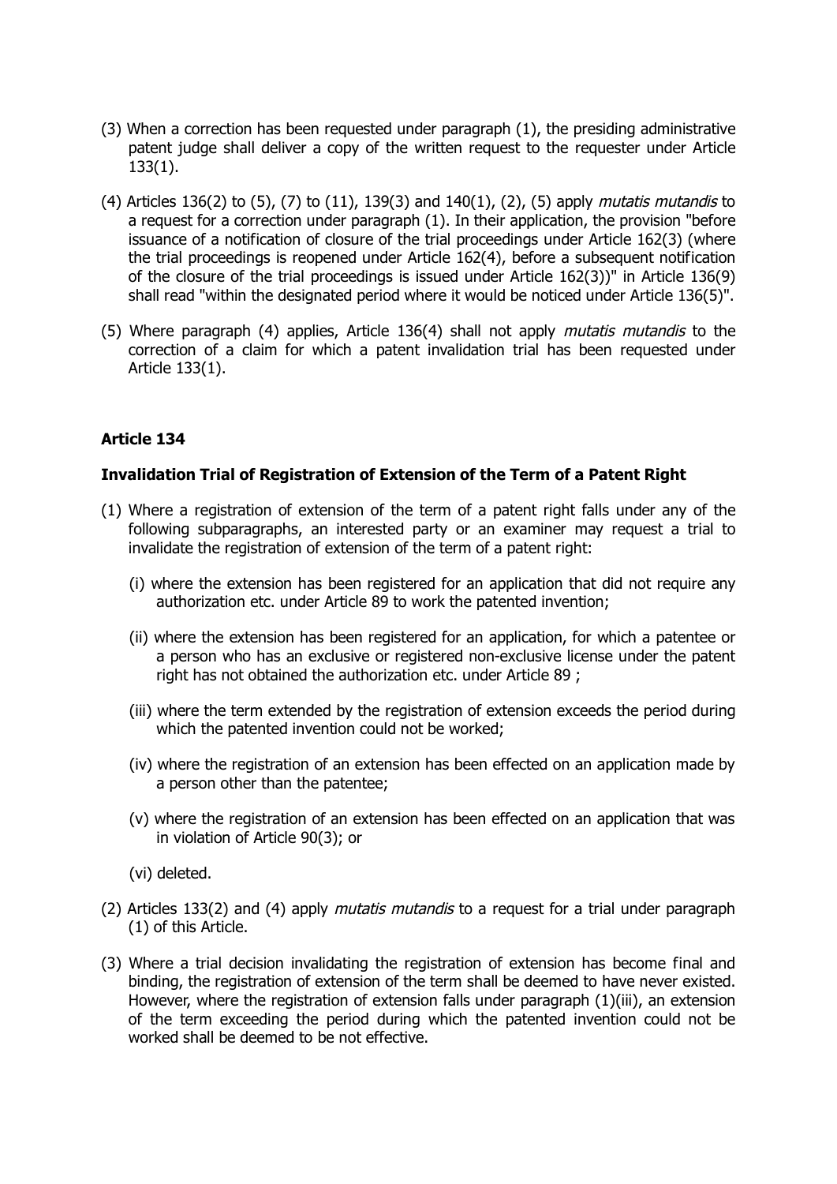(3) When a correction has been requested under paragraph (1), the presiding administrative patent judge shall deliver a copy of the written request to the requester under Article 133(1).

(4) Articles 136(2) to (5), (7) to (11), 139(3) and 140(1), (2), (5) apply *mutatis mutandis* to a request for a correction under paragraph (1). In their application, the provision "before issuance of a notification of closure of the trial proceedings under Article 162(3) (where the trial proceedings is reopened under Article 162(4), before a subsequent notification of the closure of the trial proceedings is issued under Article 162(3))" in Article 136(9) shall read "within the designated period where it would be noticed under Article 136(5)".

(5) Where paragraph (4) applies, Article 136(4) shall not apply *mutatis mutandis* to the correction of a claim for which a patent invalidation trial has been requested under Article 133(1).

### Article 134

### Invalidation Trial of Registration of Extension of the Term of a Patent Right

(1) Where a registration of extension of the term of a patent right falls under any of the following subparagraphs, an interested party or an examiner may request a trial to invalidate the registration of extension of the term of a patent right:

   (i) where the extension has been registered for an application that did not require any authorization etc. under Article 89 to work the patented invention;

   (ii) where the extension has been registered for an application, for which a patentee or a person who has an exclusive or registered non-exclusive license under the patent right has not obtained the authorization etc. under Article 89 ;

   (iii) where the term extended by the registration of extension exceeds the period during which the patented invention could not be worked;

   (iv) where the registration of an extension has been effected on an application made by a person other than the patentee;

   (v) where the registration of an extension has been effected on an application that was in violation of Article 90(3); or

   (vi) deleted.

(2) Articles 133(2) and (4) apply *mutatis mutandis* to a request for a trial under paragraph (1) of this Article.

(3) Where a trial decision invalidating the registration of extension has become final and binding, the registration of extension of the term shall be deemed to have never existed. However, where the registration of extension falls under paragraph (1)(iii), an extension of the term exceeding the period during which the patented invention could not be worked shall be deemed to be not effective.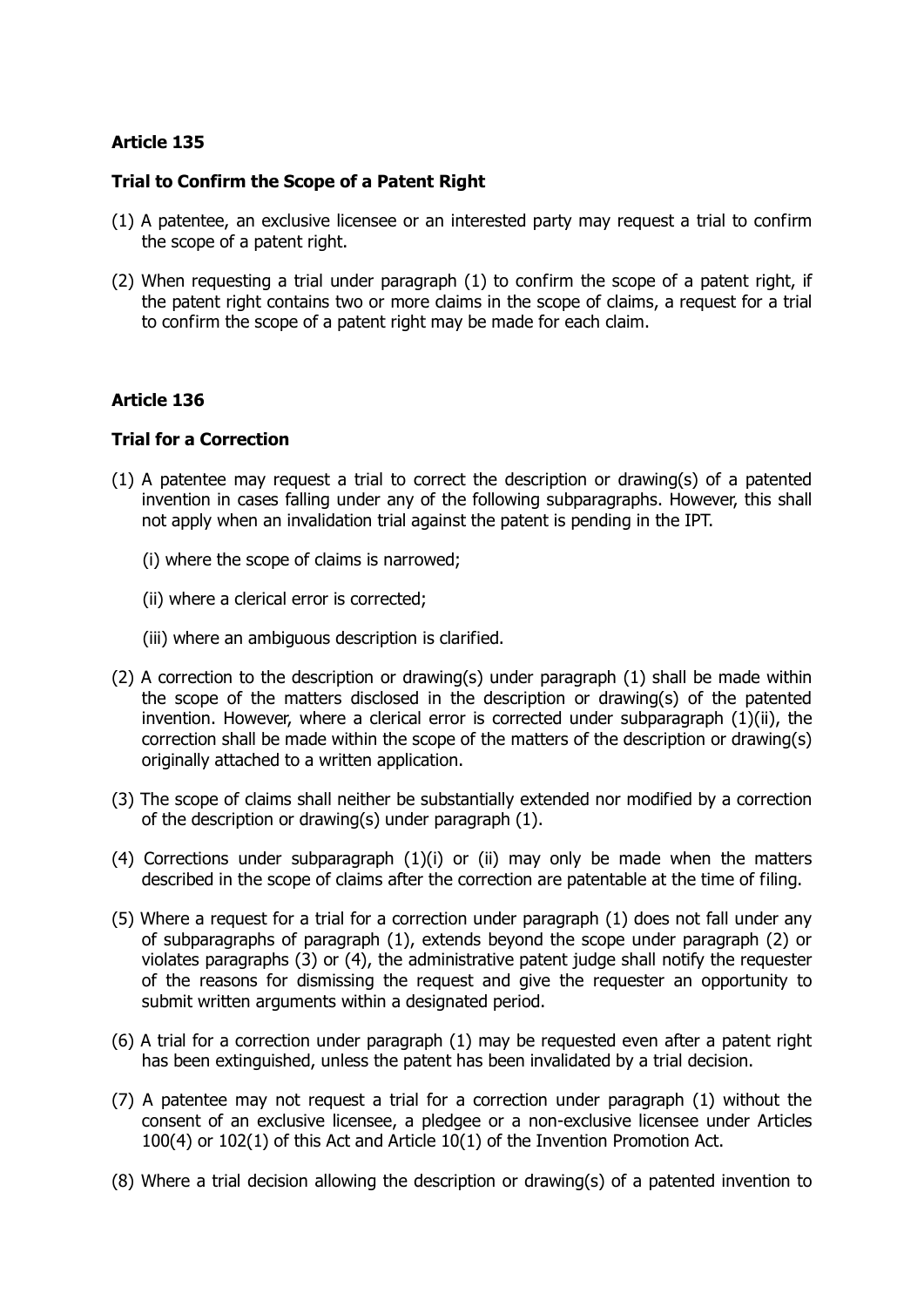**Article 135**

**Trial to Confirm the Scope of a Patent Right**

(1) A patentee, an exclusive licensee or an interested party may request a trial to confirm the scope of a patent right.

(2) When requesting a trial under paragraph (1) to confirm the scope of a patent right, if the patent right contains two or more claims in the scope of claims, a request for a trial to confirm the scope of a patent right may be made for each claim.

**Article 136**

**Trial for a Correction**

(1) A patentee may request a trial to correct the description or drawing(s) of a patented invention in cases falling under any of the following subparagraphs. However, this shall not apply when an invalidation trial against the patent is pending in the IPT.

   (i) where the scope of claims is narrowed;

   (ii) where a clerical error is corrected;

   (iii) where an ambiguous description is clarified.

(2) A correction to the description or drawing(s) under paragraph (1) shall be made within the scope of the matters disclosed in the description or drawing(s) of the patented invention. However, where a clerical error is corrected under subparagraph (1)(ii), the correction shall be made within the scope of the matters of the description or drawing(s) originally attached to a written application.

(3) The scope of claims shall neither be substantially extended nor modified by a correction of the description or drawing(s) under paragraph (1).

(4) Corrections under subparagraph (1)(i) or (ii) may only be made when the matters described in the scope of claims after the correction are patentable at the time of filing.

(5) Where a request for a trial for a correction under paragraph (1) does not fall under any of subparagraphs of paragraph (1), extends beyond the scope under paragraph (2) or violates paragraphs (3) or (4), the administrative patent judge shall notify the requester of the reasons for dismissing the request and give the requester an opportunity to submit written arguments within a designated period.

(6) A trial for a correction under paragraph (1) may be requested even after a patent right has been extinguished, unless the patent has been invalidated by a trial decision.

(7) A patentee may not request a trial for a correction under paragraph (1) without the consent of an exclusive licensee, a pledgee or a non-exclusive licensee under Articles 100(4) or 102(1) of this Act and Article 10(1) of the Invention Promotion Act.

(8) Where a trial decision allowing the description or drawing(s) of a patented invention to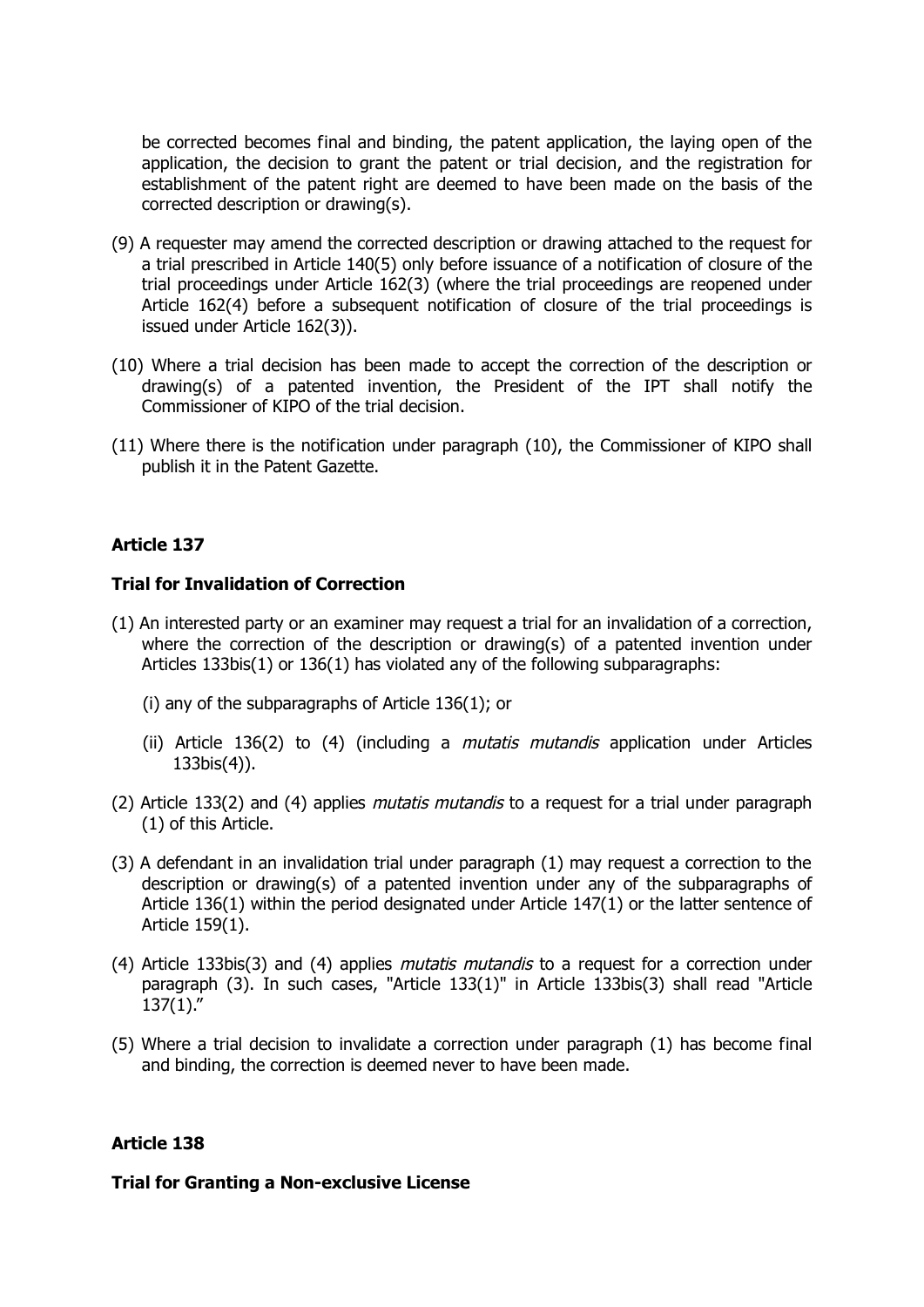be corrected becomes final and binding, the patent application, the laying open of the application, the decision to grant the patent or trial decision, and the registration for establishment of the patent right are deemed to have been made on the basis of the corrected description or drawing(s).

(9) A requester may amend the corrected description or drawing attached to the request for a trial prescribed in Article 140(5) only before issuance of a notification of closure of the trial proceedings under Article 162(3) (where the trial proceedings are reopened under Article 162(4) before a subsequent notification of closure of the trial proceedings is issued under Article 162(3)).

(10) Where a trial decision has been made to accept the correction of the description or drawing(s) of a patented invention, the President of the IPT shall notify the Commissioner of KIPO of the trial decision.

(11) Where there is the notification under paragraph (10), the Commissioner of KIPO shall publish it in the Patent Gazette.

**Article 137**

**Trial for Invalidation of Correction**

(1) An interested party or an examiner may request a trial for an invalidation of a correction, where the correction of the description or drawing(s) of a patented invention under Articles 133bis(1) or 136(1) has violated any of the following subparagraphs:

(i) any of the subparagraphs of Article 136(1); or

(ii) Article 136(2) to (4) (including a *mutatis mutandis* application under Articles 133bis(4)).

(2) Article 133(2) and (4) applies *mutatis mutandis* to a request for a trial under paragraph (1) of this Article.

(3) A defendant in an invalidation trial under paragraph (1) may request a correction to the description or drawing(s) of a patented invention under any of the subparagraphs of Article 136(1) within the period designated under Article 147(1) or the latter sentence of Article 159(1).

(4) Article 133bis(3) and (4) applies *mutatis mutandis* to a request for a correction under paragraph (3). In such cases, "Article 133(1)" in Article 133bis(3) shall read "Article 137(1)."

(5) Where a trial decision to invalidate a correction under paragraph (1) has become final and binding, the correction is deemed never to have been made.

**Article 138**

**Trial for Granting a Non-exclusive License**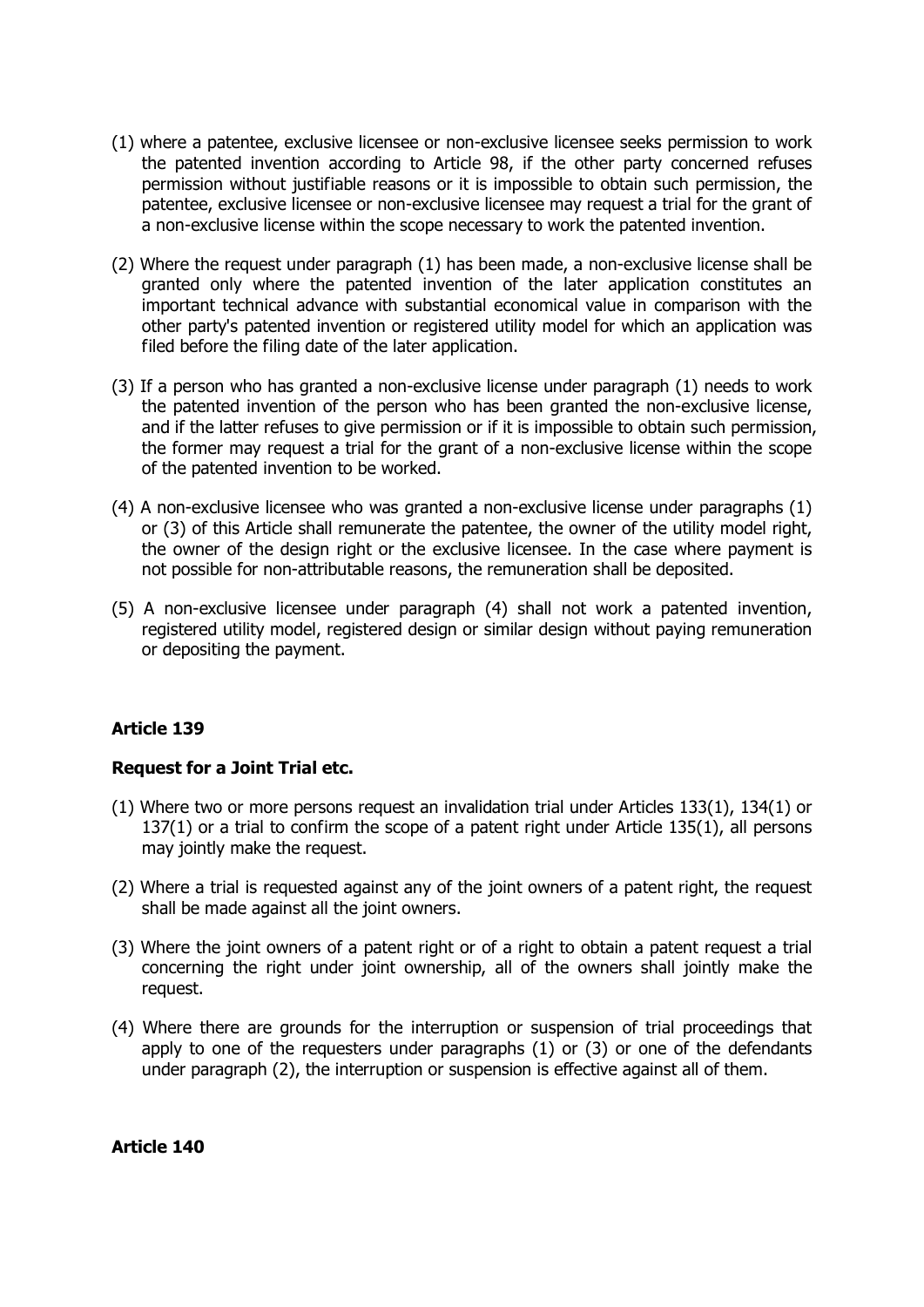(1) where a patentee, exclusive licensee or non-exclusive licensee seeks permission to work the patented invention according to Article 98, if the other party concerned refuses permission without justifiable reasons or it is impossible to obtain such permission, the patentee, exclusive licensee or non-exclusive licensee may request a trial for the grant of a non-exclusive license within the scope necessary to work the patented invention.

(2) Where the request under paragraph (1) has been made, a non-exclusive license shall be granted only where the patented invention of the later application constitutes an important technical advance with substantial economical value in comparison with the other party's patented invention or registered utility model for which an application was filed before the filing date of the later application.

(3) If a person who has granted a non-exclusive license under paragraph (1) needs to work the patented invention of the person who has been granted the non-exclusive license, and if the latter refuses to give permission or if it is impossible to obtain such permission, the former may request a trial for the grant of a non-exclusive license within the scope of the patented invention to be worked.

(4) A non-exclusive licensee who was granted a non-exclusive license under paragraphs (1) or (3) of this Article shall remunerate the patentee, the owner of the utility model right, the owner of the design right or the exclusive licensee. In the case where payment is not possible for non-attributable reasons, the remuneration shall be deposited.

(5) A non-exclusive licensee under paragraph (4) shall not work a patented invention, registered utility model, registered design or similar design without paying remuneration or depositing the payment.

**Article 139**

**Request for a Joint Trial etc.**

(1) Where two or more persons request an invalidation trial under Articles 133(1), 134(1) or 137(1) or a trial to confirm the scope of a patent right under Article 135(1), all persons may jointly make the request.

(2) Where a trial is requested against any of the joint owners of a patent right, the request shall be made against all the joint owners.

(3) Where the joint owners of a patent right or of a right to obtain a patent request a trial concerning the right under joint ownership, all of the owners shall jointly make the request.

(4) Where there are grounds for the interruption or suspension of trial proceedings that apply to one of the requesters under paragraphs (1) or (3) or one of the defendants under paragraph (2), the interruption or suspension is effective against all of them.

**Article 140**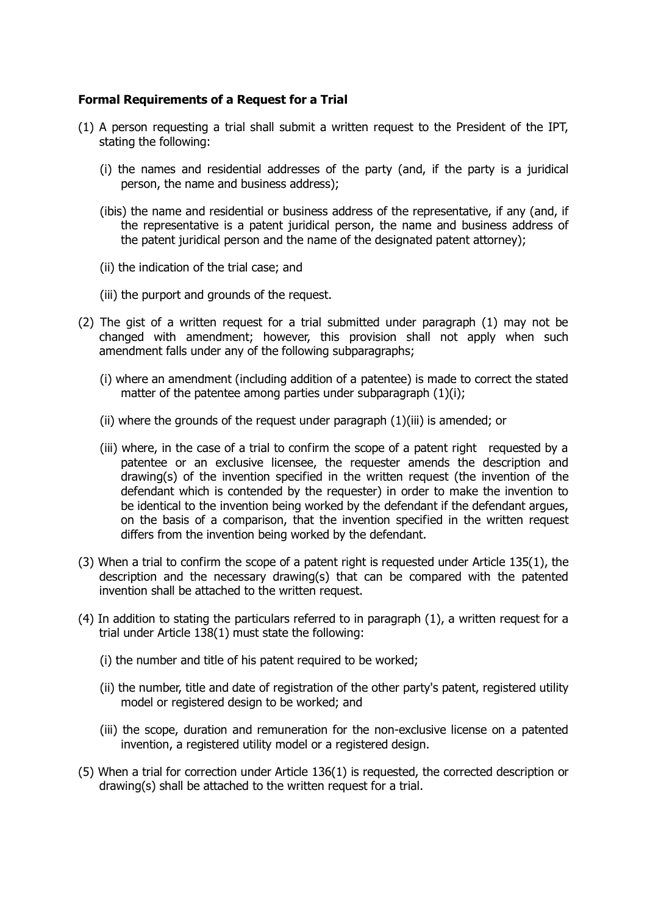**Formal Requirements of a Request for a Trial**

(1) A person requesting a trial shall submit a written request to the President of the IPT, stating the following:

  (i) the names and residential addresses of the party (and, if the party is a juridical person, the name and business address);

  (ibis) the name and residential or business address of the representative, if any (and, if the representative is a patent juridical person, the name and business address of the patent juridical person and the name of the designated patent attorney);

  (ii) the indication of the trial case; and

  (iii) the purport and grounds of the request.

(2) The gist of a written request for a trial submitted under paragraph (1) may not be changed with amendment; however, this provision shall not apply when such amendment falls under any of the following subparagraphs;

  (i) where an amendment (including addition of a patentee) is made to correct the stated matter of the patentee among parties under subparagraph (1)(i);

  (ii) where the grounds of the request under paragraph (1)(iii) is amended; or

  (iii) where, in the case of a trial to confirm the scope of a patent right requested by a patentee or an exclusive licensee, the requester amends the description and drawing(s) of the invention specified in the written request (the invention of the defendant which is contended by the requester) in order to make the invention to be identical to the invention being worked by the defendant if the defendant argues, on the basis of a comparison, that the invention specified in the written request differs from the invention being worked by the defendant.

(3) When a trial to confirm the scope of a patent right is requested under Article 135(1), the description and the necessary drawing(s) that can be compared with the patented invention shall be attached to the written request.

(4) In addition to stating the particulars referred to in paragraph (1), a written request for a trial under Article 138(1) must state the following:

  (i) the number and title of his patent required to be worked;

  (ii) the number, title and date of registration of the other party's patent, registered utility model or registered design to be worked; and

  (iii) the scope, duration and remuneration for the non-exclusive license on a patented invention, a registered utility model or a registered design.

(5) When a trial for correction under Article 136(1) is requested, the corrected description or drawing(s) shall be attached to the written request for a trial.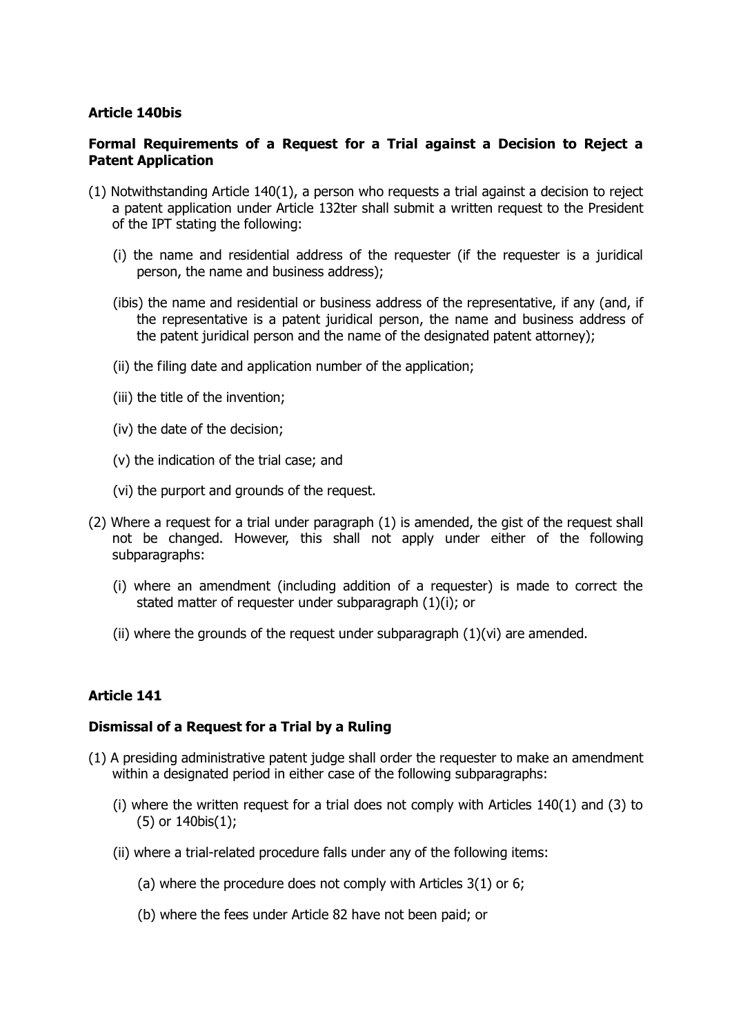**Article 140bis**

**Formal Requirements of a Request for a Trial against a Decision to Reject a Patent Application**

(1) Notwithstanding Article 140(1), a person who requests a trial against a decision to reject a patent application under Article 132ter shall submit a written request to the President of the IPT stating the following:

(i) the name and residential address of the requester (if the requester is a juridical person, the name and business address);

(ibis) the name and residential or business address of the representative, if any (and, if the representative is a patent juridical person, the name and business address of the patent juridical person and the name of the designated patent attorney);

(ii) the filing date and application number of the application;

(iii) the title of the invention;

(iv) the date of the decision;

(v) the indication of the trial case; and

(vi) the purport and grounds of the request.

(2) Where a request for a trial under paragraph (1) is amended, the gist of the request shall not be changed. However, this shall not apply under either of the following subparagraphs:

(i) where an amendment (including addition of a requester) is made to correct the stated matter of requester under subparagraph (1)(i); or

(ii) where the grounds of the request under subparagraph (1)(vi) are amended.

**Article 141**

**Dismissal of a Request for a Trial by a Ruling**

(1) A presiding administrative patent judge shall order the requester to make an amendment within a designated period in either case of the following subparagraphs:

(i) where the written request for a trial does not comply with Articles 140(1) and (3) to (5) or 140bis(1);

(ii) where a trial-related procedure falls under any of the following items:

(a) where the procedure does not comply with Articles 3(1) or 6;

(b) where the fees under Article 82 have not been paid; or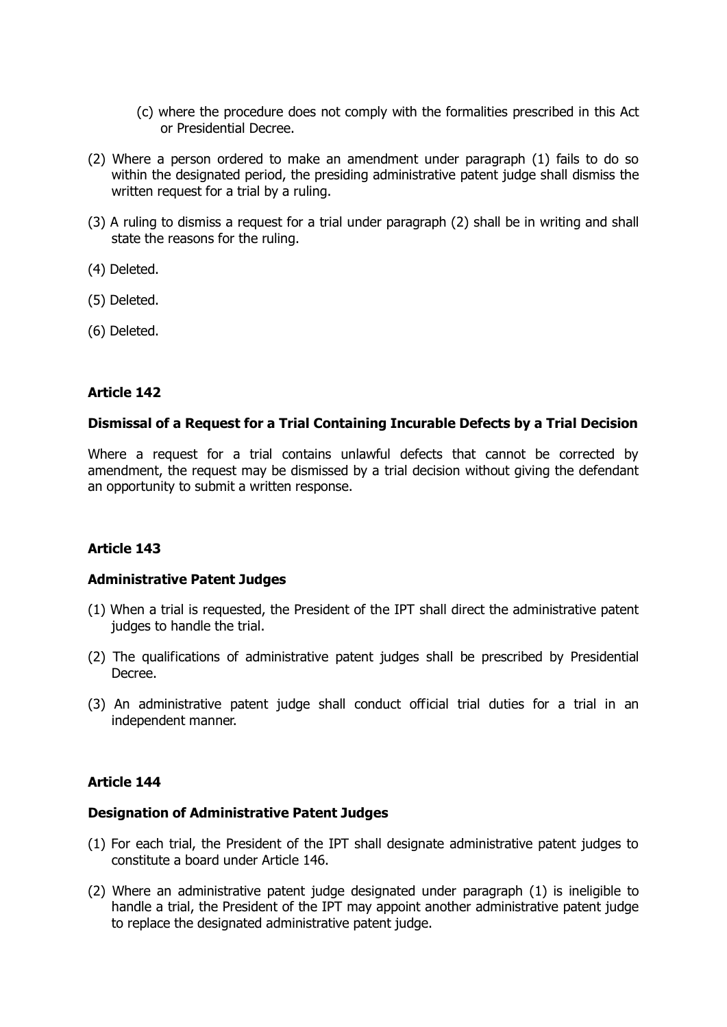(c) where the procedure does not comply with the formalities prescribed in this Act or Presidential Decree.

(2) Where a person ordered to make an amendment under paragraph (1) fails to do so within the designated period, the presiding administrative patent judge shall dismiss the written request for a trial by a ruling.

(3) A ruling to dismiss a request for a trial under paragraph (2) shall be in writing and shall state the reasons for the ruling.

(4) Deleted.

(5) Deleted.

(6) Deleted.

**Article 142**

**Dismissal of a Request for a Trial Containing Incurable Defects by a Trial Decision**

Where a request for a trial contains unlawful defects that cannot be corrected by amendment, the request may be dismissed by a trial decision without giving the defendant an opportunity to submit a written response.

**Article 143**

**Administrative Patent Judges**

(1) When a trial is requested, the President of the IPT shall direct the administrative patent judges to handle the trial.

(2) The qualifications of administrative patent judges shall be prescribed by Presidential Decree.

(3) An administrative patent judge shall conduct official trial duties for a trial in an independent manner.

**Article 144**

**Designation of Administrative Patent Judges**

(1) For each trial, the President of the IPT shall designate administrative patent judges to constitute a board under Article 146.

(2) Where an administrative patent judge designated under paragraph (1) is ineligible to handle a trial, the President of the IPT may appoint another administrative patent judge to replace the designated administrative patent judge.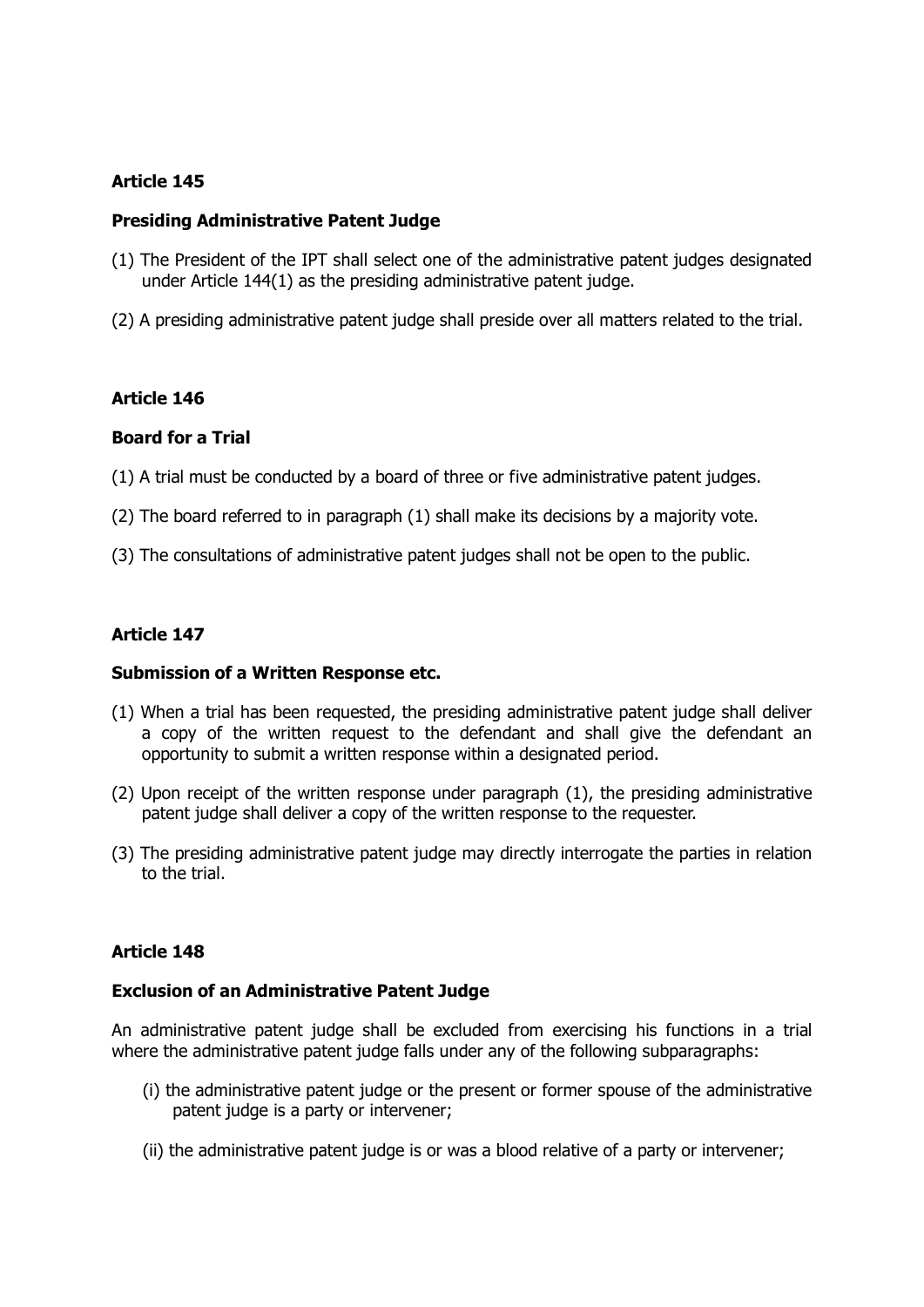**Article 145**

**Presiding Administrative Patent Judge**

(1) The President of the IPT shall select one of the administrative patent judges designated under Article 144(1) as the presiding administrative patent judge.

(2) A presiding administrative patent judge shall preside over all matters related to the trial.

**Article 146**

**Board for a Trial**

(1) A trial must be conducted by a board of three or five administrative patent judges.

(2) The board referred to in paragraph (1) shall make its decisions by a majority vote.

(3) The consultations of administrative patent judges shall not be open to the public.

**Article 147**

**Submission of a Written Response etc.**

(1) When a trial has been requested, the presiding administrative patent judge shall deliver a copy of the written request to the defendant and shall give the defendant an opportunity to submit a written response within a designated period.

(2) Upon receipt of the written response under paragraph (1), the presiding administrative patent judge shall deliver a copy of the written response to the requester.

(3) The presiding administrative patent judge may directly interrogate the parties in relation to the trial.

**Article 148**

**Exclusion of an Administrative Patent Judge**

An administrative patent judge shall be excluded from exercising his functions in a trial where the administrative patent judge falls under any of the following subparagraphs:

(i) the administrative patent judge or the present or former spouse of the administrative patent judge is a party or intervener;

(ii) the administrative patent judge is or was a blood relative of a party or intervener;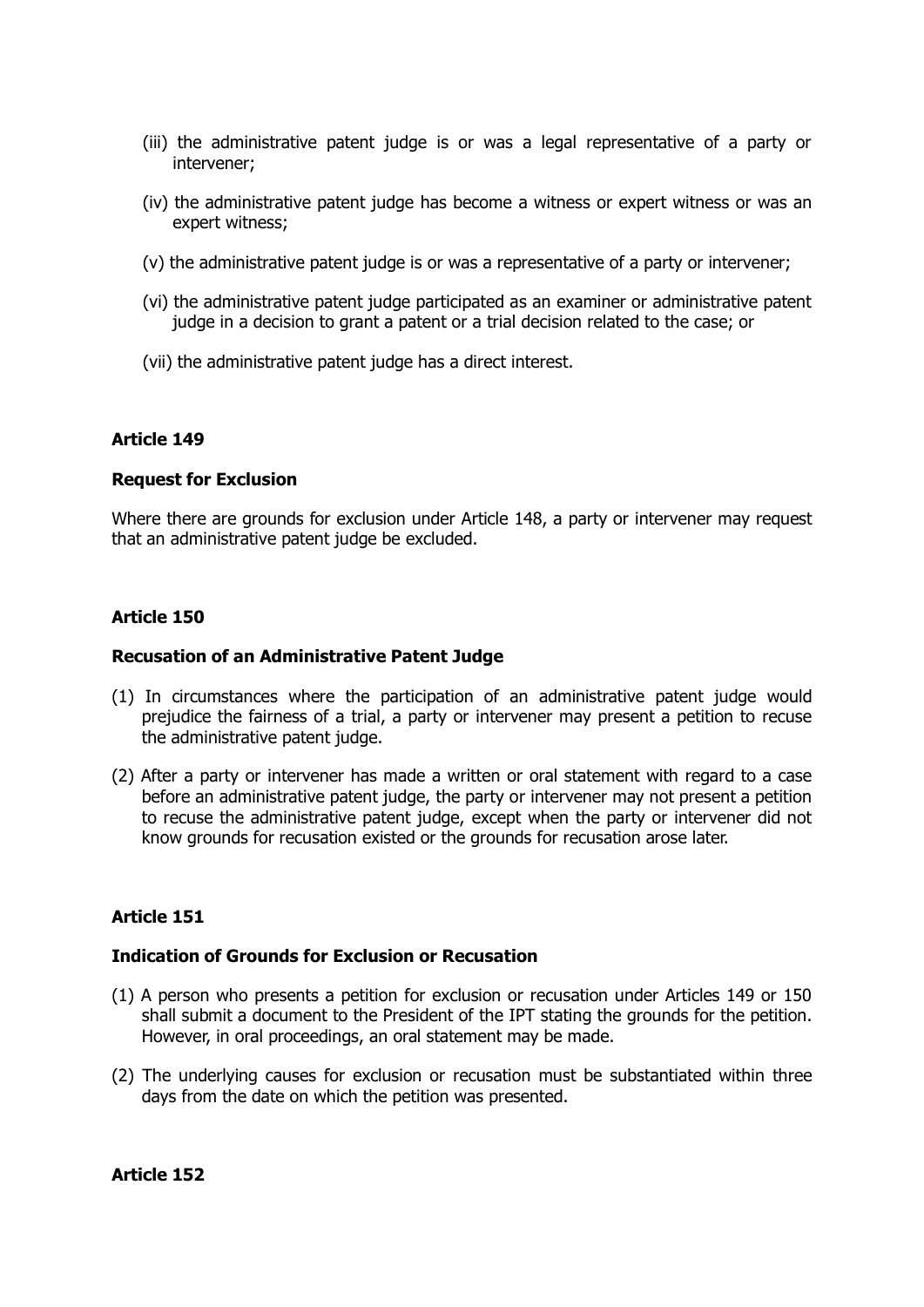(iii) the administrative patent judge is or was a legal representative of a party or intervener;

(iv) the administrative patent judge has become a witness or expert witness or was an expert witness;

(v) the administrative patent judge is or was a representative of a party or intervener;

(vi) the administrative patent judge participated as an examiner or administrative patent judge in a decision to grant a patent or a trial decision related to the case; or

(vii) the administrative patent judge has a direct interest.

### Article 149

#### Request for Exclusion

Where there are grounds for exclusion under Article 148, a party or intervener may request that an administrative patent judge be excluded.

### Article 150

#### Recusation of an Administrative Patent Judge

(1) In circumstances where the participation of an administrative patent judge would prejudice the fairness of a trial, a party or intervener may present a petition to recuse the administrative patent judge.

(2) After a party or intervener has made a written or oral statement with regard to a case before an administrative patent judge, the party or intervener may not present a petition to recuse the administrative patent judge, except when the party or intervener did not know grounds for recusation existed or the grounds for recusation arose later.

### Article 151

#### Indication of Grounds for Exclusion or Recusation

(1) A person who presents a petition for exclusion or recusation under Articles 149 or 150 shall submit a document to the President of the IPT stating the grounds for the petition. However, in oral proceedings, an oral statement may be made.

(2) The underlying causes for exclusion or recusation must be substantiated within three days from the date on which the petition was presented.

### Article 152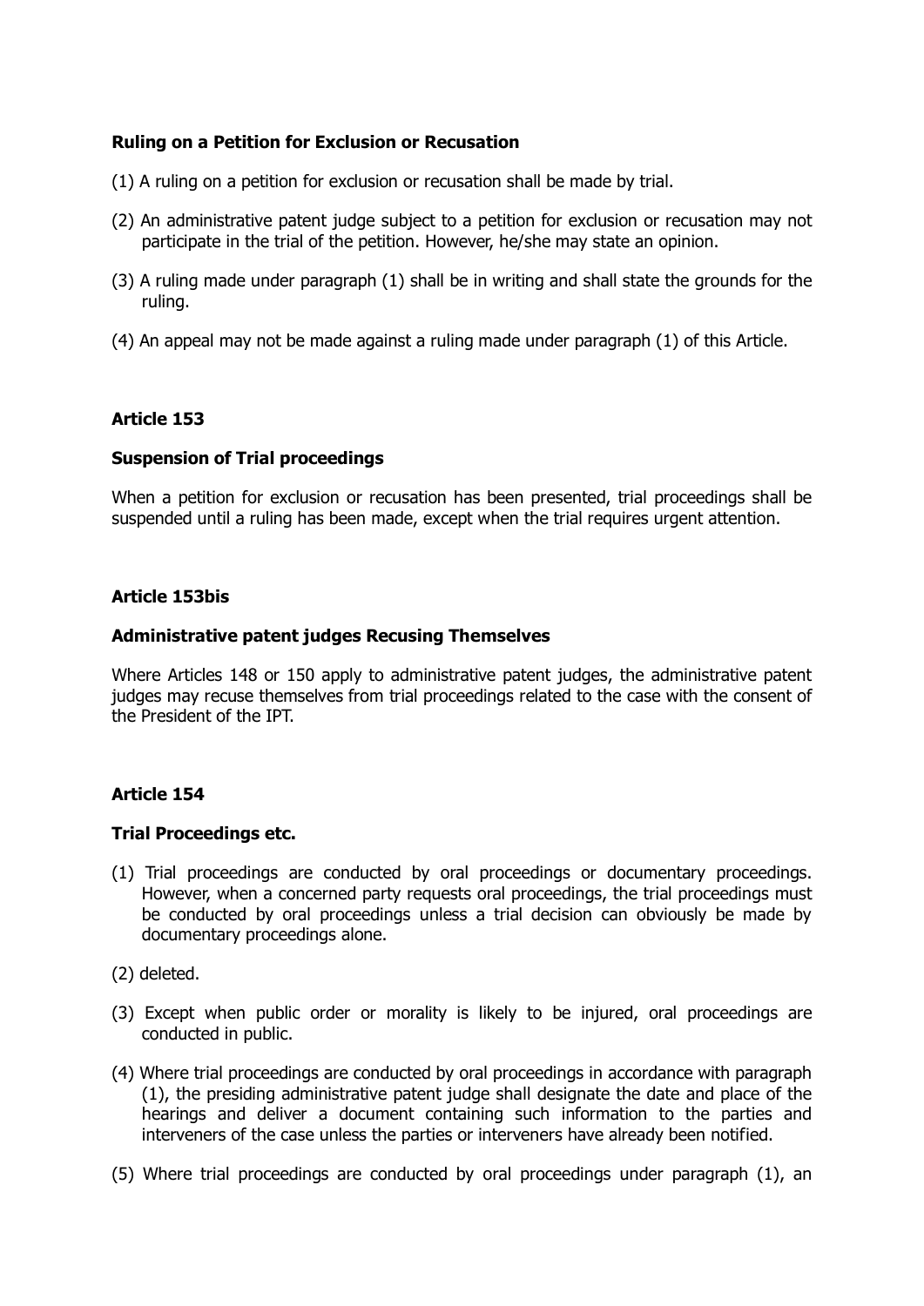**Ruling on a Petition for Exclusion or Recusation**

(1) A ruling on a petition for exclusion or recusation shall be made by trial.

(2) An administrative patent judge subject to a petition for exclusion or recusation may not participate in the trial of the petition. However, he/she may state an opinion.

(3) A ruling made under paragraph (1) shall be in writing and shall state the grounds for the ruling.

(4) An appeal may not be made against a ruling made under paragraph (1) of this Article.

**Article 153**

**Suspension of Trial proceedings**

When a petition for exclusion or recusation has been presented, trial proceedings shall be suspended until a ruling has been made, except when the trial requires urgent attention.

**Article 153bis**

**Administrative patent judges Recusing Themselves**

Where Articles 148 or 150 apply to administrative patent judges, the administrative patent judges may recuse themselves from trial proceedings related to the case with the consent of the President of the IPT.

**Article 154**

**Trial Proceedings etc.**

(1) Trial proceedings are conducted by oral proceedings or documentary proceedings. However, when a concerned party requests oral proceedings, the trial proceedings must be conducted by oral proceedings unless a trial decision can obviously be made by documentary proceedings alone.

(2) deleted.

(3) Except when public order or morality is likely to be injured, oral proceedings are conducted in public.

(4) Where trial proceedings are conducted by oral proceedings in accordance with paragraph (1), the presiding administrative patent judge shall designate the date and place of the hearings and deliver a document containing such information to the parties and interveners of the case unless the parties or interveners have already been notified.

(5) Where trial proceedings are conducted by oral proceedings under paragraph (1), an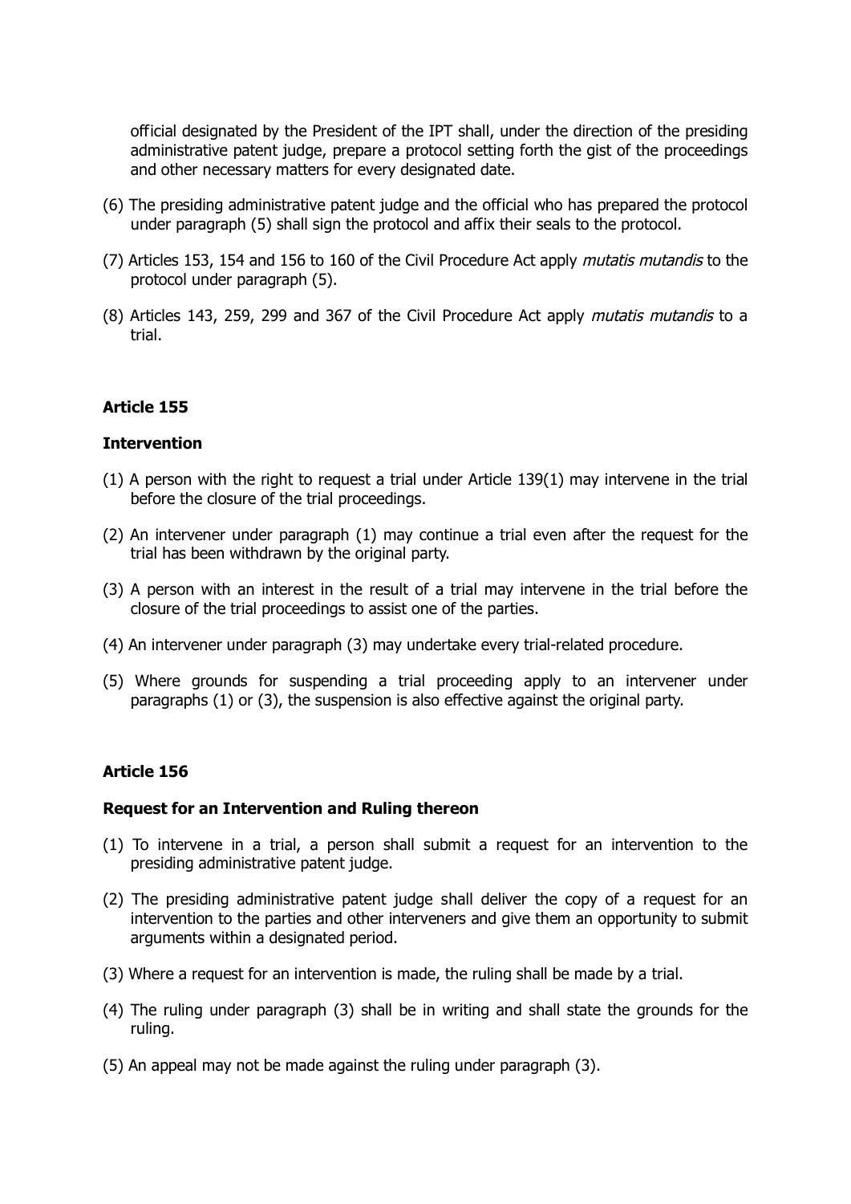official designated by the President of the IPT shall, under the direction of the presiding administrative patent judge, prepare a protocol setting forth the gist of the proceedings and other necessary matters for every designated date.

(6) The presiding administrative patent judge and the official who has prepared the protocol under paragraph (5) shall sign the protocol and affix their seals to the protocol.

(7) Articles 153, 154 and 156 to 160 of the Civil Procedure Act apply *mutatis mutandis* to the protocol under paragraph (5).

(8) Articles 143, 259, 299 and 367 of the Civil Procedure Act apply *mutatis mutandis* to a trial.

### Article 155

### Intervention

(1) A person with the right to request a trial under Article 139(1) may intervene in the trial before the closure of the trial proceedings.

(2) An intervener under paragraph (1) may continue a trial even after the request for the trial has been withdrawn by the original party.

(3) A person with an interest in the result of a trial may intervene in the trial before the closure of the trial proceedings to assist one of the parties.

(4) An intervener under paragraph (3) may undertake every trial-related procedure.

(5) Where grounds for suspending a trial proceeding apply to an intervener under paragraphs (1) or (3), the suspension is also effective against the original party.

### Article 156

### Request for an Intervention and Ruling thereon

(1) To intervene in a trial, a person shall submit a request for an intervention to the presiding administrative patent judge.

(2) The presiding administrative patent judge shall deliver the copy of a request for an intervention to the parties and other interveners and give them an opportunity to submit arguments within a designated period.

(3) Where a request for an intervention is made, the ruling shall be made by a trial.

(4) The ruling under paragraph (3) shall be in writing and shall state the grounds for the ruling.

(5) An appeal may not be made against the ruling under paragraph (3).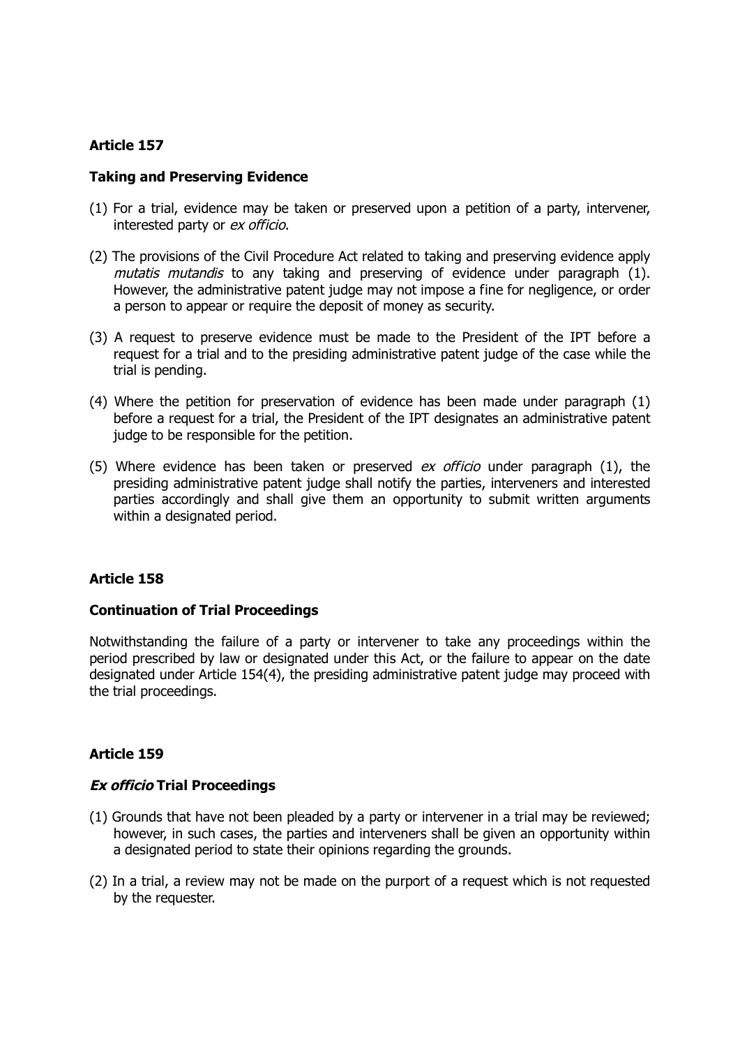**Article 157**

**Taking and Preserving Evidence**

(1) For a trial, evidence may be taken or preserved upon a petition of a party, intervener, interested party or *ex officio*.

(2) The provisions of the Civil Procedure Act related to taking and preserving evidence apply *mutatis mutandis* to any taking and preserving of evidence under paragraph (1). However, the administrative patent judge may not impose a fine for negligence, or order a person to appear or require the deposit of money as security.

(3) A request to preserve evidence must be made to the President of the IPT before a request for a trial and to the presiding administrative patent judge of the case while the trial is pending.

(4) Where the petition for preservation of evidence has been made under paragraph (1) before a request for a trial, the President of the IPT designates an administrative patent judge to be responsible for the petition.

(5) Where evidence has been taken or preserved *ex officio* under paragraph (1), the presiding administrative patent judge shall notify the parties, interveners and interested parties accordingly and shall give them an opportunity to submit written arguments within a designated period.

**Article 158**

**Continuation of Trial Proceedings**

Notwithstanding the failure of a party or intervener to take any proceedings within the period prescribed by law or designated under this Act, or the failure to appear on the date designated under Article 154(4), the presiding administrative patent judge may proceed with the trial proceedings.

**Article 159**

***Ex officio* Trial Proceedings**

(1) Grounds that have not been pleaded by a party or intervener in a trial may be reviewed; however, in such cases, the parties and interveners shall be given an opportunity within a designated period to state their opinions regarding the grounds.

(2) In a trial, a review may not be made on the purport of a request which is not requested by the requester.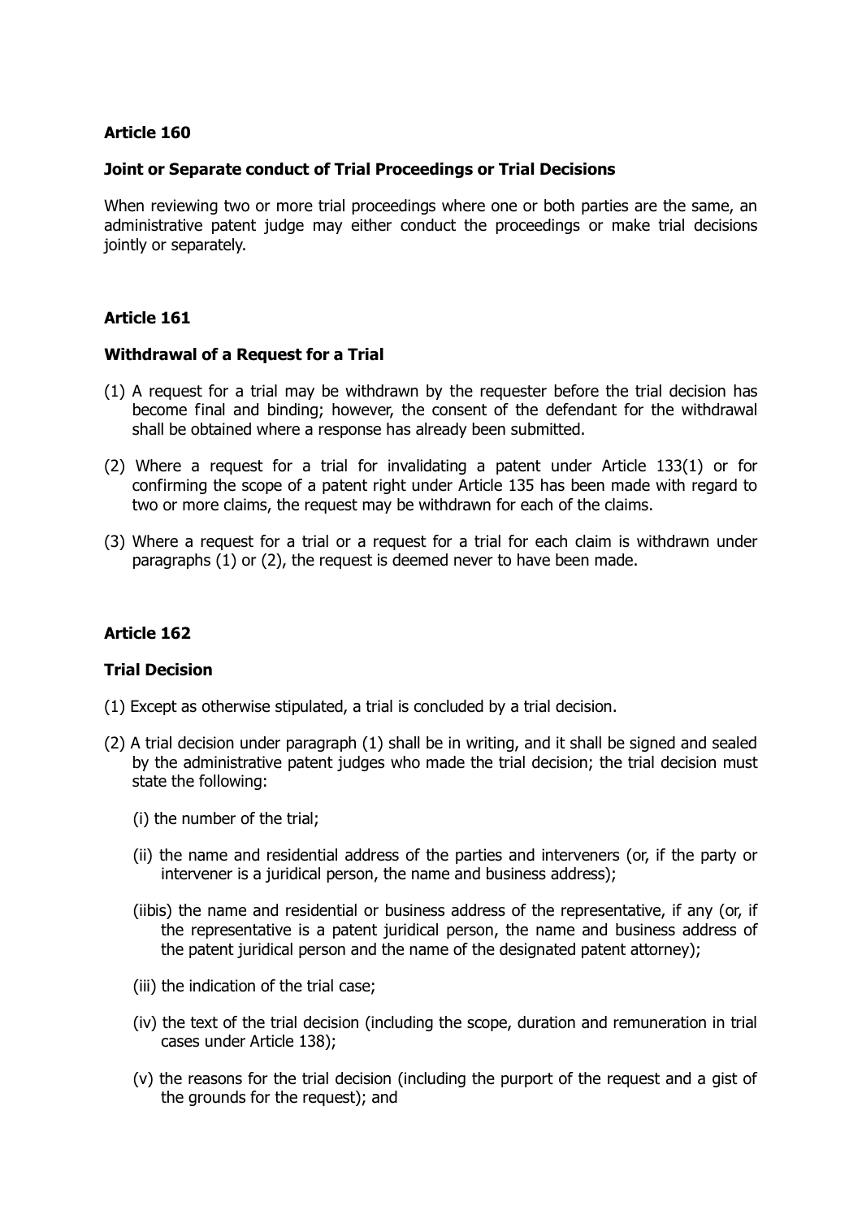**Article 160**

**Joint or Separate conduct of Trial Proceedings or Trial Decisions**

When reviewing two or more trial proceedings where one or both parties are the same, an administrative patent judge may either conduct the proceedings or make trial decisions jointly or separately.

**Article 161**

**Withdrawal of a Request for a Trial**

(1) A request for a trial may be withdrawn by the requester before the trial decision has become final and binding; however, the consent of the defendant for the withdrawal shall be obtained where a response has already been submitted.

(2) Where a request for a trial for invalidating a patent under Article 133(1) or for confirming the scope of a patent right under Article 135 has been made with regard to two or more claims, the request may be withdrawn for each of the claims.

(3) Where a request for a trial or a request for a trial for each claim is withdrawn under paragraphs (1) or (2), the request is deemed never to have been made.

**Article 162**

**Trial Decision**

(1) Except as otherwise stipulated, a trial is concluded by a trial decision.

(2) A trial decision under paragraph (1) shall be in writing, and it shall be signed and sealed by the administrative patent judges who made the trial decision; the trial decision must state the following:

(i) the number of the trial;

(ii) the name and residential address of the parties and interveners (or, if the party or intervener is a juridical person, the name and business address);

(iibis) the name and residential or business address of the representative, if any (or, if the representative is a patent juridical person, the name and business address of the patent juridical person and the name of the designated patent attorney);

(iii) the indication of the trial case;

(iv) the text of the trial decision (including the scope, duration and remuneration in trial cases under Article 138);

(v) the reasons for the trial decision (including the purport of the request and a gist of the grounds for the request); and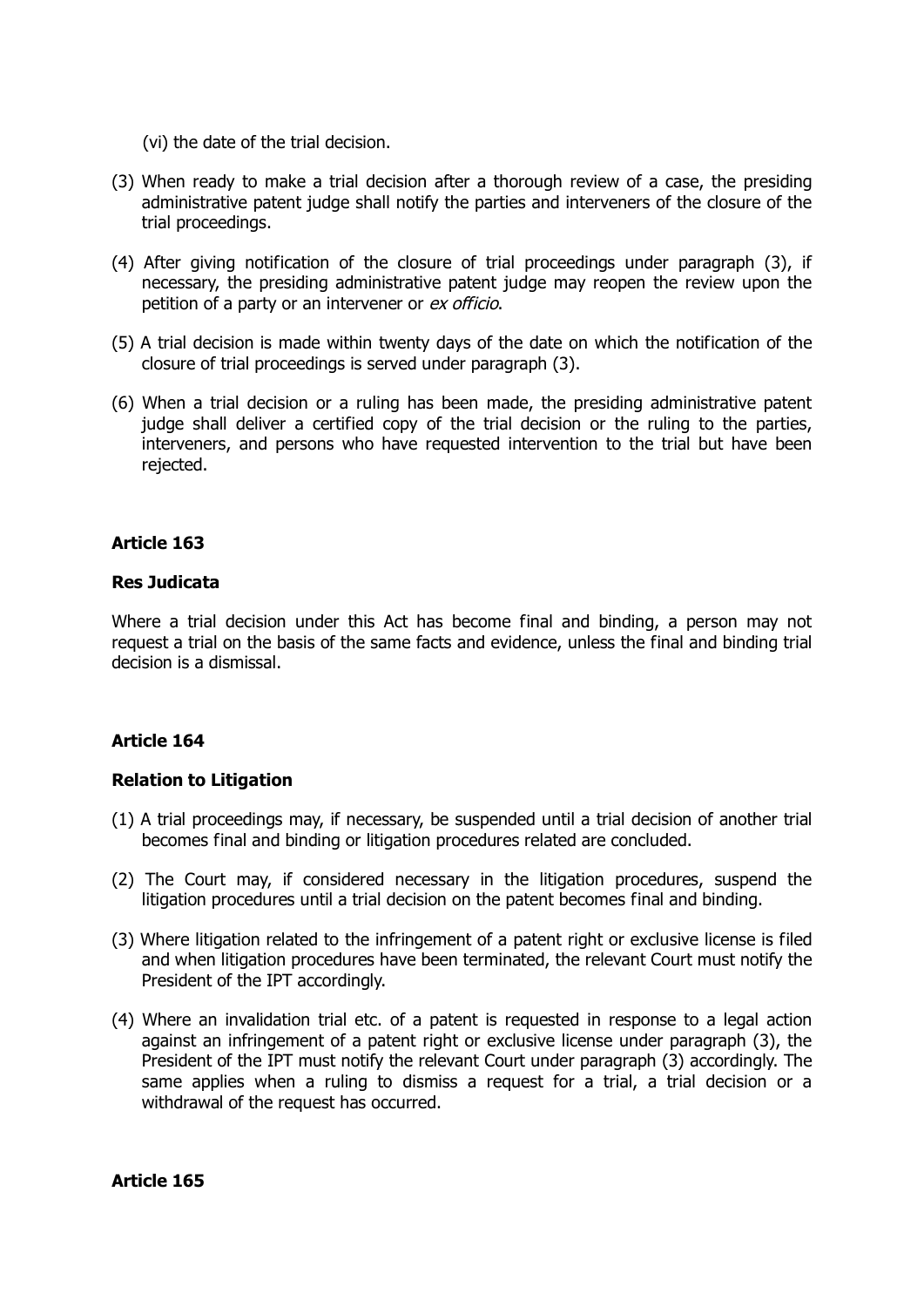(vi) the date of the trial decision.

(3) When ready to make a trial decision after a thorough review of a case, the presiding administrative patent judge shall notify the parties and interveners of the closure of the trial proceedings.

(4) After giving notification of the closure of trial proceedings under paragraph (3), if necessary, the presiding administrative patent judge may reopen the review upon the petition of a party or an intervener or *ex officio*.

(5) A trial decision is made within twenty days of the date on which the notification of the closure of trial proceedings is served under paragraph (3).

(6) When a trial decision or a ruling has been made, the presiding administrative patent judge shall deliver a certified copy of the trial decision or the ruling to the parties, interveners, and persons who have requested intervention to the trial but have been rejected.

**Article 163**

**Res Judicata**

Where a trial decision under this Act has become final and binding, a person may not request a trial on the basis of the same facts and evidence, unless the final and binding trial decision is a dismissal.

**Article 164**

**Relation to Litigation**

(1) A trial proceedings may, if necessary, be suspended until a trial decision of another trial becomes final and binding or litigation procedures related are concluded.

(2) The Court may, if considered necessary in the litigation procedures, suspend the litigation procedures until a trial decision on the patent becomes final and binding.

(3) Where litigation related to the infringement of a patent right or exclusive license is filed and when litigation procedures have been terminated, the relevant Court must notify the President of the IPT accordingly.

(4) Where an invalidation trial etc. of a patent is requested in response to a legal action against an infringement of a patent right or exclusive license under paragraph (3), the President of the IPT must notify the relevant Court under paragraph (3) accordingly. The same applies when a ruling to dismiss a request for a trial, a trial decision or a withdrawal of the request has occurred.

**Article 165**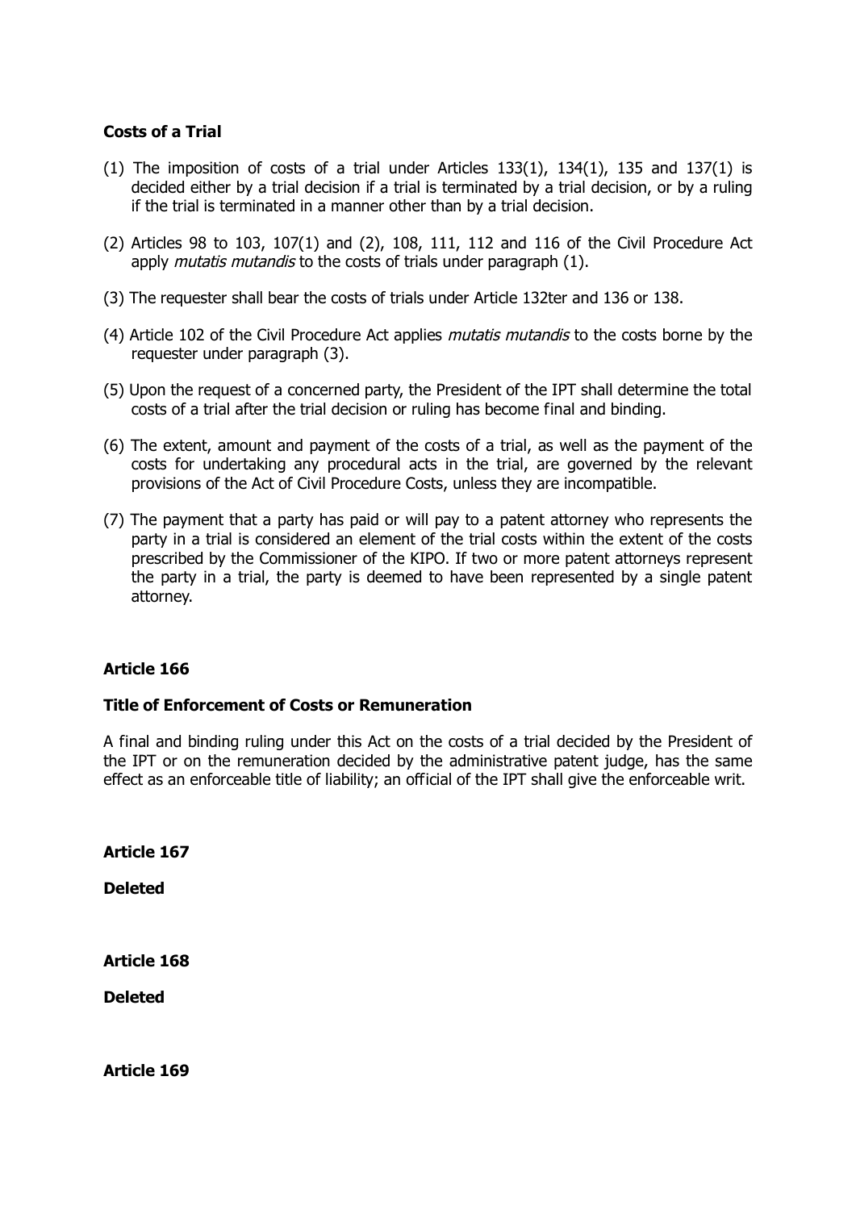**Costs of a Trial**

(1) The imposition of costs of a trial under Articles 133(1), 134(1), 135 and 137(1) is decided either by a trial decision if a trial is terminated by a trial decision, or by a ruling if the trial is terminated in a manner other than by a trial decision.

(2) Articles 98 to 103, 107(1) and (2), 108, 111, 112 and 116 of the Civil Procedure Act apply *mutatis mutandis* to the costs of trials under paragraph (1).

(3) The requester shall bear the costs of trials under Article 132ter and 136 or 138.

(4) Article 102 of the Civil Procedure Act applies *mutatis mutandis* to the costs borne by the requester under paragraph (3).

(5) Upon the request of a concerned party, the President of the IPT shall determine the total costs of a trial after the trial decision or ruling has become final and binding.

(6) The extent, amount and payment of the costs of a trial, as well as the payment of the costs for undertaking any procedural acts in the trial, are governed by the relevant provisions of the Act of Civil Procedure Costs, unless they are incompatible.

(7) The payment that a party has paid or will pay to a patent attorney who represents the party in a trial is considered an element of the trial costs within the extent of the costs prescribed by the Commissioner of the KIPO. If two or more patent attorneys represent the party in a trial, the party is deemed to have been represented by a single patent attorney.

**Article 166**

**Title of Enforcement of Costs or Remuneration**

A final and binding ruling under this Act on the costs of a trial decided by the President of the IPT or on the remuneration decided by the administrative patent judge, has the same effect as an enforceable title of liability; an official of the IPT shall give the enforceable writ.

**Article 167**

**Deleted**

**Article 168**

**Deleted**

**Article 169**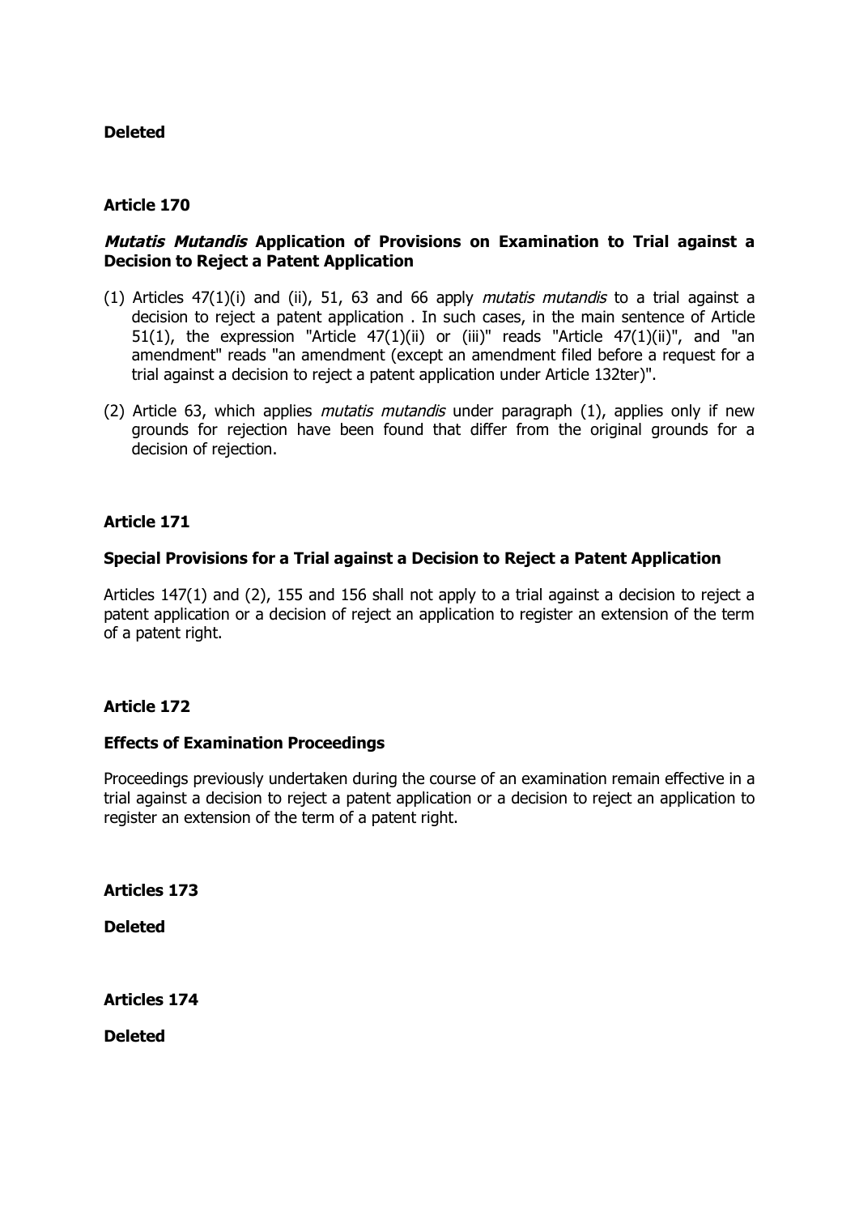**Deleted**

## Article 170

### *Mutatis Mutandis* Application of Provisions on Examination to Trial against a Decision to Reject a Patent Application

(1) Articles 47(1)(i) and (ii), 51, 63 and 66 apply *mutatis mutandis* to a trial against a decision to reject a patent application . In such cases, in the main sentence of Article 51(1), the expression "Article 47(1)(ii) or (iii)" reads "Article 47(1)(ii)", and "an amendment" reads "an amendment (except an amendment filed before a request for a trial against a decision to reject a patent application under Article 132ter)".

(2) Article 63, which applies *mutatis mutandis* under paragraph (1), applies only if new grounds for rejection have been found that differ from the original grounds for a decision of rejection.

## Article 171

### Special Provisions for a Trial against a Decision to Reject a Patent Application

Articles 147(1) and (2), 155 and 156 shall not apply to a trial against a decision to reject a patent application or a decision of reject an application to register an extension of the term of a patent right.

## Article 172

### Effects of Examination Proceedings

Proceedings previously undertaken during the course of an examination remain effective in a trial against a decision to reject a patent application or a decision to reject an application to register an extension of the term of a patent right.

## Articles 173

**Deleted**

## Articles 174

**Deleted**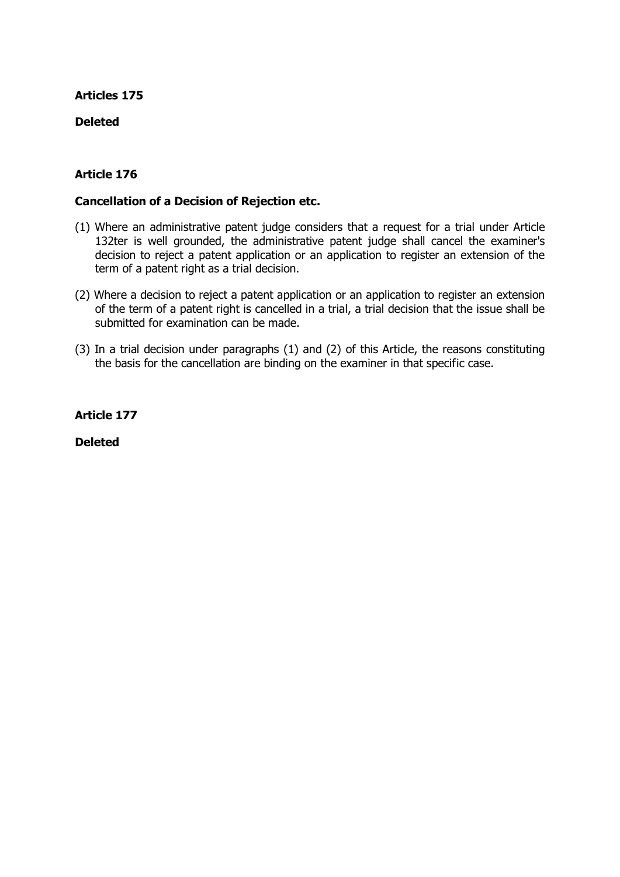**Articles 175**

**Deleted**

**Article 176**

**Cancellation of a Decision of Rejection etc.**

(1) Where an administrative patent judge considers that a request for a trial under Article 132ter is well grounded, the administrative patent judge shall cancel the examiner's decision to reject a patent application or an application to register an extension of the term of a patent right as a trial decision.

(2) Where a decision to reject a patent application or an application to register an extension of the term of a patent right is cancelled in a trial, a trial decision that the issue shall be submitted for examination can be made.

(3) In a trial decision under paragraphs (1) and (2) of this Article, the reasons constituting the basis for the cancellation are binding on the examiner in that specific case.

**Article 177**

**Deleted**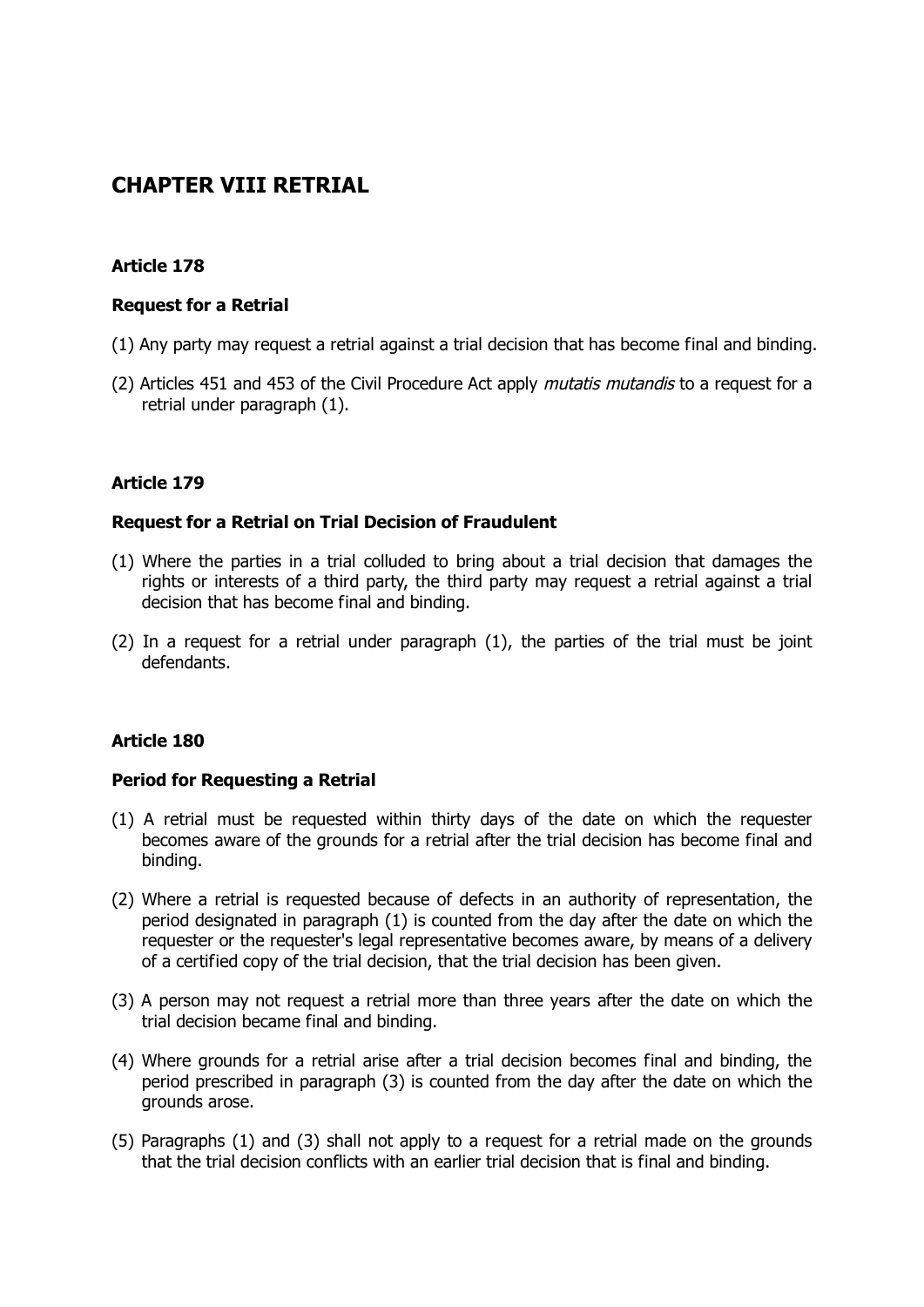# CHAPTER VIII RETRIAL

### Article 178

### Request for a Retrial

(1) Any party may request a retrial against a trial decision that has become final and binding.

(2) Articles 451 and 453 of the Civil Procedure Act apply *mutatis mutandis* to a request for a retrial under paragraph (1).

### Article 179

### Request for a Retrial on Trial Decision of Fraudulent

(1) Where the parties in a trial colluded to bring about a trial decision that damages the rights or interests of a third party, the third party may request a retrial against a trial decision that has become final and binding.

(2) In a request for a retrial under paragraph (1), the parties of the trial must be joint defendants.

### Article 180

### Period for Requesting a Retrial

(1) A retrial must be requested within thirty days of the date on which the requester becomes aware of the grounds for a retrial after the trial decision has become final and binding.

(2) Where a retrial is requested because of defects in an authority of representation, the period designated in paragraph (1) is counted from the day after the date on which the requester or the requester's legal representative becomes aware, by means of a delivery of a certified copy of the trial decision, that the trial decision has been given.

(3) A person may not request a retrial more than three years after the date on which the trial decision became final and binding.

(4) Where grounds for a retrial arise after a trial decision becomes final and binding, the period prescribed in paragraph (3) is counted from the day after the date on which the grounds arose.

(5) Paragraphs (1) and (3) shall not apply to a request for a retrial made on the grounds that the trial decision conflicts with an earlier trial decision that is final and binding.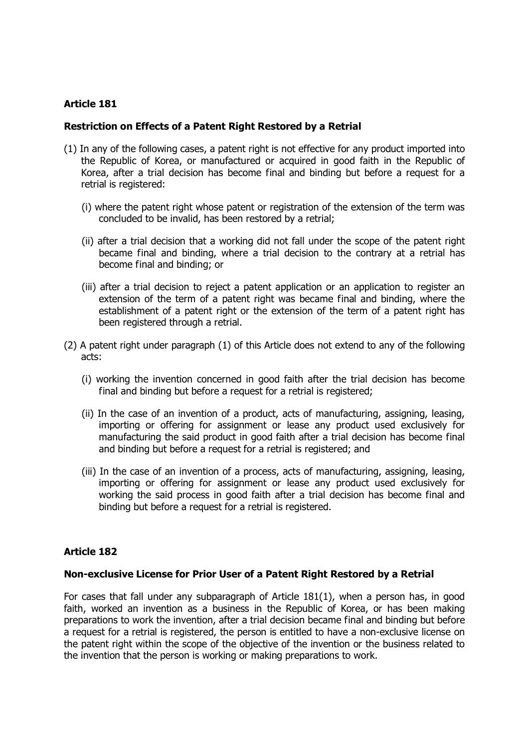**Article 181**

**Restriction on Effects of a Patent Right Restored by a Retrial**

(1) In any of the following cases, a patent right is not effective for any product imported into the Republic of Korea, or manufactured or acquired in good faith in the Republic of Korea, after a trial decision has become final and binding but before a request for a retrial is registered:

(i) where the patent right whose patent or registration of the extension of the term was concluded to be invalid, has been restored by a retrial;

(ii) after a trial decision that a working did not fall under the scope of the patent right became final and binding, where a trial decision to the contrary at a retrial has become final and binding; or

(iii) after a trial decision to reject a patent application or an application to register an extension of the term of a patent right was became final and binding, where the establishment of a patent right or the extension of the term of a patent right has been registered through a retrial.

(2) A patent right under paragraph (1) of this Article does not extend to any of the following acts:

(i) working the invention concerned in good faith after the trial decision has become final and binding but before a request for a retrial is registered;

(ii) In the case of an invention of a product, acts of manufacturing, assigning, leasing, importing or offering for assignment or lease any product used exclusively for manufacturing the said product in good faith after a trial decision has become final and binding but before a request for a retrial is registered; and

(iii) In the case of an invention of a process, acts of manufacturing, assigning, leasing, importing or offering for assignment or lease any product used exclusively for working the said process in good faith after a trial decision has become final and binding but before a request for a retrial is registered.

**Article 182**

**Non-exclusive License for Prior User of a Patent Right Restored by a Retrial**

For cases that fall under any subparagraph of Article 181(1), when a person has, in good faith, worked an invention as a business in the Republic of Korea, or has been making preparations to work the invention, after a trial decision became final and binding but before a request for a retrial is registered, the person is entitled to have a non-exclusive license on the patent right within the scope of the objective of the invention or the business related to the invention that the person is working or making preparations to work.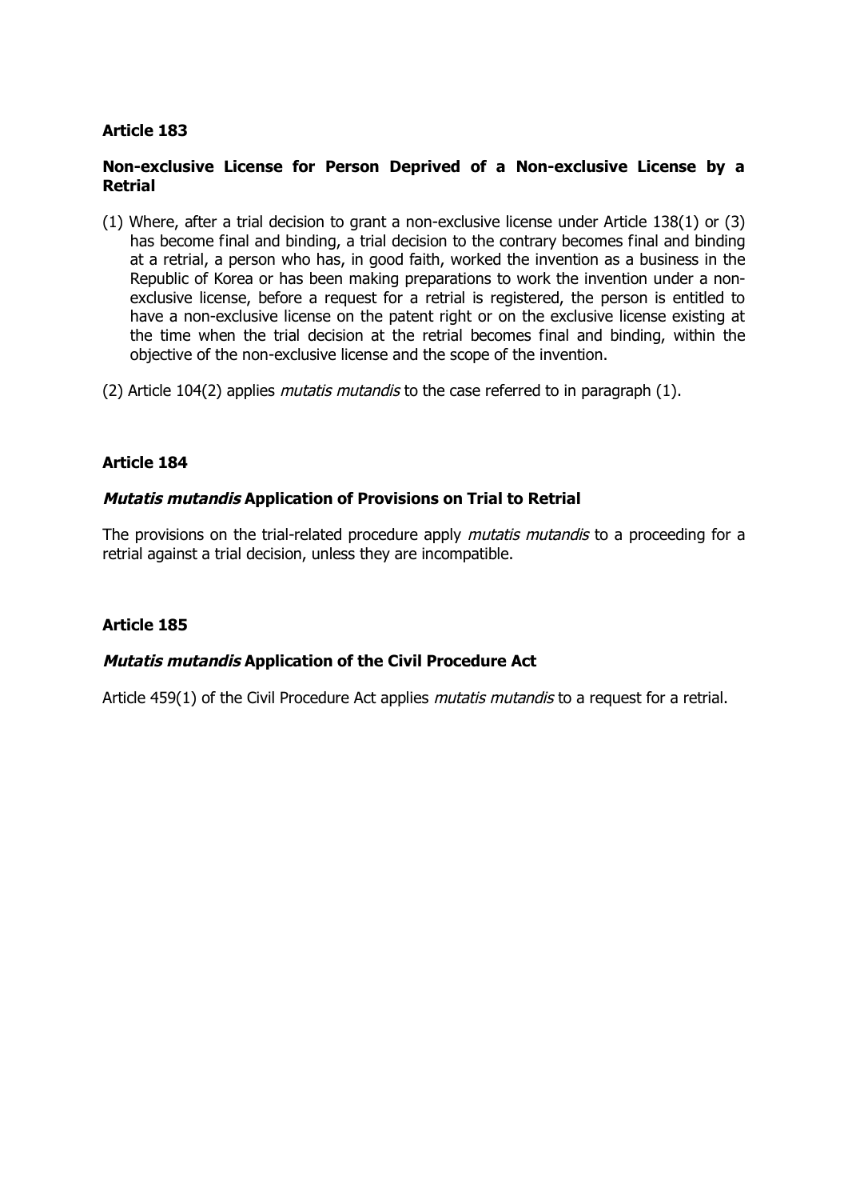## Article 183

### Non-exclusive License for Person Deprived of a Non-exclusive License by a Retrial

(1) Where, after a trial decision to grant a non-exclusive license under Article 138(1) or (3) has become final and binding, a trial decision to the contrary becomes final and binding at a retrial, a person who has, in good faith, worked the invention as a business in the Republic of Korea or has been making preparations to work the invention under a non-exclusive license, before a request for a retrial is registered, the person is entitled to have a non-exclusive license on the patent right or on the exclusive license existing at the time when the trial decision at the retrial becomes final and binding, within the objective of the non-exclusive license and the scope of the invention.

(2) Article 104(2) applies *mutatis mutandis* to the case referred to in paragraph (1).

## Article 184

### *Mutatis mutandis* Application of Provisions on Trial to Retrial

The provisions on the trial-related procedure apply *mutatis mutandis* to a proceeding for a retrial against a trial decision, unless they are incompatible.

## Article 185

### *Mutatis mutandis* Application of the Civil Procedure Act

Article 459(1) of the Civil Procedure Act applies *mutatis mutandis* to a request for a retrial.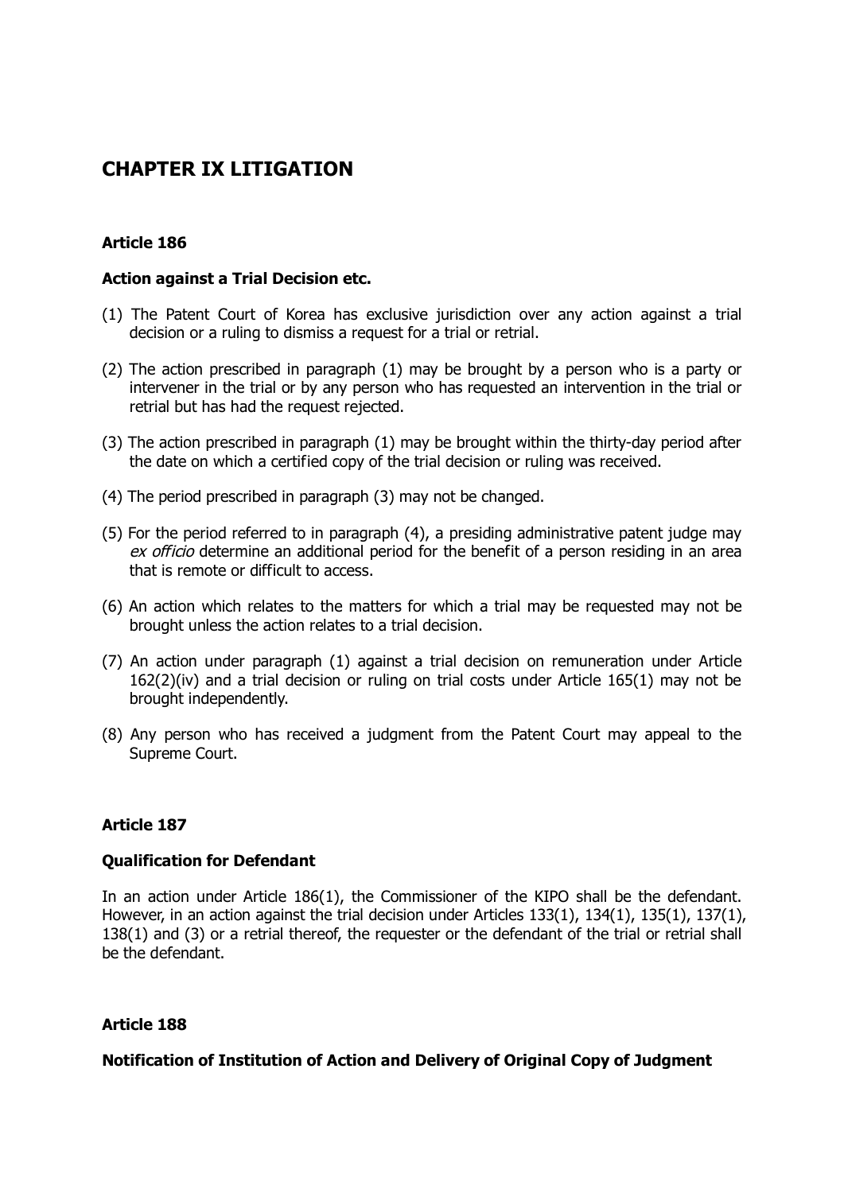# CHAPTER IX LITIGATION

**Article 186**

**Action against a Trial Decision etc.**

(1) The Patent Court of Korea has exclusive jurisdiction over any action against a trial decision or a ruling to dismiss a request for a trial or retrial.

(2) The action prescribed in paragraph (1) may be brought by a person who is a party or intervener in the trial or by any person who has requested an intervention in the trial or retrial but has had the request rejected.

(3) The action prescribed in paragraph (1) may be brought within the thirty-day period after the date on which a certified copy of the trial decision or ruling was received.

(4) The period prescribed in paragraph (3) may not be changed.

(5) For the period referred to in paragraph (4), a presiding administrative patent judge may *ex officio* determine an additional period for the benefit of a person residing in an area that is remote or difficult to access.

(6) An action which relates to the matters for which a trial may be requested may not be brought unless the action relates to a trial decision.

(7) An action under paragraph (1) against a trial decision on remuneration under Article 162(2)(iv) and a trial decision or ruling on trial costs under Article 165(1) may not be brought independently.

(8) Any person who has received a judgment from the Patent Court may appeal to the Supreme Court.

**Article 187**

**Qualification for Defendant**

In an action under Article 186(1), the Commissioner of the KIPO shall be the defendant. However, in an action against the trial decision under Articles 133(1), 134(1), 135(1), 137(1), 138(1) and (3) or a retrial thereof, the requester or the defendant of the trial or retrial shall be the defendant.

**Article 188**

**Notification of Institution of Action and Delivery of Original Copy of Judgment**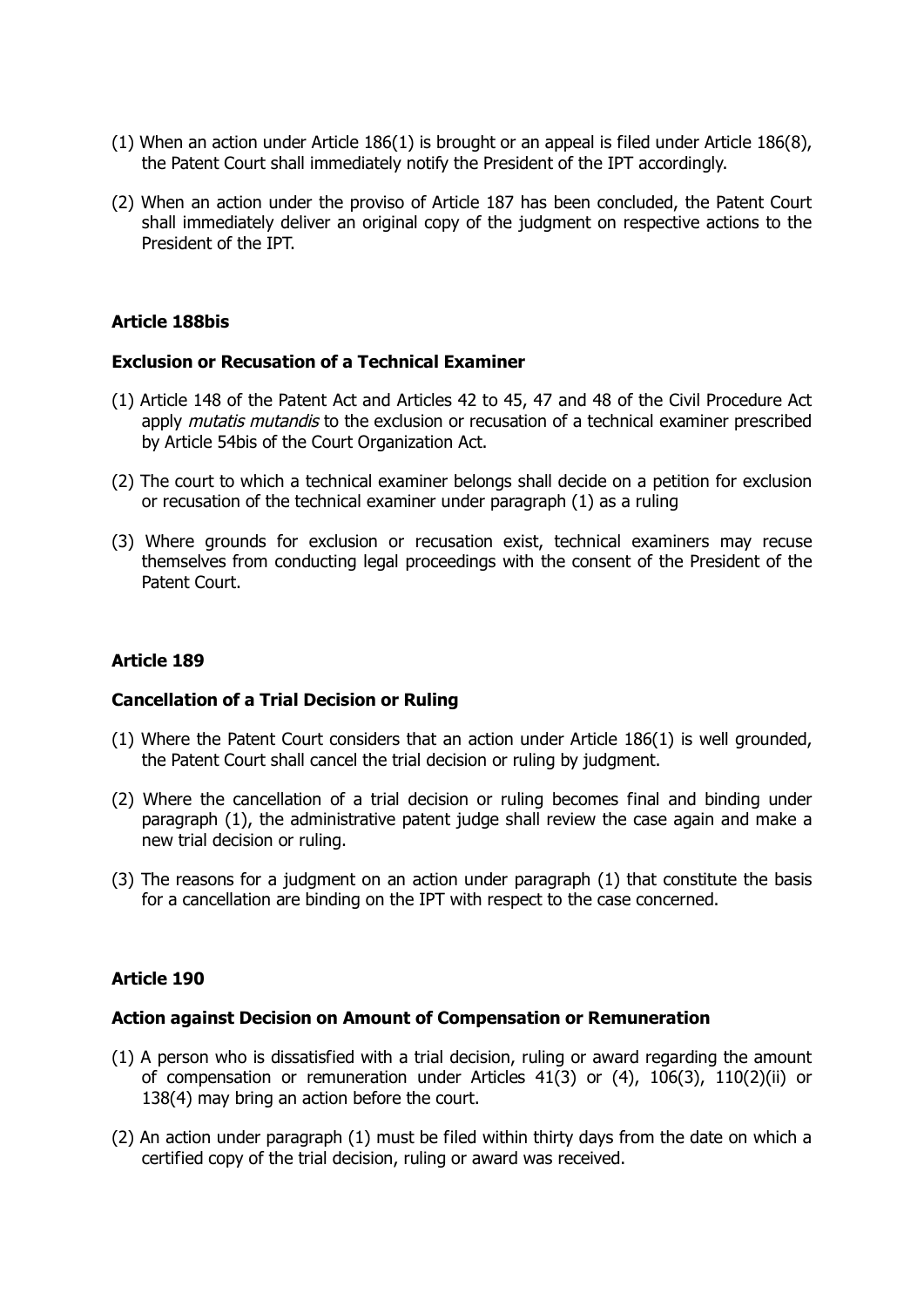(1) When an action under Article 186(1) is brought or an appeal is filed under Article 186(8), the Patent Court shall immediately notify the President of the IPT accordingly.

(2) When an action under the proviso of Article 187 has been concluded, the Patent Court shall immediately deliver an original copy of the judgment on respective actions to the President of the IPT.

### Article 188bis

### Exclusion or Recusation of a Technical Examiner

(1) Article 148 of the Patent Act and Articles 42 to 45, 47 and 48 of the Civil Procedure Act apply *mutatis mutandis* to the exclusion or recusation of a technical examiner prescribed by Article 54bis of the Court Organization Act.

(2) The court to which a technical examiner belongs shall decide on a petition for exclusion or recusation of the technical examiner under paragraph (1) as a ruling

(3) Where grounds for exclusion or recusation exist, technical examiners may recuse themselves from conducting legal proceedings with the consent of the President of the Patent Court.

### Article 189

### Cancellation of a Trial Decision or Ruling

(1) Where the Patent Court considers that an action under Article 186(1) is well grounded, the Patent Court shall cancel the trial decision or ruling by judgment.

(2) Where the cancellation of a trial decision or ruling becomes final and binding under paragraph (1), the administrative patent judge shall review the case again and make a new trial decision or ruling.

(3) The reasons for a judgment on an action under paragraph (1) that constitute the basis for a cancellation are binding on the IPT with respect to the case concerned.

### Article 190

### Action against Decision on Amount of Compensation or Remuneration

(1) A person who is dissatisfied with a trial decision, ruling or award regarding the amount of compensation or remuneration under Articles 41(3) or (4), 106(3), 110(2)(ii) or 138(4) may bring an action before the court.

(2) An action under paragraph (1) must be filed within thirty days from the date on which a certified copy of the trial decision, ruling or award was received.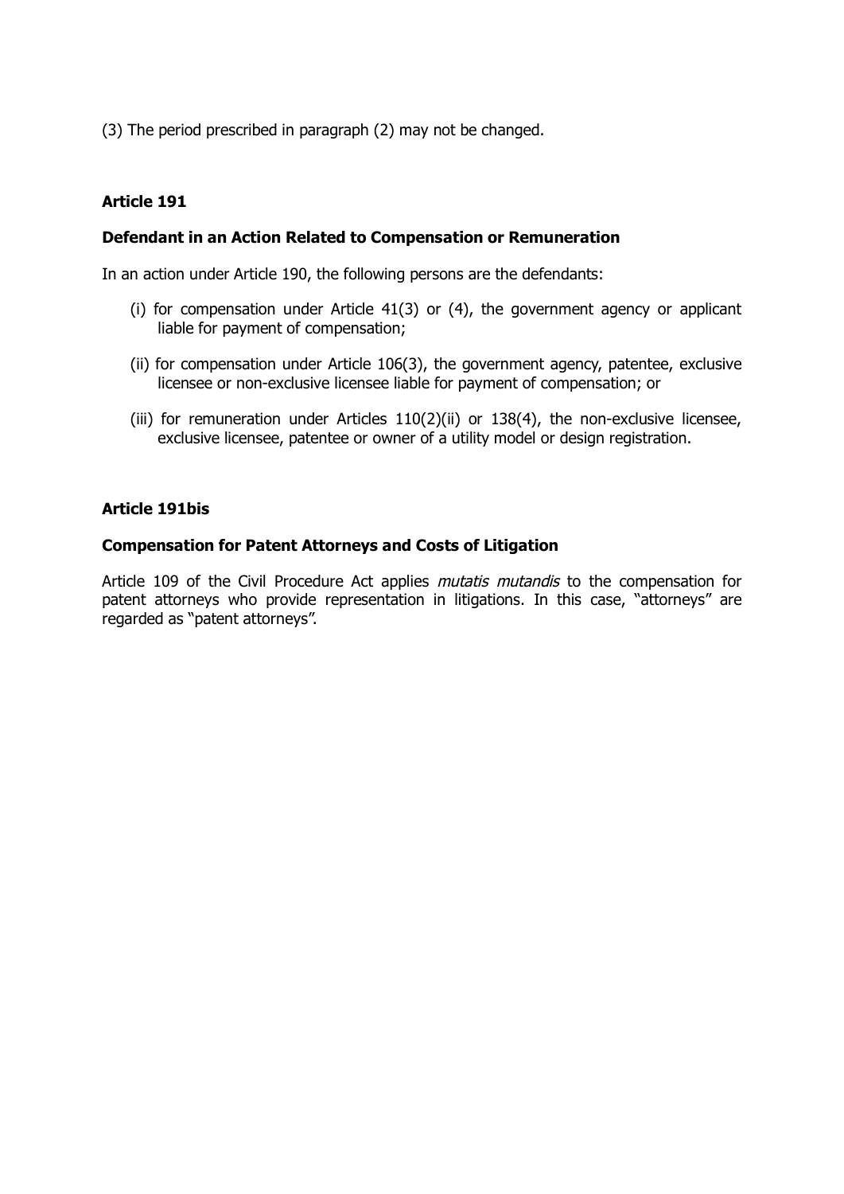(3) The period prescribed in paragraph (2) may not be changed.

**Article 191**

**Defendant in an Action Related to Compensation or Remuneration**

In an action under Article 190, the following persons are the defendants:

(i) for compensation under Article 41(3) or (4), the government agency or applicant liable for payment of compensation;

(ii) for compensation under Article 106(3), the government agency, patentee, exclusive licensee or non-exclusive licensee liable for payment of compensation; or

(iii) for remuneration under Articles 110(2)(ii) or 138(4), the non-exclusive licensee, exclusive licensee, patentee or owner of a utility model or design registration.

**Article 191bis**

**Compensation for Patent Attorneys and Costs of Litigation**

Article 109 of the Civil Procedure Act applies *mutatis mutandis* to the compensation for patent attorneys who provide representation in litigations. In this case, "attorneys" are regarded as "patent attorneys".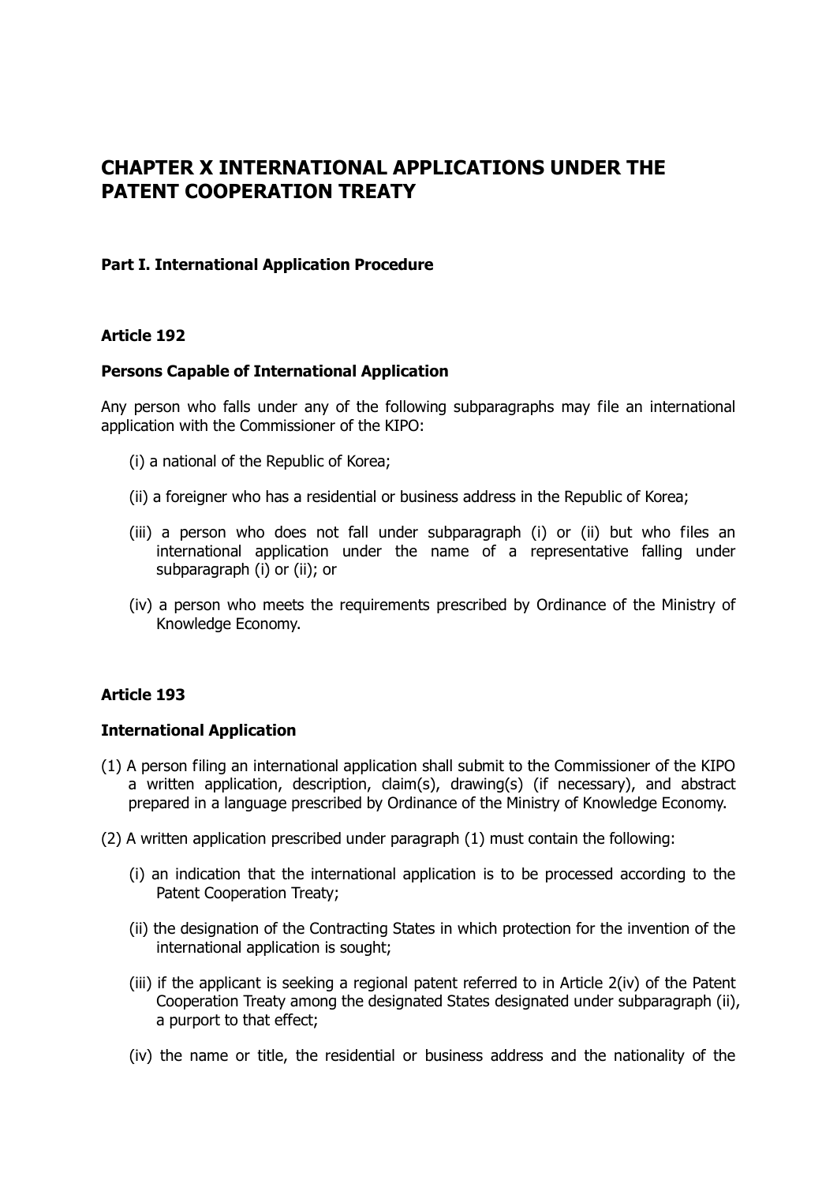# CHAPTER X INTERNATIONAL APPLICATIONS UNDER THE PATENT COOPERATION TREATY

## Part I. International Application Procedure

### Article 192

### Persons Capable of International Application

Any person who falls under any of the following subparagraphs may file an international application with the Commissioner of the KIPO:

(i) a national of the Republic of Korea;

(ii) a foreigner who has a residential or business address in the Republic of Korea;

(iii) a person who does not fall under subparagraph (i) or (ii) but who files an international application under the name of a representative falling under subparagraph (i) or (ii); or

(iv) a person who meets the requirements prescribed by Ordinance of the Ministry of Knowledge Economy.

### Article 193

### International Application

(1) A person filing an international application shall submit to the Commissioner of the KIPO a written application, description, claim(s), drawing(s) (if necessary), and abstract prepared in a language prescribed by Ordinance of the Ministry of Knowledge Economy.

(2) A written application prescribed under paragraph (1) must contain the following:

(i) an indication that the international application is to be processed according to the Patent Cooperation Treaty;

(ii) the designation of the Contracting States in which protection for the invention of the international application is sought;

(iii) if the applicant is seeking a regional patent referred to in Article 2(iv) of the Patent Cooperation Treaty among the designated States designated under subparagraph (ii), a purport to that effect;

(iv) the name or title, the residential or business address and the nationality of the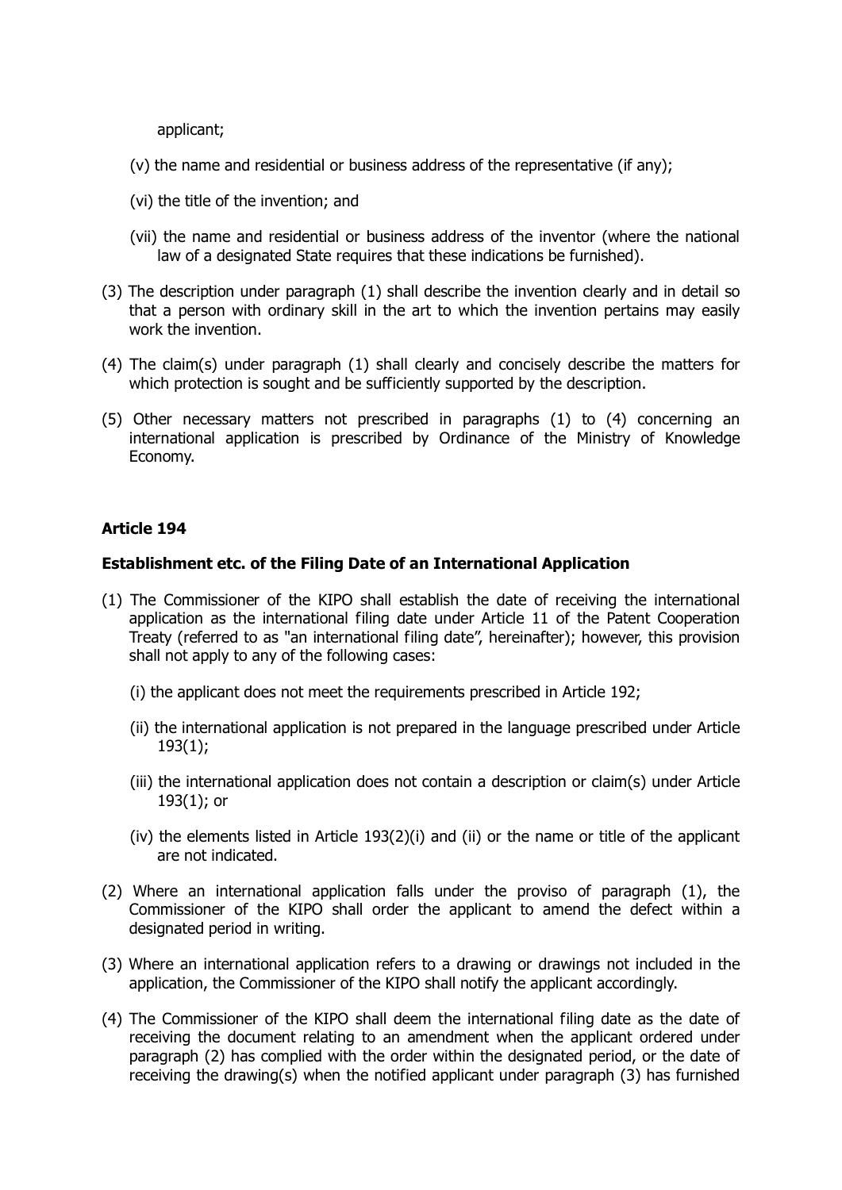applicant;

(v) the name and residential or business address of the representative (if any);

(vi) the title of the invention; and

(vii) the name and residential or business address of the inventor (where the national law of a designated State requires that these indications be furnished).

(3) The description under paragraph (1) shall describe the invention clearly and in detail so that a person with ordinary skill in the art to which the invention pertains may easily work the invention.

(4) The claim(s) under paragraph (1) shall clearly and concisely describe the matters for which protection is sought and be sufficiently supported by the description.

(5) Other necessary matters not prescribed in paragraphs (1) to (4) concerning an international application is prescribed by Ordinance of the Ministry of Knowledge Economy.

**Article 194**

**Establishment etc. of the Filing Date of an International Application**

(1) The Commissioner of the KIPO shall establish the date of receiving the international application as the international filing date under Article 11 of the Patent Cooperation Treaty (referred to as "an international filing date", hereinafter); however, this provision shall not apply to any of the following cases:

(i) the applicant does not meet the requirements prescribed in Article 192;

(ii) the international application is not prepared in the language prescribed under Article 193(1);

(iii) the international application does not contain a description or claim(s) under Article 193(1); or

(iv) the elements listed in Article 193(2)(i) and (ii) or the name or title of the applicant are not indicated.

(2) Where an international application falls under the proviso of paragraph (1), the Commissioner of the KIPO shall order the applicant to amend the defect within a designated period in writing.

(3) Where an international application refers to a drawing or drawings not included in the application, the Commissioner of the KIPO shall notify the applicant accordingly.

(4) The Commissioner of the KIPO shall deem the international filing date as the date of receiving the document relating to an amendment when the applicant ordered under paragraph (2) has complied with the order within the designated period, or the date of receiving the drawing(s) when the notified applicant under paragraph (3) has furnished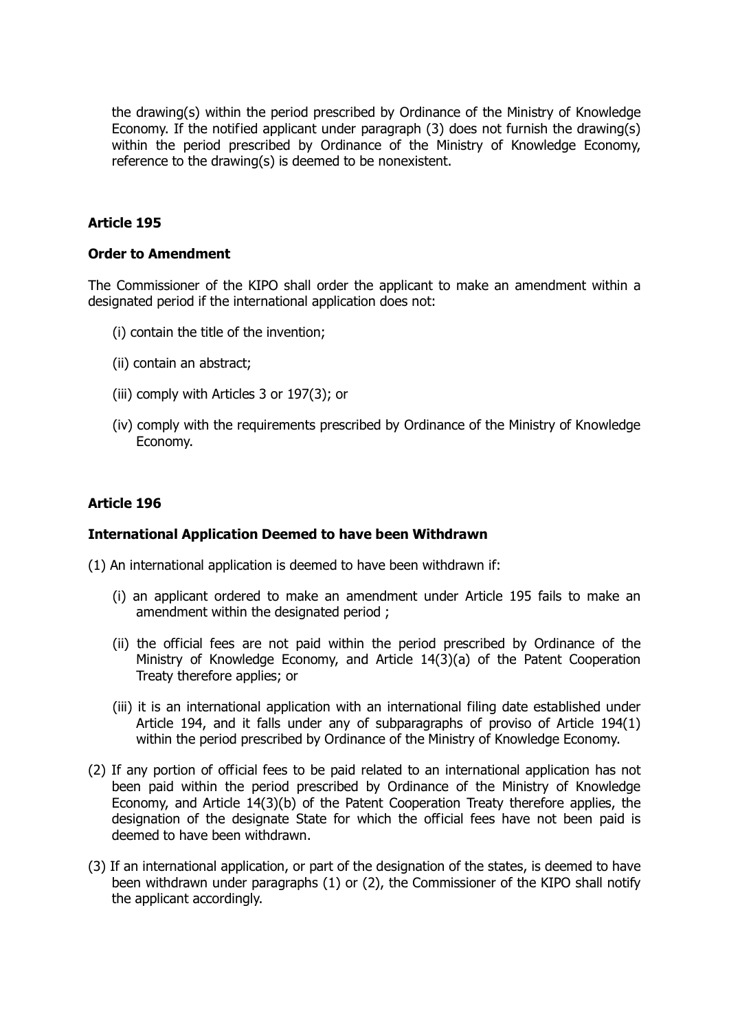the drawing(s) within the period prescribed by Ordinance of the Ministry of Knowledge Economy. If the notified applicant under paragraph (3) does not furnish the drawing(s) within the period prescribed by Ordinance of the Ministry of Knowledge Economy, reference to the drawing(s) is deemed to be nonexistent.

**Article 195**

**Order to Amendment**

The Commissioner of the KIPO shall order the applicant to make an amendment within a designated period if the international application does not:

(i) contain the title of the invention;

(ii) contain an abstract;

(iii) comply with Articles 3 or 197(3); or

(iv) comply with the requirements prescribed by Ordinance of the Ministry of Knowledge Economy.

**Article 196**

**International Application Deemed to have been Withdrawn**

(1) An international application is deemed to have been withdrawn if:

(i) an applicant ordered to make an amendment under Article 195 fails to make an amendment within the designated period ;

(ii) the official fees are not paid within the period prescribed by Ordinance of the Ministry of Knowledge Economy, and Article 14(3)(a) of the Patent Cooperation Treaty therefore applies; or

(iii) it is an international application with an international filing date established under Article 194, and it falls under any of subparagraphs of proviso of Article 194(1) within the period prescribed by Ordinance of the Ministry of Knowledge Economy.

(2) If any portion of official fees to be paid related to an international application has not been paid within the period prescribed by Ordinance of the Ministry of Knowledge Economy, and Article 14(3)(b) of the Patent Cooperation Treaty therefore applies, the designation of the designate State for which the official fees have not been paid is deemed to have been withdrawn.

(3) If an international application, or part of the designation of the states, is deemed to have been withdrawn under paragraphs (1) or (2), the Commissioner of the KIPO shall notify the applicant accordingly.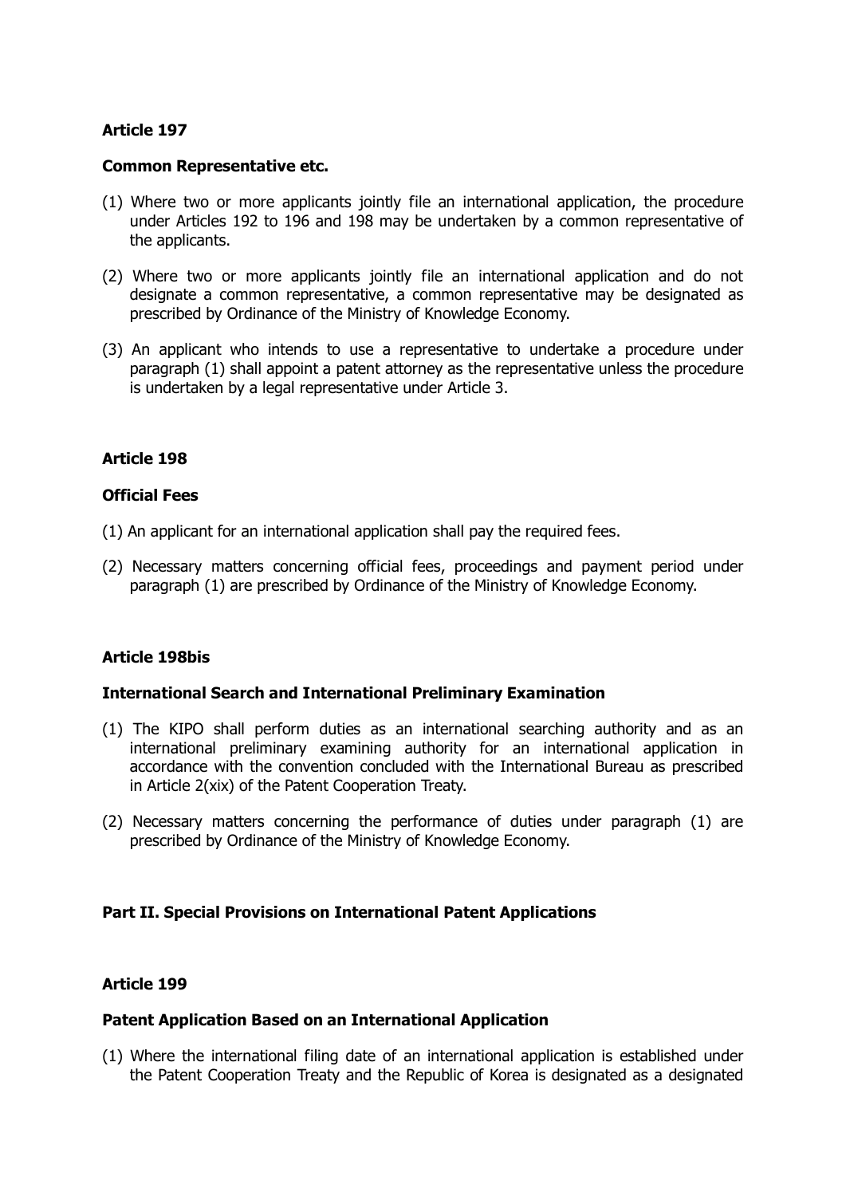**Article 197**

**Common Representative etc.**

(1) Where two or more applicants jointly file an international application, the procedure under Articles 192 to 196 and 198 may be undertaken by a common representative of the applicants.

(2) Where two or more applicants jointly file an international application and do not designate a common representative, a common representative may be designated as prescribed by Ordinance of the Ministry of Knowledge Economy.

(3) An applicant who intends to use a representative to undertake a procedure under paragraph (1) shall appoint a patent attorney as the representative unless the procedure is undertaken by a legal representative under Article 3.

**Article 198**

**Official Fees**

(1) An applicant for an international application shall pay the required fees.

(2) Necessary matters concerning official fees, proceedings and payment period under paragraph (1) are prescribed by Ordinance of the Ministry of Knowledge Economy.

**Article 198bis**

**International Search and International Preliminary Examination**

(1) The KIPO shall perform duties as an international searching authority and as an international preliminary examining authority for an international application in accordance with the convention concluded with the International Bureau as prescribed in Article 2(xix) of the Patent Cooperation Treaty.

(2) Necessary matters concerning the performance of duties under paragraph (1) are prescribed by Ordinance of the Ministry of Knowledge Economy.

**Part II. Special Provisions on International Patent Applications**

**Article 199**

**Patent Application Based on an International Application**

(1) Where the international filing date of an international application is established under the Patent Cooperation Treaty and the Republic of Korea is designated as a designated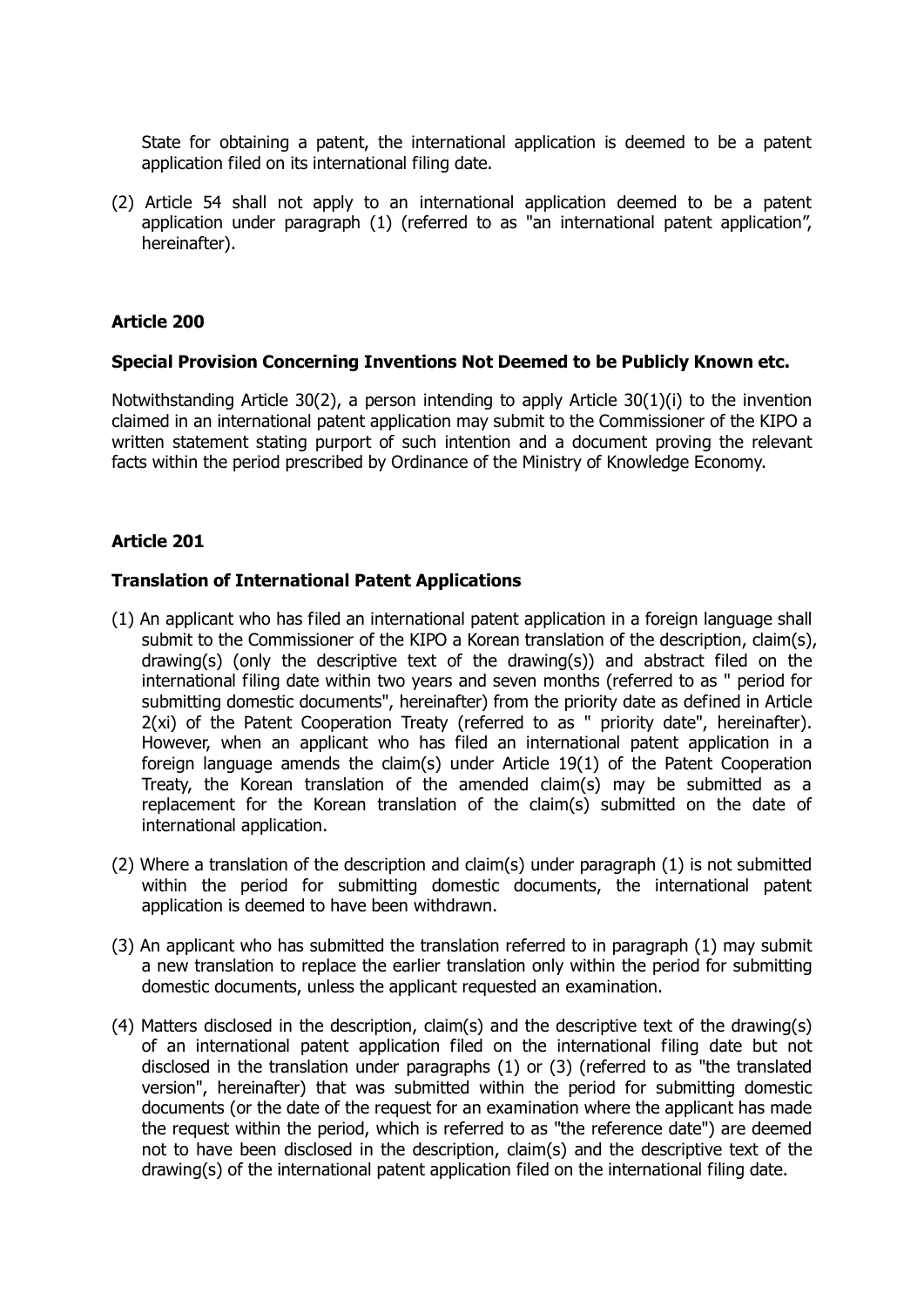State for obtaining a patent, the international application is deemed to be a patent application filed on its international filing date.

(2) Article 54 shall not apply to an international application deemed to be a patent application under paragraph (1) (referred to as "an international patent application", hereinafter).

**Article 200**

**Special Provision Concerning Inventions Not Deemed to be Publicly Known etc.**

Notwithstanding Article 30(2), a person intending to apply Article 30(1)(i) to the invention claimed in an international patent application may submit to the Commissioner of the KIPO a written statement stating purport of such intention and a document proving the relevant facts within the period prescribed by Ordinance of the Ministry of Knowledge Economy.

**Article 201**

**Translation of International Patent Applications**

(1) An applicant who has filed an international patent application in a foreign language shall submit to the Commissioner of the KIPO a Korean translation of the description, claim(s), drawing(s) (only the descriptive text of the drawing(s)) and abstract filed on the international filing date within two years and seven months (referred to as " period for submitting domestic documents", hereinafter) from the priority date as defined in Article 2(xi) of the Patent Cooperation Treaty (referred to as " priority date", hereinafter). However, when an applicant who has filed an international patent application in a foreign language amends the claim(s) under Article 19(1) of the Patent Cooperation Treaty, the Korean translation of the amended claim(s) may be submitted as a replacement for the Korean translation of the claim(s) submitted on the date of international application.

(2) Where a translation of the description and claim(s) under paragraph (1) is not submitted within the period for submitting domestic documents, the international patent application is deemed to have been withdrawn.

(3) An applicant who has submitted the translation referred to in paragraph (1) may submit a new translation to replace the earlier translation only within the period for submitting domestic documents, unless the applicant requested an examination.

(4) Matters disclosed in the description, claim(s) and the descriptive text of the drawing(s) of an international patent application filed on the international filing date but not disclosed in the translation under paragraphs (1) or (3) (referred to as "the translated version", hereinafter) that was submitted within the period for submitting domestic documents (or the date of the request for an examination where the applicant has made the request within the period, which is referred to as "the reference date") are deemed not to have been disclosed in the description, claim(s) and the descriptive text of the drawing(s) of the international patent application filed on the international filing date.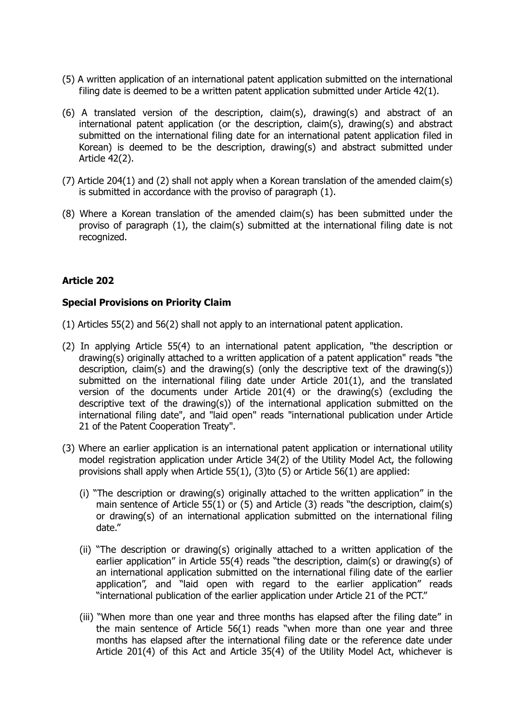(5) A written application of an international patent application submitted on the international filing date is deemed to be a written patent application submitted under Article 42(1).

(6) A translated version of the description, claim(s), drawing(s) and abstract of an international patent application (or the description, claim(s), drawing(s) and abstract submitted on the international filing date for an international patent application filed in Korean) is deemed to be the description, drawing(s) and abstract submitted under Article 42(2).

(7) Article 204(1) and (2) shall not apply when a Korean translation of the amended claim(s) is submitted in accordance with the proviso of paragraph (1).

(8) Where a Korean translation of the amended claim(s) has been submitted under the proviso of paragraph (1), the claim(s) submitted at the international filing date is not recognized.

**Article 202**

**Special Provisions on Priority Claim**

(1) Articles 55(2) and 56(2) shall not apply to an international patent application.

(2) In applying Article 55(4) to an international patent application, "the description or drawing(s) originally attached to a written application of a patent application" reads "the description, claim(s) and the drawing(s) (only the descriptive text of the drawing(s)) submitted on the international filing date under Article 201(1), and the translated version of the documents under Article 201(4) or the drawing(s) (excluding the descriptive text of the drawing(s)) of the international application submitted on the international filing date", and "laid open" reads "international publication under Article 21 of the Patent Cooperation Treaty".

(3) Where an earlier application is an international patent application or international utility model registration application under Article 34(2) of the Utility Model Act, the following provisions shall apply when Article 55(1), (3)to (5) or Article 56(1) are applied:

(i) "The description or drawing(s) originally attached to the written application" in the main sentence of Article 55(1) or (5) and Article (3) reads "the description, claim(s) or drawing(s) of an international application submitted on the international filing date."

(ii) "The description or drawing(s) originally attached to a written application of the earlier application" in Article 55(4) reads "the description, claim(s) or drawing(s) of an international application submitted on the international filing date of the earlier application", and "laid open with regard to the earlier application" reads "international publication of the earlier application under Article 21 of the PCT."

(iii) "When more than one year and three months has elapsed after the filing date" in the main sentence of Article 56(1) reads "when more than one year and three months has elapsed after the international filing date or the reference date under Article 201(4) of this Act and Article 35(4) of the Utility Model Act, whichever is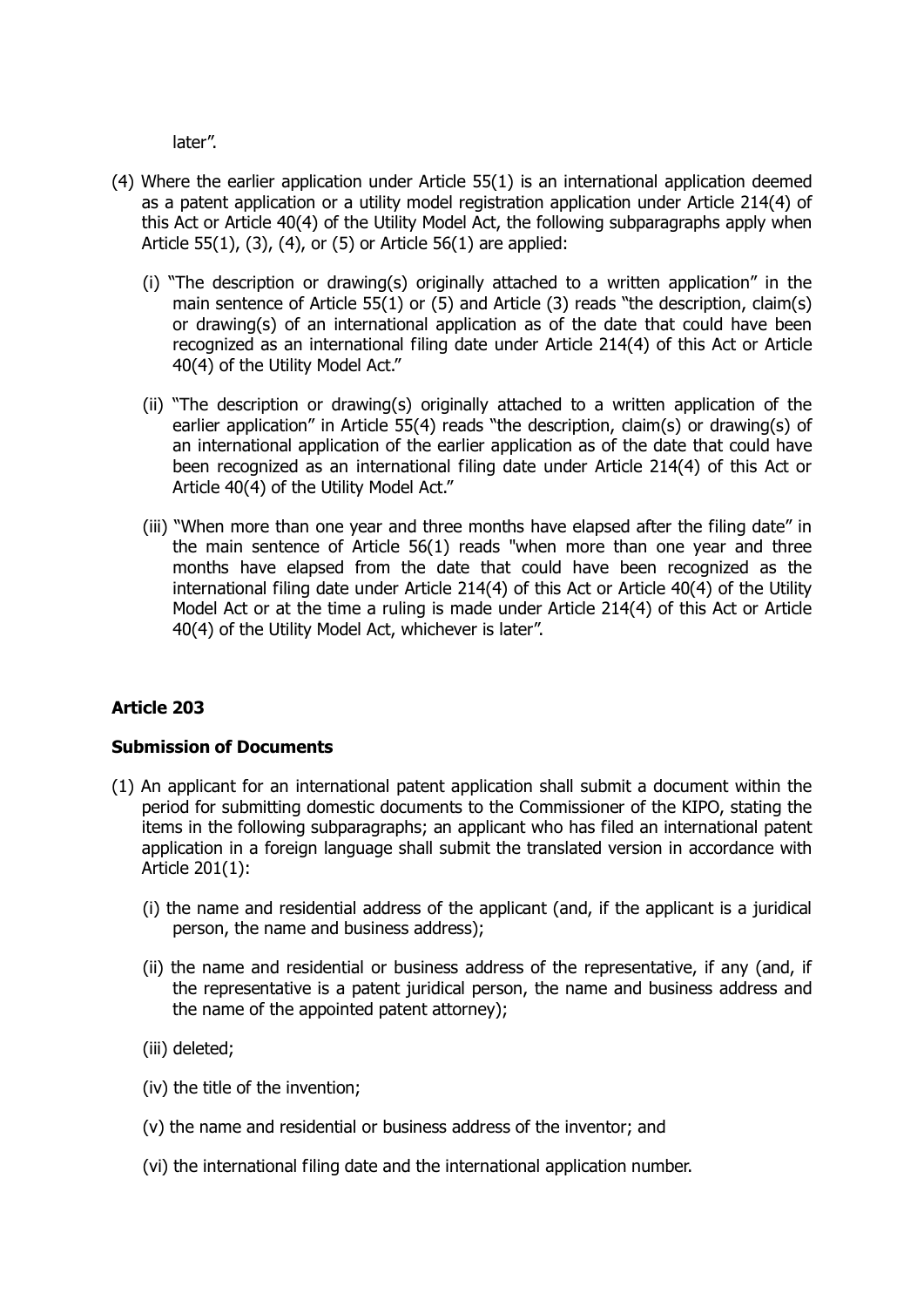later".

(4) Where the earlier application under Article 55(1) is an international application deemed as a patent application or a utility model registration application under Article 214(4) of this Act or Article 40(4) of the Utility Model Act, the following subparagraphs apply when Article 55(1), (3), (4), or (5) or Article 56(1) are applied:

   (i) "The description or drawing(s) originally attached to a written application" in the main sentence of Article 55(1) or (5) and Article (3) reads "the description, claim(s) or drawing(s) of an international application as of the date that could have been recognized as an international filing date under Article 214(4) of this Act or Article 40(4) of the Utility Model Act."

   (ii) "The description or drawing(s) originally attached to a written application of the earlier application" in Article 55(4) reads "the description, claim(s) or drawing(s) of an international application of the earlier application as of the date that could have been recognized as an international filing date under Article 214(4) of this Act or Article 40(4) of the Utility Model Act."

   (iii) "When more than one year and three months have elapsed after the filing date" in the main sentence of Article 56(1) reads "when more than one year and three months have elapsed from the date that could have been recognized as the international filing date under Article 214(4) of this Act or Article 40(4) of the Utility Model Act or at the time a ruling is made under Article 214(4) of this Act or Article 40(4) of the Utility Model Act, whichever is later".

**Article 203**

**Submission of Documents**

(1) An applicant for an international patent application shall submit a document within the period for submitting domestic documents to the Commissioner of the KIPO, stating the items in the following subparagraphs; an applicant who has filed an international patent application in a foreign language shall submit the translated version in accordance with Article 201(1):

   (i) the name and residential address of the applicant (and, if the applicant is a juridical person, the name and business address);

   (ii) the name and residential or business address of the representative, if any (and, if the representative is a patent juridical person, the name and business address and the name of the appointed patent attorney);

   (iii) deleted;

   (iv) the title of the invention;

   (v) the name and residential or business address of the inventor; and

   (vi) the international filing date and the international application number.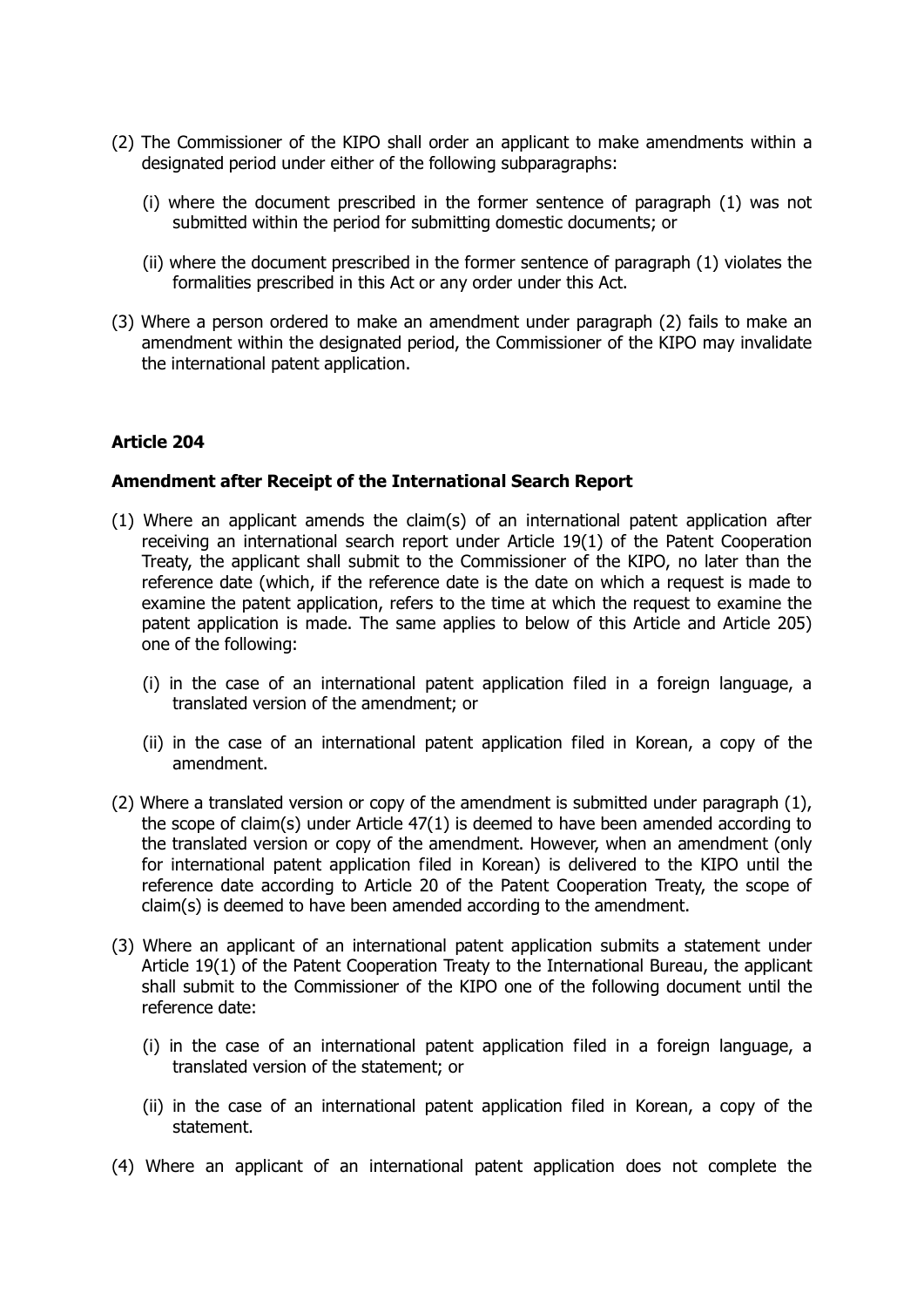(2) The Commissioner of the KIPO shall order an applicant to make amendments within a designated period under either of the following subparagraphs:

  (i) where the document prescribed in the former sentence of paragraph (1) was not submitted within the period for submitting domestic documents; or

  (ii) where the document prescribed in the former sentence of paragraph (1) violates the formalities prescribed in this Act or any order under this Act.

(3) Where a person ordered to make an amendment under paragraph (2) fails to make an amendment within the designated period, the Commissioner of the KIPO may invalidate the international patent application.

## Article 204

### Amendment after Receipt of the International Search Report

(1) Where an applicant amends the claim(s) of an international patent application after receiving an international search report under Article 19(1) of the Patent Cooperation Treaty, the applicant shall submit to the Commissioner of the KIPO, no later than the reference date (which, if the reference date is the date on which a request is made to examine the patent application, refers to the time at which the request to examine the patent application is made. The same applies to below of this Article and Article 205) one of the following:

  (i) in the case of an international patent application filed in a foreign language, a translated version of the amendment; or

  (ii) in the case of an international patent application filed in Korean, a copy of the amendment.

(2) Where a translated version or copy of the amendment is submitted under paragraph (1), the scope of claim(s) under Article 47(1) is deemed to have been amended according to the translated version or copy of the amendment. However, when an amendment (only for international patent application filed in Korean) is delivered to the KIPO until the reference date according to Article 20 of the Patent Cooperation Treaty, the scope of claim(s) is deemed to have been amended according to the amendment.

(3) Where an applicant of an international patent application submits a statement under Article 19(1) of the Patent Cooperation Treaty to the International Bureau, the applicant shall submit to the Commissioner of the KIPO one of the following document until the reference date:

  (i) in the case of an international patent application filed in a foreign language, a translated version of the statement; or

  (ii) in the case of an international patent application filed in Korean, a copy of the statement.

(4) Where an applicant of an international patent application does not complete the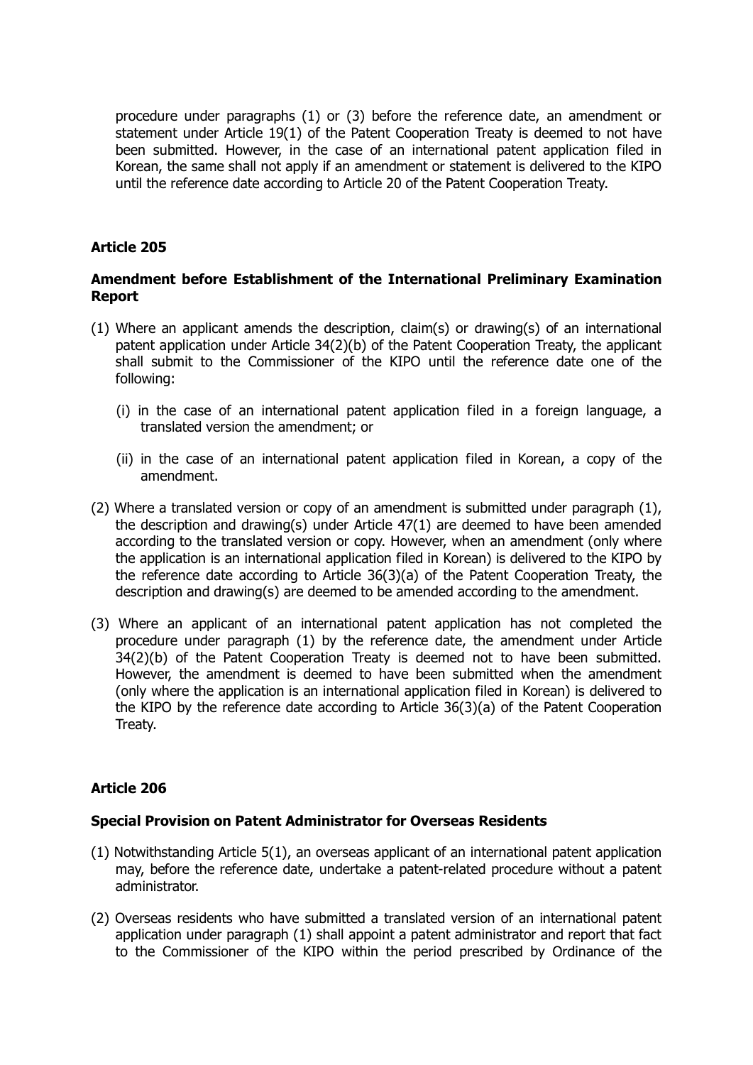procedure under paragraphs (1) or (3) before the reference date, an amendment or statement under Article 19(1) of the Patent Cooperation Treaty is deemed to not have been submitted. However, in the case of an international patent application filed in Korean, the same shall not apply if an amendment or statement is delivered to the KIPO until the reference date according to Article 20 of the Patent Cooperation Treaty.

### Article 205

### Amendment before Establishment of the International Preliminary Examination Report

(1) Where an applicant amends the description, claim(s) or drawing(s) of an international patent application under Article 34(2)(b) of the Patent Cooperation Treaty, the applicant shall submit to the Commissioner of the KIPO until the reference date one of the following:

  (i) in the case of an international patent application filed in a foreign language, a translated version the amendment; or

  (ii) in the case of an international patent application filed in Korean, a copy of the amendment.

(2) Where a translated version or copy of an amendment is submitted under paragraph (1), the description and drawing(s) under Article 47(1) are deemed to have been amended according to the translated version or copy. However, when an amendment (only where the application is an international application filed in Korean) is delivered to the KIPO by the reference date according to Article 36(3)(a) of the Patent Cooperation Treaty, the description and drawing(s) are deemed to be amended according to the amendment.

(3) Where an applicant of an international patent application has not completed the procedure under paragraph (1) by the reference date, the amendment under Article 34(2)(b) of the Patent Cooperation Treaty is deemed not to have been submitted. However, the amendment is deemed to have been submitted when the amendment (only where the application is an international application filed in Korean) is delivered to the KIPO by the reference date according to Article 36(3)(a) of the Patent Cooperation Treaty.

### Article 206

### Special Provision on Patent Administrator for Overseas Residents

(1) Notwithstanding Article 5(1), an overseas applicant of an international patent application may, before the reference date, undertake a patent-related procedure without a patent administrator.

(2) Overseas residents who have submitted a translated version of an international patent application under paragraph (1) shall appoint a patent administrator and report that fact to the Commissioner of the KIPO within the period prescribed by Ordinance of the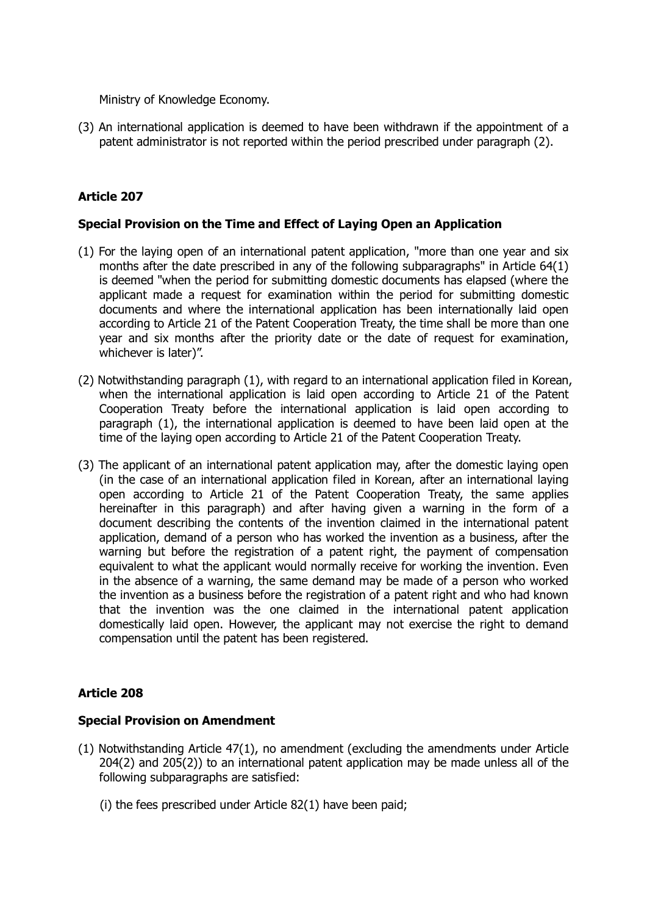Ministry of Knowledge Economy.

(3) An international application is deemed to have been withdrawn if the appointment of a patent administrator is not reported within the period prescribed under paragraph (2).

### Article 207

### Special Provision on the Time and Effect of Laying Open an Application

(1) For the laying open of an international patent application, "more than one year and six months after the date prescribed in any of the following subparagraphs" in Article 64(1) is deemed "when the period for submitting domestic documents has elapsed (where the applicant made a request for examination within the period for submitting domestic documents and where the international application has been internationally laid open according to Article 21 of the Patent Cooperation Treaty, the time shall be more than one year and six months after the priority date or the date of request for examination, whichever is later)".

(2) Notwithstanding paragraph (1), with regard to an international application filed in Korean, when the international application is laid open according to Article 21 of the Patent Cooperation Treaty before the international application is laid open according to paragraph (1), the international application is deemed to have been laid open at the time of the laying open according to Article 21 of the Patent Cooperation Treaty.

(3) The applicant of an international patent application may, after the domestic laying open (in the case of an international application filed in Korean, after an international laying open according to Article 21 of the Patent Cooperation Treaty, the same applies hereinafter in this paragraph) and after having given a warning in the form of a document describing the contents of the invention claimed in the international patent application, demand of a person who has worked the invention as a business, after the warning but before the registration of a patent right, the payment of compensation equivalent to what the applicant would normally receive for working the invention. Even in the absence of a warning, the same demand may be made of a person who worked the invention as a business before the registration of a patent right and who had known that the invention was the one claimed in the international patent application domestically laid open. However, the applicant may not exercise the right to demand compensation until the patent has been registered.

### Article 208

### Special Provision on Amendment

(1) Notwithstanding Article 47(1), no amendment (excluding the amendments under Article 204(2) and 205(2)) to an international patent application may be made unless all of the following subparagraphs are satisfied:

   (i) the fees prescribed under Article 82(1) have been paid;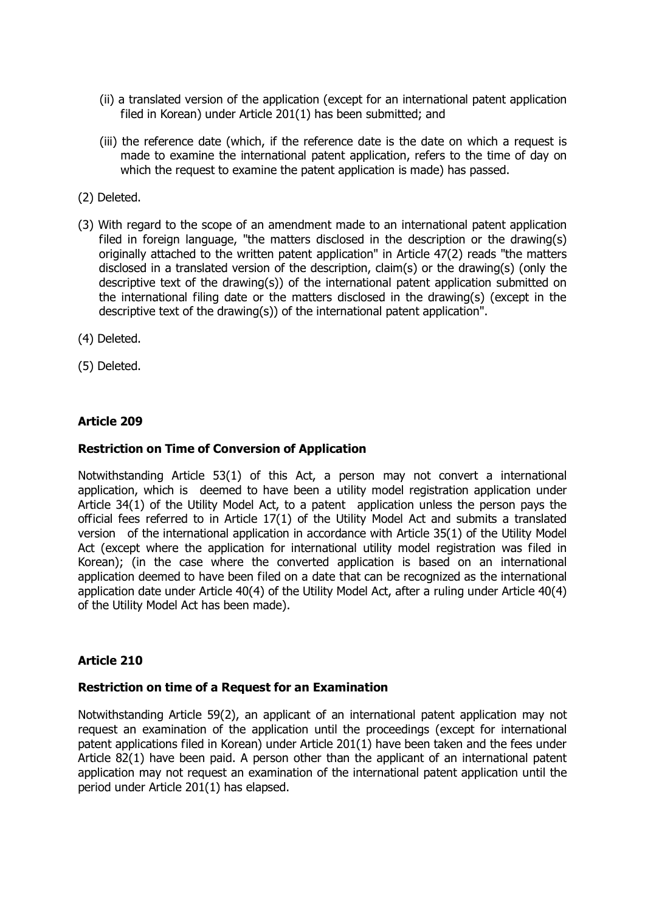(ii) a translated version of the application (except for an international patent application filed in Korean) under Article 201(1) has been submitted; and

(iii) the reference date (which, if the reference date is the date on which a request is made to examine the international patent application, refers to the time of day on which the request to examine the patent application is made) has passed.

(2) Deleted.

(3) With regard to the scope of an amendment made to an international patent application filed in foreign language, "the matters disclosed in the description or the drawing(s) originally attached to the written patent application" in Article 47(2) reads "the matters disclosed in a translated version of the description, claim(s) or the drawing(s) (only the descriptive text of the drawing(s)) of the international patent application submitted on the international filing date or the matters disclosed in the drawing(s) (except in the descriptive text of the drawing(s)) of the international patent application".

(4) Deleted.

(5) Deleted.

**Article 209**

**Restriction on Time of Conversion of Application**

Notwithstanding Article 53(1) of this Act, a person may not convert a international application, which is deemed to have been a utility model registration application under Article 34(1) of the Utility Model Act, to a patent application unless the person pays the official fees referred to in Article 17(1) of the Utility Model Act and submits a translated version of the international application in accordance with Article 35(1) of the Utility Model Act (except where the application for international utility model registration was filed in Korean); (in the case where the converted application is based on an international application deemed to have been filed on a date that can be recognized as the international application date under Article 40(4) of the Utility Model Act, after a ruling under Article 40(4) of the Utility Model Act has been made).

**Article 210**

**Restriction on time of a Request for an Examination**

Notwithstanding Article 59(2), an applicant of an international patent application may not request an examination of the application until the proceedings (except for international patent applications filed in Korean) under Article 201(1) have been taken and the fees under Article 82(1) have been paid. A person other than the applicant of an international patent application may not request an examination of the international patent application until the period under Article 201(1) has elapsed.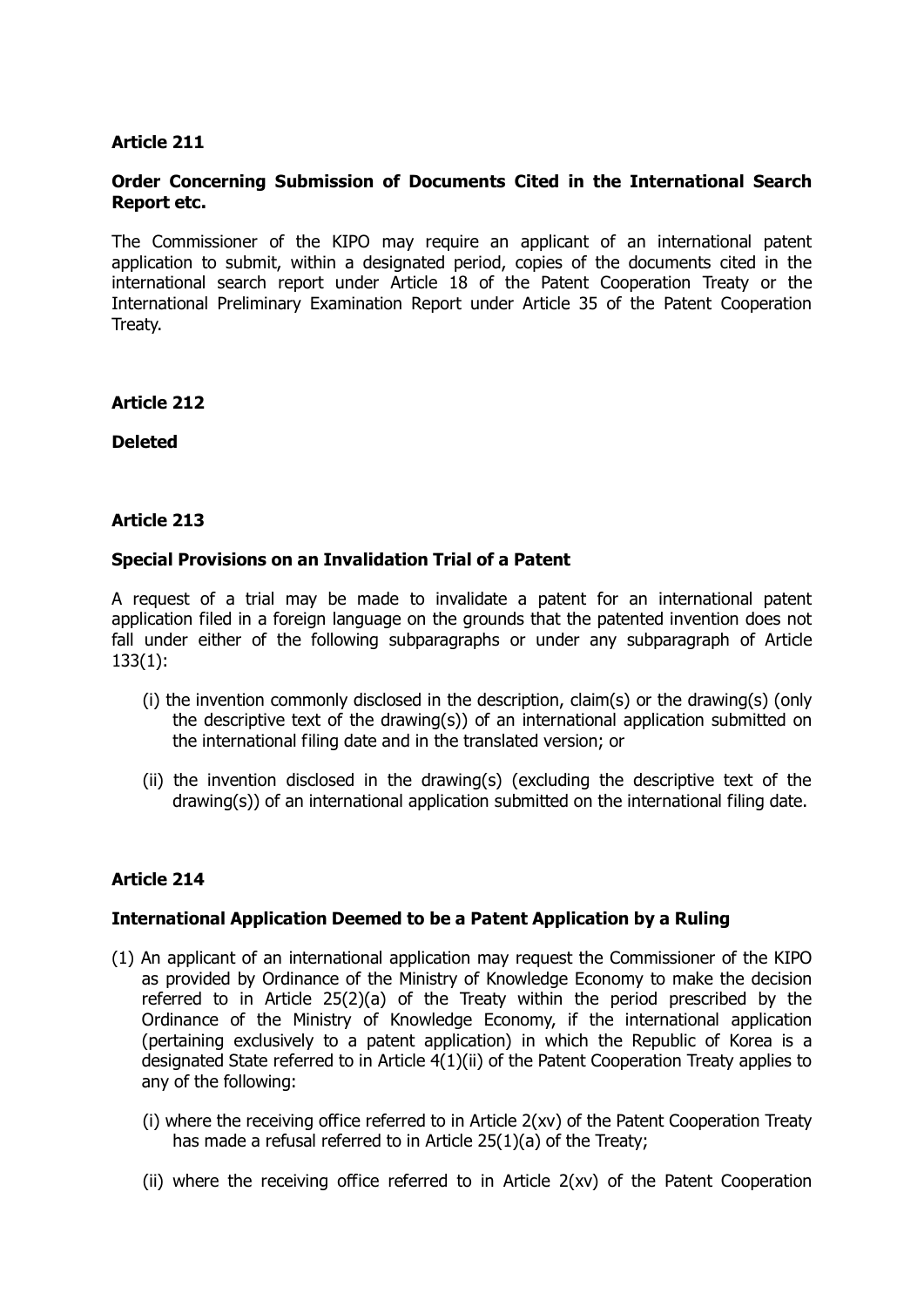**Article 211**

**Order Concerning Submission of Documents Cited in the International Search Report etc.**

The Commissioner of the KIPO may require an applicant of an international patent application to submit, within a designated period, copies of the documents cited in the international search report under Article 18 of the Patent Cooperation Treaty or the International Preliminary Examination Report under Article 35 of the Patent Cooperation Treaty.

**Article 212**

**Deleted**

**Article 213**

**Special Provisions on an Invalidation Trial of a Patent**

A request of a trial may be made to invalidate a patent for an international patent application filed in a foreign language on the grounds that the patented invention does not fall under either of the following subparagraphs or under any subparagraph of Article 133(1):

(i) the invention commonly disclosed in the description, claim(s) or the drawing(s) (only the descriptive text of the drawing(s)) of an international application submitted on the international filing date and in the translated version; or

(ii) the invention disclosed in the drawing(s) (excluding the descriptive text of the drawing(s)) of an international application submitted on the international filing date.

**Article 214**

**International Application Deemed to be a Patent Application by a Ruling**

(1) An applicant of an international application may request the Commissioner of the KIPO as provided by Ordinance of the Ministry of Knowledge Economy to make the decision referred to in Article 25(2)(a) of the Treaty within the period prescribed by the Ordinance of the Ministry of Knowledge Economy, if the international application (pertaining exclusively to a patent application) in which the Republic of Korea is a designated State referred to in Article 4(1)(ii) of the Patent Cooperation Treaty applies to any of the following:

(i) where the receiving office referred to in Article 2(xv) of the Patent Cooperation Treaty has made a refusal referred to in Article 25(1)(a) of the Treaty;

(ii) where the receiving office referred to in Article 2(xv) of the Patent Cooperation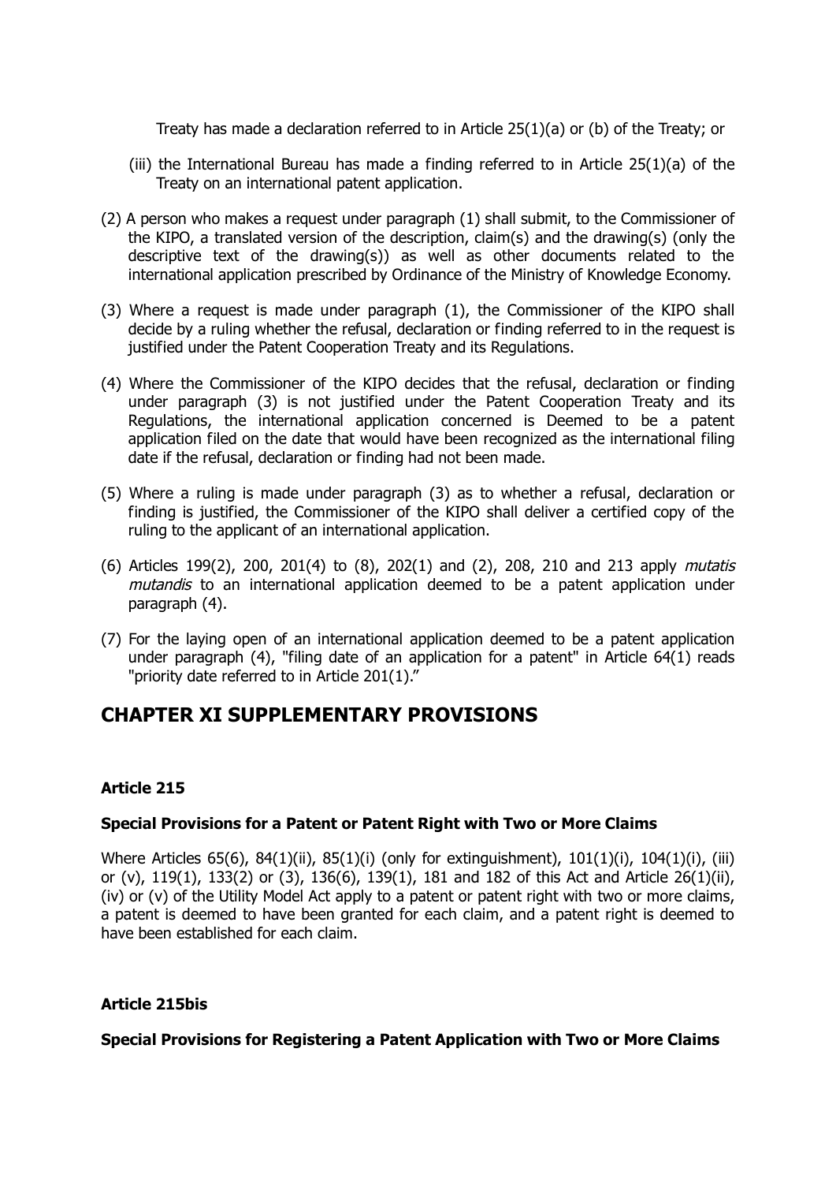Treaty has made a declaration referred to in Article 25(1)(a) or (b) of the Treaty; or

(iii) the International Bureau has made a finding referred to in Article 25(1)(a) of the Treaty on an international patent application.

(2) A person who makes a request under paragraph (1) shall submit, to the Commissioner of the KIPO, a translated version of the description, claim(s) and the drawing(s) (only the descriptive text of the drawing(s)) as well as other documents related to the international application prescribed by Ordinance of the Ministry of Knowledge Economy.

(3) Where a request is made under paragraph (1), the Commissioner of the KIPO shall decide by a ruling whether the refusal, declaration or finding referred to in the request is justified under the Patent Cooperation Treaty and its Regulations.

(4) Where the Commissioner of the KIPO decides that the refusal, declaration or finding under paragraph (3) is not justified under the Patent Cooperation Treaty and its Regulations, the international application concerned is Deemed to be a patent application filed on the date that would have been recognized as the international filing date if the refusal, declaration or finding had not been made.

(5) Where a ruling is made under paragraph (3) as to whether a refusal, declaration or finding is justified, the Commissioner of the KIPO shall deliver a certified copy of the ruling to the applicant of an international application.

(6) Articles 199(2), 200, 201(4) to (8), 202(1) and (2), 208, 210 and 213 apply *mutatis mutandis* to an international application deemed to be a patent application under paragraph (4).

(7) For the laying open of an international application deemed to be a patent application under paragraph (4), "filing date of an application for a patent" in Article 64(1) reads "priority date referred to in Article 201(1)."

## CHAPTER XI SUPPLEMENTARY PROVISIONS

### Article 215

#### Special Provisions for a Patent or Patent Right with Two or More Claims

Where Articles 65(6), 84(1)(ii), 85(1)(i) (only for extinguishment), 101(1)(i), 104(1)(i), (iii) or (v), 119(1), 133(2) or (3), 136(6), 139(1), 181 and 182 of this Act and Article 26(1)(ii), (iv) or (v) of the Utility Model Act apply to a patent or patent right with two or more claims, a patent is deemed to have been granted for each claim, and a patent right is deemed to have been established for each claim.

### Article 215bis

#### Special Provisions for Registering a Patent Application with Two or More Claims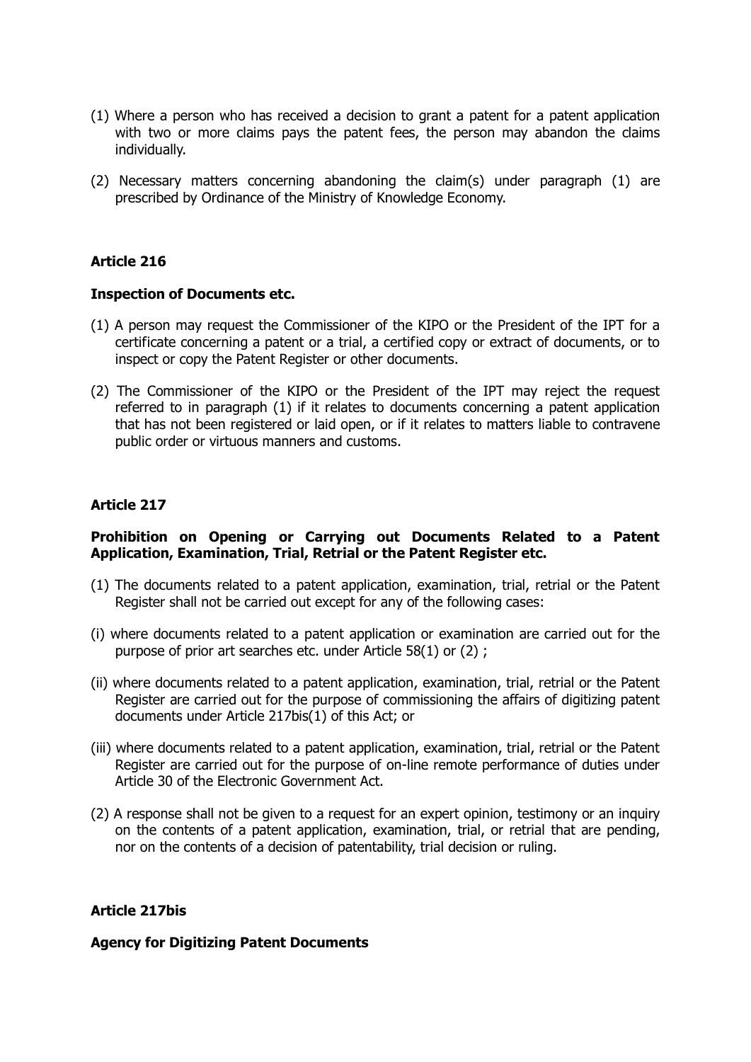(1) Where a person who has received a decision to grant a patent for a patent application with two or more claims pays the patent fees, the person may abandon the claims individually.

(2) Necessary matters concerning abandoning the claim(s) under paragraph (1) are prescribed by Ordinance of the Ministry of Knowledge Economy.

**Article 216**

**Inspection of Documents etc.**

(1) A person may request the Commissioner of the KIPO or the President of the IPT for a certificate concerning a patent or a trial, a certified copy or extract of documents, or to inspect or copy the Patent Register or other documents.

(2) The Commissioner of the KIPO or the President of the IPT may reject the request referred to in paragraph (1) if it relates to documents concerning a patent application that has not been registered or laid open, or if it relates to matters liable to contravene public order or virtuous manners and customs.

**Article 217**

**Prohibition on Opening or Carrying out Documents Related to a Patent Application, Examination, Trial, Retrial or the Patent Register etc.**

(1) The documents related to a patent application, examination, trial, retrial or the Patent Register shall not be carried out except for any of the following cases:

(i) where documents related to a patent application or examination are carried out for the purpose of prior art searches etc. under Article 58(1) or (2) ;

(ii) where documents related to a patent application, examination, trial, retrial or the Patent Register are carried out for the purpose of commissioning the affairs of digitizing patent documents under Article 217bis(1) of this Act; or

(iii) where documents related to a patent application, examination, trial, retrial or the Patent Register are carried out for the purpose of on-line remote performance of duties under Article 30 of the Electronic Government Act.

(2) A response shall not be given to a request for an expert opinion, testimony or an inquiry on the contents of a patent application, examination, trial, or retrial that are pending, nor on the contents of a decision of patentability, trial decision or ruling.

**Article 217bis**

**Agency for Digitizing Patent Documents**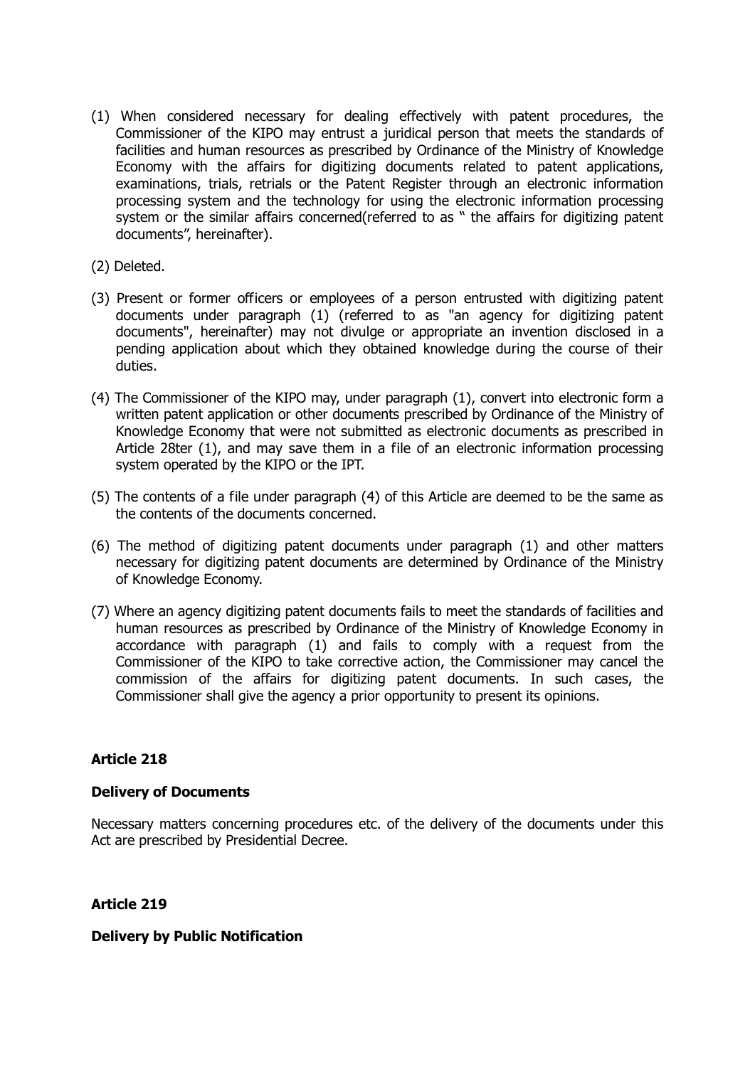(1) When considered necessary for dealing effectively with patent procedures, the Commissioner of the KIPO may entrust a juridical person that meets the standards of facilities and human resources as prescribed by Ordinance of the Ministry of Knowledge Economy with the affairs for digitizing documents related to patent applications, examinations, trials, retrials or the Patent Register through an electronic information processing system and the technology for using the electronic information processing system or the similar affairs concerned(referred to as " the affairs for digitizing patent documents", hereinafter).

(2) Deleted.

(3) Present or former officers or employees of a person entrusted with digitizing patent documents under paragraph (1) (referred to as "an agency for digitizing patent documents", hereinafter) may not divulge or appropriate an invention disclosed in a pending application about which they obtained knowledge during the course of their duties.

(4) The Commissioner of the KIPO may, under paragraph (1), convert into electronic form a written patent application or other documents prescribed by Ordinance of the Ministry of Knowledge Economy that were not submitted as electronic documents as prescribed in Article 28ter (1), and may save them in a file of an electronic information processing system operated by the KIPO or the IPT.

(5) The contents of a file under paragraph (4) of this Article are deemed to be the same as the contents of the documents concerned.

(6) The method of digitizing patent documents under paragraph (1) and other matters necessary for digitizing patent documents are determined by Ordinance of the Ministry of Knowledge Economy.

(7) Where an agency digitizing patent documents fails to meet the standards of facilities and human resources as prescribed by Ordinance of the Ministry of Knowledge Economy in accordance with paragraph (1) and fails to comply with a request from the Commissioner of the KIPO to take corrective action, the Commissioner may cancel the commission of the affairs for digitizing patent documents. In such cases, the Commissioner shall give the agency a prior opportunity to present its opinions.

**Article 218**

**Delivery of Documents**

Necessary matters concerning procedures etc. of the delivery of the documents under this Act are prescribed by Presidential Decree.

**Article 219**

**Delivery by Public Notification**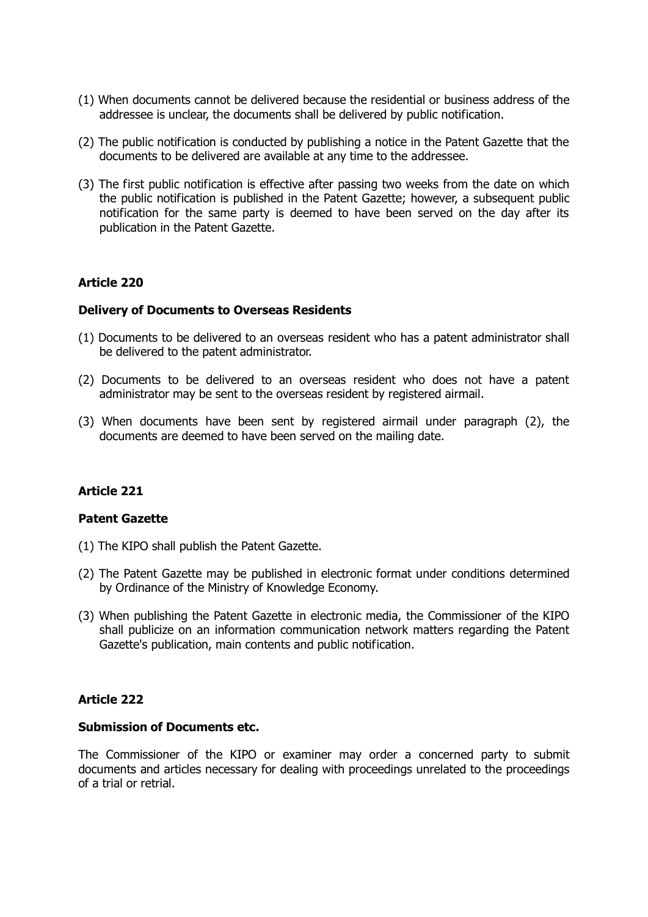(1) When documents cannot be delivered because the residential or business address of the addressee is unclear, the documents shall be delivered by public notification.

(2) The public notification is conducted by publishing a notice in the Patent Gazette that the documents to be delivered are available at any time to the addressee.

(3) The first public notification is effective after passing two weeks from the date on which the public notification is published in the Patent Gazette; however, a subsequent public notification for the same party is deemed to have been served on the day after its publication in the Patent Gazette.

## Article 220

### Delivery of Documents to Overseas Residents

(1) Documents to be delivered to an overseas resident who has a patent administrator shall be delivered to the patent administrator.

(2) Documents to be delivered to an overseas resident who does not have a patent administrator may be sent to the overseas resident by registered airmail.

(3) When documents have been sent by registered airmail under paragraph (2), the documents are deemed to have been served on the mailing date.

## Article 221

### Patent Gazette

(1) The KIPO shall publish the Patent Gazette.

(2) The Patent Gazette may be published in electronic format under conditions determined by Ordinance of the Ministry of Knowledge Economy.

(3) When publishing the Patent Gazette in electronic media, the Commissioner of the KIPO shall publicize on an information communication network matters regarding the Patent Gazette's publication, main contents and public notification.

## Article 222

### Submission of Documents etc.

The Commissioner of the KIPO or examiner may order a concerned party to submit documents and articles necessary for dealing with proceedings unrelated to the proceedings of a trial or retrial.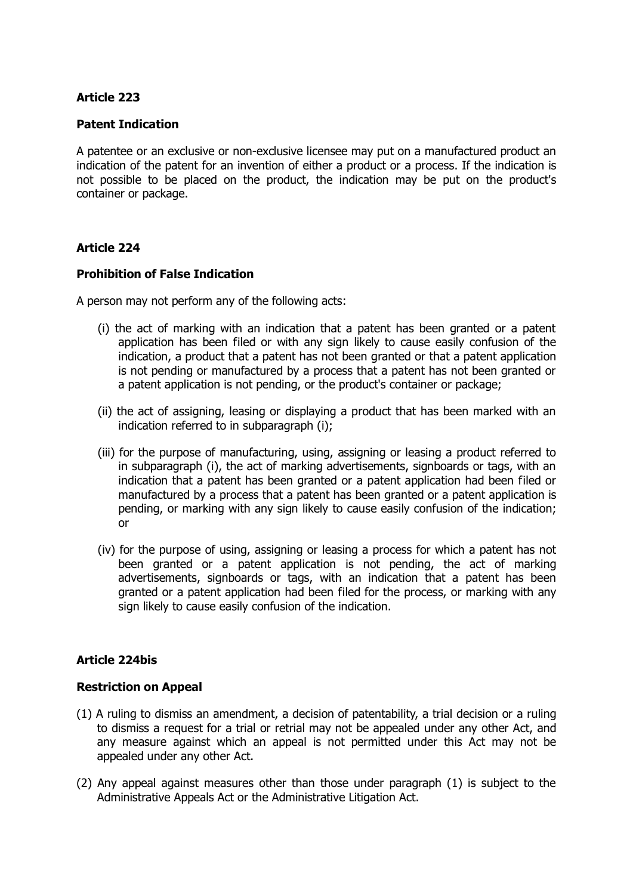**Article 223**

**Patent Indication**

A patentee or an exclusive or non-exclusive licensee may put on a manufactured product an indication of the patent for an invention of either a product or a process. If the indication is not possible to be placed on the product, the indication may be put on the product's container or package.

**Article 224**

**Prohibition of False Indication**

A person may not perform any of the following acts:

(i) the act of marking with an indication that a patent has been granted or a patent application has been filed or with any sign likely to cause easily confusion of the indication, a product that a patent has not been granted or that a patent application is not pending or manufactured by a process that a patent has not been granted or a patent application is not pending, or the product's container or package;

(ii) the act of assigning, leasing or displaying a product that has been marked with an indication referred to in subparagraph (i);

(iii) for the purpose of manufacturing, using, assigning or leasing a product referred to in subparagraph (i), the act of marking advertisements, signboards or tags, with an indication that a patent has been granted or a patent application had been filed or manufactured by a process that a patent has been granted or a patent application is pending, or marking with any sign likely to cause easily confusion of the indication; or

(iv) for the purpose of using, assigning or leasing a process for which a patent has not been granted or a patent application is not pending, the act of marking advertisements, signboards or tags, with an indication that a patent has been granted or a patent application had been filed for the process, or marking with any sign likely to cause easily confusion of the indication.

**Article 224bis**

**Restriction on Appeal**

(1) A ruling to dismiss an amendment, a decision of patentability, a trial decision or a ruling to dismiss a request for a trial or retrial may not be appealed under any other Act, and any measure against which an appeal is not permitted under this Act may not be appealed under any other Act.

(2) Any appeal against measures other than those under paragraph (1) is subject to the Administrative Appeals Act or the Administrative Litigation Act.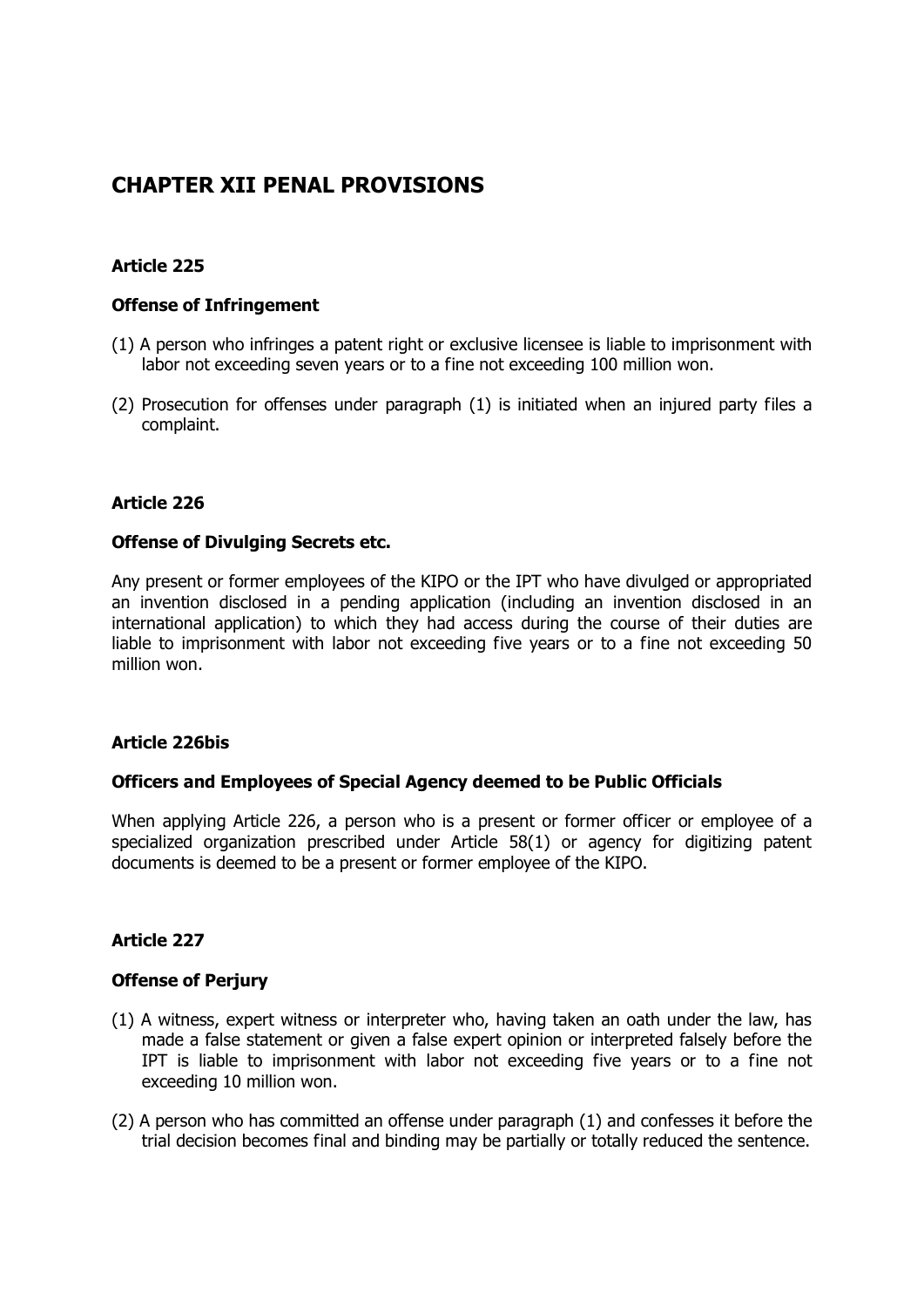# CHAPTER XII PENAL PROVISIONS

### Article 225

#### Offense of Infringement

(1) A person who infringes a patent right or exclusive licensee is liable to imprisonment with labor not exceeding seven years or to a fine not exceeding 100 million won.

(2) Prosecution for offenses under paragraph (1) is initiated when an injured party files a complaint.

### Article 226

#### Offense of Divulging Secrets etc.

Any present or former employees of the KIPO or the IPT who have divulged or appropriated an invention disclosed in a pending application (including an invention disclosed in an international application) to which they had access during the course of their duties are liable to imprisonment with labor not exceeding five years or to a fine not exceeding 50 million won.

### Article 226bis

#### Officers and Employees of Special Agency deemed to be Public Officials

When applying Article 226, a person who is a present or former officer or employee of a specialized organization prescribed under Article 58(1) or agency for digitizing patent documents is deemed to be a present or former employee of the KIPO.

### Article 227

#### Offense of Perjury

(1) A witness, expert witness or interpreter who, having taken an oath under the law, has made a false statement or given a false expert opinion or interpreted falsely before the IPT is liable to imprisonment with labor not exceeding five years or to a fine not exceeding 10 million won.

(2) A person who has committed an offense under paragraph (1) and confesses it before the trial decision becomes final and binding may be partially or totally reduced the sentence.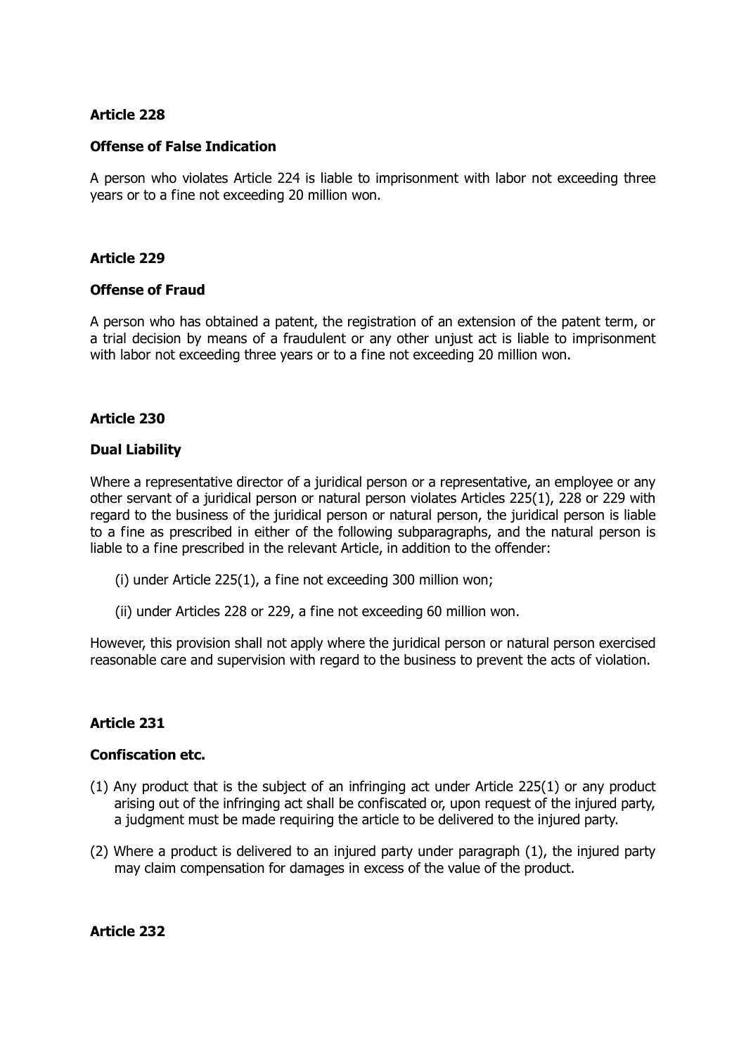**Article 228**

**Offense of False Indication**

A person who violates Article 224 is liable to imprisonment with labor not exceeding three years or to a fine not exceeding 20 million won.

**Article 229**

**Offense of Fraud**

A person who has obtained a patent, the registration of an extension of the patent term, or a trial decision by means of a fraudulent or any other unjust act is liable to imprisonment with labor not exceeding three years or to a fine not exceeding 20 million won.

**Article 230**

**Dual Liability**

Where a representative director of a juridical person or a representative, an employee or any other servant of a juridical person or natural person violates Articles 225(1), 228 or 229 with regard to the business of the juridical person or natural person, the juridical person is liable to a fine as prescribed in either of the following subparagraphs, and the natural person is liable to a fine prescribed in the relevant Article, in addition to the offender:

(i) under Article 225(1), a fine not exceeding 300 million won;

(ii) under Articles 228 or 229, a fine not exceeding 60 million won.

However, this provision shall not apply where the juridical person or natural person exercised reasonable care and supervision with regard to the business to prevent the acts of violation.

**Article 231**

**Confiscation etc.**

(1) Any product that is the subject of an infringing act under Article 225(1) or any product arising out of the infringing act shall be confiscated or, upon request of the injured party, a judgment must be made requiring the article to be delivered to the injured party.

(2) Where a product is delivered to an injured party under paragraph (1), the injured party may claim compensation for damages in excess of the value of the product.

**Article 232**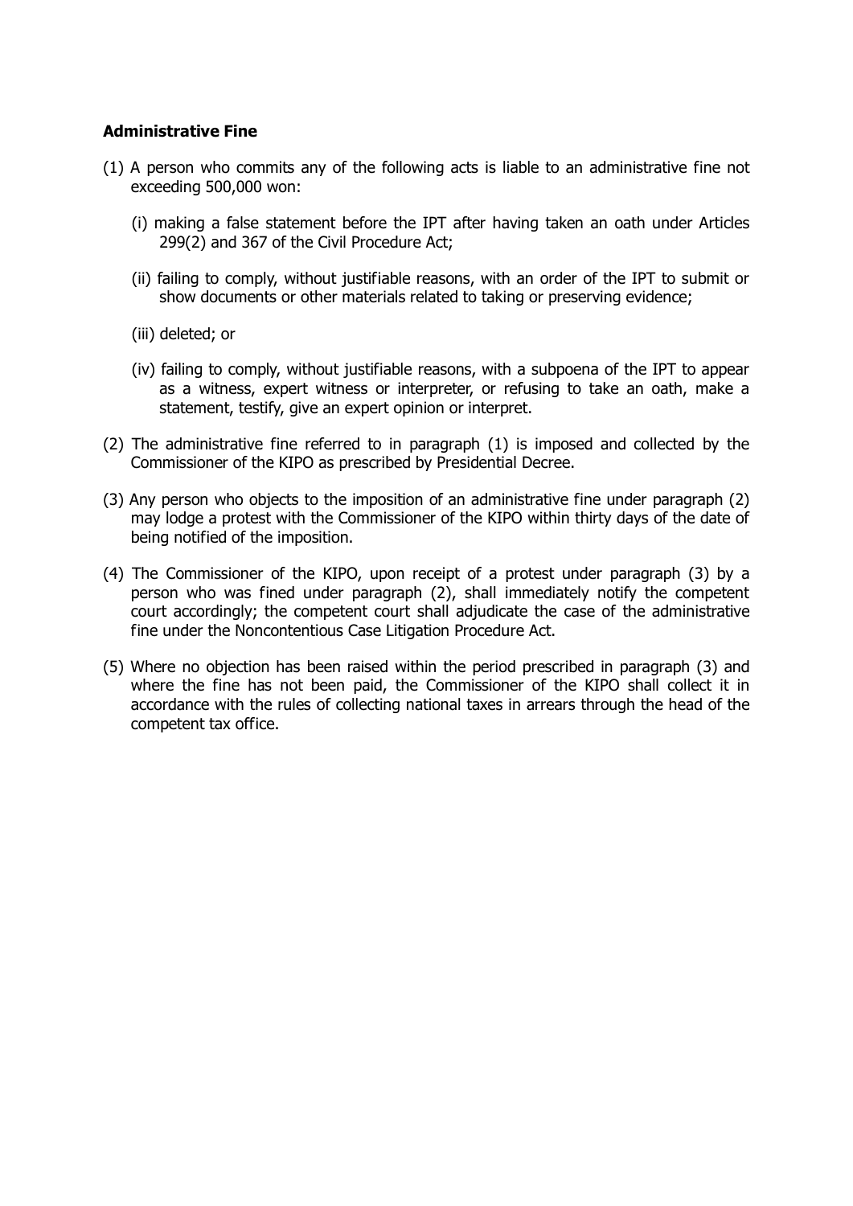**Administrative Fine**

(1) A person who commits any of the following acts is liable to an administrative fine not exceeding 500,000 won:

  (i) making a false statement before the IPT after having taken an oath under Articles 299(2) and 367 of the Civil Procedure Act;

  (ii) failing to comply, without justifiable reasons, with an order of the IPT to submit or show documents or other materials related to taking or preserving evidence;

  (iii) deleted; or

  (iv) failing to comply, without justifiable reasons, with a subpoena of the IPT to appear as a witness, expert witness or interpreter, or refusing to take an oath, make a statement, testify, give an expert opinion or interpret.

(2) The administrative fine referred to in paragraph (1) is imposed and collected by the Commissioner of the KIPO as prescribed by Presidential Decree.

(3) Any person who objects to the imposition of an administrative fine under paragraph (2) may lodge a protest with the Commissioner of the KIPO within thirty days of the date of being notified of the imposition.

(4) The Commissioner of the KIPO, upon receipt of a protest under paragraph (3) by a person who was fined under paragraph (2), shall immediately notify the competent court accordingly; the competent court shall adjudicate the case of the administrative fine under the Noncontentious Case Litigation Procedure Act.

(5) Where no objection has been raised within the period prescribed in paragraph (3) and where the fine has not been paid, the Commissioner of the KIPO shall collect it in accordance with the rules of collecting national taxes in arrears through the head of the competent tax office.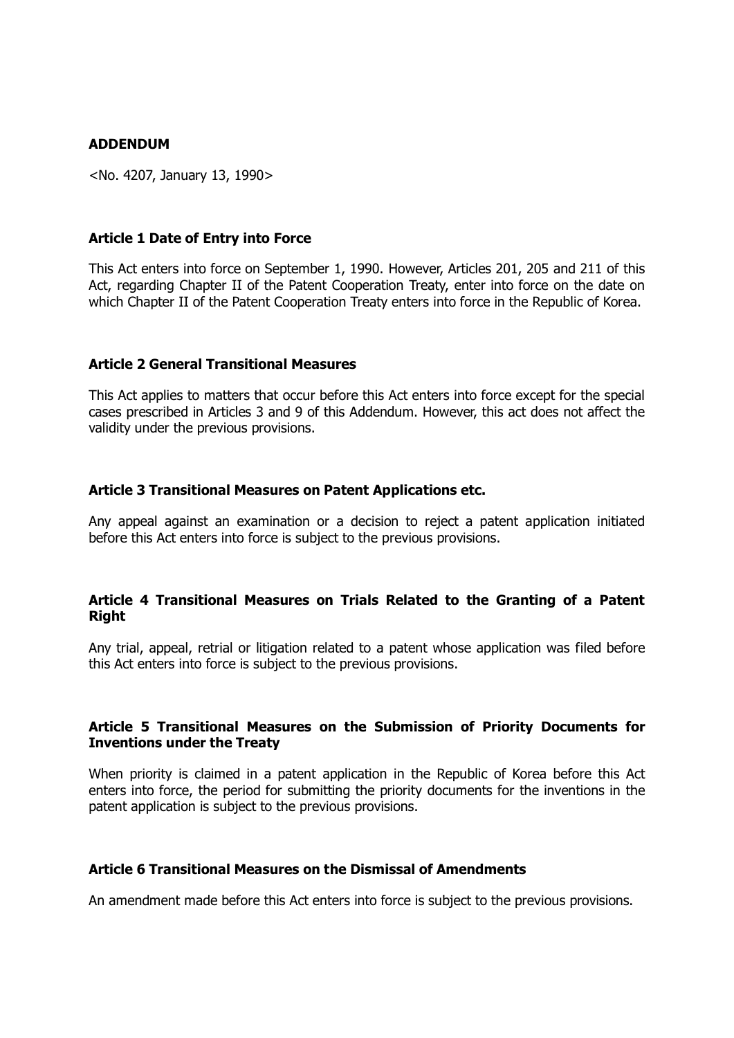**ADDENDUM**

<No. 4207, January 13, 1990>

**Article 1 Date of Entry into Force**

This Act enters into force on September 1, 1990. However, Articles 201, 205 and 211 of this Act, regarding Chapter II of the Patent Cooperation Treaty, enter into force on the date on which Chapter II of the Patent Cooperation Treaty enters into force in the Republic of Korea.

**Article 2 General Transitional Measures**

This Act applies to matters that occur before this Act enters into force except for the special cases prescribed in Articles 3 and 9 of this Addendum. However, this act does not affect the validity under the previous provisions.

**Article 3 Transitional Measures on Patent Applications etc.**

Any appeal against an examination or a decision to reject a patent application initiated before this Act enters into force is subject to the previous provisions.

**Article 4 Transitional Measures on Trials Related to the Granting of a Patent Right**

Any trial, appeal, retrial or litigation related to a patent whose application was filed before this Act enters into force is subject to the previous provisions.

**Article 5 Transitional Measures on the Submission of Priority Documents for Inventions under the Treaty**

When priority is claimed in a patent application in the Republic of Korea before this Act enters into force, the period for submitting the priority documents for the inventions in the patent application is subject to the previous provisions.

**Article 6 Transitional Measures on the Dismissal of Amendments**

An amendment made before this Act enters into force is subject to the previous provisions.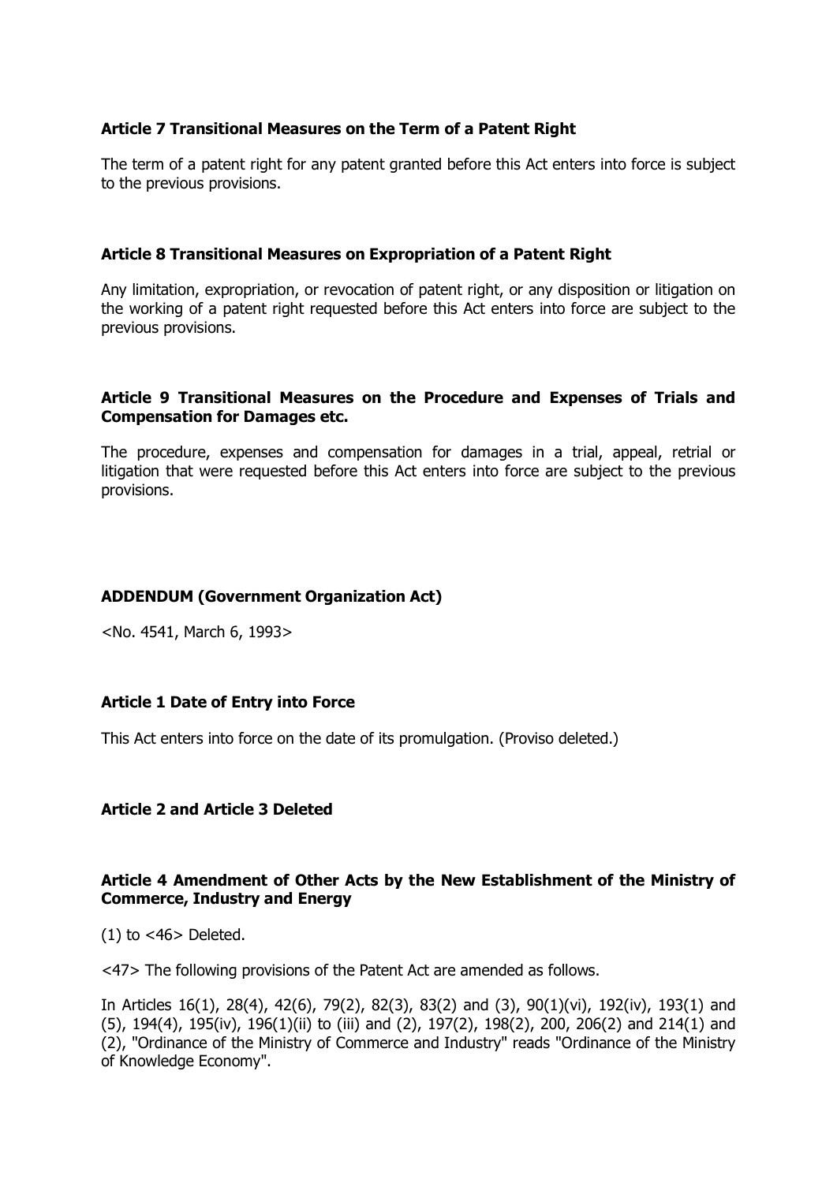**Article 7 Transitional Measures on the Term of a Patent Right**

The term of a patent right for any patent granted before this Act enters into force is subject to the previous provisions.

**Article 8 Transitional Measures on Expropriation of a Patent Right**

Any limitation, expropriation, or revocation of patent right, or any disposition or litigation on the working of a patent right requested before this Act enters into force are subject to the previous provisions.

**Article 9 Transitional Measures on the Procedure and Expenses of Trials and Compensation for Damages etc.**

The procedure, expenses and compensation for damages in a trial, appeal, retrial or litigation that were requested before this Act enters into force are subject to the previous provisions.

**ADDENDUM (Government Organization Act)**

<No. 4541, March 6, 1993>

**Article 1 Date of Entry into Force**

This Act enters into force on the date of its promulgation. (Proviso deleted.)

**Article 2 and Article 3 Deleted**

**Article 4 Amendment of Other Acts by the New Establishment of the Ministry of Commerce, Industry and Energy**

(1) to <46> Deleted.

<47> The following provisions of the Patent Act are amended as follows.

In Articles 16(1), 28(4), 42(6), 79(2), 82(3), 83(2) and (3), 90(1)(vi), 192(iv), 193(1) and (5), 194(4), 195(iv), 196(1)(ii) to (iii) and (2), 197(2), 198(2), 200, 206(2) and 214(1) and (2), "Ordinance of the Ministry of Commerce and Industry" reads "Ordinance of the Ministry of Knowledge Economy".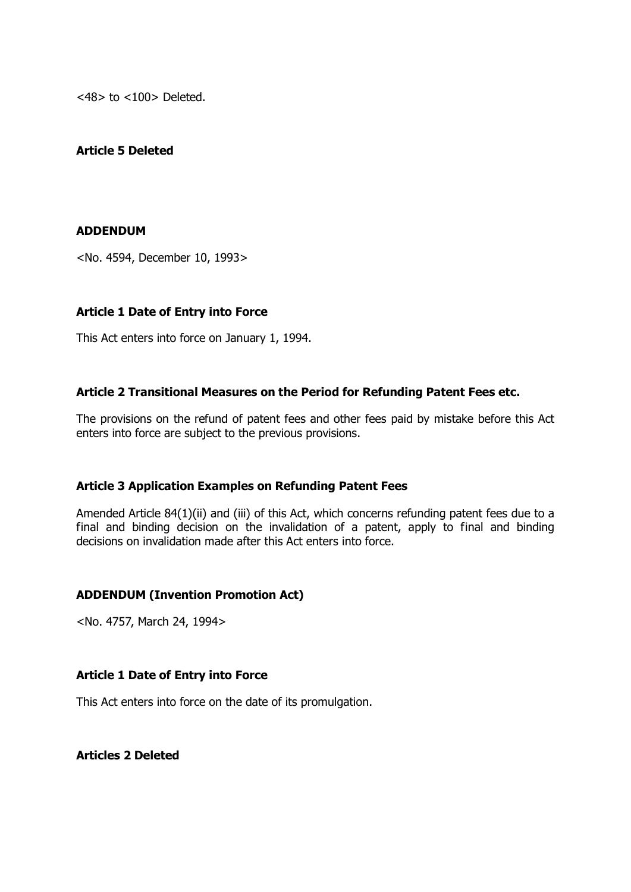<48> to <100> Deleted.

**Article 5 Deleted**

**ADDENDUM**

<No. 4594, December 10, 1993>

**Article 1 Date of Entry into Force**

This Act enters into force on January 1, 1994.

**Article 2 Transitional Measures on the Period for Refunding Patent Fees etc.**

The provisions on the refund of patent fees and other fees paid by mistake before this Act enters into force are subject to the previous provisions.

**Article 3 Application Examples on Refunding Patent Fees**

Amended Article 84(1)(ii) and (iii) of this Act, which concerns refunding patent fees due to a final and binding decision on the invalidation of a patent, apply to final and binding decisions on invalidation made after this Act enters into force.

**ADDENDUM (Invention Promotion Act)**

<No. 4757, March 24, 1994>

**Article 1 Date of Entry into Force**

This Act enters into force on the date of its promulgation.

**Articles 2 Deleted**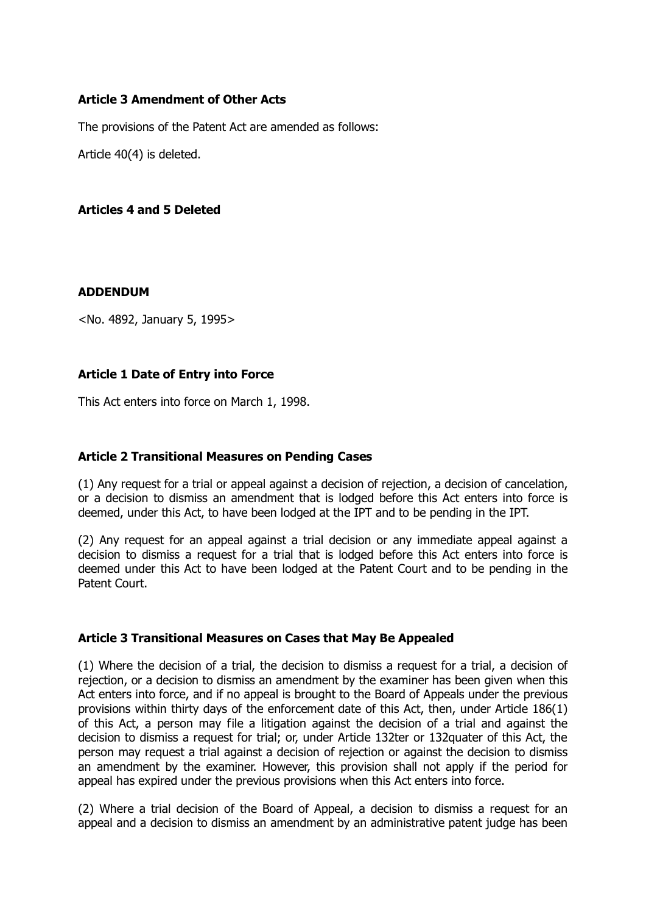### Article 3 Amendment of Other Acts

The provisions of the Patent Act are amended as follows:

Article 40(4) is deleted.

### Articles 4 and 5 Deleted

## ADDENDUM

<No. 4892, January 5, 1995>

### Article 1 Date of Entry into Force

This Act enters into force on March 1, 1998.

### Article 2 Transitional Measures on Pending Cases

(1) Any request for a trial or appeal against a decision of rejection, a decision of cancelation, or a decision to dismiss an amendment that is lodged before this Act enters into force is deemed, under this Act, to have been lodged at the IPT and to be pending in the IPT.

(2) Any request for an appeal against a trial decision or any immediate appeal against a decision to dismiss a request for a trial that is lodged before this Act enters into force is deemed under this Act to have been lodged at the Patent Court and to be pending in the Patent Court.

### Article 3 Transitional Measures on Cases that May Be Appealed

(1) Where the decision of a trial, the decision to dismiss a request for a trial, a decision of rejection, or a decision to dismiss an amendment by the examiner has been given when this Act enters into force, and if no appeal is brought to the Board of Appeals under the previous provisions within thirty days of the enforcement date of this Act, then, under Article 186(1) of this Act, a person may file a litigation against the decision of a trial and against the decision to dismiss a request for trial; or, under Article 132ter or 132quater of this Act, the person may request a trial against a decision of rejection or against the decision to dismiss an amendment by the examiner. However, this provision shall not apply if the period for appeal has expired under the previous provisions when this Act enters into force.

(2) Where a trial decision of the Board of Appeal, a decision to dismiss a request for an appeal and a decision to dismiss an amendment by an administrative patent judge has been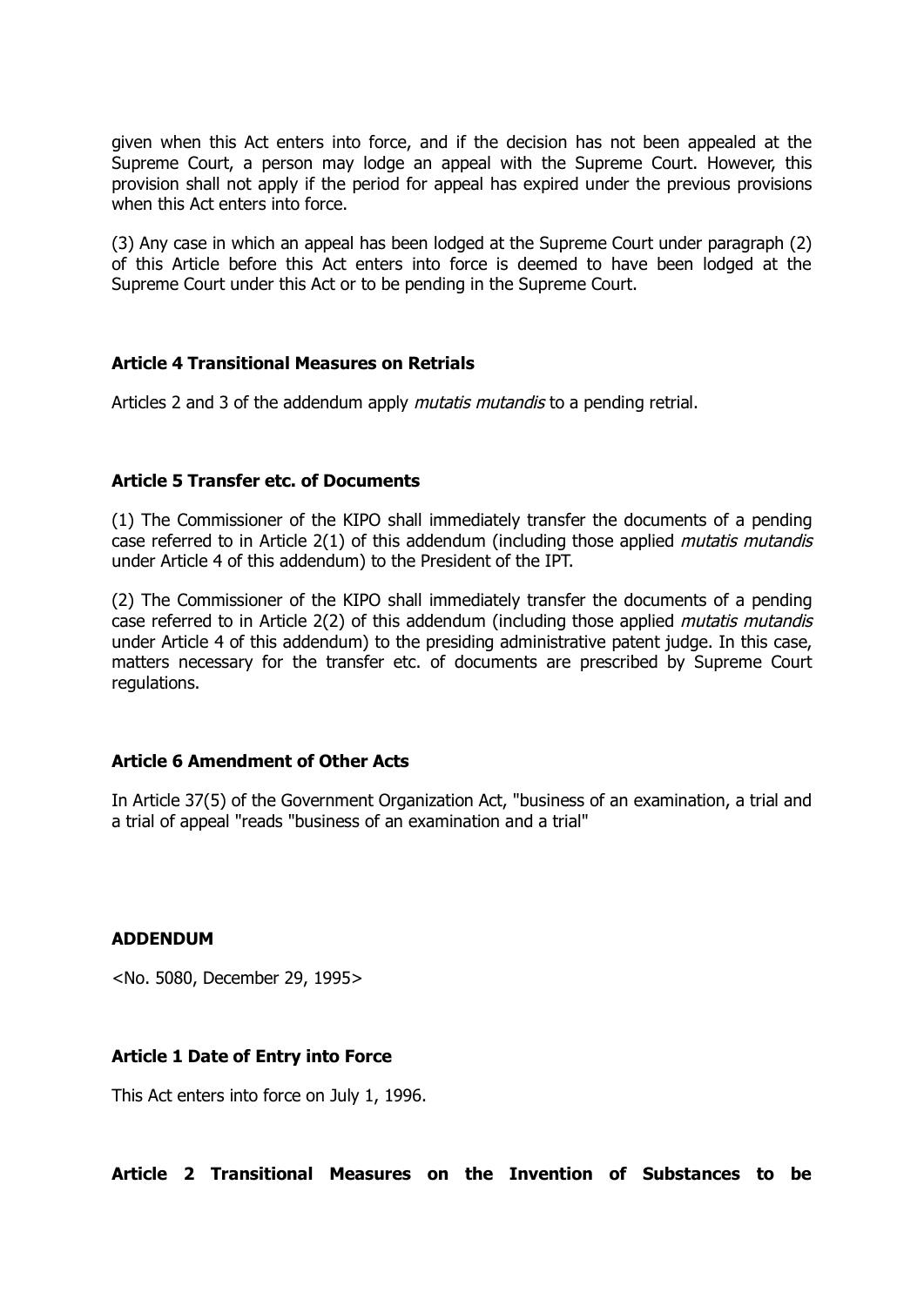given when this Act enters into force, and if the decision has not been appealed at the Supreme Court, a person may lodge an appeal with the Supreme Court. However, this provision shall not apply if the period for appeal has expired under the previous provisions when this Act enters into force.

(3) Any case in which an appeal has been lodged at the Supreme Court under paragraph (2) of this Article before this Act enters into force is deemed to have been lodged at the Supreme Court under this Act or to be pending in the Supreme Court.

**Article 4 Transitional Measures on Retrials**

Articles 2 and 3 of the addendum apply *mutatis mutandis* to a pending retrial.

**Article 5 Transfer etc. of Documents**

(1) The Commissioner of the KIPO shall immediately transfer the documents of a pending case referred to in Article 2(1) of this addendum (including those applied *mutatis mutandis* under Article 4 of this addendum) to the President of the IPT.

(2) The Commissioner of the KIPO shall immediately transfer the documents of a pending case referred to in Article 2(2) of this addendum (including those applied *mutatis mutandis* under Article 4 of this addendum) to the presiding administrative patent judge. In this case, matters necessary for the transfer etc. of documents are prescribed by Supreme Court regulations.

**Article 6 Amendment of Other Acts**

In Article 37(5) of the Government Organization Act, "business of an examination, a trial and a trial of appeal "reads "business of an examination and a trial"

**ADDENDUM**

<No. 5080, December 29, 1995>

**Article 1 Date of Entry into Force**

This Act enters into force on July 1, 1996.

**Article 2 Transitional Measures on the Invention of Substances to be**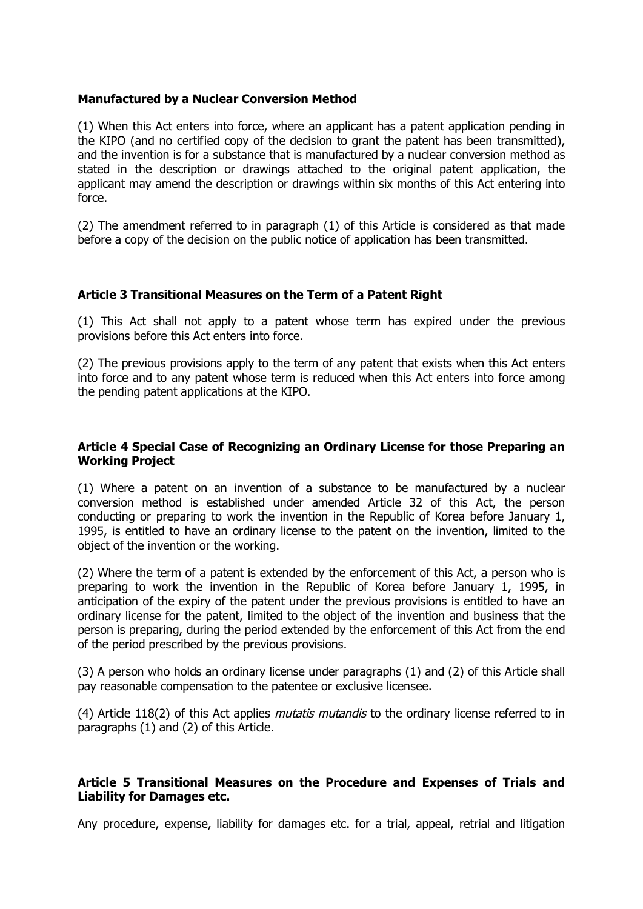**Manufactured by a Nuclear Conversion Method**

(1) When this Act enters into force, where an applicant has a patent application pending in the KIPO (and no certified copy of the decision to grant the patent has been transmitted), and the invention is for a substance that is manufactured by a nuclear conversion method as stated in the description or drawings attached to the original patent application, the applicant may amend the description or drawings within six months of this Act entering into force.

(2) The amendment referred to in paragraph (1) of this Article is considered as that made before a copy of the decision on the public notice of application has been transmitted.

### Article 3 Transitional Measures on the Term of a Patent Right

(1) This Act shall not apply to a patent whose term has expired under the previous provisions before this Act enters into force.

(2) The previous provisions apply to the term of any patent that exists when this Act enters into force and to any patent whose term is reduced when this Act enters into force among the pending patent applications at the KIPO.

### Article 4 Special Case of Recognizing an Ordinary License for those Preparing an Working Project

(1) Where a patent on an invention of a substance to be manufactured by a nuclear conversion method is established under amended Article 32 of this Act, the person conducting or preparing to work the invention in the Republic of Korea before January 1, 1995, is entitled to have an ordinary license to the patent on the invention, limited to the object of the invention or the working.

(2) Where the term of a patent is extended by the enforcement of this Act, a person who is preparing to work the invention in the Republic of Korea before January 1, 1995, in anticipation of the expiry of the patent under the previous provisions is entitled to have an ordinary license for the patent, limited to the object of the invention and business that the person is preparing, during the period extended by the enforcement of this Act from the end of the period prescribed by the previous provisions.

(3) A person who holds an ordinary license under paragraphs (1) and (2) of this Article shall pay reasonable compensation to the patentee or exclusive licensee.

(4) Article 118(2) of this Act applies *mutatis mutandis* to the ordinary license referred to in paragraphs (1) and (2) of this Article.

### Article 5 Transitional Measures on the Procedure and Expenses of Trials and Liability for Damages etc.

Any procedure, expense, liability for damages etc. for a trial, appeal, retrial and litigation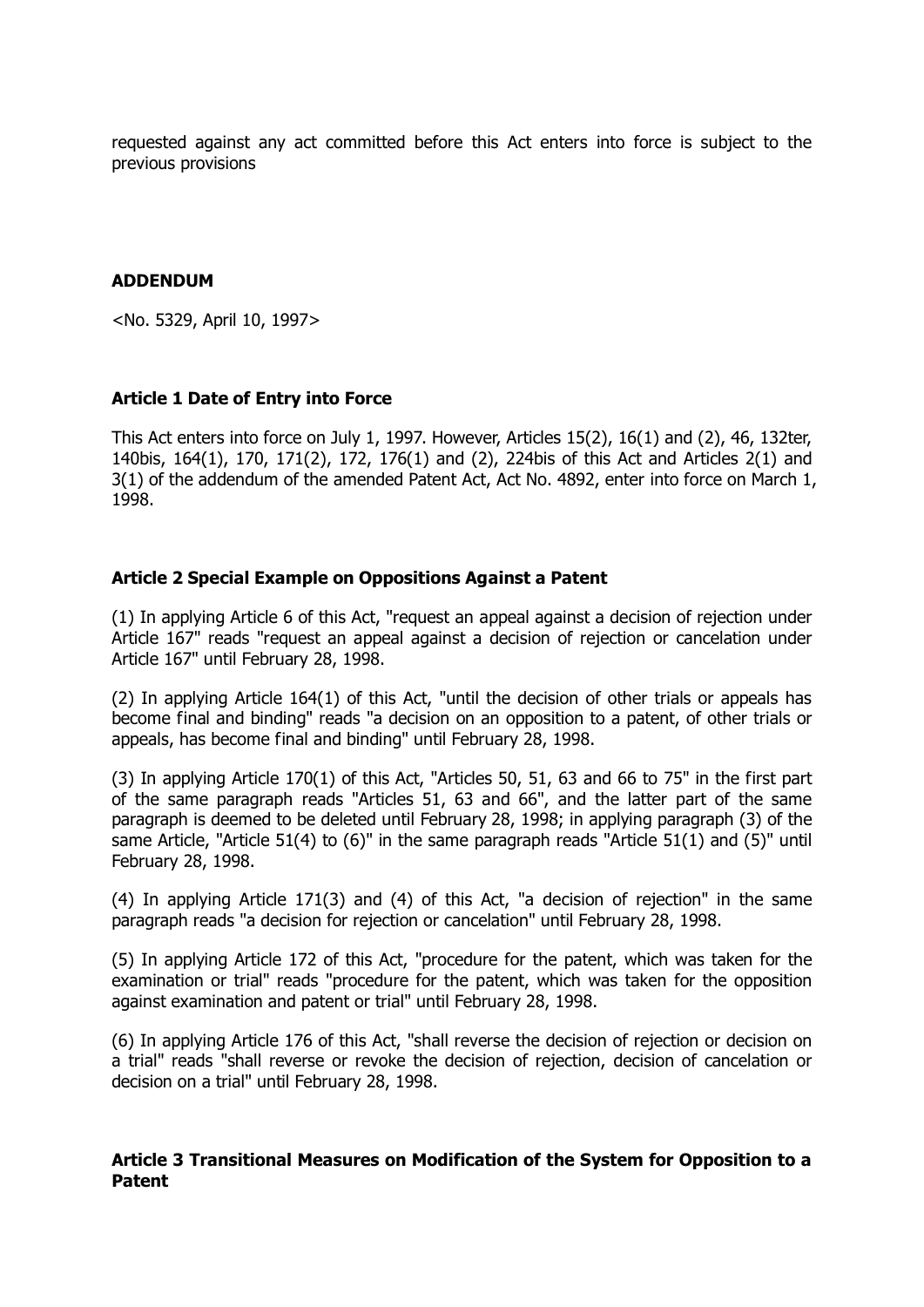requested against any act committed before this Act enters into force is subject to the previous provisions

## ADDENDUM

<No. 5329, April 10, 1997>

### Article 1 Date of Entry into Force

This Act enters into force on July 1, 1997. However, Articles 15(2), 16(1) and (2), 46, 132ter, 140bis, 164(1), 170, 171(2), 172, 176(1) and (2), 224bis of this Act and Articles 2(1) and 3(1) of the addendum of the amended Patent Act, Act No. 4892, enter into force on March 1, 1998.

### Article 2 Special Example on Oppositions Against a Patent

(1) In applying Article 6 of this Act, "request an appeal against a decision of rejection under Article 167" reads "request an appeal against a decision of rejection or cancelation under Article 167" until February 28, 1998.

(2) In applying Article 164(1) of this Act, "until the decision of other trials or appeals has become final and binding" reads "a decision on an opposition to a patent, of other trials or appeals, has become final and binding" until February 28, 1998.

(3) In applying Article 170(1) of this Act, "Articles 50, 51, 63 and 66 to 75" in the first part of the same paragraph reads "Articles 51, 63 and 66", and the latter part of the same paragraph is deemed to be deleted until February 28, 1998; in applying paragraph (3) of the same Article, "Article 51(4) to (6)" in the same paragraph reads "Article 51(1) and (5)" until February 28, 1998.

(4) In applying Article 171(3) and (4) of this Act, "a decision of rejection" in the same paragraph reads "a decision for rejection or cancelation" until February 28, 1998.

(5) In applying Article 172 of this Act, "procedure for the patent, which was taken for the examination or trial" reads "procedure for the patent, which was taken for the opposition against examination and patent or trial" until February 28, 1998.

(6) In applying Article 176 of this Act, "shall reverse the decision of rejection or decision on a trial" reads "shall reverse or revoke the decision of rejection, decision of cancelation or decision on a trial" until February 28, 1998.

### Article 3 Transitional Measures on Modification of the System for Opposition to a Patent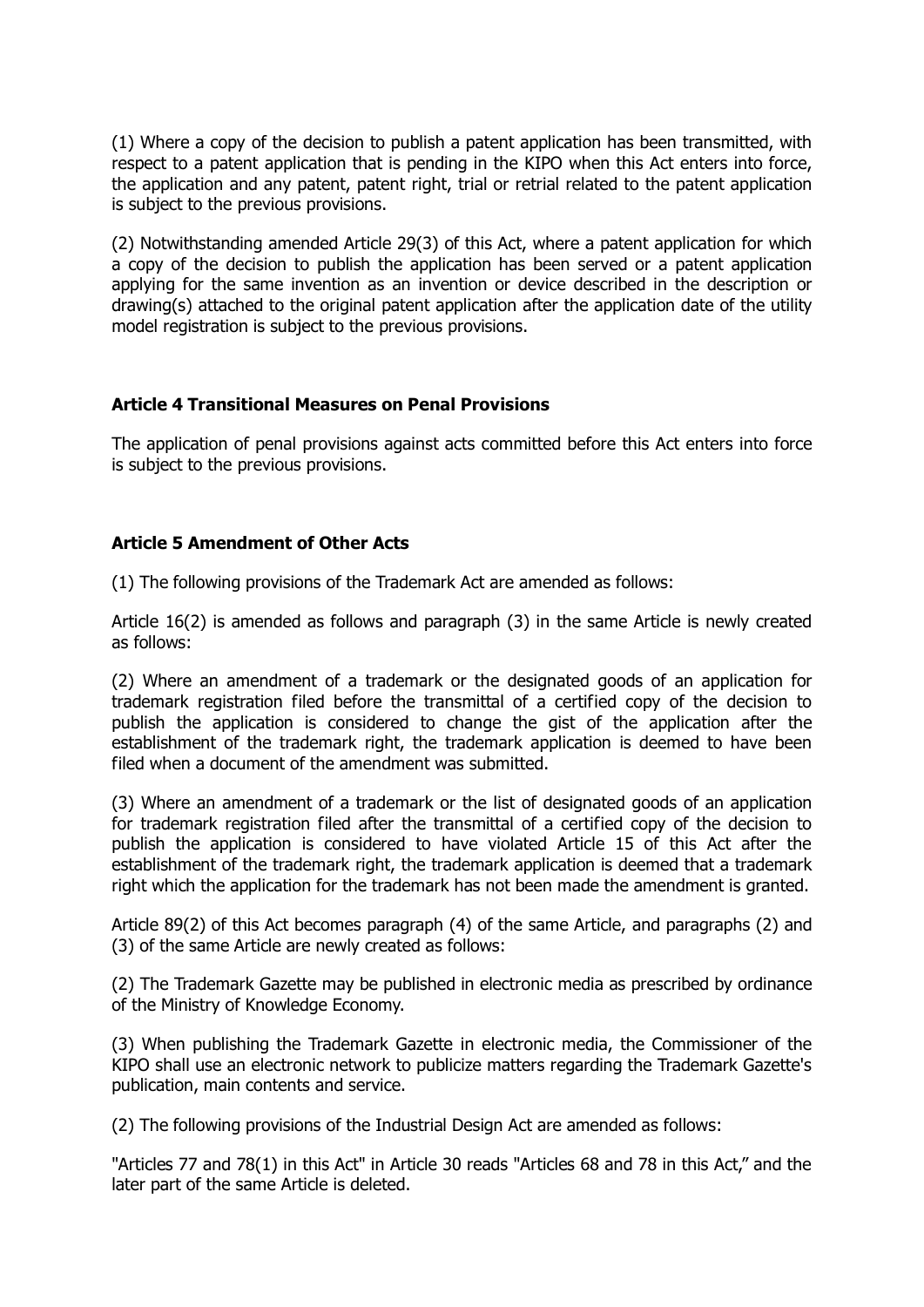(1) Where a copy of the decision to publish a patent application has been transmitted, with respect to a patent application that is pending in the KIPO when this Act enters into force, the application and any patent, patent right, trial or retrial related to the patent application is subject to the previous provisions.

(2) Notwithstanding amended Article 29(3) of this Act, where a patent application for which a copy of the decision to publish the application has been served or a patent application applying for the same invention as an invention or device described in the description or drawing(s) attached to the original patent application after the application date of the utility model registration is subject to the previous provisions.

### Article 4 Transitional Measures on Penal Provisions

The application of penal provisions against acts committed before this Act enters into force is subject to the previous provisions.

### Article 5 Amendment of Other Acts

(1) The following provisions of the Trademark Act are amended as follows:

Article 16(2) is amended as follows and paragraph (3) in the same Article is newly created as follows:

(2) Where an amendment of a trademark or the designated goods of an application for trademark registration filed before the transmittal of a certified copy of the decision to publish the application is considered to change the gist of the application after the establishment of the trademark right, the trademark application is deemed to have been filed when a document of the amendment was submitted.

(3) Where an amendment of a trademark or the list of designated goods of an application for trademark registration filed after the transmittal of a certified copy of the decision to publish the application is considered to have violated Article 15 of this Act after the establishment of the trademark right, the trademark application is deemed that a trademark right which the application for the trademark has not been made the amendment is granted.

Article 89(2) of this Act becomes paragraph (4) of the same Article, and paragraphs (2) and (3) of the same Article are newly created as follows:

(2) The Trademark Gazette may be published in electronic media as prescribed by ordinance of the Ministry of Knowledge Economy.

(3) When publishing the Trademark Gazette in electronic media, the Commissioner of the KIPO shall use an electronic network to publicize matters regarding the Trademark Gazette's publication, main contents and service.

(2) The following provisions of the Industrial Design Act are amended as follows:

"Articles 77 and 78(1) in this Act" in Article 30 reads "Articles 68 and 78 in this Act," and the later part of the same Article is deleted.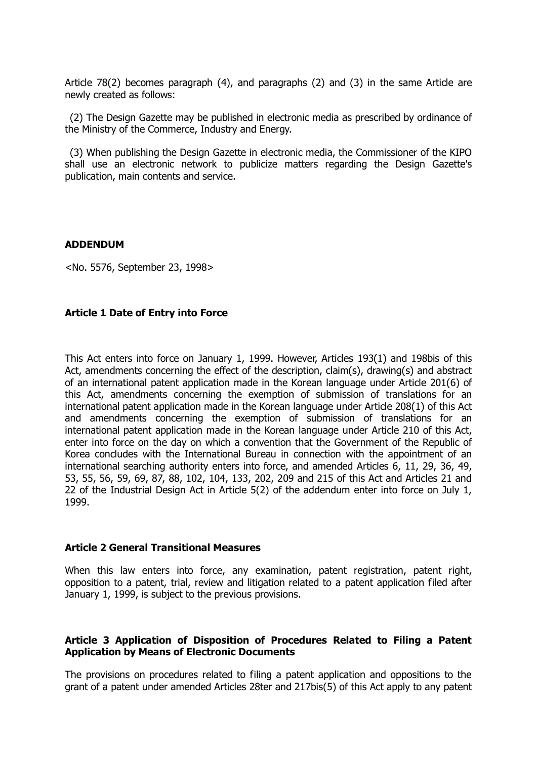Article 78(2) becomes paragraph (4), and paragraphs (2) and (3) in the same Article are newly created as follows:

(2) The Design Gazette may be published in electronic media as prescribed by ordinance of the Ministry of the Commerce, Industry and Energy.

(3) When publishing the Design Gazette in electronic media, the Commissioner of the KIPO shall use an electronic network to publicize matters regarding the Design Gazette's publication, main contents and service.

**ADDENDUM**

<No. 5576, September 23, 1998>

**Article 1 Date of Entry into Force**

This Act enters into force on January 1, 1999. However, Articles 193(1) and 198bis of this Act, amendments concerning the effect of the description, claim(s), drawing(s) and abstract of an international patent application made in the Korean language under Article 201(6) of this Act, amendments concerning the exemption of submission of translations for an international patent application made in the Korean language under Article 208(1) of this Act and amendments concerning the exemption of submission of translations for an international patent application made in the Korean language under Article 210 of this Act, enter into force on the day on which a convention that the Government of the Republic of Korea concludes with the International Bureau in connection with the appointment of an international searching authority enters into force, and amended Articles 6, 11, 29, 36, 49, 53, 55, 56, 59, 69, 87, 88, 102, 104, 133, 202, 209 and 215 of this Act and Articles 21 and 22 of the Industrial Design Act in Article 5(2) of the addendum enter into force on July 1, 1999.

**Article 2 General Transitional Measures**

When this law enters into force, any examination, patent registration, patent right, opposition to a patent, trial, review and litigation related to a patent application filed after January 1, 1999, is subject to the previous provisions.

**Article 3 Application of Disposition of Procedures Related to Filing a Patent Application by Means of Electronic Documents**

The provisions on procedures related to filing a patent application and oppositions to the grant of a patent under amended Articles 28ter and 217bis(5) of this Act apply to any patent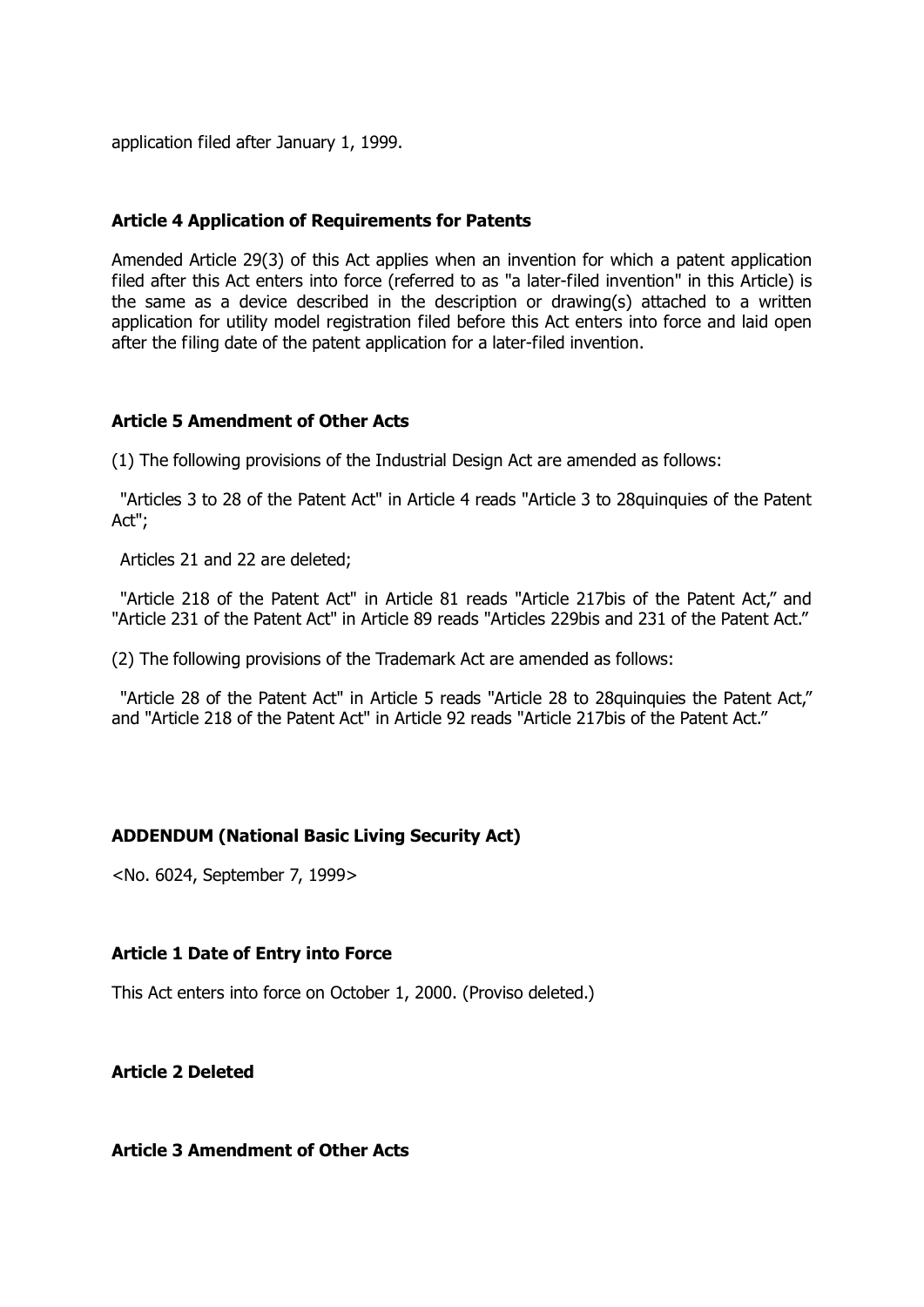application filed after January 1, 1999.

### Article 4 Application of Requirements for Patents

Amended Article 29(3) of this Act applies when an invention for which a patent application filed after this Act enters into force (referred to as "a later-filed invention" in this Article) is the same as a device described in the description or drawing(s) attached to a written application for utility model registration filed before this Act enters into force and laid open after the filing date of the patent application for a later-filed invention.

### Article 5 Amendment of Other Acts

(1) The following provisions of the Industrial Design Act are amended as follows:

"Articles 3 to 28 of the Patent Act" in Article 4 reads "Article 3 to 28quinquies of the Patent Act";

Articles 21 and 22 are deleted;

"Article 218 of the Patent Act" in Article 81 reads "Article 217bis of the Patent Act," and "Article 231 of the Patent Act" in Article 89 reads "Articles 229bis and 231 of the Patent Act."

(2) The following provisions of the Trademark Act are amended as follows:

"Article 28 of the Patent Act" in Article 5 reads "Article 28 to 28quinquies the Patent Act," and "Article 218 of the Patent Act" in Article 92 reads "Article 217bis of the Patent Act."

## ADDENDUM (National Basic Living Security Act)

<No. 6024, September 7, 1999>

### Article 1 Date of Entry into Force

This Act enters into force on October 1, 2000. (Proviso deleted.)

### Article 2 Deleted

### Article 3 Amendment of Other Acts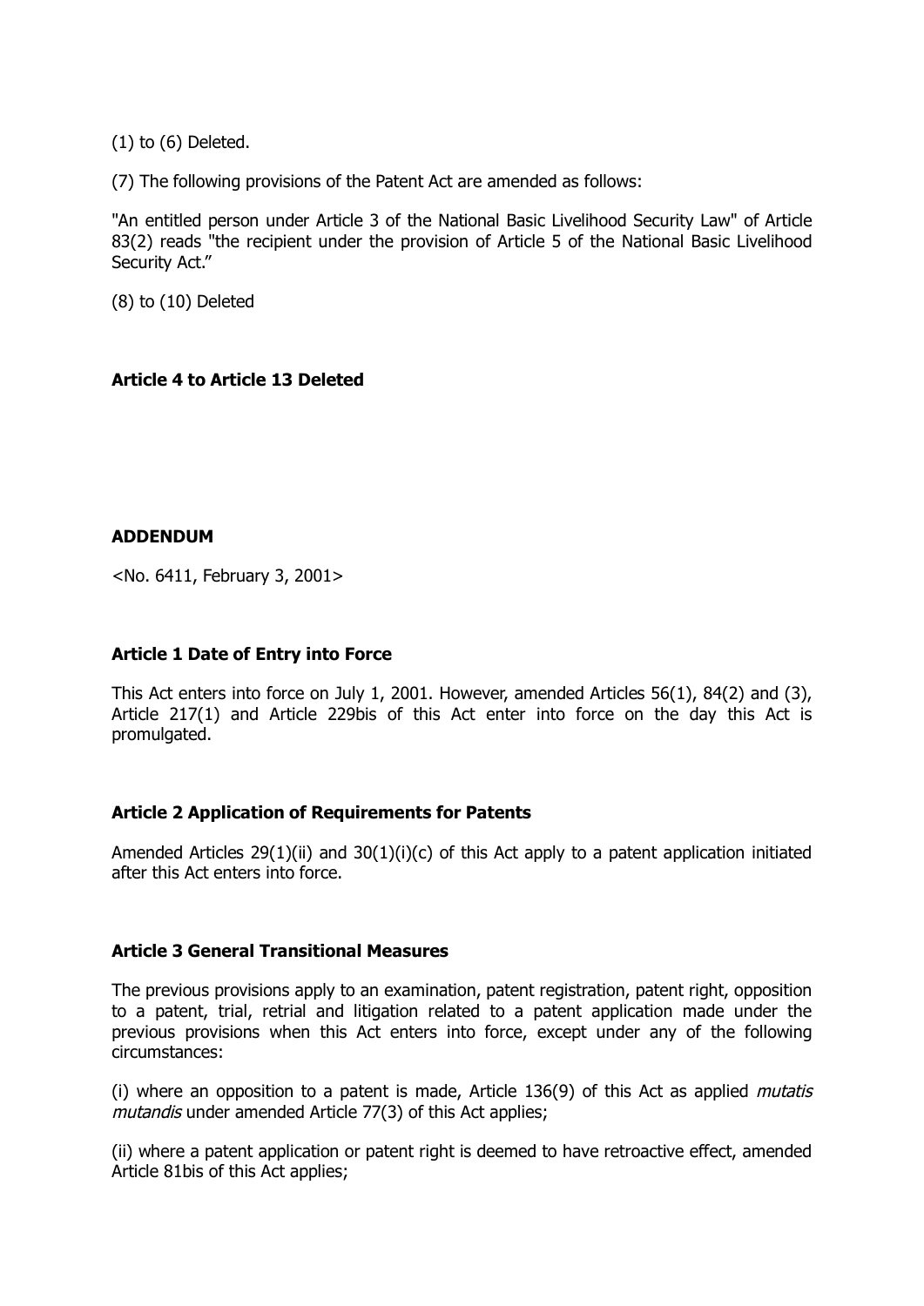(1) to (6) Deleted.

(7) The following provisions of the Patent Act are amended as follows:

"An entitled person under Article 3 of the National Basic Livelihood Security Law" of Article 83(2) reads "the recipient under the provision of Article 5 of the National Basic Livelihood Security Act."

(8) to (10) Deleted

**Article 4 to Article 13 Deleted**

**ADDENDUM**

<No. 6411, February 3, 2001>

**Article 1 Date of Entry into Force**

This Act enters into force on July 1, 2001. However, amended Articles 56(1), 84(2) and (3), Article 217(1) and Article 229bis of this Act enter into force on the day this Act is promulgated.

**Article 2 Application of Requirements for Patents**

Amended Articles 29(1)(ii) and 30(1)(i)(c) of this Act apply to a patent application initiated after this Act enters into force.

**Article 3 General Transitional Measures**

The previous provisions apply to an examination, patent registration, patent right, opposition to a patent, trial, retrial and litigation related to a patent application made under the previous provisions when this Act enters into force, except under any of the following circumstances:

(i) where an opposition to a patent is made, Article 136(9) of this Act as applied *mutatis mutandis* under amended Article 77(3) of this Act applies;

(ii) where a patent application or patent right is deemed to have retroactive effect, amended Article 81bis of this Act applies;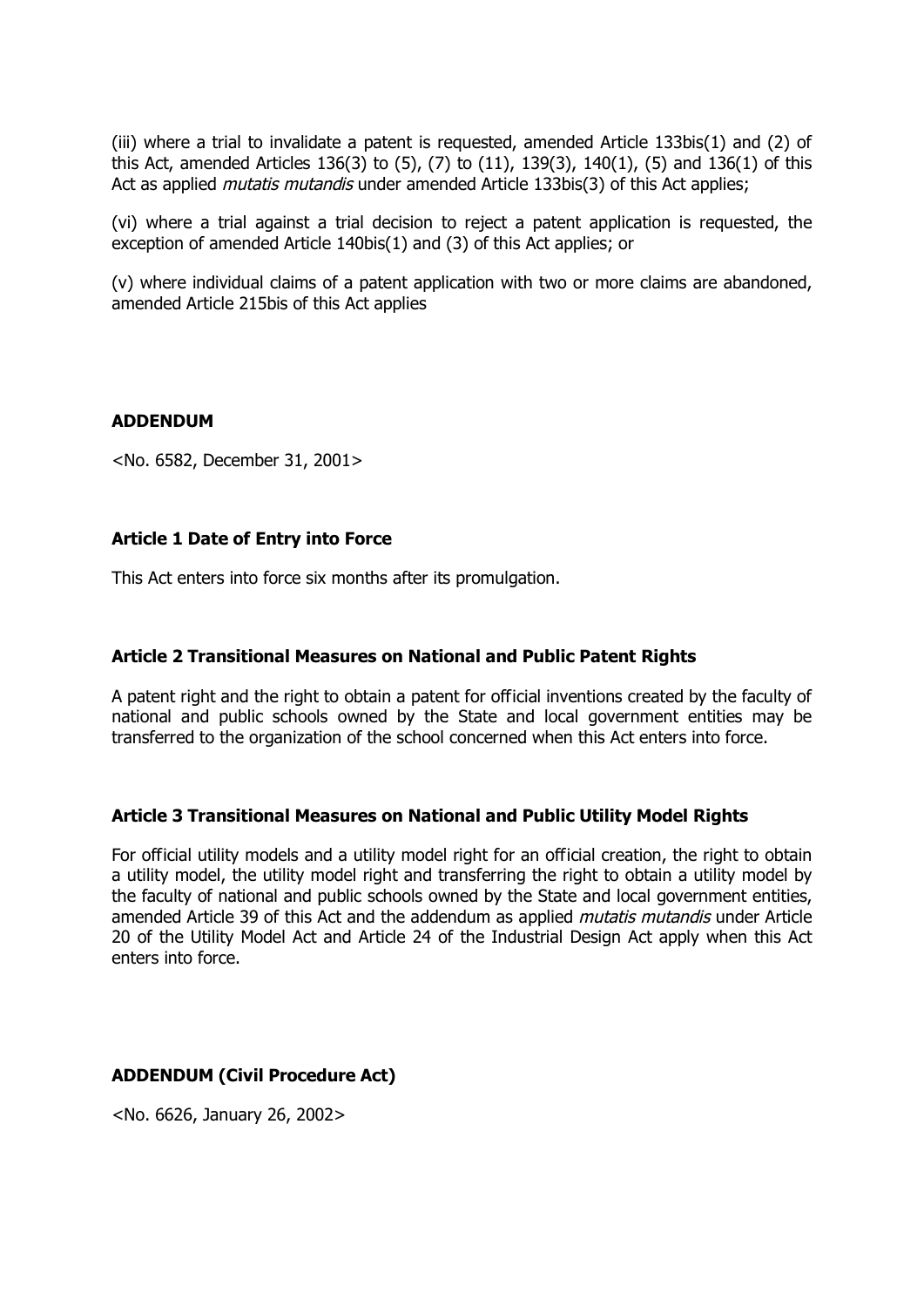(iii) where a trial to invalidate a patent is requested, amended Article 133bis(1) and (2) of this Act, amended Articles 136(3) to (5), (7) to (11), 139(3), 140(1), (5) and 136(1) of this Act as applied *mutatis mutandis* under amended Article 133bis(3) of this Act applies;

(vi) where a trial against a trial decision to reject a patent application is requested, the exception of amended Article 140bis(1) and (3) of this Act applies; or

(v) where individual claims of a patent application with two or more claims are abandoned, amended Article 215bis of this Act applies

## ADDENDUM

<No. 6582, December 31, 2001>

### Article 1 Date of Entry into Force

This Act enters into force six months after its promulgation.

### Article 2 Transitional Measures on National and Public Patent Rights

A patent right and the right to obtain a patent for official inventions created by the faculty of national and public schools owned by the State and local government entities may be transferred to the organization of the school concerned when this Act enters into force.

### Article 3 Transitional Measures on National and Public Utility Model Rights

For official utility models and a utility model right for an official creation, the right to obtain a utility model, the utility model right and transferring the right to obtain a utility model by the faculty of national and public schools owned by the State and local government entities, amended Article 39 of this Act and the addendum as applied *mutatis mutandis* under Article 20 of the Utility Model Act and Article 24 of the Industrial Design Act apply when this Act enters into force.

## ADDENDUM (Civil Procedure Act)

<No. 6626, January 26, 2002>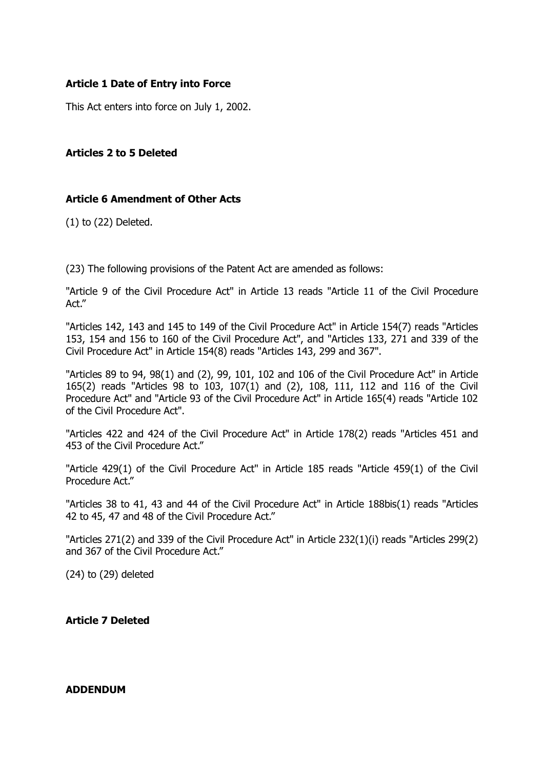### Article 1 Date of Entry into Force

This Act enters into force on July 1, 2002.

### Articles 2 to 5 Deleted

### Article 6 Amendment of Other Acts

(1) to (22) Deleted.

(23) The following provisions of the Patent Act are amended as follows:

"Article 9 of the Civil Procedure Act" in Article 13 reads "Article 11 of the Civil Procedure Act."

"Articles 142, 143 and 145 to 149 of the Civil Procedure Act" in Article 154(7) reads "Articles 153, 154 and 156 to 160 of the Civil Procedure Act", and "Articles 133, 271 and 339 of the Civil Procedure Act" in Article 154(8) reads "Articles 143, 299 and 367".

"Articles 89 to 94, 98(1) and (2), 99, 101, 102 and 106 of the Civil Procedure Act" in Article 165(2) reads "Articles 98 to 103, 107(1) and (2), 108, 111, 112 and 116 of the Civil Procedure Act" and "Article 93 of the Civil Procedure Act" in Article 165(4) reads "Article 102 of the Civil Procedure Act".

"Articles 422 and 424 of the Civil Procedure Act" in Article 178(2) reads "Articles 451 and 453 of the Civil Procedure Act."

"Article 429(1) of the Civil Procedure Act" in Article 185 reads "Article 459(1) of the Civil Procedure Act."

"Articles 38 to 41, 43 and 44 of the Civil Procedure Act" in Article 188bis(1) reads "Articles 42 to 45, 47 and 48 of the Civil Procedure Act."

"Articles 271(2) and 339 of the Civil Procedure Act" in Article 232(1)(i) reads "Articles 299(2) and 367 of the Civil Procedure Act."

(24) to (29) deleted

### Article 7 Deleted

### ADDENDUM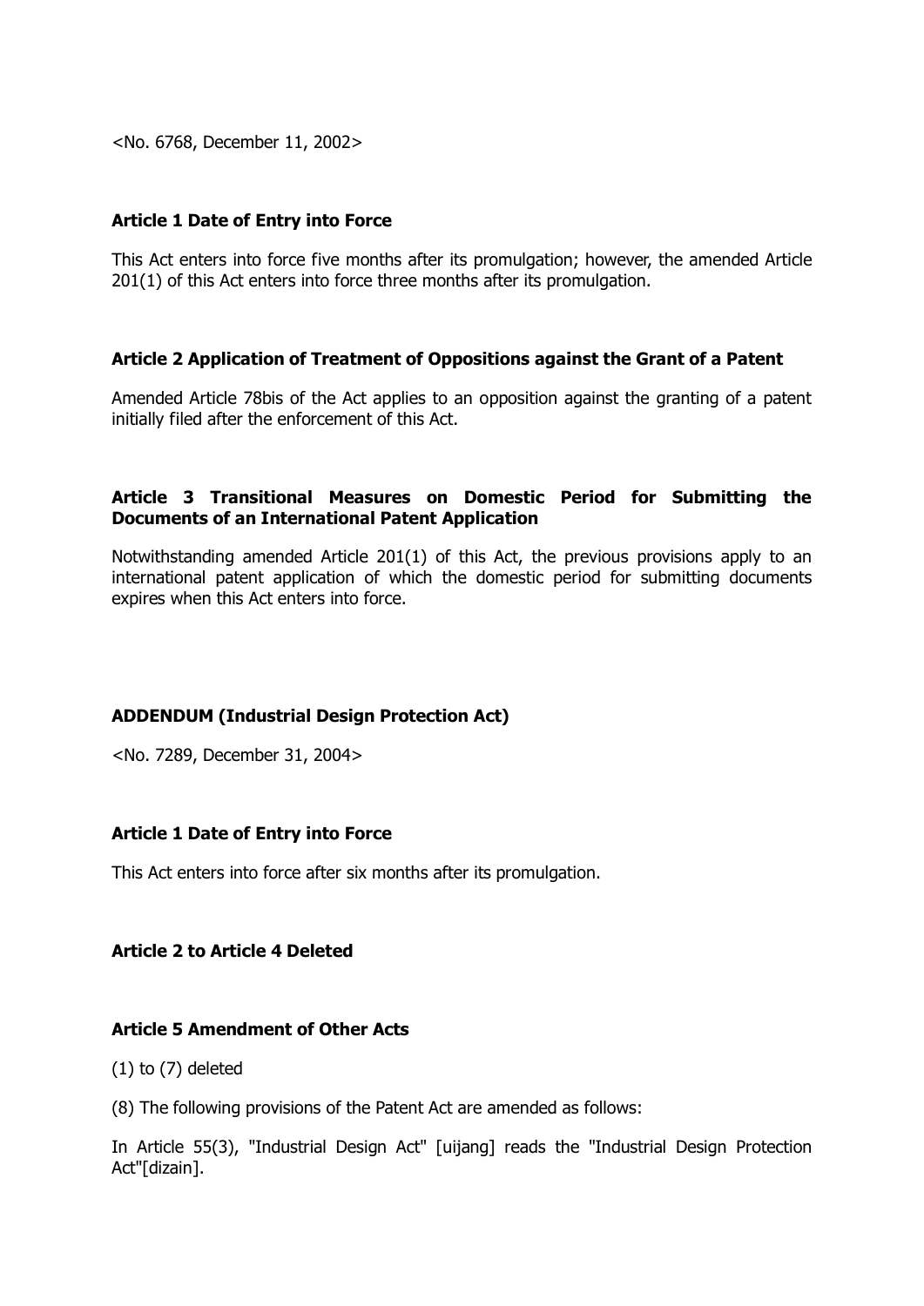<No. 6768, December 11, 2002>

**Article 1 Date of Entry into Force**

This Act enters into force five months after its promulgation; however, the amended Article 201(1) of this Act enters into force three months after its promulgation.

**Article 2 Application of Treatment of Oppositions against the Grant of a Patent**

Amended Article 78bis of the Act applies to an opposition against the granting of a patent initially filed after the enforcement of this Act.

**Article 3 Transitional Measures on Domestic Period for Submitting the Documents of an International Patent Application**

Notwithstanding amended Article 201(1) of this Act, the previous provisions apply to an international patent application of which the domestic period for submitting documents expires when this Act enters into force.

**ADDENDUM (Industrial Design Protection Act)**

<No. 7289, December 31, 2004>

**Article 1 Date of Entry into Force**

This Act enters into force after six months after its promulgation.

**Article 2 to Article 4 Deleted**

**Article 5 Amendment of Other Acts**

(1) to (7) deleted

(8) The following provisions of the Patent Act are amended as follows:

In Article 55(3), "Industrial Design Act" [uijang] reads the "Industrial Design Protection Act"[dizain].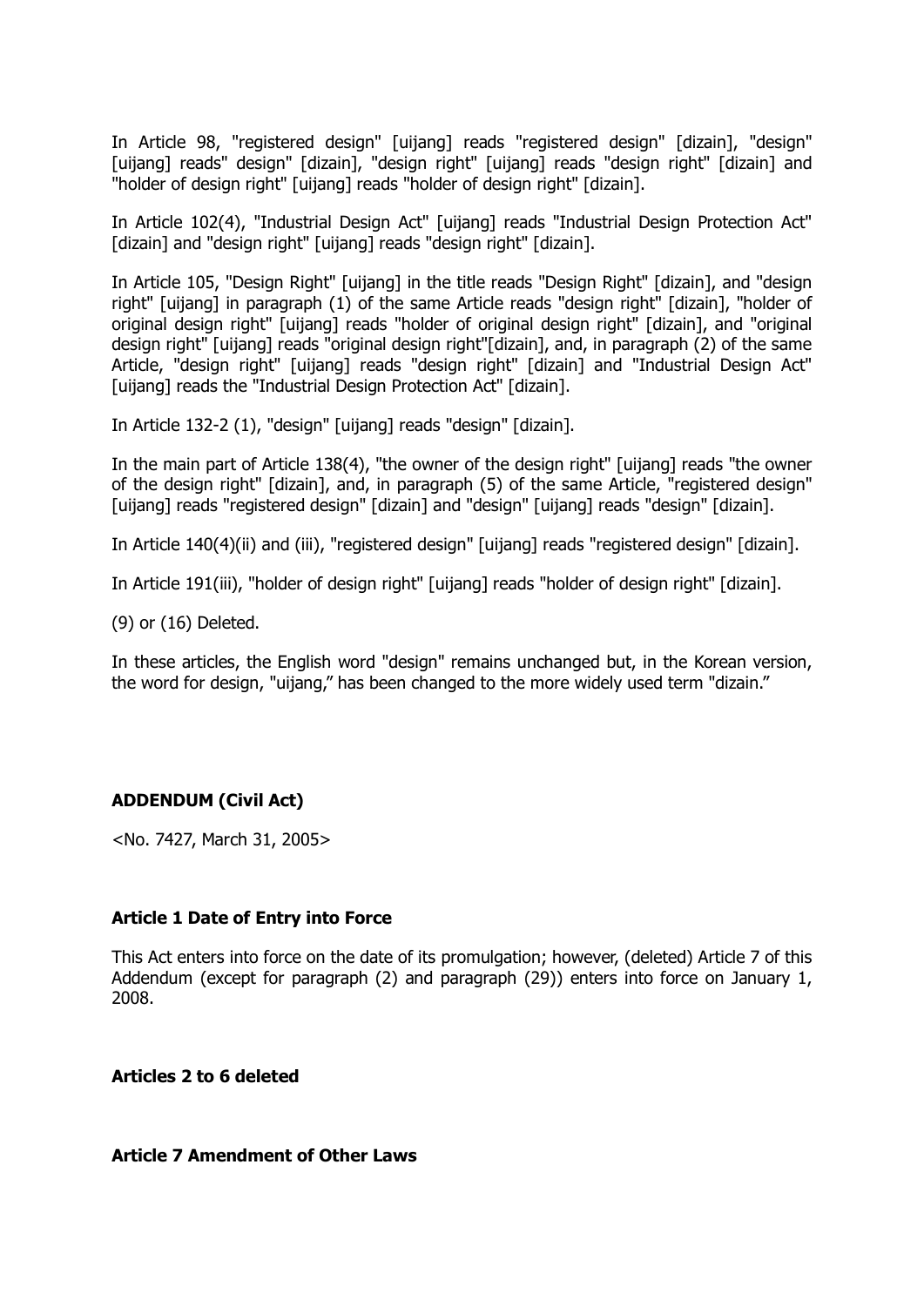In Article 98, "registered design" [uijang] reads "registered design" [dizain], "design" [uijang] reads" design" [dizain], "design right" [uijang] reads "design right" [dizain] and "holder of design right" [uijang] reads "holder of design right" [dizain].

In Article 102(4), "Industrial Design Act" [uijang] reads "Industrial Design Protection Act" [dizain] and "design right" [uijang] reads "design right" [dizain].

In Article 105, "Design Right" [uijang] in the title reads "Design Right" [dizain], and "design right" [uijang] in paragraph (1) of the same Article reads "design right" [dizain], "holder of original design right" [uijang] reads "holder of original design right" [dizain], and "original design right" [uijang] reads "original design right"[dizain], and, in paragraph (2) of the same Article, "design right" [uijang] reads "design right" [dizain] and "Industrial Design Act" [uijang] reads the "Industrial Design Protection Act" [dizain].

In Article 132-2 (1), "design" [uijang] reads "design" [dizain].

In the main part of Article 138(4), "the owner of the design right" [uijang] reads "the owner of the design right" [dizain], and, in paragraph (5) of the same Article, "registered design" [uijang] reads "registered design" [dizain] and "design" [uijang] reads "design" [dizain].

In Article 140(4)(ii) and (iii), "registered design" [uijang] reads "registered design" [dizain].

In Article 191(iii), "holder of design right" [uijang] reads "holder of design right" [dizain].

(9) or (16) Deleted.

In these articles, the English word "design" remains unchanged but, in the Korean version, the word for design, "uijang," has been changed to the more widely used term "dizain."

**ADDENDUM (Civil Act)**

<No. 7427, March 31, 2005>

**Article 1 Date of Entry into Force**

This Act enters into force on the date of its promulgation; however, (deleted) Article 7 of this Addendum (except for paragraph (2) and paragraph (29)) enters into force on January 1, 2008.

**Articles 2 to 6 deleted**

**Article 7 Amendment of Other Laws**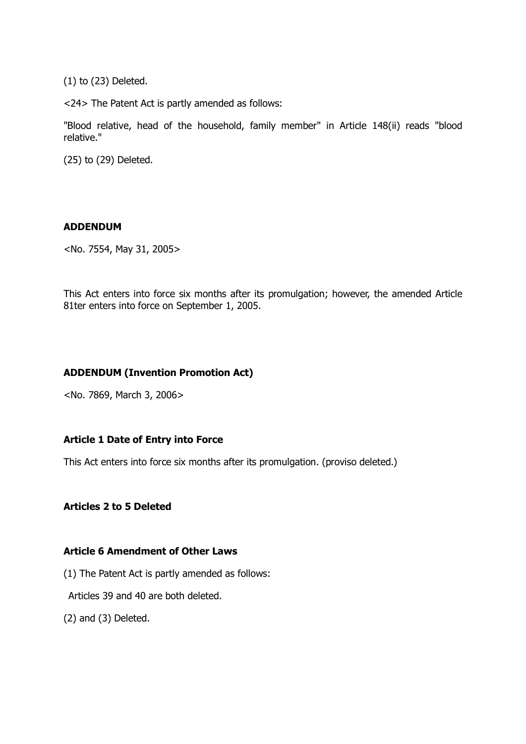(1) to (23) Deleted.

<24> The Patent Act is partly amended as follows:

"Blood relative, head of the household, family member" in Article 148(ii) reads "blood relative."

(25) to (29) Deleted.

**ADDENDUM**

<No. 7554, May 31, 2005>

This Act enters into force six months after its promulgation; however, the amended Article 81ter enters into force on September 1, 2005.

**ADDENDUM (Invention Promotion Act)**

<No. 7869, March 3, 2006>

**Article 1 Date of Entry into Force**

This Act enters into force six months after its promulgation. (proviso deleted.)

**Articles 2 to 5 Deleted**

**Article 6 Amendment of Other Laws**

(1) The Patent Act is partly amended as follows:

Articles 39 and 40 are both deleted.

(2) and (3) Deleted.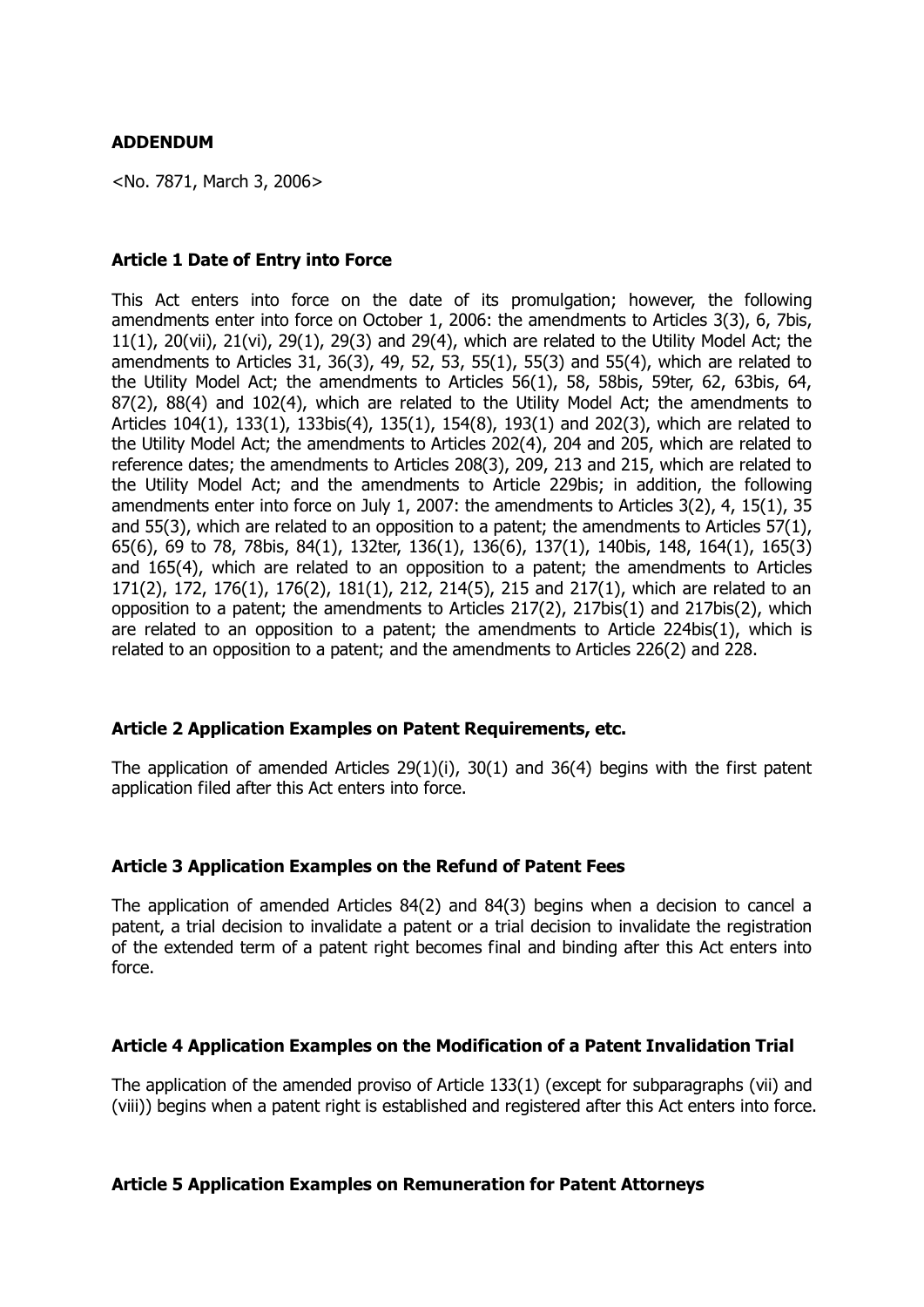**ADDENDUM**

<No. 7871, March 3, 2006>

**Article 1 Date of Entry into Force**

This Act enters into force on the date of its promulgation; however, the following amendments enter into force on October 1, 2006: the amendments to Articles 3(3), 6, 7bis, 11(1), 20(vii), 21(vi), 29(1), 29(3) and 29(4), which are related to the Utility Model Act; the amendments to Articles 31, 36(3), 49, 52, 53, 55(1), 55(3) and 55(4), which are related to the Utility Model Act; the amendments to Articles 56(1), 58, 58bis, 59ter, 62, 63bis, 64, 87(2), 88(4) and 102(4), which are related to the Utility Model Act; the amendments to Articles 104(1), 133(1), 133bis(4), 135(1), 154(8), 193(1) and 202(3), which are related to the Utility Model Act; the amendments to Articles 202(4), 204 and 205, which are related to reference dates; the amendments to Articles 208(3), 209, 213 and 215, which are related to the Utility Model Act; and the amendments to Article 229bis; in addition, the following amendments enter into force on July 1, 2007: the amendments to Articles 3(2), 4, 15(1), 35 and 55(3), which are related to an opposition to a patent; the amendments to Articles 57(1), 65(6), 69 to 78, 78bis, 84(1), 132ter, 136(1), 136(6), 137(1), 140bis, 148, 164(1), 165(3) and 165(4), which are related to an opposition to a patent; the amendments to Articles 171(2), 172, 176(1), 176(2), 181(1), 212, 214(5), 215 and 217(1), which are related to an opposition to a patent; the amendments to Articles 217(2), 217bis(1) and 217bis(2), which are related to an opposition to a patent; the amendments to Article 224bis(1), which is related to an opposition to a patent; and the amendments to Articles 226(2) and 228.

**Article 2 Application Examples on Patent Requirements, etc.**

The application of amended Articles 29(1)(i), 30(1) and 36(4) begins with the first patent application filed after this Act enters into force.

**Article 3 Application Examples on the Refund of Patent Fees**

The application of amended Articles 84(2) and 84(3) begins when a decision to cancel a patent, a trial decision to invalidate a patent or a trial decision to invalidate the registration of the extended term of a patent right becomes final and binding after this Act enters into force.

**Article 4 Application Examples on the Modification of a Patent Invalidation Trial**

The application of the amended proviso of Article 133(1) (except for subparagraphs (vii) and (viii)) begins when a patent right is established and registered after this Act enters into force.

**Article 5 Application Examples on Remuneration for Patent Attorneys**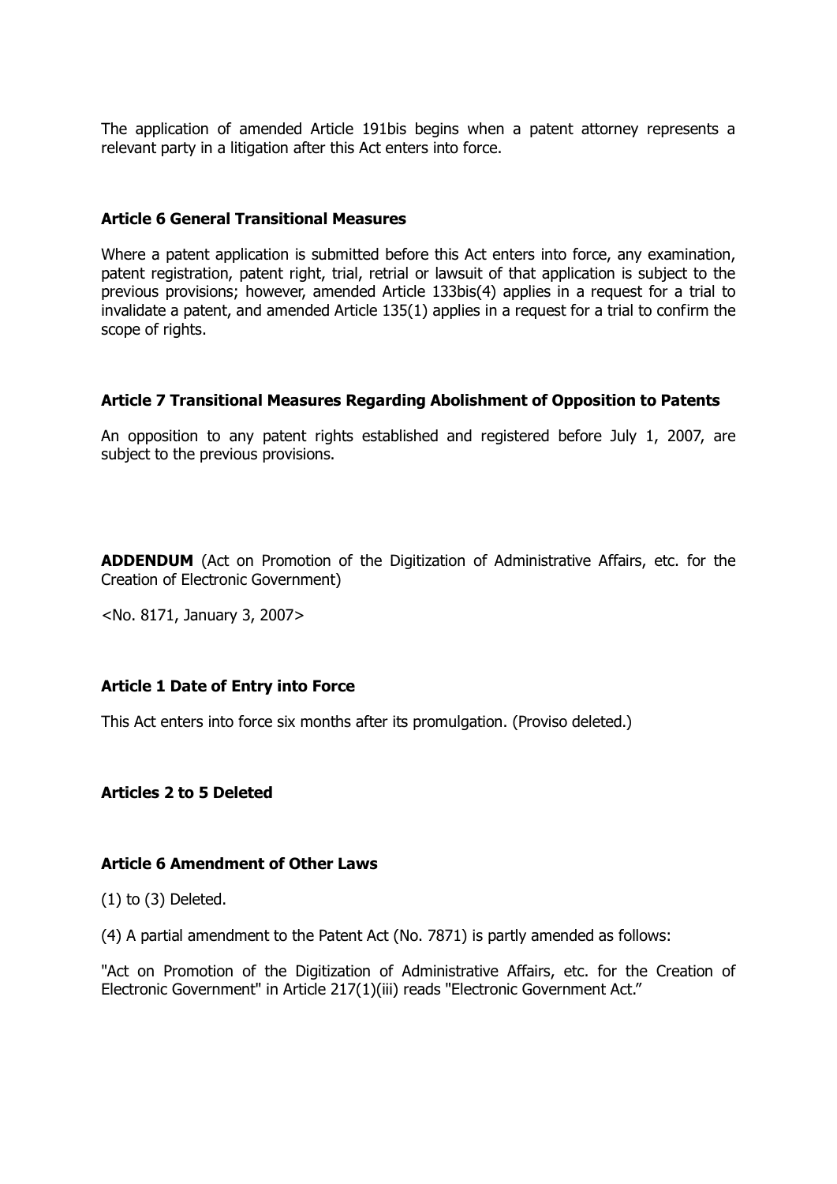The application of amended Article 191bis begins when a patent attorney represents a relevant party in a litigation after this Act enters into force.

**Article 6 General Transitional Measures**

Where a patent application is submitted before this Act enters into force, any examination, patent registration, patent right, trial, retrial or lawsuit of that application is subject to the previous provisions; however, amended Article 133bis(4) applies in a request for a trial to invalidate a patent, and amended Article 135(1) applies in a request for a trial to confirm the scope of rights.

**Article 7 Transitional Measures Regarding Abolishment of Opposition to Patents**

An opposition to any patent rights established and registered before July 1, 2007, are subject to the previous provisions.

**ADDENDUM** (Act on Promotion of the Digitization of Administrative Affairs, etc. for the Creation of Electronic Government)

<No. 8171, January 3, 2007>

**Article 1 Date of Entry into Force**

This Act enters into force six months after its promulgation. (Proviso deleted.)

**Articles 2 to 5 Deleted**

**Article 6 Amendment of Other Laws**

(1) to (3) Deleted.

(4) A partial amendment to the Patent Act (No. 7871) is partly amended as follows:

"Act on Promotion of the Digitization of Administrative Affairs, etc. for the Creation of Electronic Government" in Article 217(1)(iii) reads "Electronic Government Act."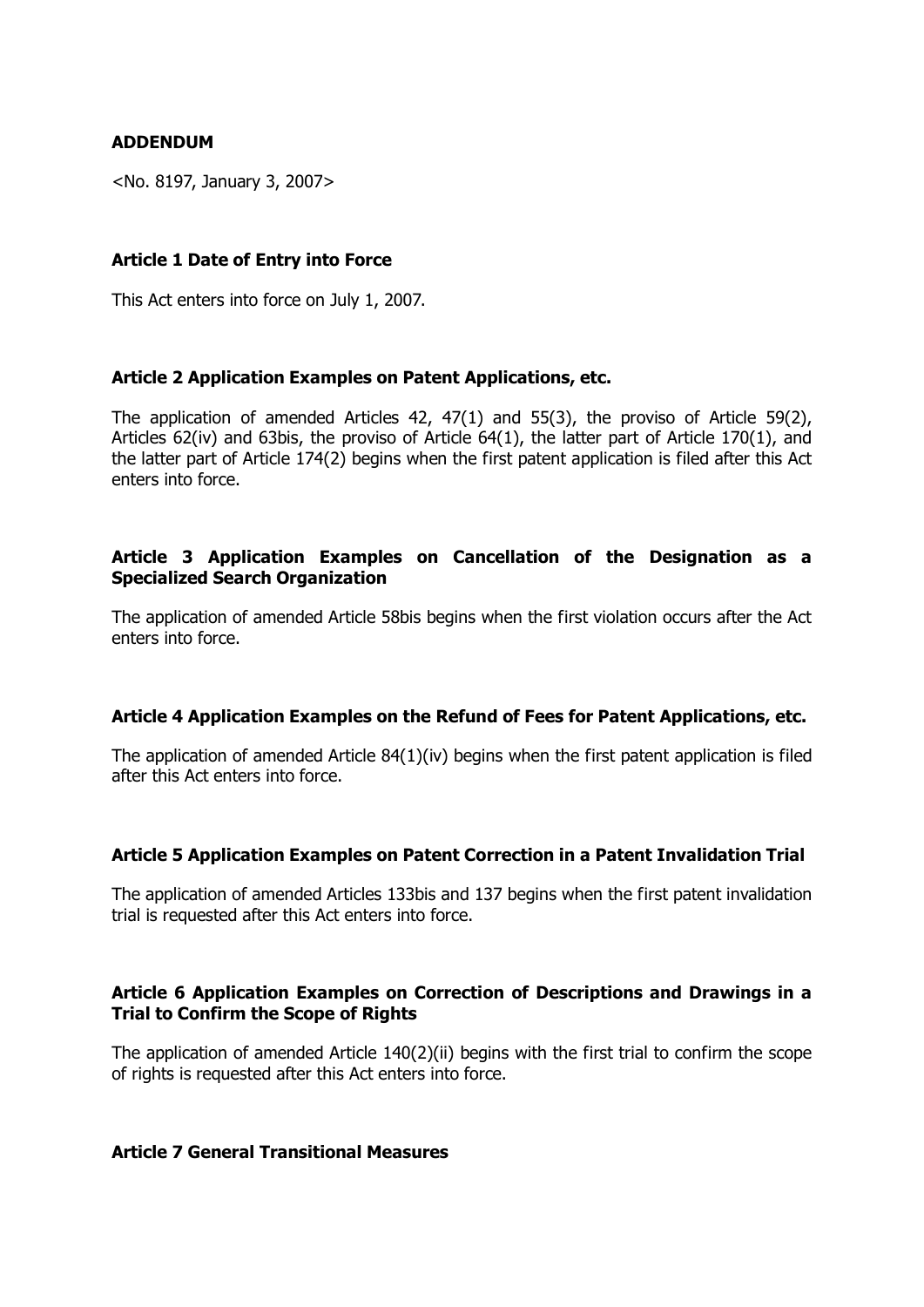## ADDENDUM

<No. 8197, January 3, 2007>

### Article 1 Date of Entry into Force

This Act enters into force on July 1, 2007.

### Article 2 Application Examples on Patent Applications, etc.

The application of amended Articles 42, 47(1) and 55(3), the proviso of Article 59(2), Articles 62(iv) and 63bis, the proviso of Article 64(1), the latter part of Article 170(1), and the latter part of Article 174(2) begins when the first patent application is filed after this Act enters into force.

### Article 3 Application Examples on Cancellation of the Designation as a Specialized Search Organization

The application of amended Article 58bis begins when the first violation occurs after the Act enters into force.

### Article 4 Application Examples on the Refund of Fees for Patent Applications, etc.

The application of amended Article 84(1)(iv) begins when the first patent application is filed after this Act enters into force.

### Article 5 Application Examples on Patent Correction in a Patent Invalidation Trial

The application of amended Articles 133bis and 137 begins when the first patent invalidation trial is requested after this Act enters into force.

### Article 6 Application Examples on Correction of Descriptions and Drawings in a Trial to Confirm the Scope of Rights

The application of amended Article 140(2)(ii) begins with the first trial to confirm the scope of rights is requested after this Act enters into force.

### Article 7 General Transitional Measures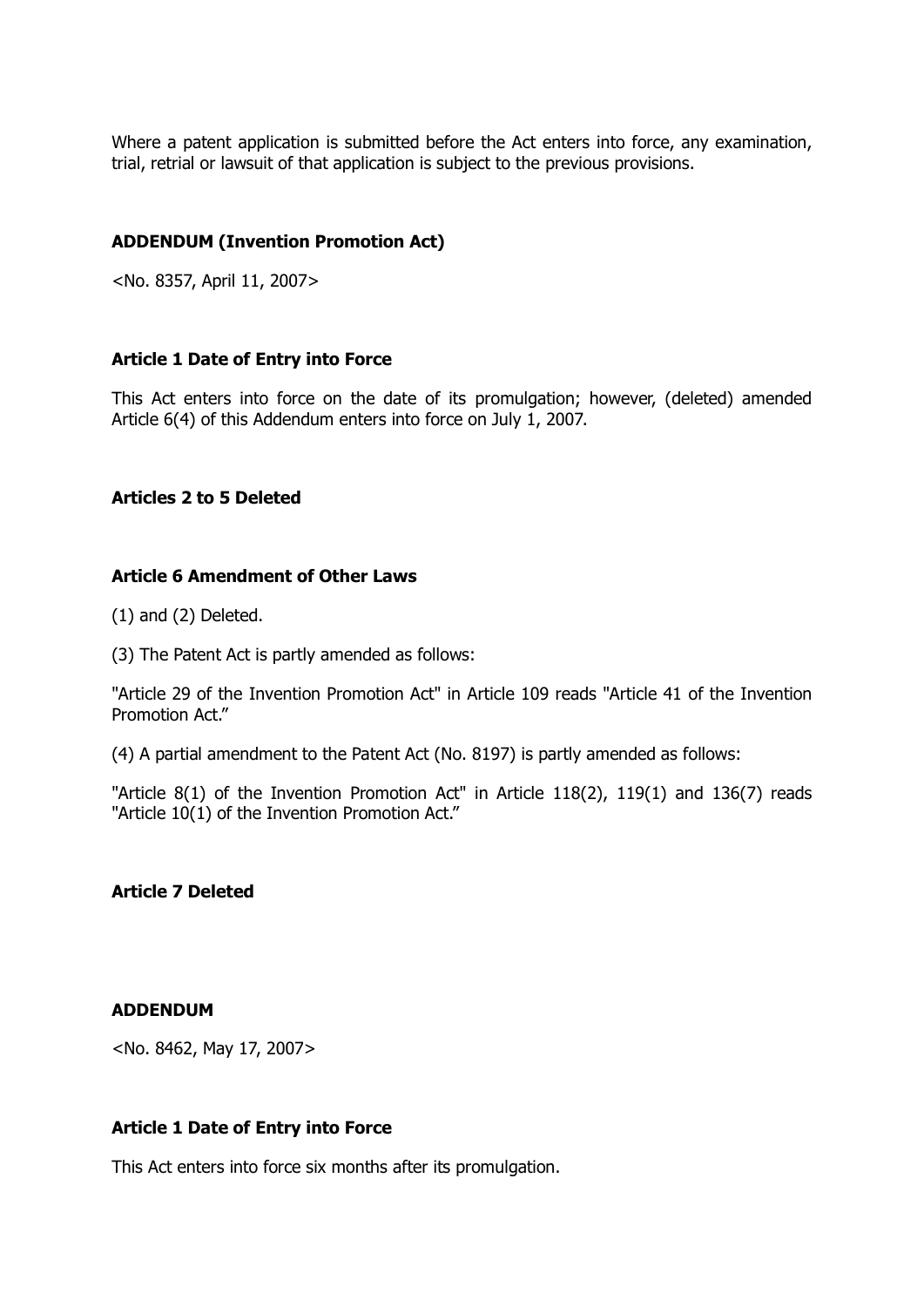Where a patent application is submitted before the Act enters into force, any examination, trial, retrial or lawsuit of that application is subject to the previous provisions.

### ADDENDUM (Invention Promotion Act)

<No. 8357, April 11, 2007>

#### Article 1 Date of Entry into Force

This Act enters into force on the date of its promulgation; however, (deleted) amended Article 6(4) of this Addendum enters into force on July 1, 2007.

#### Articles 2 to 5 Deleted

#### Article 6 Amendment of Other Laws

(1) and (2) Deleted.

(3) The Patent Act is partly amended as follows:

"Article 29 of the Invention Promotion Act" in Article 109 reads "Article 41 of the Invention Promotion Act."

(4) A partial amendment to the Patent Act (No. 8197) is partly amended as follows:

"Article 8(1) of the Invention Promotion Act" in Article 118(2), 119(1) and 136(7) reads "Article 10(1) of the Invention Promotion Act."

#### Article 7 Deleted

### ADDENDUM

<No. 8462, May 17, 2007>

#### Article 1 Date of Entry into Force

This Act enters into force six months after its promulgation.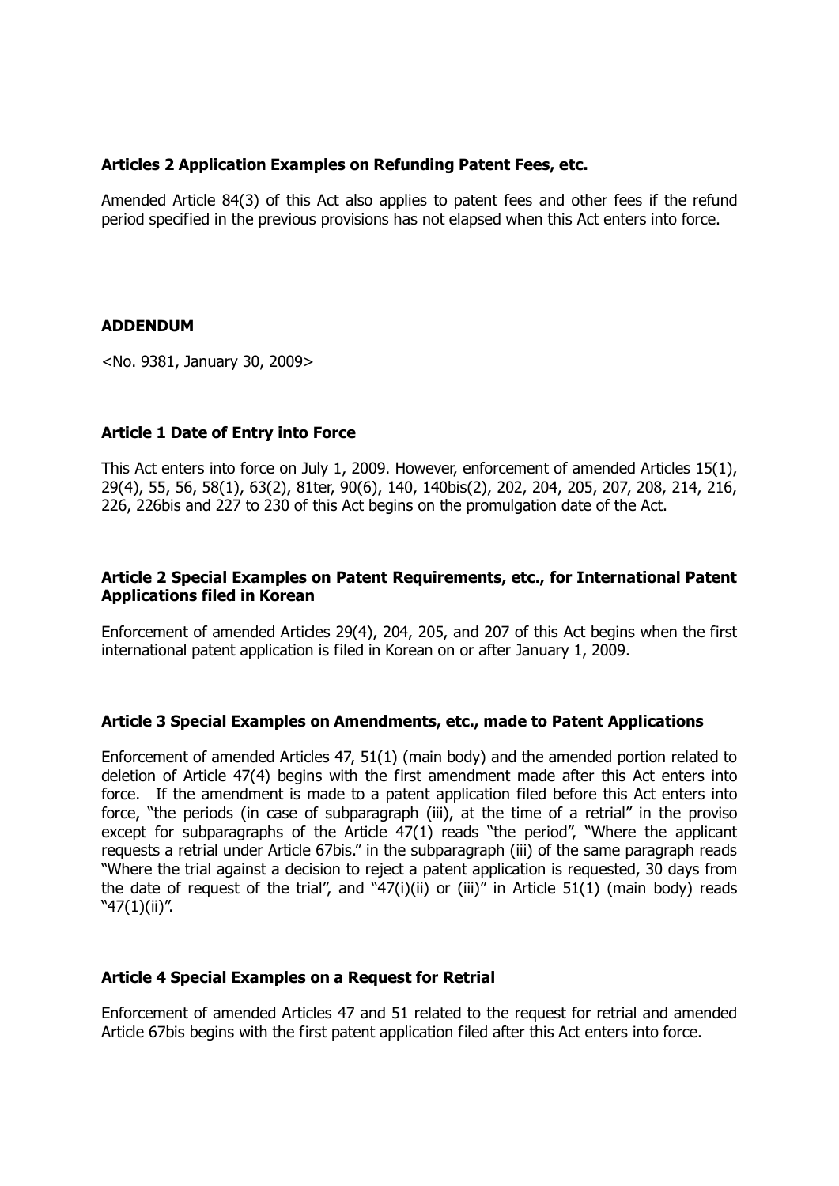**Articles 2 Application Examples on Refunding Patent Fees, etc.**

Amended Article 84(3) of this Act also applies to patent fees and other fees if the refund period specified in the previous provisions has not elapsed when this Act enters into force.

**ADDENDUM**

<No. 9381, January 30, 2009>

**Article 1 Date of Entry into Force**

This Act enters into force on July 1, 2009. However, enforcement of amended Articles 15(1), 29(4), 55, 56, 58(1), 63(2), 81ter, 90(6), 140, 140bis(2), 202, 204, 205, 207, 208, 214, 216, 226, 226bis and 227 to 230 of this Act begins on the promulgation date of the Act.

**Article 2 Special Examples on Patent Requirements, etc., for International Patent Applications filed in Korean**

Enforcement of amended Articles 29(4), 204, 205, and 207 of this Act begins when the first international patent application is filed in Korean on or after January 1, 2009.

**Article 3 Special Examples on Amendments, etc., made to Patent Applications**

Enforcement of amended Articles 47, 51(1) (main body) and the amended portion related to deletion of Article 47(4) begins with the first amendment made after this Act enters into force. If the amendment is made to a patent application filed before this Act enters into force, "the periods (in case of subparagraph (iii), at the time of a retrial" in the proviso except for subparagraphs of the Article 47(1) reads "the period", "Where the applicant requests a retrial under Article 67bis." in the subparagraph (iii) of the same paragraph reads "Where the trial against a decision to reject a patent application is requested, 30 days from the date of request of the trial", and "47(i)(ii) or (iii)" in Article 51(1) (main body) reads "47(1)(ii)".

**Article 4 Special Examples on a Request for Retrial**

Enforcement of amended Articles 47 and 51 related to the request for retrial and amended Article 67bis begins with the first patent application filed after this Act enters into force.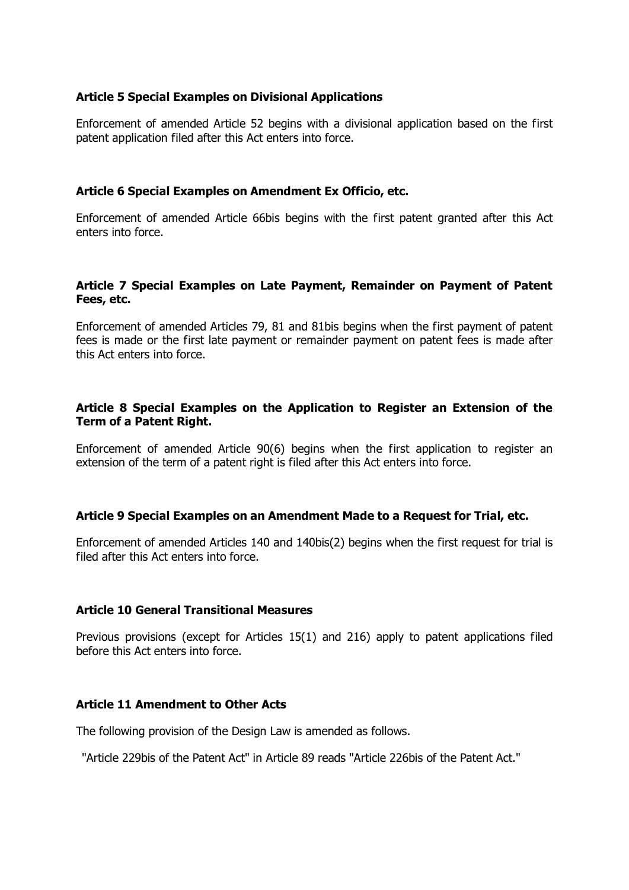### Article 5 Special Examples on Divisional Applications

Enforcement of amended Article 52 begins with a divisional application based on the first patent application filed after this Act enters into force.

### Article 6 Special Examples on Amendment Ex Officio, etc.

Enforcement of amended Article 66bis begins with the first patent granted after this Act enters into force.

### Article 7 Special Examples on Late Payment, Remainder on Payment of Patent Fees, etc.

Enforcement of amended Articles 79, 81 and 81bis begins when the first payment of patent fees is made or the first late payment or remainder payment on patent fees is made after this Act enters into force.

### Article 8 Special Examples on the Application to Register an Extension of the Term of a Patent Right.

Enforcement of amended Article 90(6) begins when the first application to register an extension of the term of a patent right is filed after this Act enters into force.

### Article 9 Special Examples on an Amendment Made to a Request for Trial, etc.

Enforcement of amended Articles 140 and 140bis(2) begins when the first request for trial is filed after this Act enters into force.

### Article 10 General Transitional Measures

Previous provisions (except for Articles 15(1) and 216) apply to patent applications filed before this Act enters into force.

### Article 11 Amendment to Other Acts

The following provision of the Design Law is amended as follows.

"Article 229bis of the Patent Act" in Article 89 reads "Article 226bis of the Patent Act."